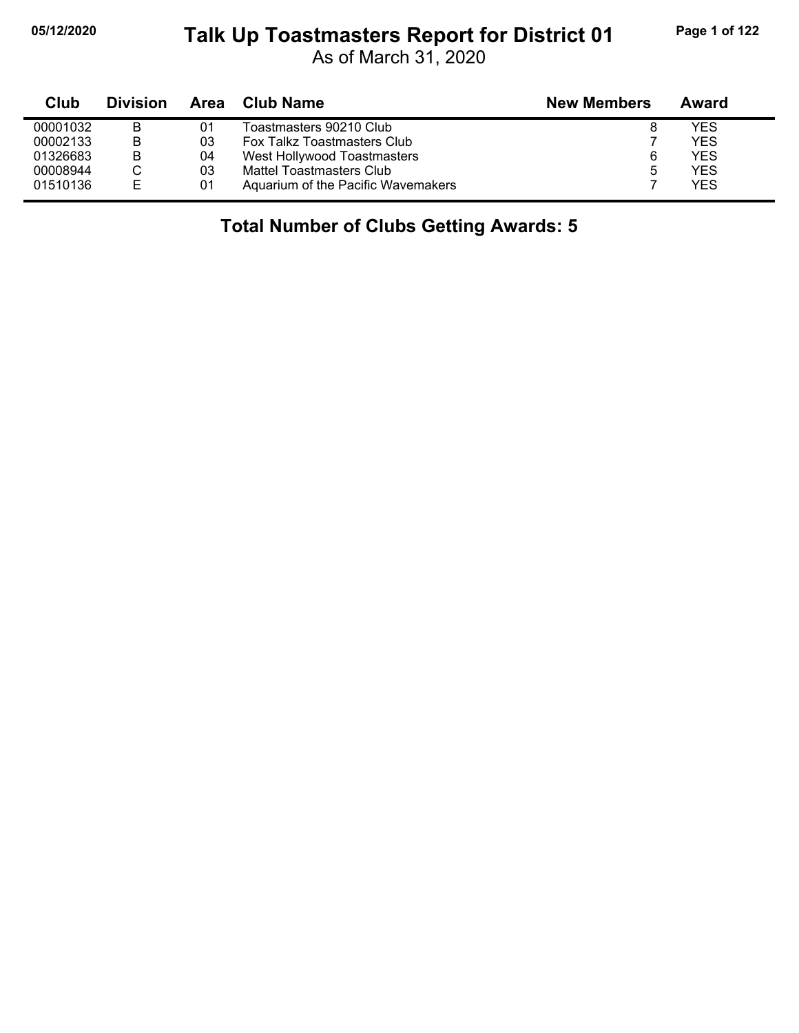# Talk Up Toastmasters Report for District 01

05/12/2020

As of March 31, 2020

| Club | Division | Area | Club Name | New Members | Award |
|---|---|---|---|---|---|
| 00001032 | B | 01 | Toastmasters 90210 Club | 8 | YES |
| 00002133 | B | 03 | Fox Talkz Toastmasters Club | 7 | YES |
| 01326683 | B | 04 | West Hollywood Toastmasters | 6 | YES |
| 00008944 | C | 03 | Mattel Toastmasters Club | 5 | YES |
| 01510136 | E | 01 | Aquarium of the Pacific Wavemakers | 7 | YES |

**Total Number of Clubs Getting Awards: 5**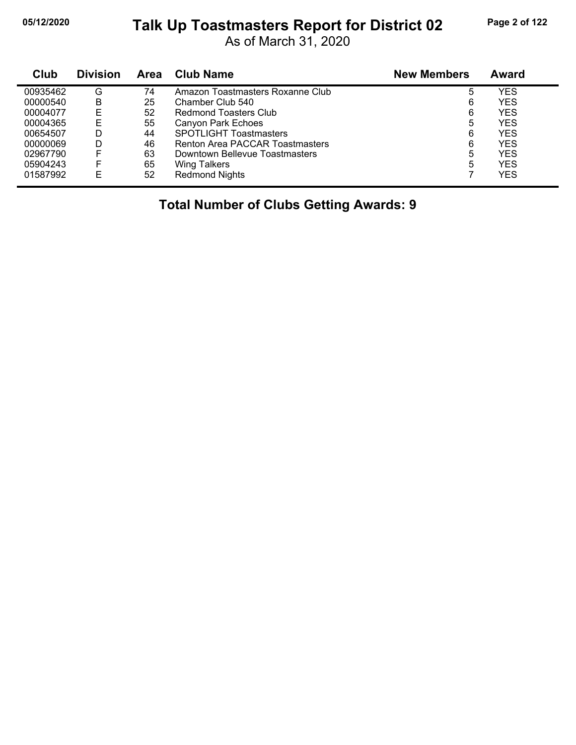# Talk Up Toastmasters Report for District 02

As of March 31, 2020

| Club | Division | Area | Club Name | New Members | Award |
|---|---|---|---|---|---|
| 00935462 | G | 74 | Amazon Toastmasters Roxanne Club | 5 | YES |
| 00000540 | B | 25 | Chamber Club 540 | 6 | YES |
| 00004077 | E | 52 | Redmond Toasters Club | 6 | YES |
| 00004365 | E | 55 | Canyon Park Echoes | 5 | YES |
| 00654507 | D | 44 | SPOTLIGHT Toastmasters | 6 | YES |
| 00000069 | D | 46 | Renton Area PACCAR Toastmasters | 6 | YES |
| 02967790 | F | 63 | Downtown Bellevue Toastmasters | 5 | YES |
| 05904243 | F | 65 | Wing Talkers | 5 | YES |
| 01587992 | E | 52 | Redmond Nights | 7 | YES |

**Total Number of Clubs Getting Awards: 9**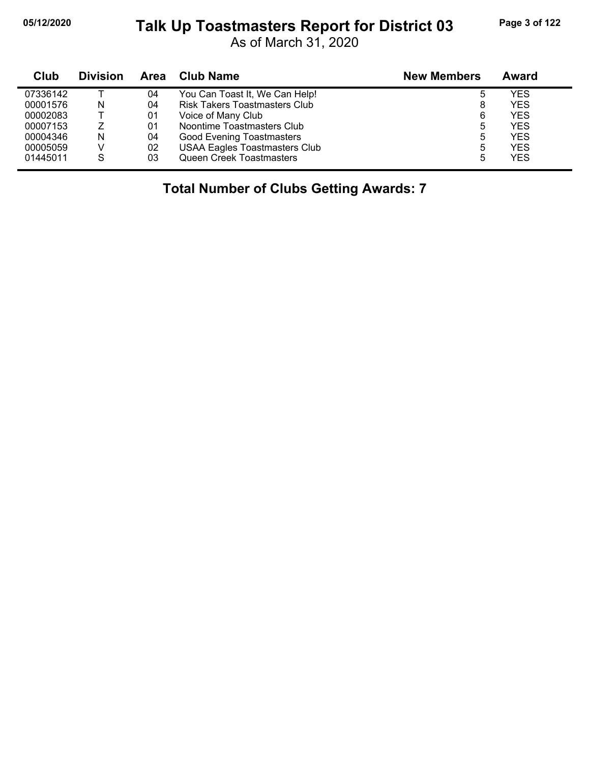# Talk Up Toastmasters Report for District 03

As of March 31, 2020

| Club | Division | Area | Club Name | New Members | Award |
|---|---|---|---|---|---|
| 07336142 | T | 04 | You Can Toast It, We Can Help! | 5 | YES |
| 00001576 | N | 04 | Risk Takers Toastmasters Club | 8 | YES |
| 00002083 | T | 01 | Voice of Many Club | 6 | YES |
| 00007153 | Z | 01 | Noontime Toastmasters Club | 5 | YES |
| 00004346 | N | 04 | Good Evening Toastmasters | 5 | YES |
| 00005059 | V | 02 | USAA Eagles Toastmasters Club | 5 | YES |
| 01445011 | S | 03 | Queen Creek Toastmasters | 5 | YES |

**Total Number of Clubs Getting Awards: 7**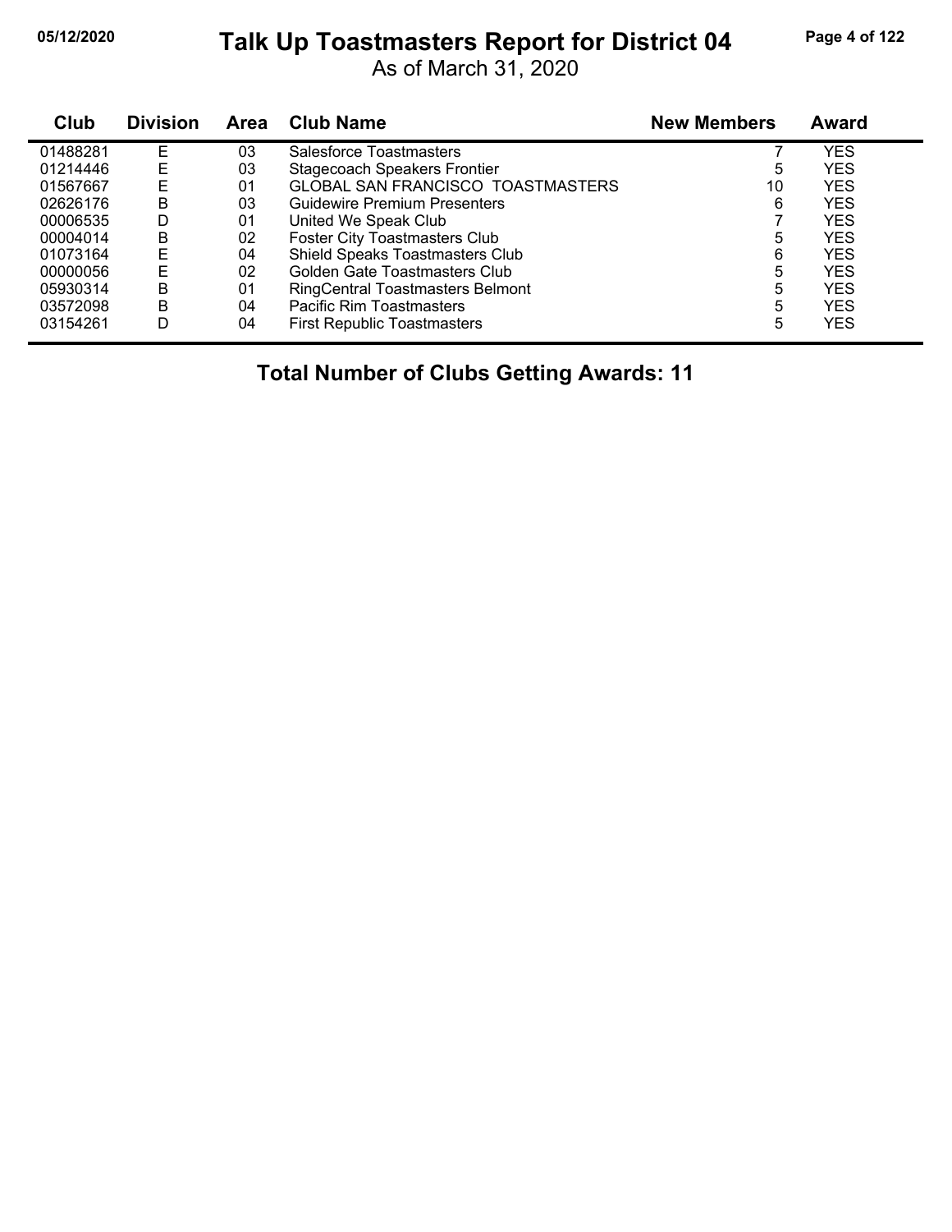# Talk Up Toastmasters Report for District 04

As of March 31, 2020

| Club | Division | Area | Club Name | New Members | Award |
|---|---|---|---|---|---|
| 01488281 | E | 03 | Salesforce Toastmasters | 7 | YES |
| 01214446 | E | 03 | Stagecoach Speakers Frontier | 5 | YES |
| 01567667 | E | 01 | GLOBAL SAN FRANCISCO TOASTMASTERS | 10 | YES |
| 02626176 | B | 03 | Guidewire Premium Presenters | 6 | YES |
| 00006535 | D | 01 | United We Speak Club | 7 | YES |
| 00004014 | B | 02 | Foster City Toastmasters Club | 5 | YES |
| 01073164 | E | 04 | Shield Speaks Toastmasters Club | 6 | YES |
| 00000056 | E | 02 | Golden Gate Toastmasters Club | 5 | YES |
| 05930314 | B | 01 | RingCentral Toastmasters Belmont | 5 | YES |
| 03572098 | B | 04 | Pacific Rim Toastmasters | 5 | YES |
| 03154261 | D | 04 | First Republic Toastmasters | 5 | YES |

**Total Number of Clubs Getting Awards: 11**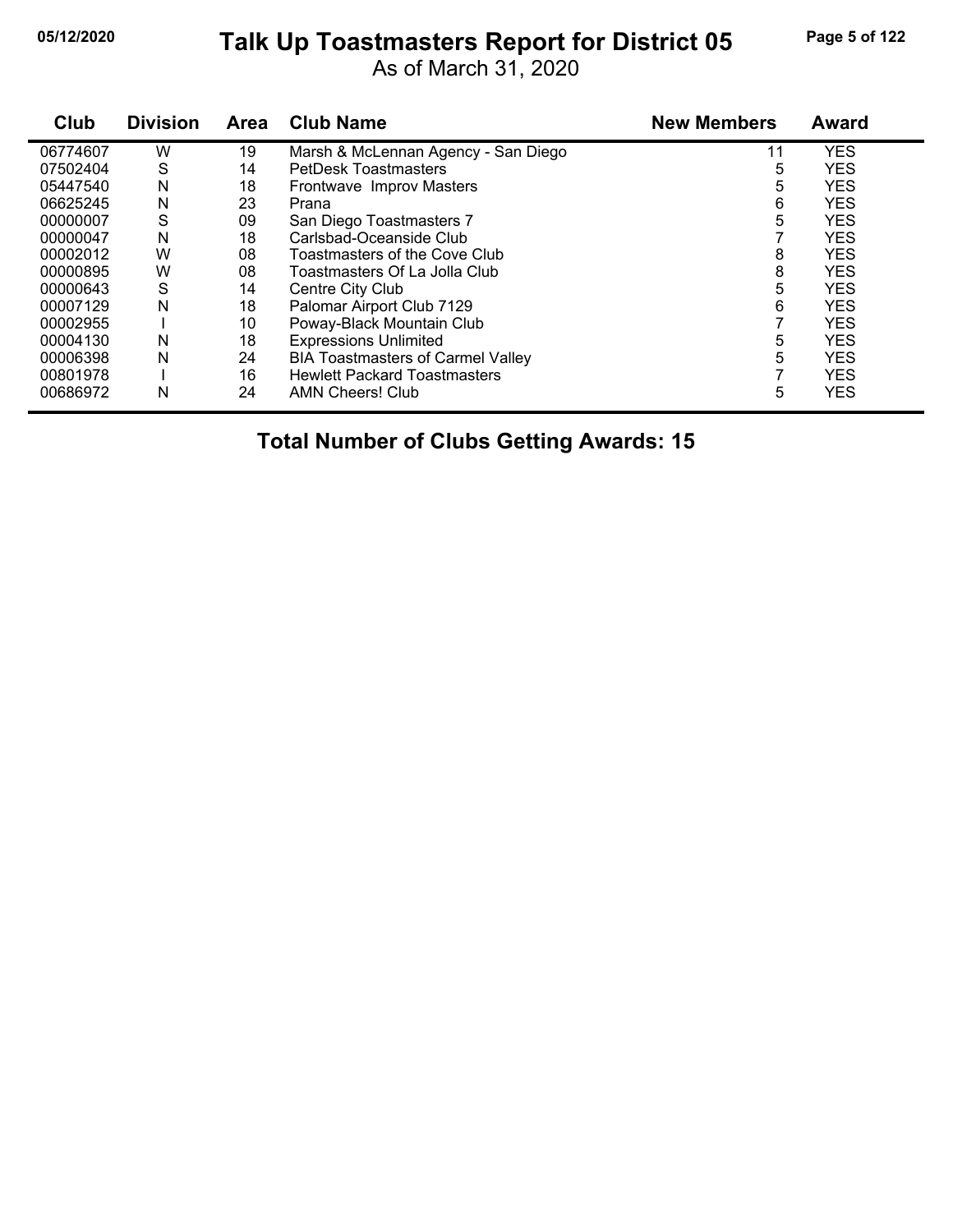# Talk Up Toastmasters Report for District 05

As of March 31, 2020

05/12/2020

| Club | Division | Area | Club Name | New Members | Award |
|---|---|---|---|---|---|
| 06774607 | W | 19 | Marsh & McLennan Agency - San Diego | 11 | YES |
| 07502404 | S | 14 | PetDesk Toastmasters | 5 | YES |
| 05447540 | N | 18 | Frontwave Improv Masters | 5 | YES |
| 06625245 | N | 23 | Prana | 6 | YES |
| 00000007 | S | 09 | San Diego Toastmasters 7 | 5 | YES |
| 00000047 | N | 18 | Carlsbad-Oceanside Club | 7 | YES |
| 00002012 | W | 08 | Toastmasters of the Cove Club | 8 | YES |
| 00000895 | W | 08 | Toastmasters Of La Jolla Club | 8 | YES |
| 00000643 | S | 14 | Centre City Club | 5 | YES |
| 00007129 | N | 18 | Palomar Airport Club 7129 | 6 | YES |
| 00002955 | I | 10 | Poway-Black Mountain Club | 7 | YES |
| 00004130 | N | 18 | Expressions Unlimited | 5 | YES |
| 00006398 | N | 24 | BIA Toastmasters of Carmel Valley | 5 | YES |
| 00801978 | I | 16 | Hewlett Packard Toastmasters | 7 | YES |
| 00686972 | N | 24 | AMN Cheers! Club | 5 | YES |

**Total Number of Clubs Getting Awards: 15**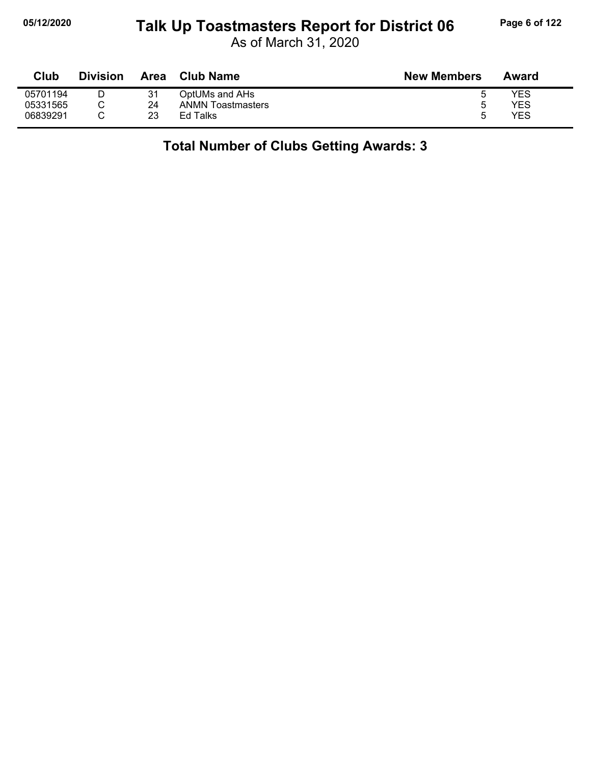# Talk Up Toastmasters Report for District 06

As of March 31, 2020

| Club | Division | Area | Club Name | New Members | Award |
|---|---|---|---|---|---|
| 05701194 | D | 31 | OptUMs and AHs | 5 | YES |
| 05331565 | C | 24 | ANMN Toastmasters | 5 | YES |
| 06839291 | C | 23 | Ed Talks | 5 | YES |

**Total Number of Clubs Getting Awards: 3**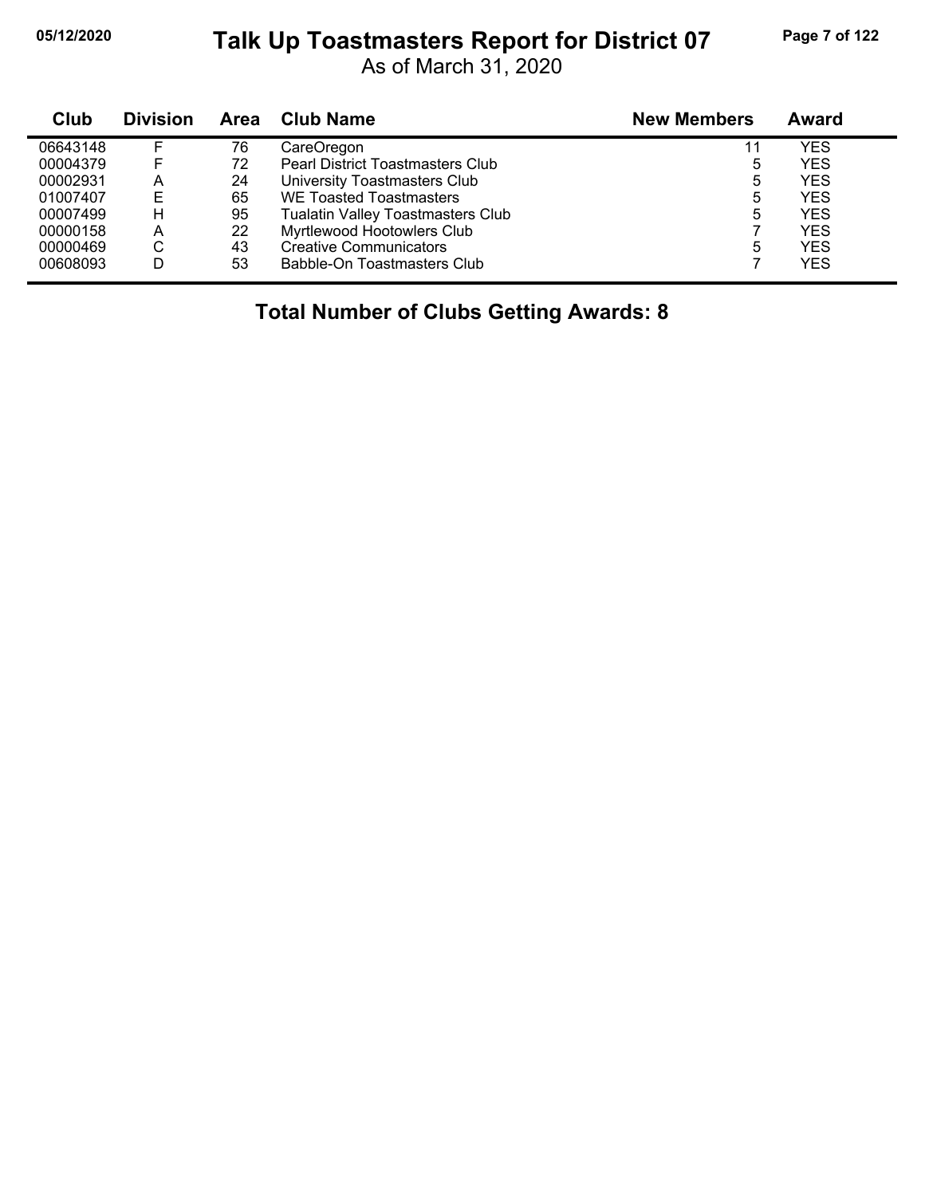# Talk Up Toastmasters Report for District 07

As of March 31, 2020

| Club | Division | Area | Club Name | New Members | Award |
|---|---|---|---|---|---|
| 06643148 | F | 76 | CareOregon | 11 | YES |
| 00004379 | F | 72 | Pearl District Toastmasters Club | 5 | YES |
| 00002931 | A | 24 | University Toastmasters Club | 5 | YES |
| 01007407 | E | 65 | WE Toasted Toastmasters | 5 | YES |
| 00007499 | H | 95 | Tualatin Valley Toastmasters Club | 5 | YES |
| 00000158 | A | 22 | Myrtlewood Hootowlers Club | 7 | YES |
| 00000469 | C | 43 | Creative Communicators | 5 | YES |
| 00608093 | D | 53 | Babble-On Toastmasters Club | 7 | YES |

**Total Number of Clubs Getting Awards: 8**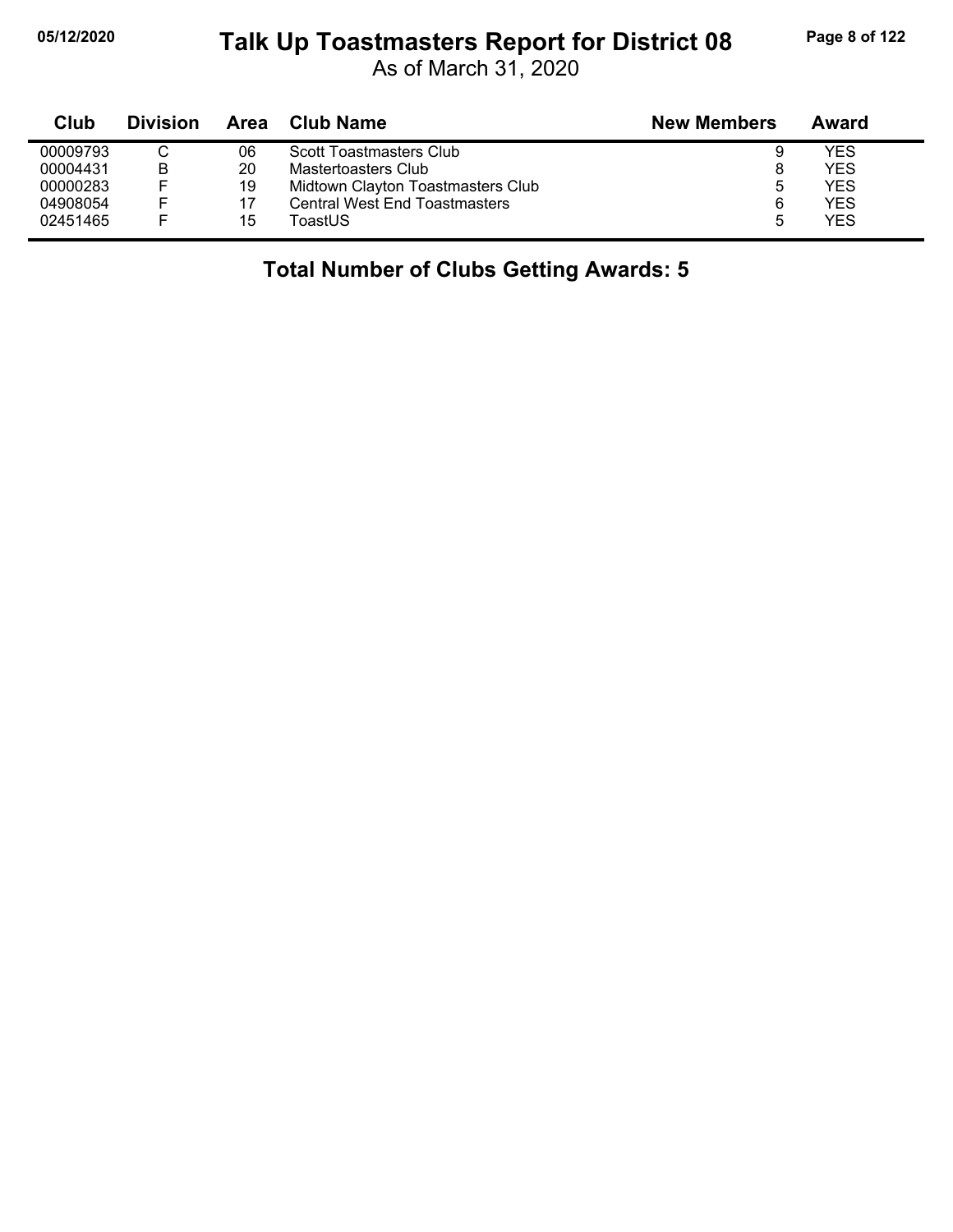# Talk Up Toastmasters Report for District 08

As of March 31, 2020

| Club | Division | Area | Club Name | New Members | Award |
|---|---|---|---|---|---|
| 00009793 | C | 06 | Scott Toastmasters Club | 9 | YES |
| 00004431 | B | 20 | Mastertoasters Club | 8 | YES |
| 00000283 | F | 19 | Midtown Clayton Toastmasters Club | 5 | YES |
| 04908054 | F | 17 | Central West End Toastmasters | 6 | YES |
| 02451465 | F | 15 | ToastUS | 5 | YES |

**Total Number of Clubs Getting Awards: 5**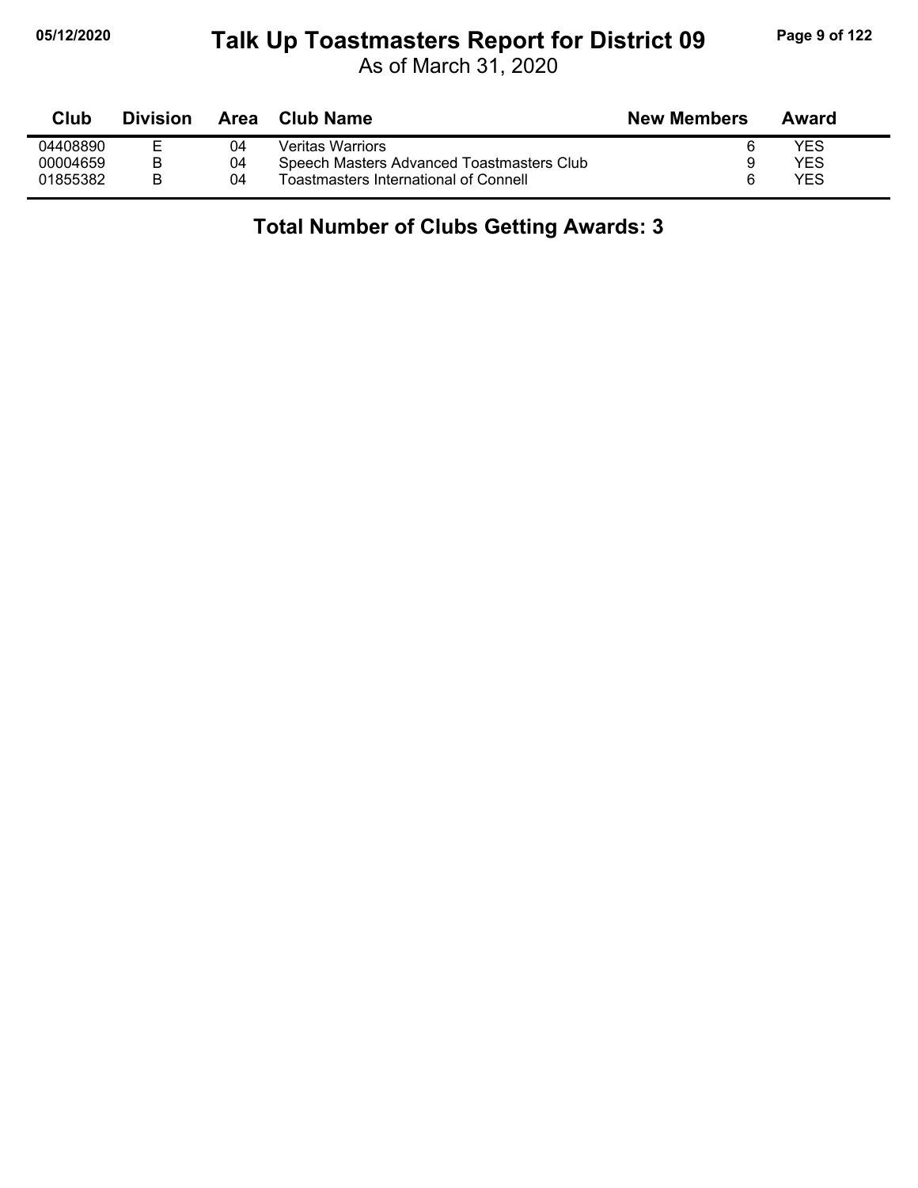# Talk Up Toastmasters Report for District 09

As of March 31, 2020

| Club | Division | Area | Club Name | New Members | Award |
|---|---|---|---|---|---|
| 04408890 | E | 04 | Veritas Warriors | 6 | YES |
| 00004659 | B | 04 | Speech Masters Advanced Toastmasters Club | 9 | YES |
| 01855382 | B | 04 | Toastmasters International of Connell | 6 | YES |

## Total Number of Clubs Getting Awards: 3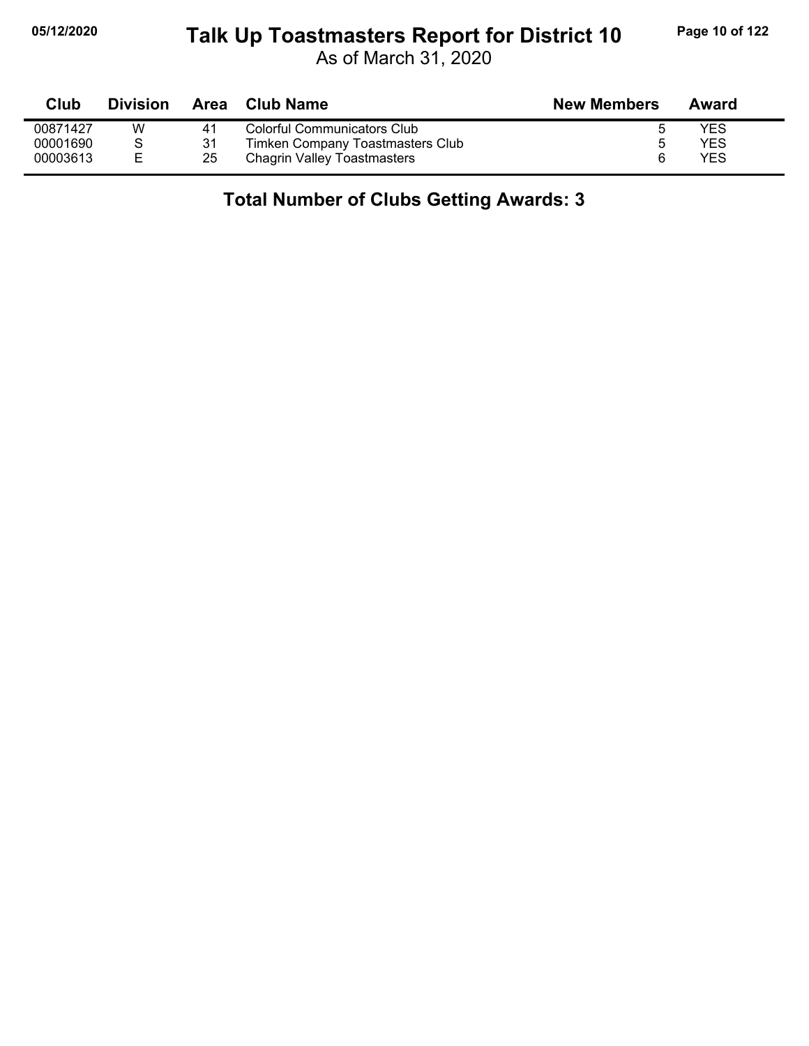# Talk Up Toastmasters Report for District 10

As of March 31, 2020

| Club | Division | Area | Club Name | New Members | Award |
|---|---|---|---|---|---|
| 00871427 | W | 41 | Colorful Communicators Club | 5 | YES |
| 00001690 | S | 31 | Timken Company Toastmasters Club | 5 | YES |
| 00003613 | E | 25 | Chagrin Valley Toastmasters | 6 | YES |

## Total Number of Clubs Getting Awards: 3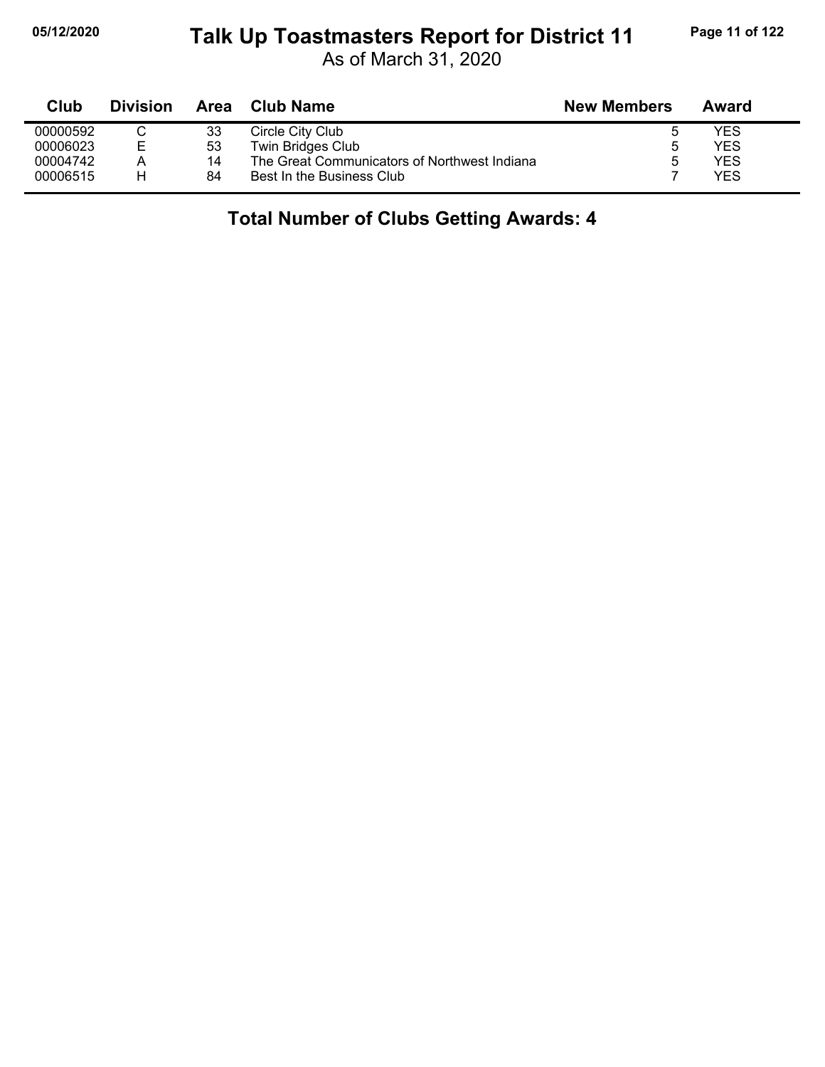# Talk Up Toastmasters Report for District 11

As of March 31, 2020

| Club | Division | Area | Club Name | New Members | Award |
|---|---|---|---|---|---|
| 00000592 | C | 33 | Circle City Club | 5 | YES |
| 00006023 | E | 53 | Twin Bridges Club | 5 | YES |
| 00004742 | A | 14 | The Great Communicators of Northwest Indiana | 5 | YES |
| 00006515 | H | 84 | Best In the Business Club | 7 | YES |

## Total Number of Clubs Getting Awards: 4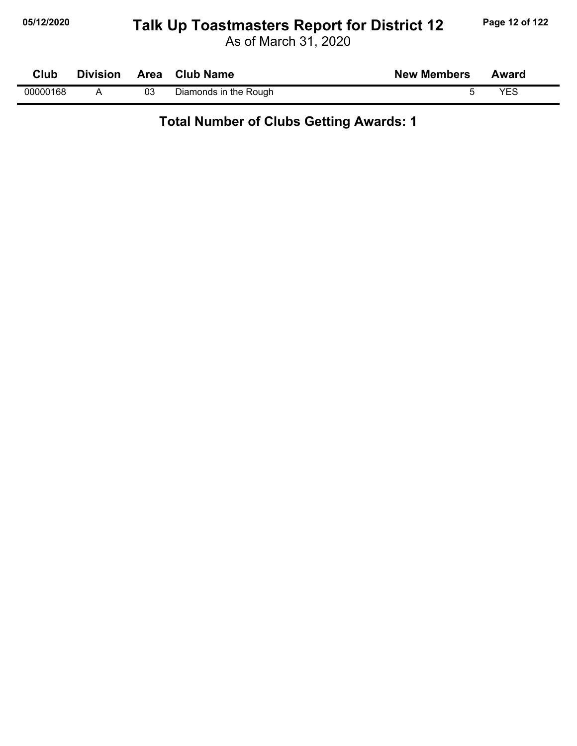# Talk Up Toastmasters Report for District 12

As of March 31, 2020

| Club | Division | Area | Club Name | New Members | Award |
|---|---|---|---|---|---|
| 00000168 | A | 03 | Diamonds in the Rough | 5 | YES |

**Total Number of Clubs Getting Awards: 1**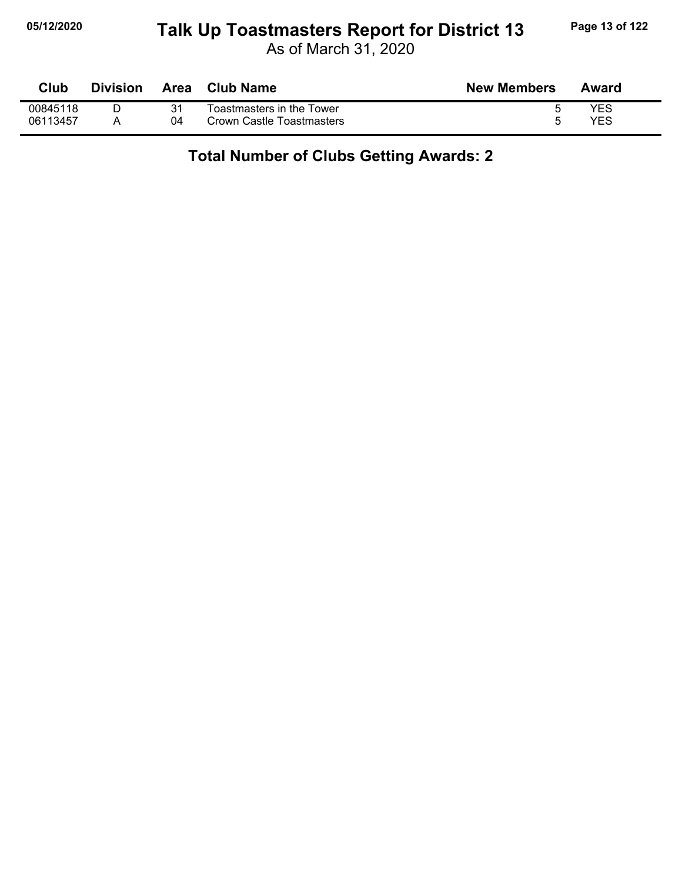# Talk Up Toastmasters Report for District 13

As of March 31, 2020

| Club | Division | Area | Club Name | New Members | Award |
|---|---|---|---|---|---|
| 00845118 | D | 31 | Toastmasters in the Tower | 5 | YES |
| 06113457 | A | 04 | Crown Castle Toastmasters | 5 | YES |

**Total Number of Clubs Getting Awards: 2**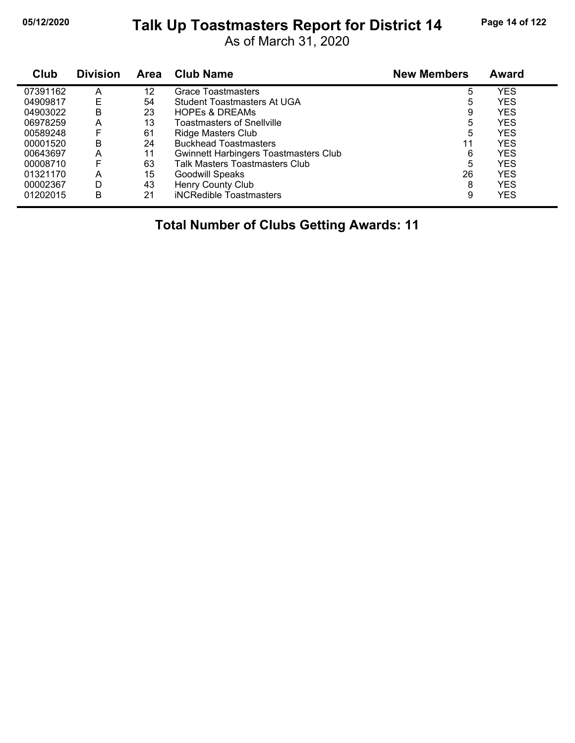# Talk Up Toastmasters Report for District 14

As of March 31, 2020

| Club | Division | Area | Club Name | New Members | Award |
|---|---|---|---|---|---|
| 07391162 | A | 12 | Grace Toastmasters | 5 | YES |
| 04909817 | E | 54 | Student Toastmasters At UGA | 5 | YES |
| 04903022 | B | 23 | HOPEs & DREAMs | 9 | YES |
| 06978259 | A | 13 | Toastmasters of Snellville | 5 | YES |
| 00589248 | F | 61 | Ridge Masters Club | 5 | YES |
| 00001520 | B | 24 | Buckhead Toastmasters | 11 | YES |
| 00643697 | A | 11 | Gwinnett Harbingers Toastmasters Club | 6 | YES |
| 00008710 | F | 63 | Talk Masters Toastmasters Club | 5 | YES |
| 01321170 | A | 15 | Goodwill Speaks | 26 | YES |
| 00002367 | D | 43 | Henry County Club | 8 | YES |
| 01202015 | B | 21 | iNCRedible Toastmasters | 9 | YES |

**Total Number of Clubs Getting Awards: 11**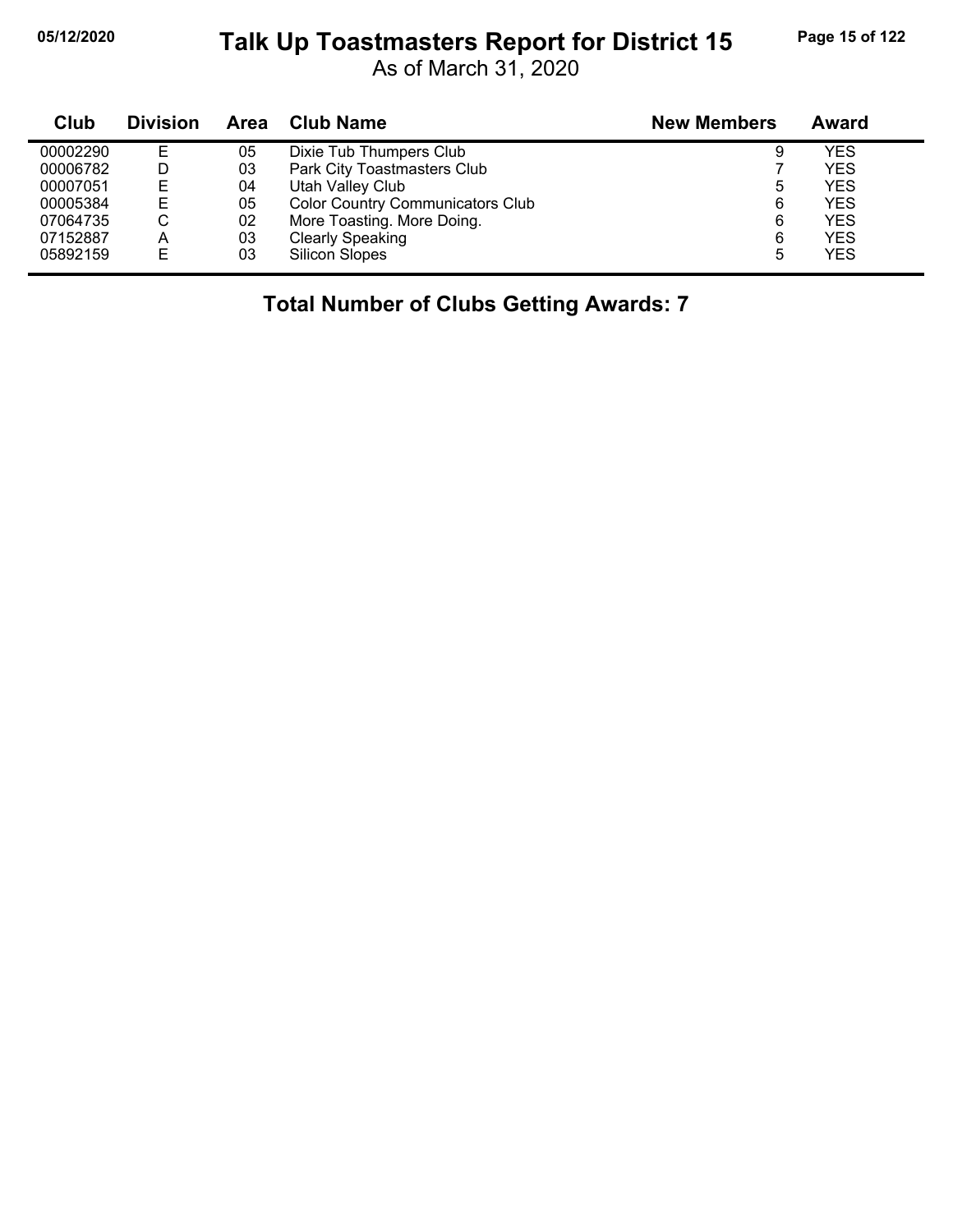# Talk Up Toastmasters Report for District 15

05/12/2020

As of March 31, 2020

| Club | Division | Area | Club Name | New Members | Award |
|---|---|---|---|---|---|
| 00002290 | E | 05 | Dixie Tub Thumpers Club | 9 | YES |
| 00006782 | D | 03 | Park City Toastmasters Club | 7 | YES |
| 00007051 | E | 04 | Utah Valley Club | 5 | YES |
| 00005384 | E | 05 | Color Country Communicators Club | 6 | YES |
| 07064735 | C | 02 | More Toasting. More Doing. | 6 | YES |
| 07152887 | A | 03 | Clearly Speaking | 6 | YES |
| 05892159 | E | 03 | Silicon Slopes | 5 | YES |

**Total Number of Clubs Getting Awards: 7**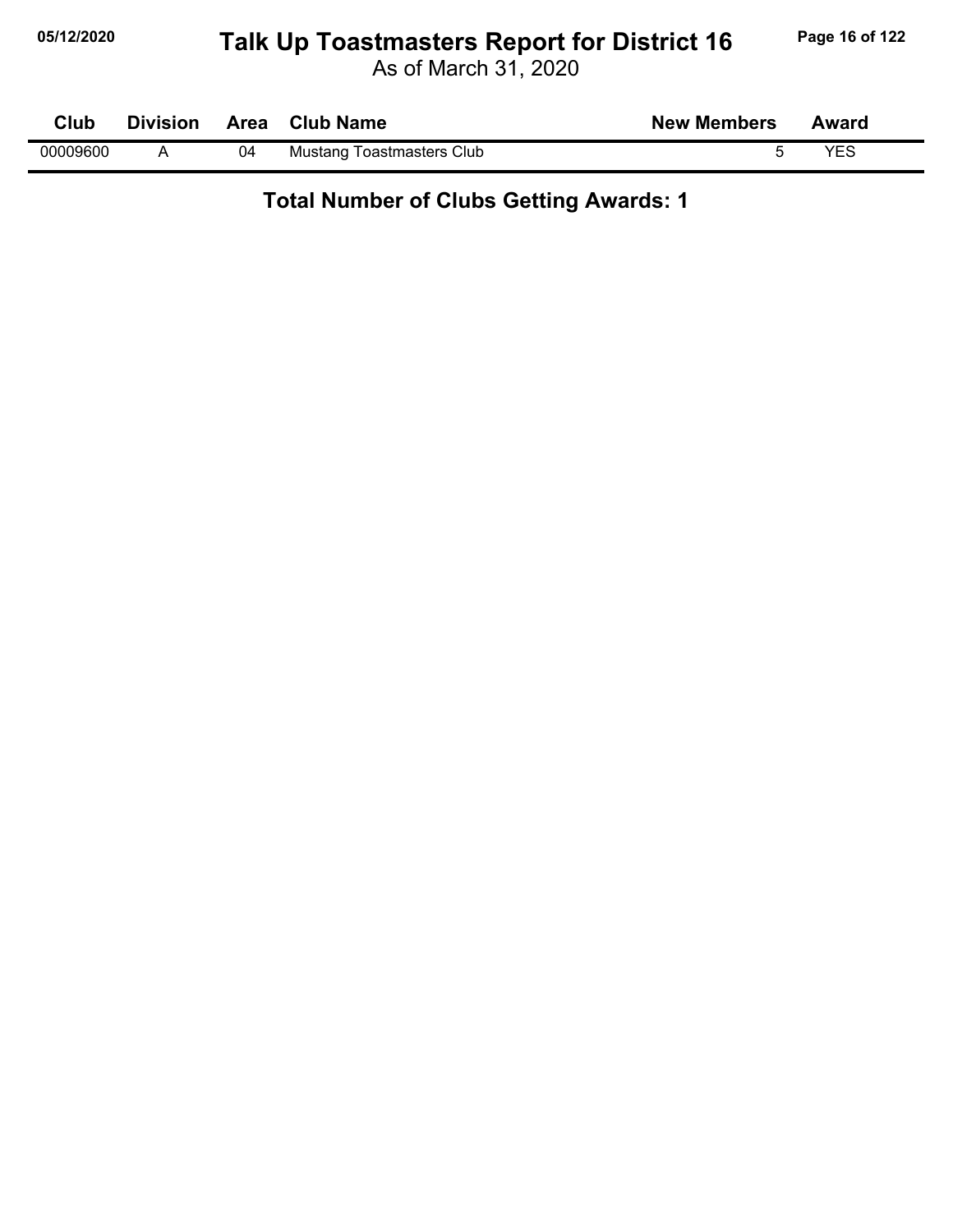# Talk Up Toastmasters Report for District 16

As of March 31, 2020

| Club | Division | Area | Club Name | New Members | Award |
|---|---|---|---|---|---|
| 00009600 | A | 04 | Mustang Toastmasters Club | 5 | YES |

**Total Number of Clubs Getting Awards: 1**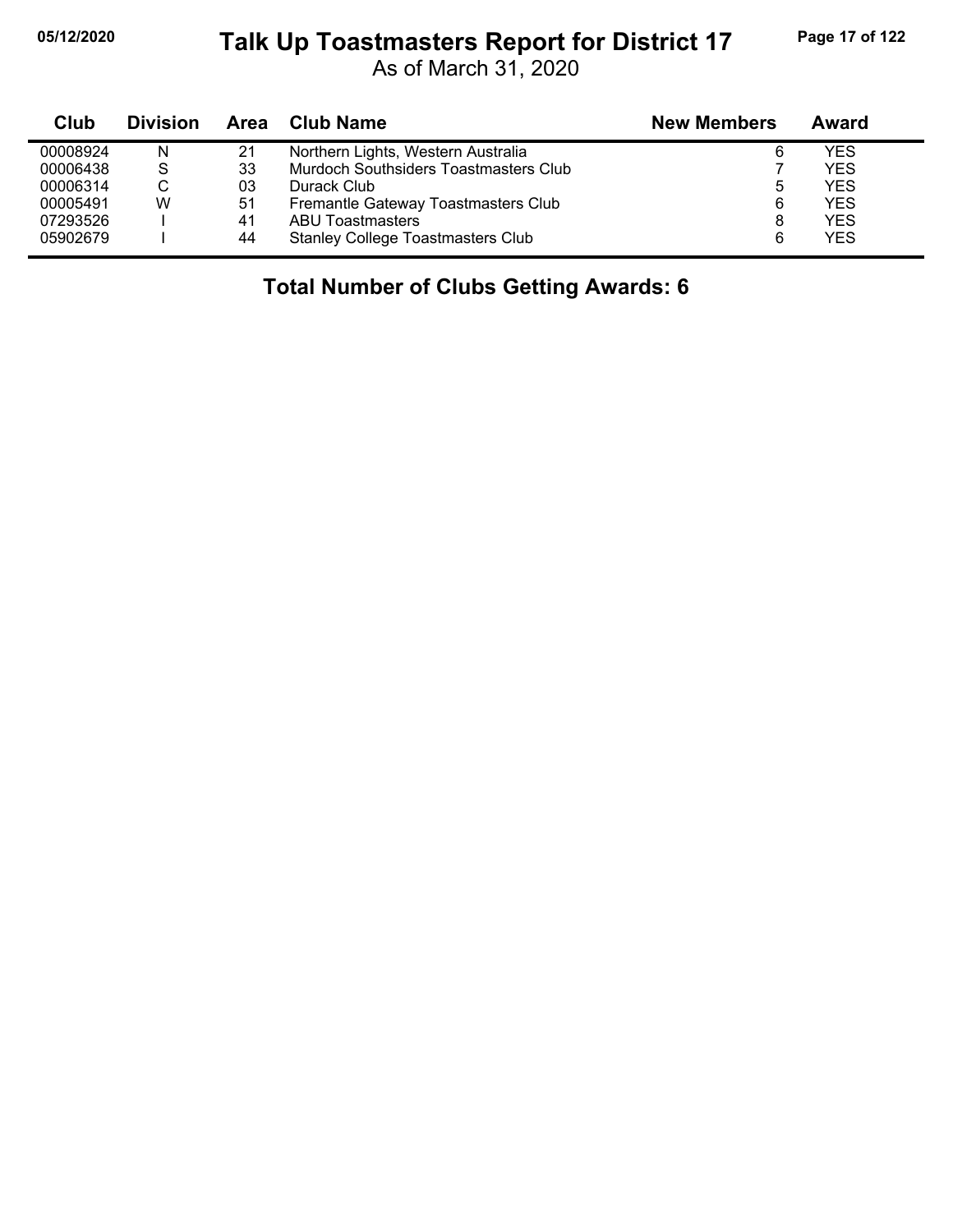# Talk Up Toastmasters Report for District 17

05/12/2020

As of March 31, 2020

| Club | Division | Area | Club Name | New Members | Award |
|---|---|---|---|---|---|
| 00008924 | N | 21 | Northern Lights, Western Australia | 6 | YES |
| 00006438 | S | 33 | Murdoch Southsiders Toastmasters Club | 7 | YES |
| 00006314 | C | 03 | Durack Club | 5 | YES |
| 00005491 | W | 51 | Fremantle Gateway Toastmasters Club | 6 | YES |
| 07293526 | I | 41 | ABU Toastmasters | 8 | YES |
| 05902679 | I | 44 | Stanley College Toastmasters Club | 6 | YES |

**Total Number of Clubs Getting Awards: 6**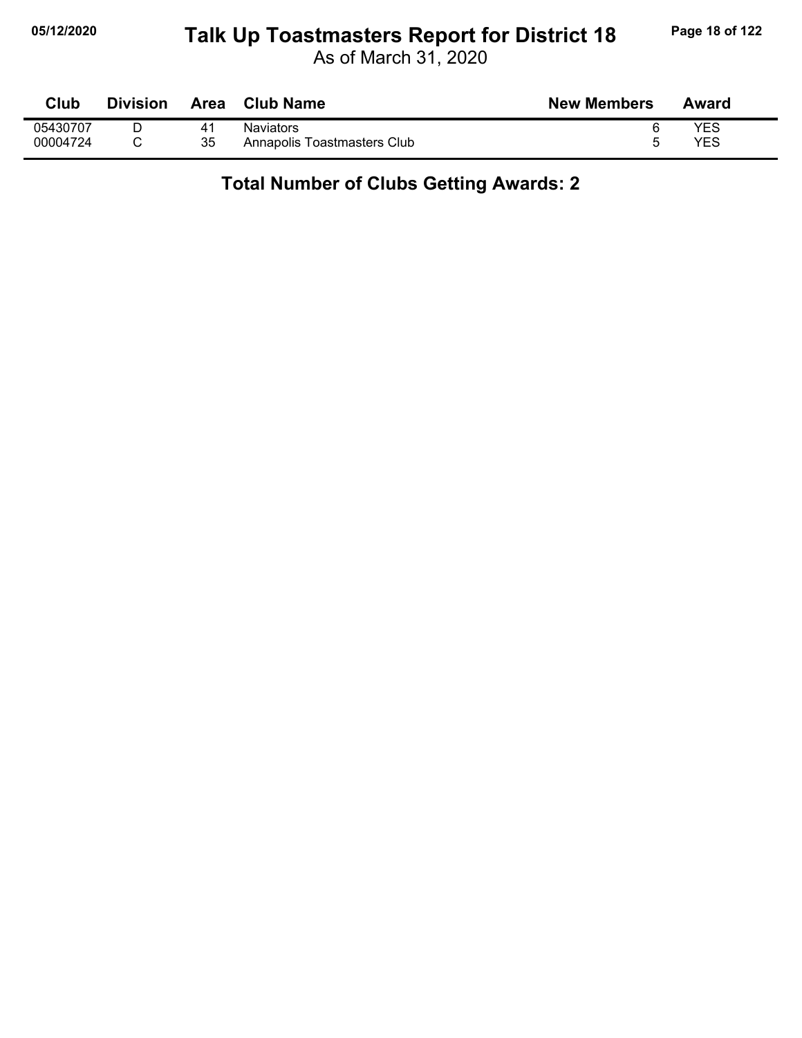# Talk Up Toastmasters Report for District 18

As of March 31, 2020

| Club | Division | Area | Club Name | New Members | Award |
|---|---|---|---|---|---|
| 05430707 | D | 41 | Naviators | 6 | YES |
| 00004724 | C | 35 | Annapolis Toastmasters Club | 5 | YES |

**Total Number of Clubs Getting Awards: 2**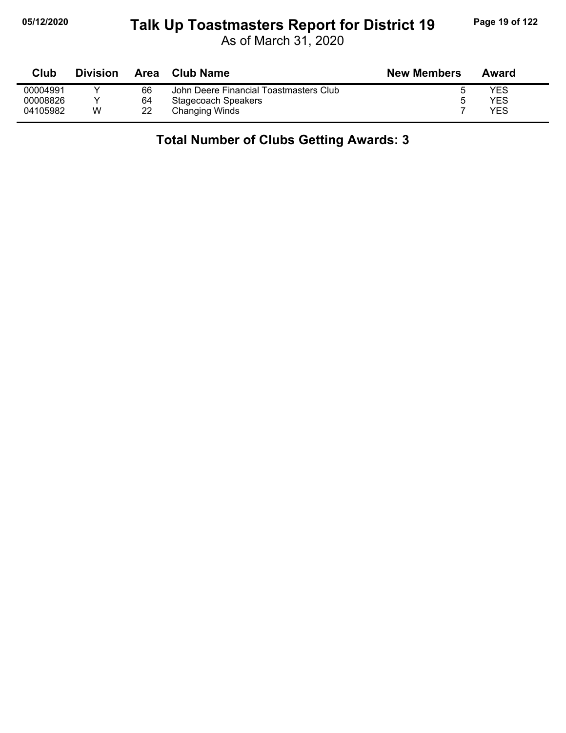# Talk Up Toastmasters Report for District 19

As of March 31, 2020

| Club | Division | Area | Club Name | New Members | Award |
|---|---|---|---|---|---|
| 00004991 | Y | 66 | John Deere Financial Toastmasters Club | 5 | YES |
| 00008826 | Y | 64 | Stagecoach Speakers | 5 | YES |
| 04105982 | W | 22 | Changing Winds | 7 | YES |

**Total Number of Clubs Getting Awards: 3**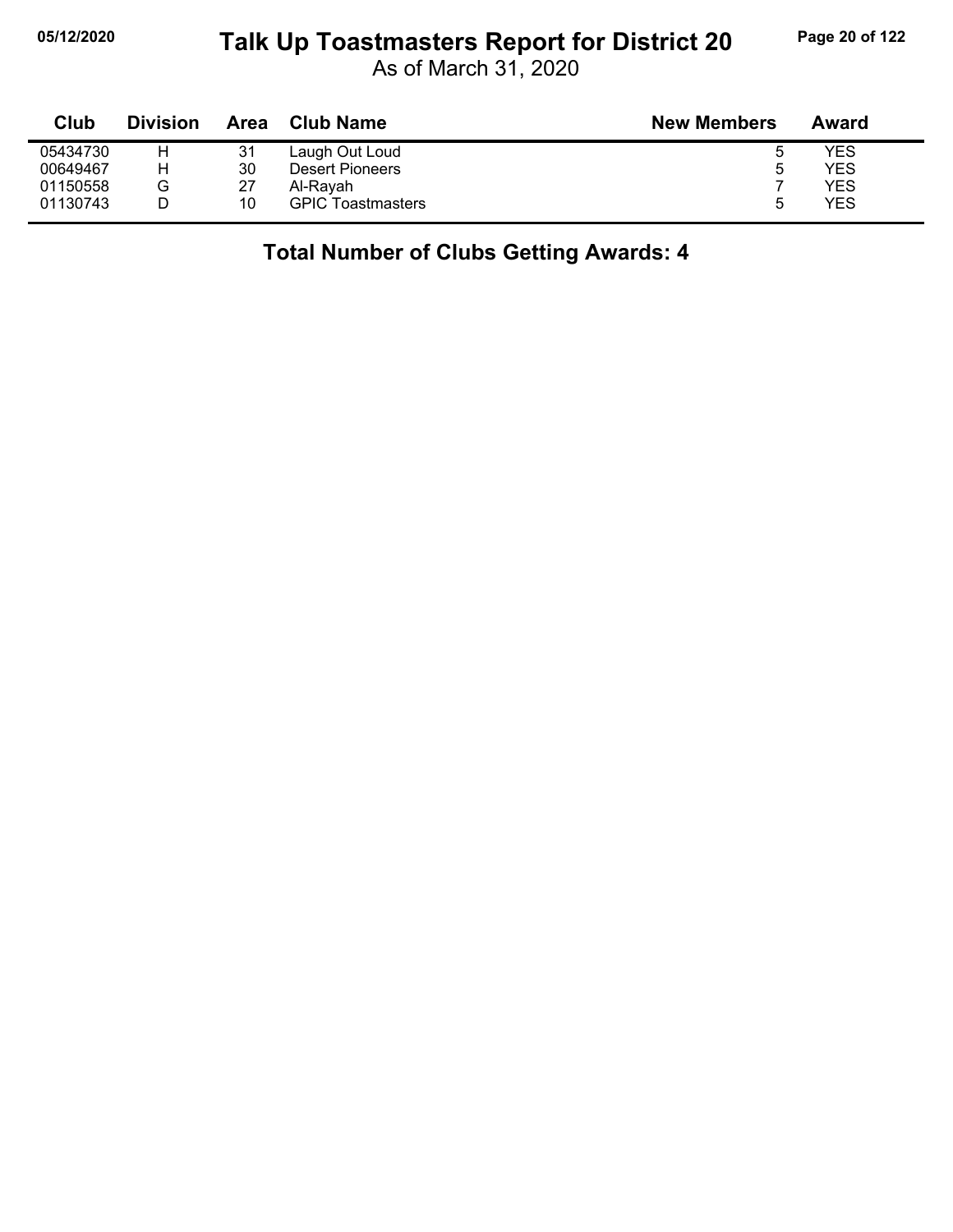# Talk Up Toastmasters Report for District 20

As of March 31, 2020

| Club | Division | Area | Club Name | New Members | Award |
|---|---|---|---|---|---|
| 05434730 | H | 31 | Laugh Out Loud | 5 | YES |
| 00649467 | H | 30 | Desert Pioneers | 5 | YES |
| 01150558 | G | 27 | Al-Rayah | 7 | YES |
| 01130743 | D | 10 | GPIC Toastmasters | 5 | YES |

**Total Number of Clubs Getting Awards: 4**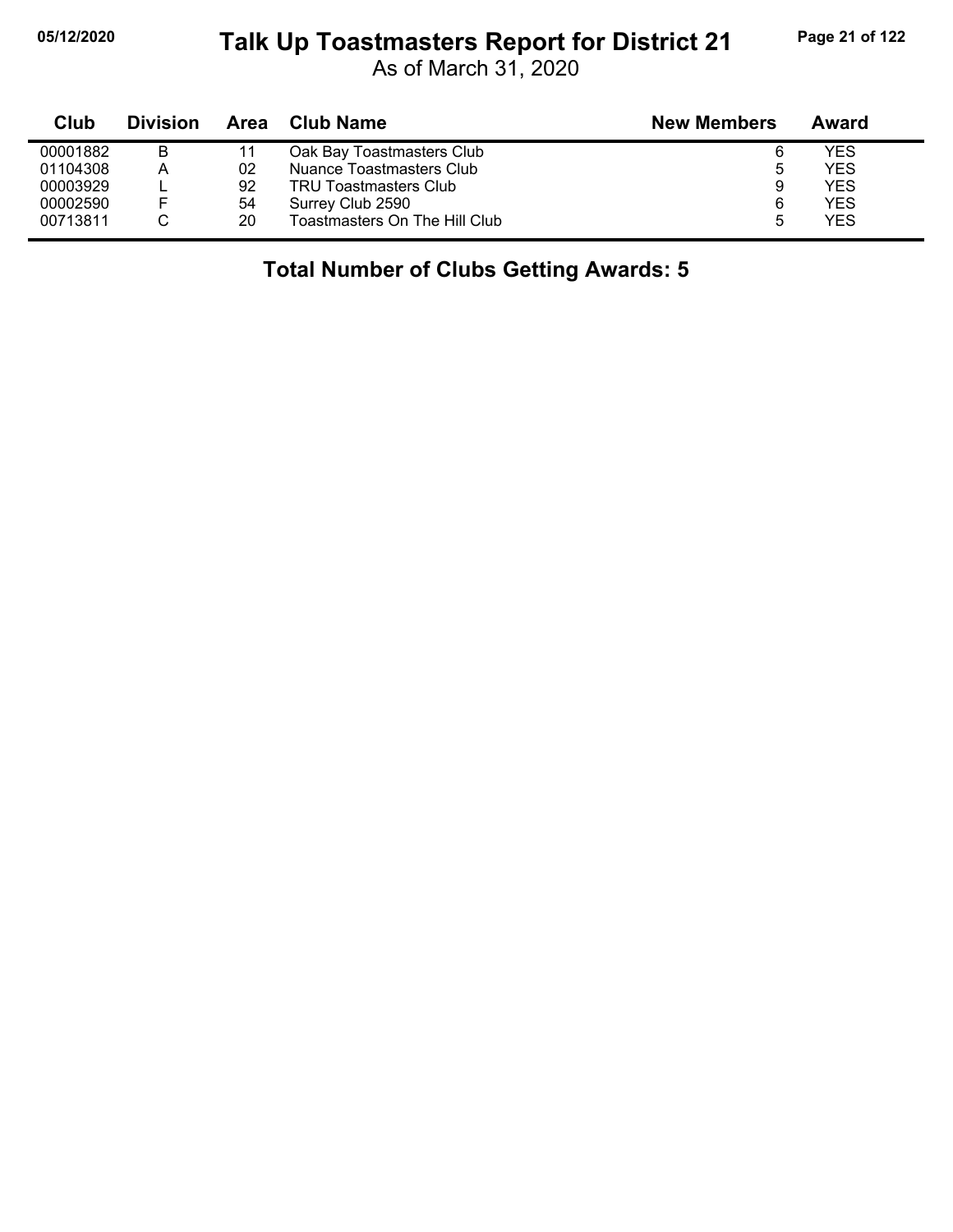# Talk Up Toastmasters Report for District 21

As of March 31, 2020

| Club | Division | Area | Club Name | New Members | Award |
|---|---|---|---|---|---|
| 00001882 | B | 11 | Oak Bay Toastmasters Club | 6 | YES |
| 01104308 | A | 02 | Nuance Toastmasters Club | 5 | YES |
| 00003929 | L | 92 | TRU Toastmasters Club | 9 | YES |
| 00002590 | F | 54 | Surrey Club 2590 | 6 | YES |
| 00713811 | C | 20 | Toastmasters On The Hill Club | 5 | YES |

**Total Number of Clubs Getting Awards: 5**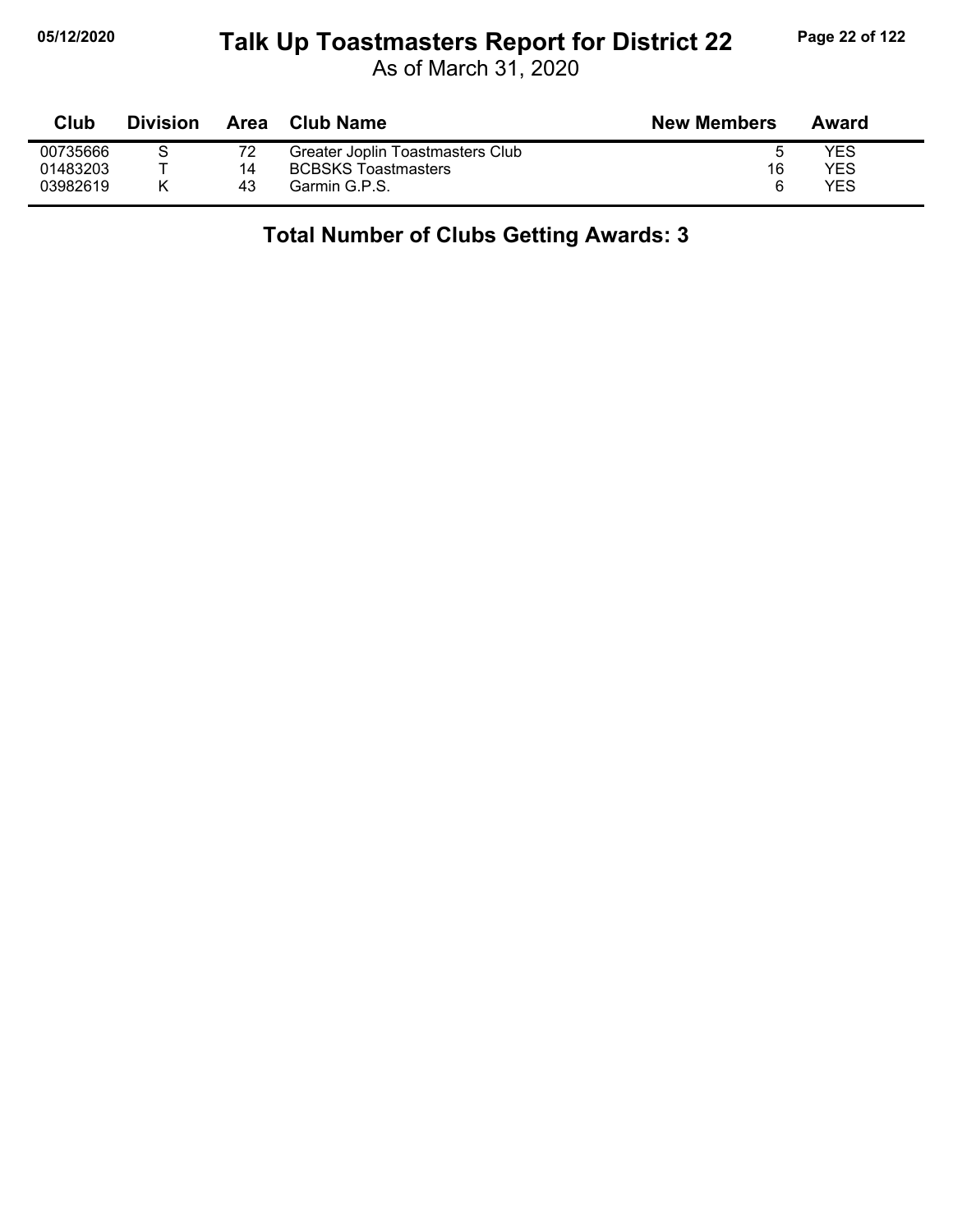# Talk Up Toastmasters Report for District 22

As of March 31, 2020

| Club | Division | Area | Club Name | New Members | Award |
|---|---|---|---|---|---|
| 00735666 | S | 72 | Greater Joplin Toastmasters Club | 5 | YES |
| 01483203 | T | 14 | BCBSKS Toastmasters | 16 | YES |
| 03982619 | K | 43 | Garmin G.P.S. | 6 | YES |

## Total Number of Clubs Getting Awards: 3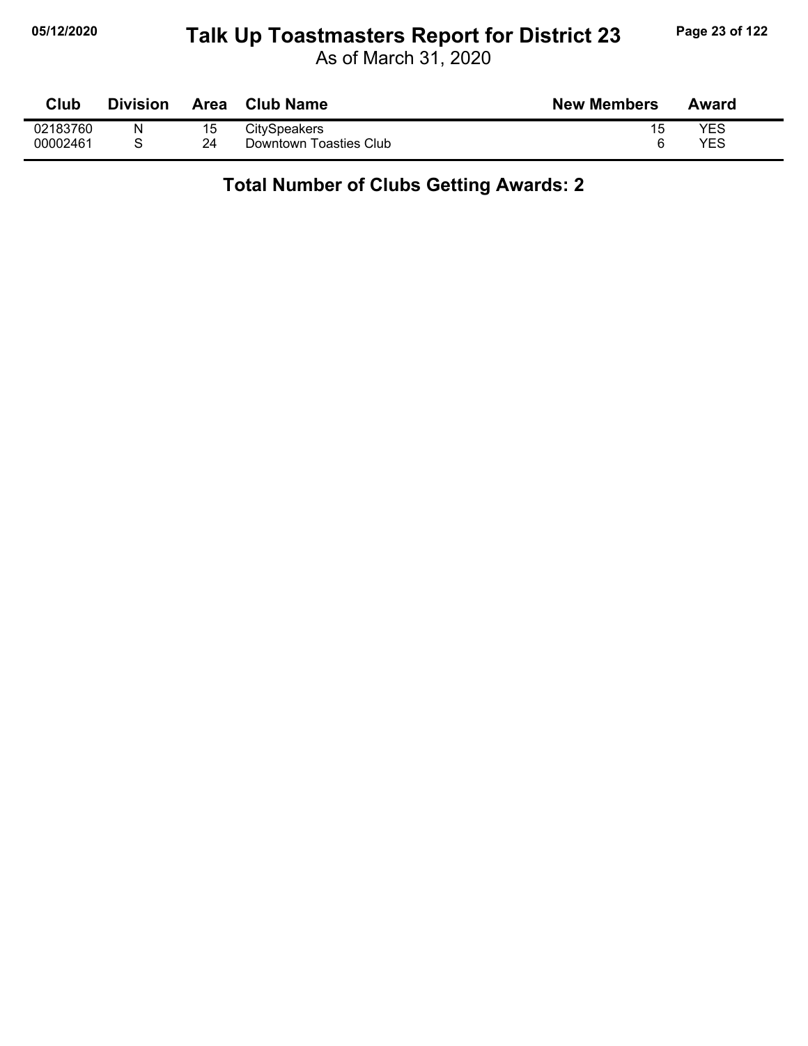# Talk Up Toastmasters Report for District 23

As of March 31, 2020

| Club | Division | Area | Club Name | New Members | Award |
|---|---|---|---|---|---|
| 02183760 | N | 15 | CitySpeakers | 15 | YES |
| 00002461 | S | 24 | Downtown Toasties Club | 6 | YES |

**Total Number of Clubs Getting Awards: 2**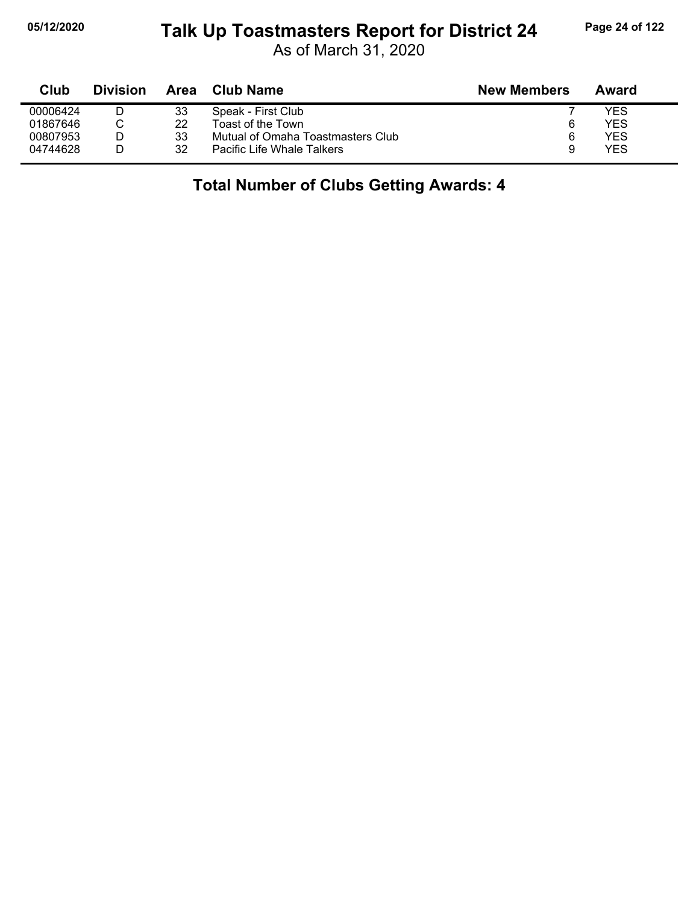# Talk Up Toastmasters Report for District 24

As of March 31, 2020

| Club | Division | Area | Club Name | New Members | Award |
|---|---|---|---|---|---|
| 00006424 | D | 33 | Speak - First Club | 7 | YES |
| 01867646 | C | 22 | Toast of the Town | 6 | YES |
| 00807953 | D | 33 | Mutual of Omaha Toastmasters Club | 6 | YES |
| 04744628 | D | 32 | Pacific Life Whale Talkers | 9 | YES |

**Total Number of Clubs Getting Awards: 4**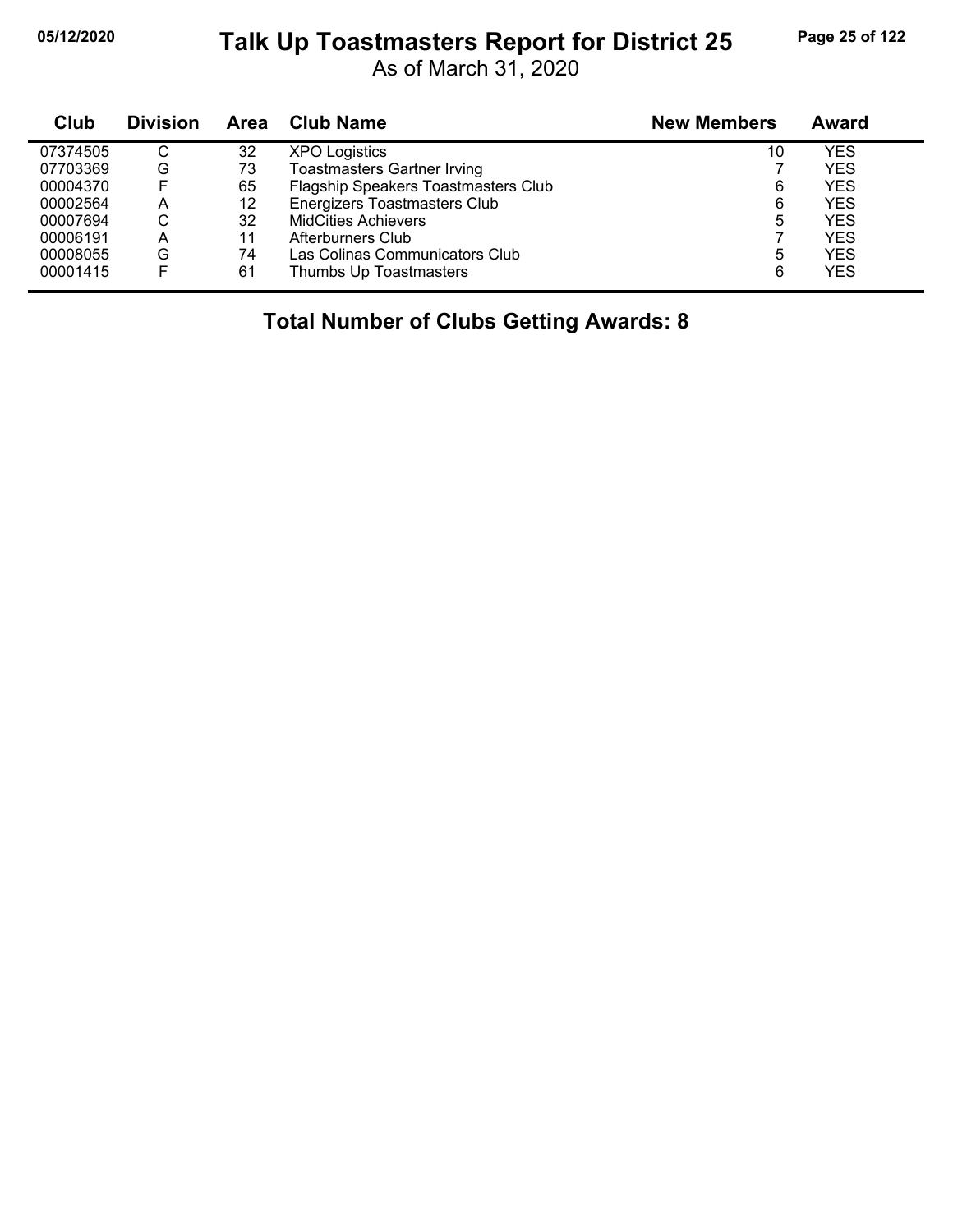# Talk Up Toastmasters Report for District 25

As of March 31, 2020

| Club | Division | Area | Club Name | New Members | Award |
|---|---|---|---|---|---|
| 07374505 | C | 32 | XPO Logistics | 10 | YES |
| 07703369 | G | 73 | Toastmasters Gartner Irving | 7 | YES |
| 00004370 | F | 65 | Flagship Speakers Toastmasters Club | 6 | YES |
| 00002564 | A | 12 | Energizers Toastmasters Club | 6 | YES |
| 00007694 | C | 32 | MidCities Achievers | 5 | YES |
| 00006191 | A | 11 | Afterburners Club | 7 | YES |
| 00008055 | G | 74 | Las Colinas Communicators Club | 5 | YES |
| 00001415 | F | 61 | Thumbs Up Toastmasters | 6 | YES |

**Total Number of Clubs Getting Awards: 8**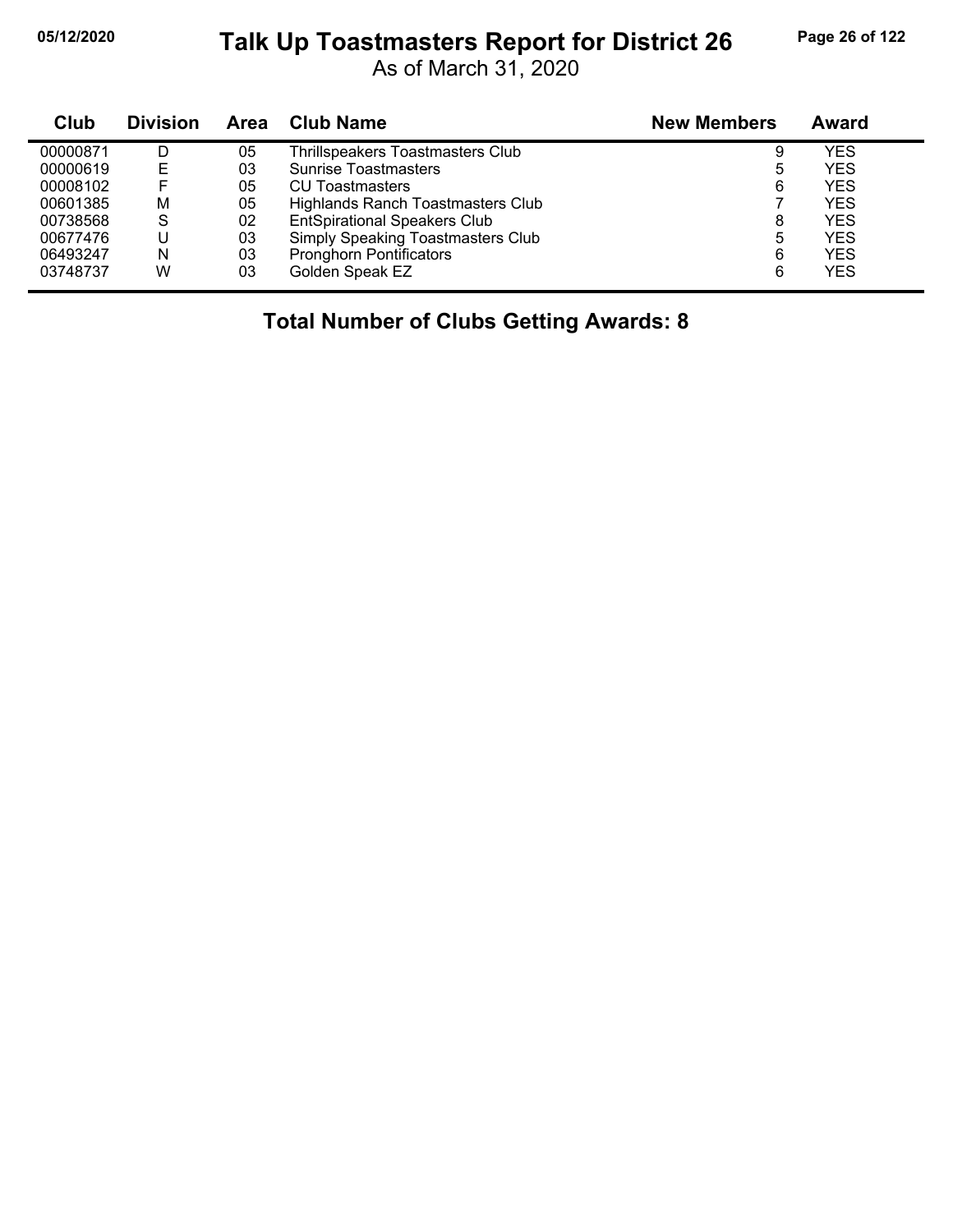# Talk Up Toastmasters Report for District 26

As of March 31, 2020

| Club | Division | Area | Club Name | New Members | Award |
|---|---|---|---|---|---|
| 00000871 | D | 05 | Thrillspeakers Toastmasters Club | 9 | YES |
| 00000619 | E | 03 | Sunrise Toastmasters | 5 | YES |
| 00008102 | F | 05 | CU Toastmasters | 6 | YES |
| 00601385 | M | 05 | Highlands Ranch Toastmasters Club | 7 | YES |
| 00738568 | S | 02 | EntSpirational Speakers Club | 8 | YES |
| 00677476 | U | 03 | Simply Speaking Toastmasters Club | 5 | YES |
| 06493247 | N | 03 | Pronghorn Pontificators | 6 | YES |
| 03748737 | W | 03 | Golden Speak EZ | 6 | YES |

**Total Number of Clubs Getting Awards: 8**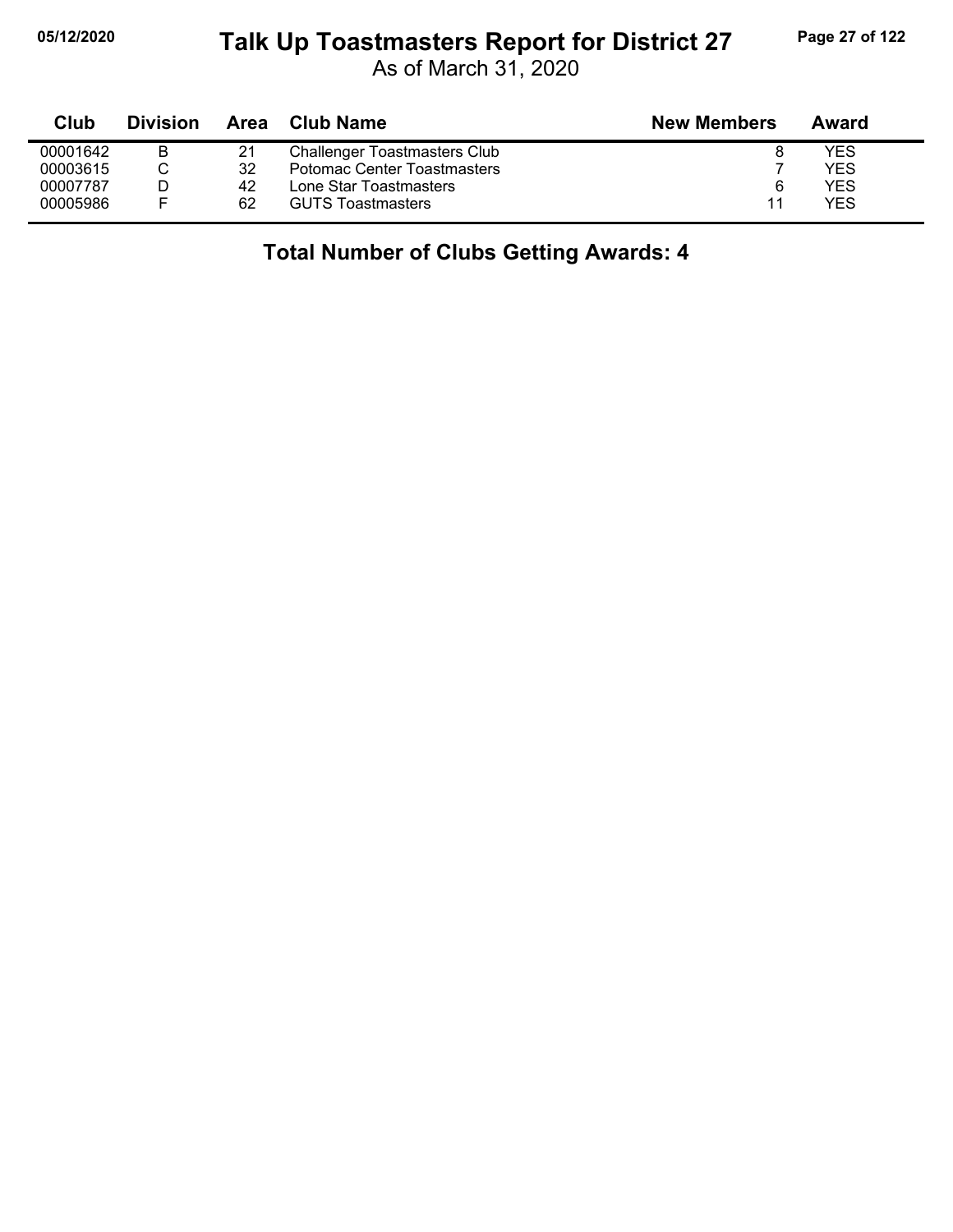# Talk Up Toastmasters Report for District 27

As of March 31, 2020

| Club | Division | Area | Club Name | New Members | Award |
|---|---|---|---|---|---|
| 00001642 | B | 21 | Challenger Toastmasters Club | 8 | YES |
| 00003615 | C | 32 | Potomac Center Toastmasters | 7 | YES |
| 00007787 | D | 42 | Lone Star Toastmasters | 6 | YES |
| 00005986 | F | 62 | GUTS Toastmasters | 11 | YES |

## Total Number of Clubs Getting Awards: 4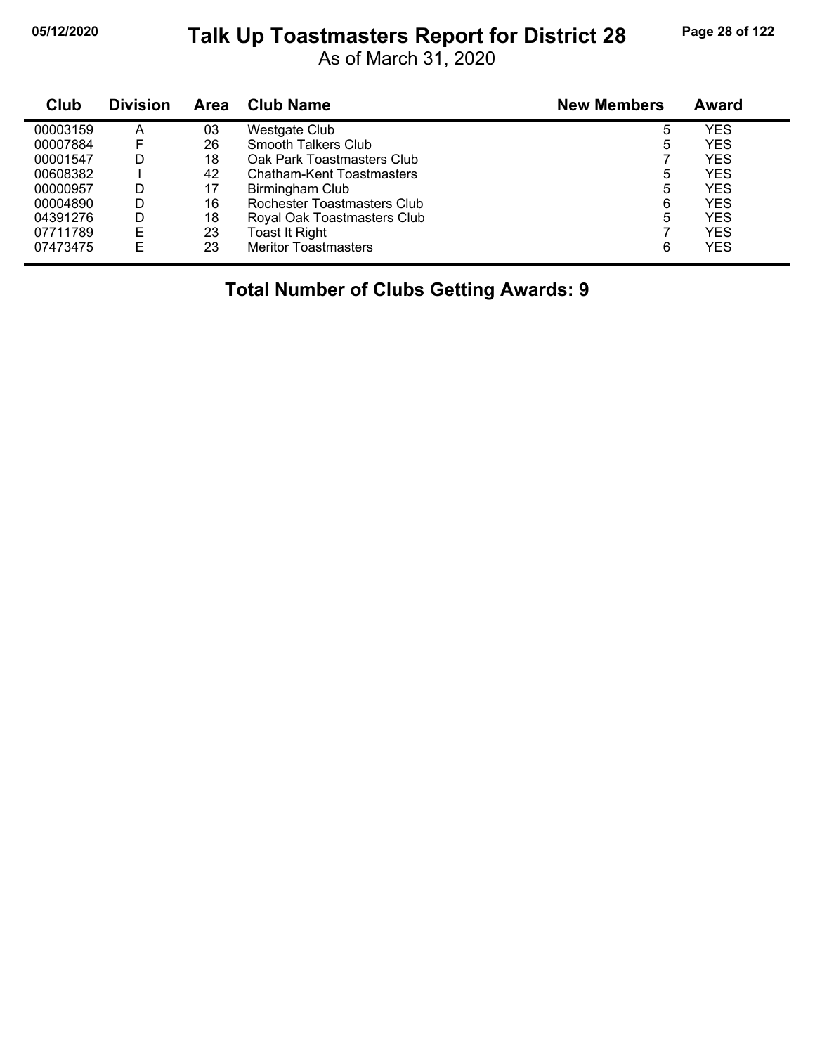# Talk Up Toastmasters Report for District 28

As of March 31, 2020

05/12/2020

| Club | Division | Area | Club Name | New Members | Award |
|---|---|---|---|---|---|
| 00003159 | A | 03 | Westgate Club | 5 | YES |
| 00007884 | F | 26 | Smooth Talkers Club | 5 | YES |
| 00001547 | D | 18 | Oak Park Toastmasters Club | 7 | YES |
| 00608382 | I | 42 | Chatham-Kent Toastmasters | 5 | YES |
| 00000957 | D | 17 | Birmingham Club | 5 | YES |
| 00004890 | D | 16 | Rochester Toastmasters Club | 6 | YES |
| 04391276 | D | 18 | Royal Oak Toastmasters Club | 5 | YES |
| 07711789 | E | 23 | Toast It Right | 7 | YES |
| 07473475 | E | 23 | Meritor Toastmasters | 6 | YES |

**Total Number of Clubs Getting Awards: 9**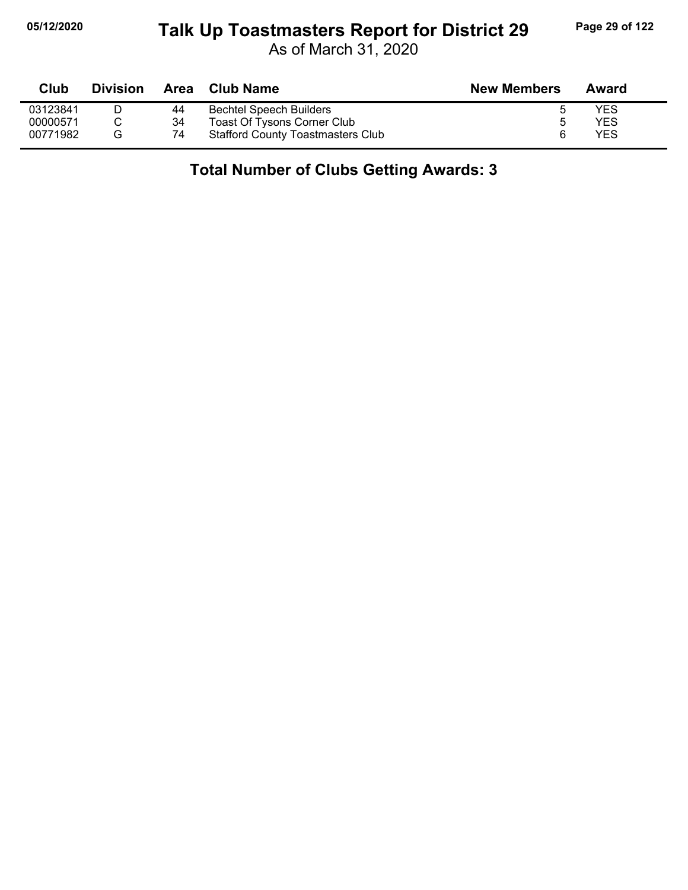# Talk Up Toastmasters Report for District 29

As of March 31, 2020

| Club | Division | Area | Club Name | New Members | Award |
|---|---|---|---|---|---|
| 03123841 | D | 44 | Bechtel Speech Builders | 5 | YES |
| 00000571 | C | 34 | Toast Of Tysons Corner Club | 5 | YES |
| 00771982 | G | 74 | Stafford County Toastmasters Club | 6 | YES |

**Total Number of Clubs Getting Awards: 3**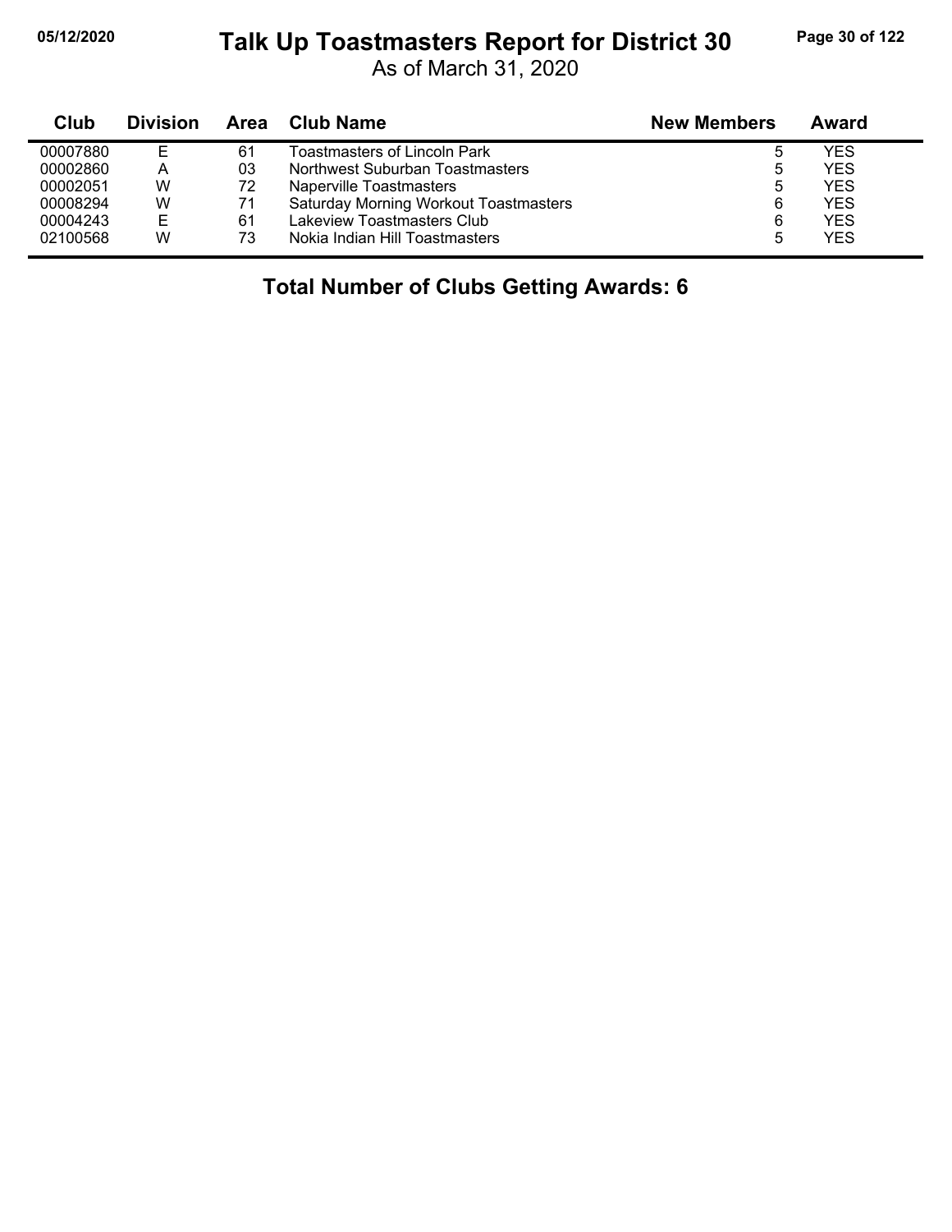# Talk Up Toastmasters Report for District 30

As of March 31, 2020

| Club | Division | Area | Club Name | New Members | Award |
|---|---|---|---|---|---|
| 00007880 | E | 61 | Toastmasters of Lincoln Park | 5 | YES |
| 00002860 | A | 03 | Northwest Suburban Toastmasters | 5 | YES |
| 00002051 | W | 72 | Naperville Toastmasters | 5 | YES |
| 00008294 | W | 71 | Saturday Morning Workout Toastmasters | 6 | YES |
| 00004243 | E | 61 | Lakeview Toastmasters Club | 6 | YES |
| 02100568 | W | 73 | Nokia Indian Hill Toastmasters | 5 | YES |

**Total Number of Clubs Getting Awards: 6**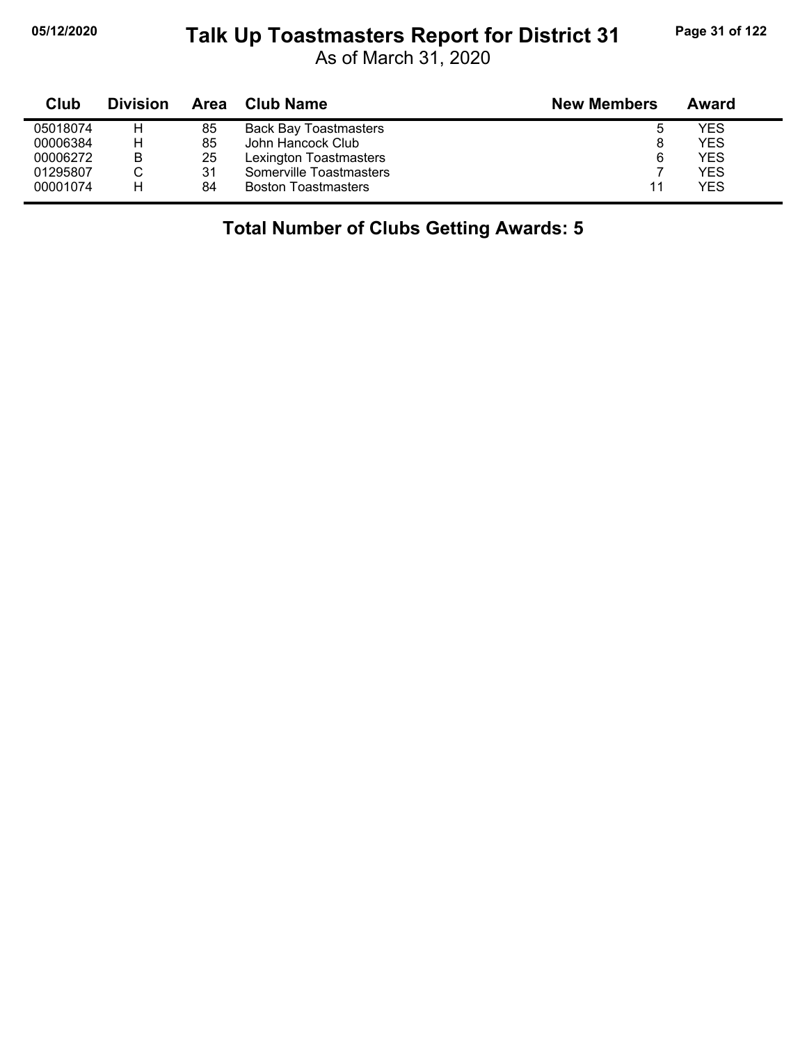# Talk Up Toastmasters Report for District 31

As of March 31, 2020

| Club | Division | Area | Club Name | New Members | Award |
|---|---|---|---|---|---|
| 05018074 | H | 85 | Back Bay Toastmasters | 5 | YES |
| 00006384 | H | 85 | John Hancock Club | 8 | YES |
| 00006272 | B | 25 | Lexington Toastmasters | 6 | YES |
| 01295807 | C | 31 | Somerville Toastmasters | 7 | YES |
| 00001074 | H | 84 | Boston Toastmasters | 11 | YES |

**Total Number of Clubs Getting Awards: 5**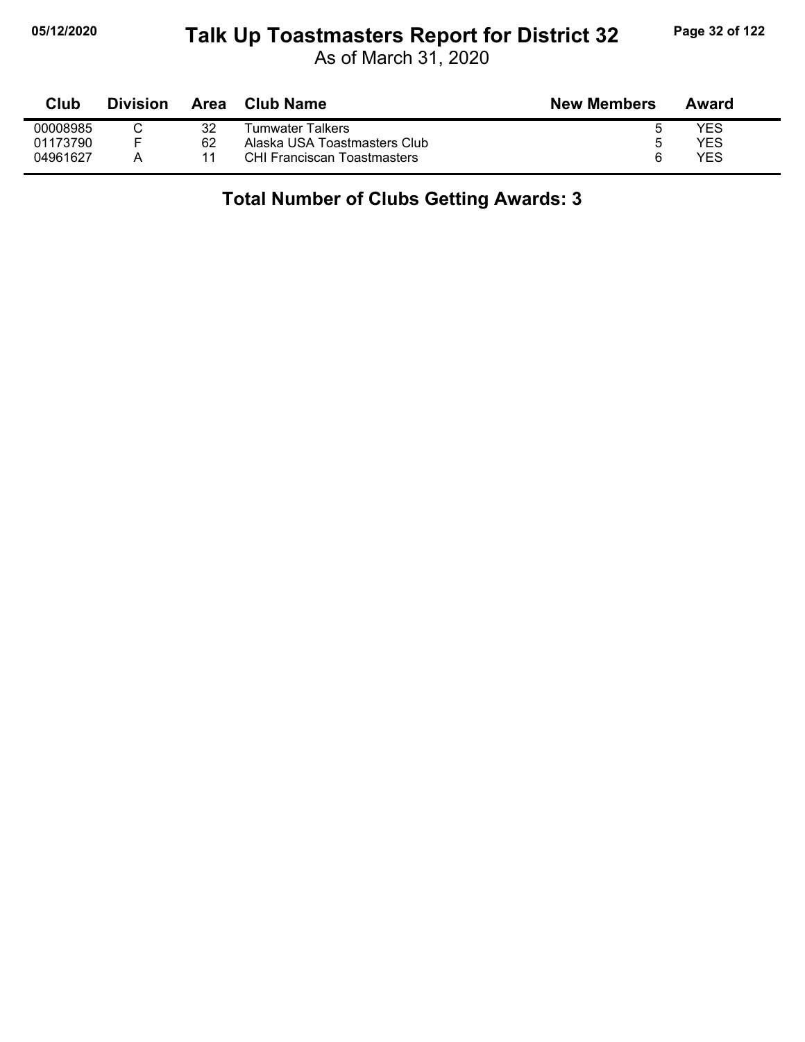# Talk Up Toastmasters Report for District 32

As of March 31, 2020

| Club | Division | Area | Club Name | New Members | Award |
|---|---|---|---|---|---|
| 00008985 | C | 32 | Tumwater Talkers | 5 | YES |
| 01173790 | F | 62 | Alaska USA Toastmasters Club | 5 | YES |
| 04961627 | A | 11 | CHI Franciscan Toastmasters | 6 | YES |

## Total Number of Clubs Getting Awards: 3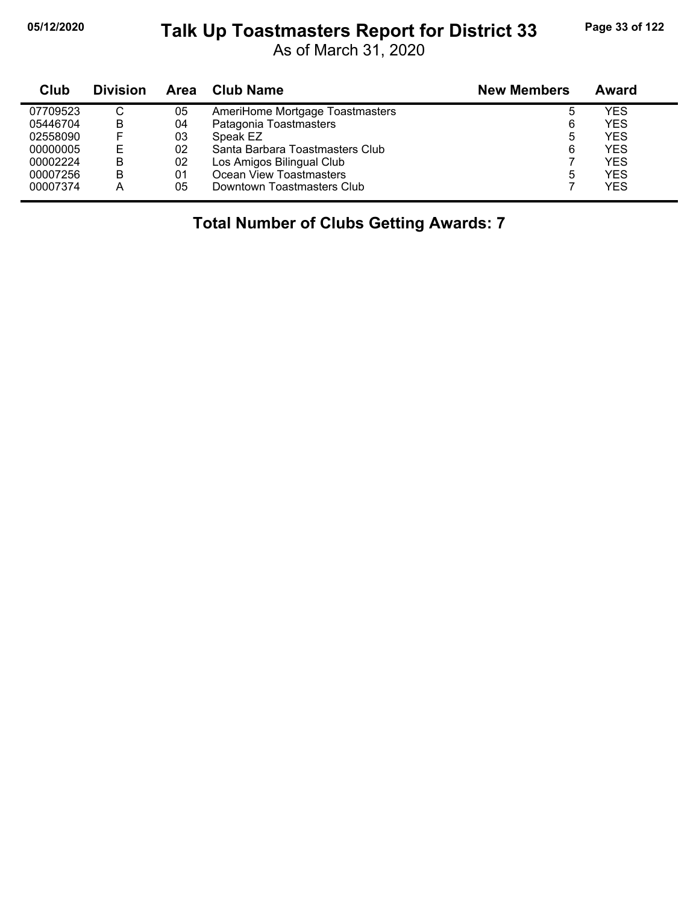# Talk Up Toastmasters Report for District 33

As of March 31, 2020

| Club | Division | Area | Club Name | New Members | Award |
|---|---|---|---|---|---|
| 07709523 | C | 05 | AmeriHome Mortgage Toastmasters | 5 | YES |
| 05446704 | B | 04 | Patagonia Toastmasters | 6 | YES |
| 02558090 | F | 03 | Speak EZ | 5 | YES |
| 00000005 | E | 02 | Santa Barbara Toastmasters Club | 6 | YES |
| 00002224 | B | 02 | Los Amigos Bilingual Club | 7 | YES |
| 00007256 | B | 01 | Ocean View Toastmasters | 5 | YES |
| 00007374 | A | 05 | Downtown Toastmasters Club | 7 | YES |

**Total Number of Clubs Getting Awards: 7**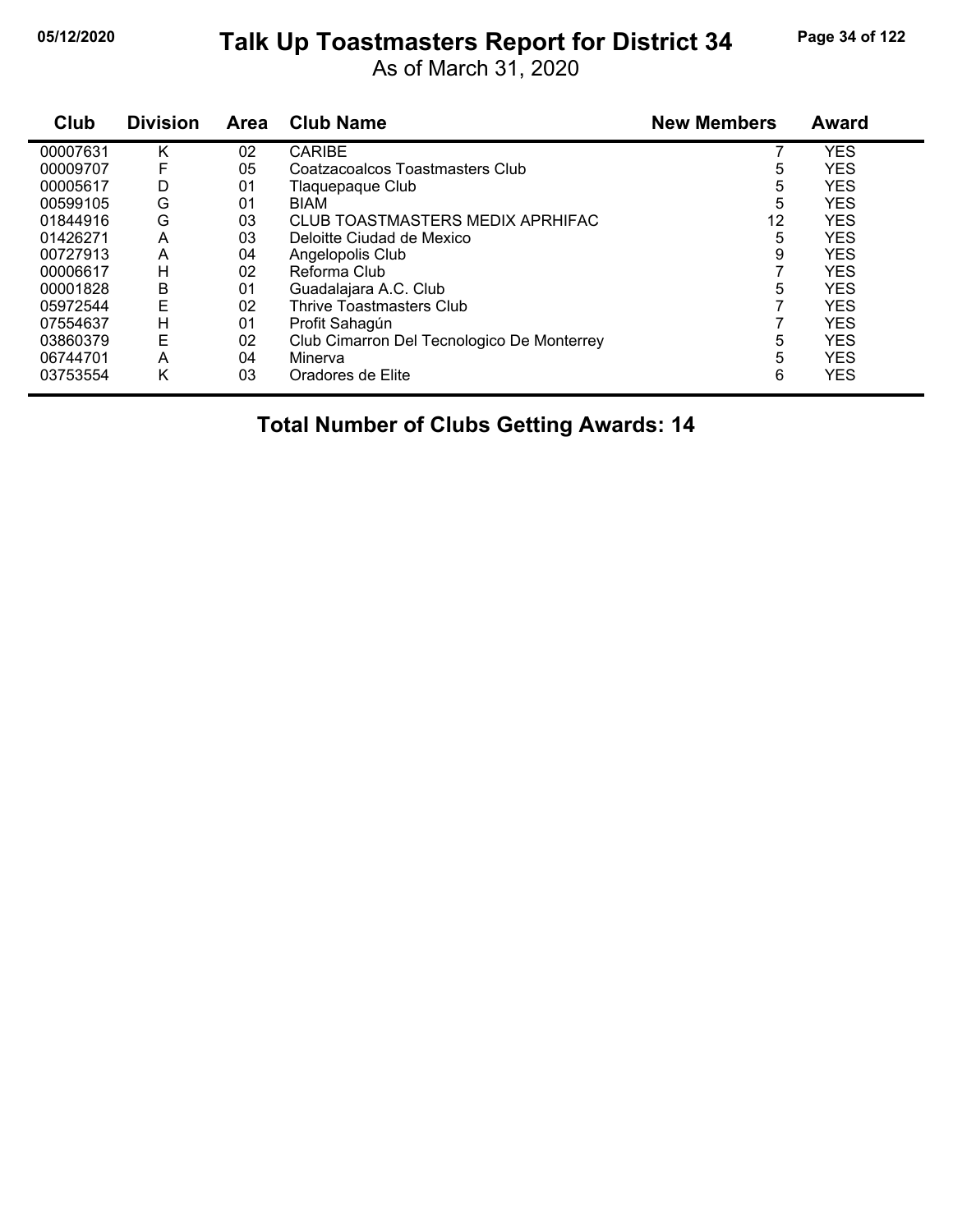# Talk Up Toastmasters Report for District 34

As of March 31, 2020

| Club | Division | Area | Club Name | New Members | Award |
|---|---|---|---|---|---|
| 00007631 | K | 02 | CARIBE | 7 | YES |
| 00009707 | F | 05 | Coatzacoalcos Toastmasters Club | 5 | YES |
| 00005617 | D | 01 | Tlaquepaque Club | 5 | YES |
| 00599105 | G | 01 | BIAM | 5 | YES |
| 01844916 | G | 03 | CLUB TOASTMASTERS MEDIX APRHIFAC | 12 | YES |
| 01426271 | A | 03 | Deloitte Ciudad de Mexico | 5 | YES |
| 00727913 | A | 04 | Angelopolis Club | 9 | YES |
| 00006617 | H | 02 | Reforma Club | 7 | YES |
| 00001828 | B | 01 | Guadalajara A.C. Club | 5 | YES |
| 05972544 | E | 02 | Thrive Toastmasters Club | 7 | YES |
| 07554637 | H | 01 | Profit Sahagún | 7 | YES |
| 03860379 | E | 02 | Club Cimarron Del Tecnologico De Monterrey | 5 | YES |
| 06744701 | A | 04 | Minerva | 5 | YES |
| 03753554 | K | 03 | Oradores de Elite | 6 | YES |

**Total Number of Clubs Getting Awards: 14**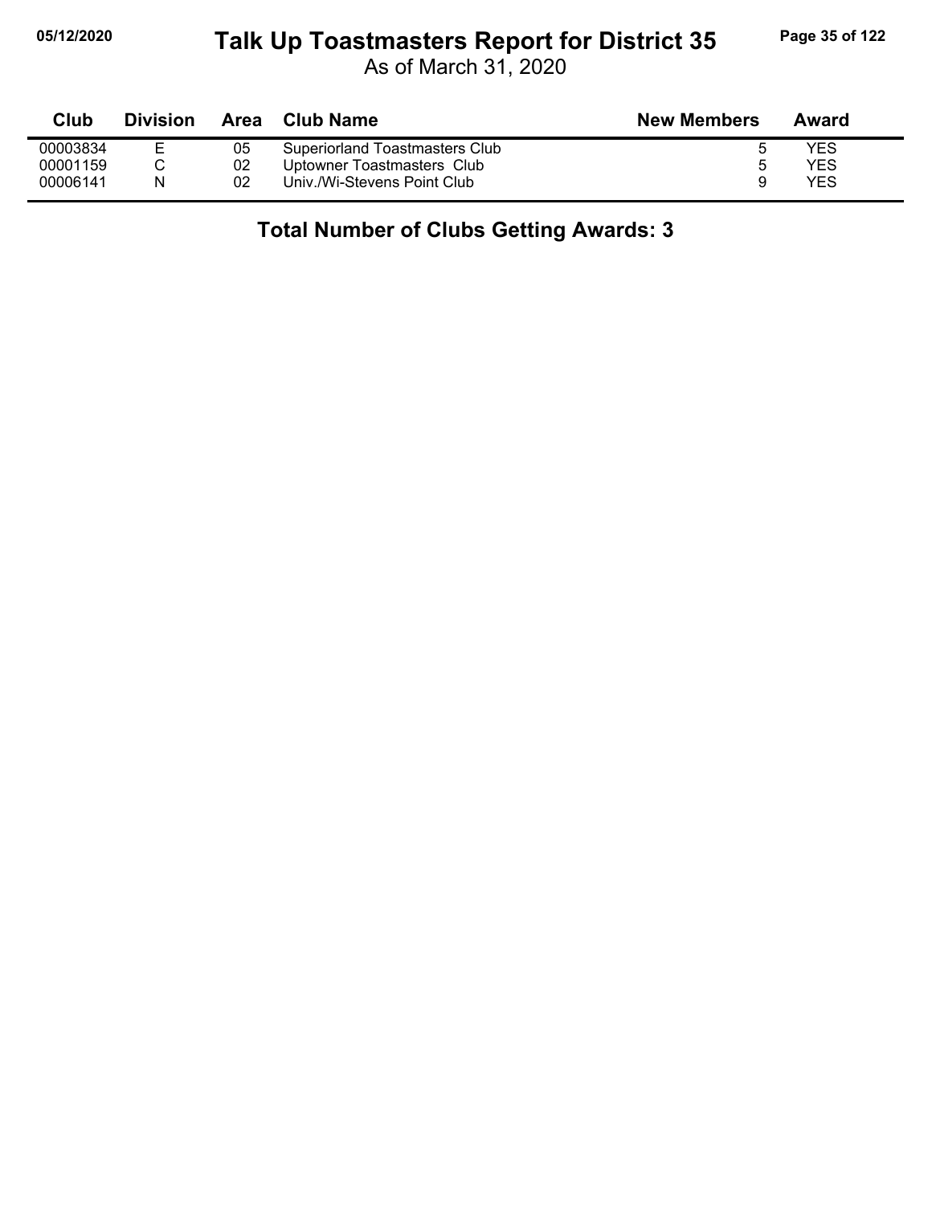# Talk Up Toastmasters Report for District 35

As of March 31, 2020

| Club | Division | Area | Club Name | New Members | Award |
|---|---|---|---|---|---|
| 00003834 | E | 05 | Superiorland Toastmasters Club | 5 | YES |
| 00001159 | C | 02 | Uptowner Toastmasters Club | 5 | YES |
| 00006141 | N | 02 | Univ./Wi-Stevens Point Club | 9 | YES |

**Total Number of Clubs Getting Awards: 3**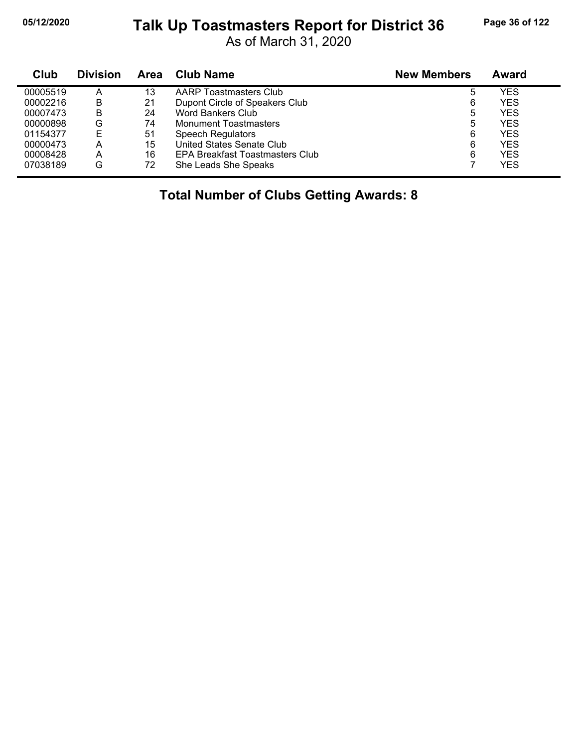# Talk Up Toastmasters Report for District 36

As of March 31, 2020

| Club | Division | Area | Club Name | New Members | Award |
|---|---|---|---|---|---|
| 00005519 | A | 13 | AARP Toastmasters Club | 5 | YES |
| 00002216 | B | 21 | Dupont Circle of Speakers Club | 6 | YES |
| 00007473 | B | 24 | Word Bankers Club | 5 | YES |
| 00000898 | G | 74 | Monument Toastmasters | 5 | YES |
| 01154377 | E | 51 | Speech Regulators | 6 | YES |
| 00000473 | A | 15 | United States Senate Club | 6 | YES |
| 00008428 | A | 16 | EPA Breakfast Toastmasters Club | 6 | YES |
| 07038189 | G | 72 | She Leads She Speaks | 7 | YES |

**Total Number of Clubs Getting Awards: 8**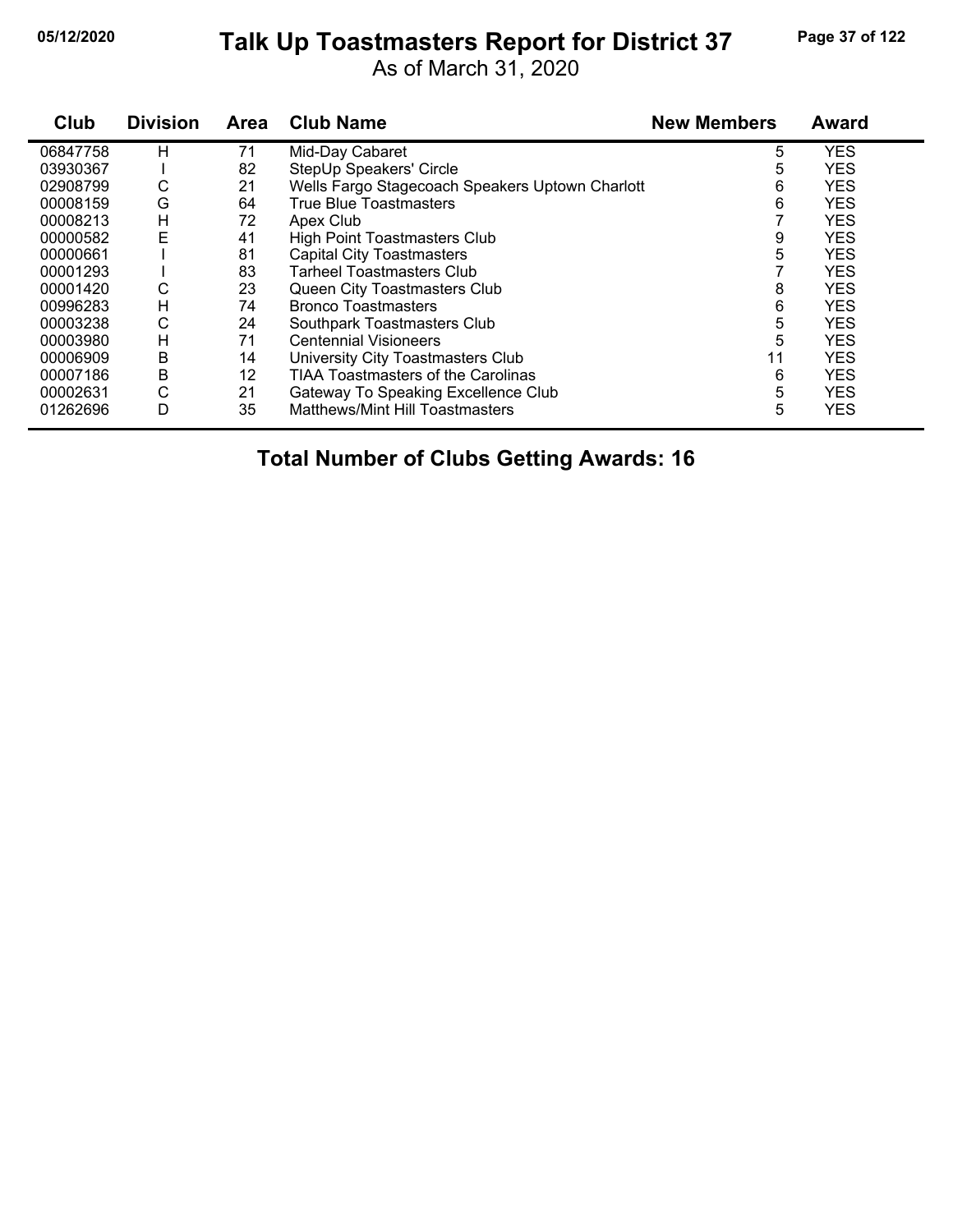# Talk Up Toastmasters Report for District 37

As of March 31, 2020

| Club | Division | Area | Club Name | New Members | Award |
|---|---|---|---|---|---|
| 06847758 | H | 71 | Mid-Day Cabaret | 5 | YES |
| 03930367 | I | 82 | StepUp Speakers' Circle | 5 | YES |
| 02908799 | C | 21 | Wells Fargo Stagecoach Speakers Uptown Charlott | 6 | YES |
| 00008159 | G | 64 | True Blue Toastmasters | 6 | YES |
| 00008213 | H | 72 | Apex Club | 7 | YES |
| 00000582 | E | 41 | High Point Toastmasters Club | 9 | YES |
| 00000661 | I | 81 | Capital City Toastmasters | 5 | YES |
| 00001293 | I | 83 | Tarheel Toastmasters Club | 7 | YES |
| 00001420 | C | 23 | Queen City Toastmasters Club | 8 | YES |
| 00996283 | H | 74 | Bronco Toastmasters | 6 | YES |
| 00003238 | C | 24 | Southpark Toastmasters Club | 5 | YES |
| 00003980 | H | 71 | Centennial Visioneers | 5 | YES |
| 00006909 | B | 14 | University City Toastmasters Club | 11 | YES |
| 00007186 | B | 12 | TIAA Toastmasters of the Carolinas | 6 | YES |
| 00002631 | C | 21 | Gateway To Speaking Excellence Club | 5 | YES |
| 01262696 | D | 35 | Matthews/Mint Hill Toastmasters | 5 | YES |

**Total Number of Clubs Getting Awards: 16**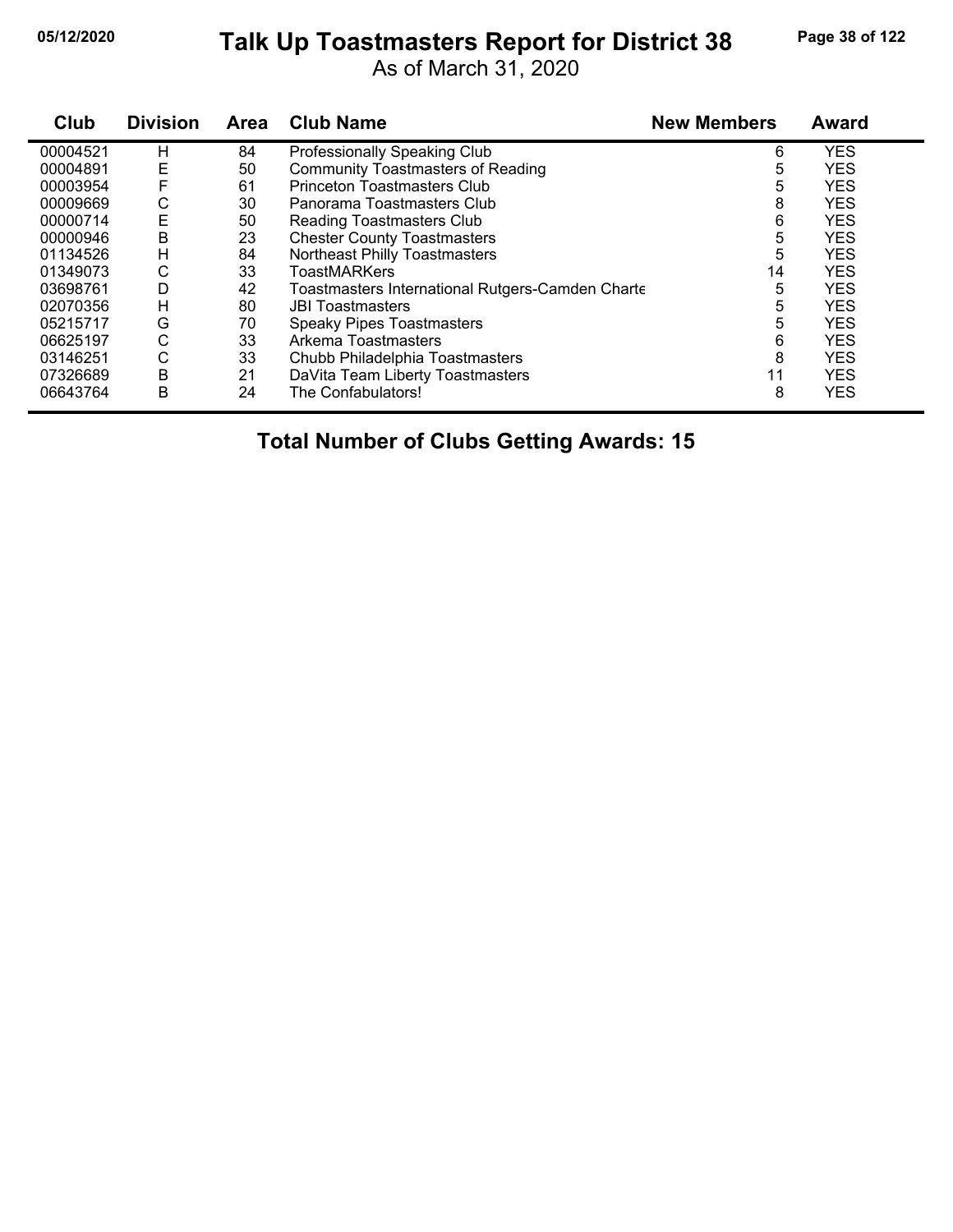# Talk Up Toastmasters Report for District 38

As of March 31, 2020

| Club | Division | Area | Club Name | New Members | Award |
|---|---|---|---|---|---|
| 00004521 | H | 84 | Professionally Speaking Club | 6 | YES |
| 00004891 | E | 50 | Community Toastmasters of Reading | 5 | YES |
| 00003954 | F | 61 | Princeton Toastmasters Club | 5 | YES |
| 00009669 | C | 30 | Panorama Toastmasters Club | 8 | YES |
| 00000714 | E | 50 | Reading Toastmasters Club | 6 | YES |
| 00000946 | B | 23 | Chester County Toastmasters | 5 | YES |
| 01134526 | H | 84 | Northeast Philly Toastmasters | 5 | YES |
| 01349073 | C | 33 | ToastMARKers | 14 | YES |
| 03698761 | D | 42 | Toastmasters International Rutgers-Camden Charte | 5 | YES |
| 02070356 | H | 80 | JBI Toastmasters | 5 | YES |
| 05215717 | G | 70 | Speaky Pipes Toastmasters | 5 | YES |
| 06625197 | C | 33 | Arkema Toastmasters | 6 | YES |
| 03146251 | C | 33 | Chubb Philadelphia Toastmasters | 8 | YES |
| 07326689 | B | 21 | DaVita Team Liberty Toastmasters | 11 | YES |
| 06643764 | B | 24 | The Confabulators! | 8 | YES |

**Total Number of Clubs Getting Awards: 15**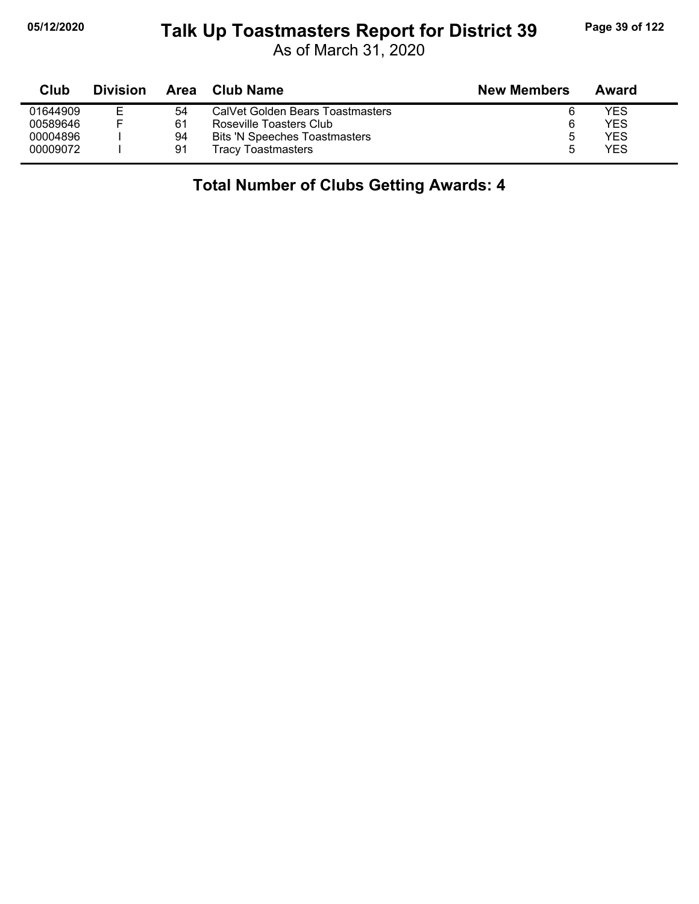# Talk Up Toastmasters Report for District 39

As of March 31, 2020

| Club | Division | Area | Club Name | New Members | Award |
|---|---|---|---|---|---|
| 01644909 | E | 54 | CalVet Golden Bears Toastmasters | 6 | YES |
| 00589646 | F | 61 | Roseville Toasters Club | 6 | YES |
| 00004896 | I | 94 | Bits 'N Speeches Toastmasters | 5 | YES |
| 00009072 | I | 91 | Tracy Toastmasters | 5 | YES |

**Total Number of Clubs Getting Awards: 4**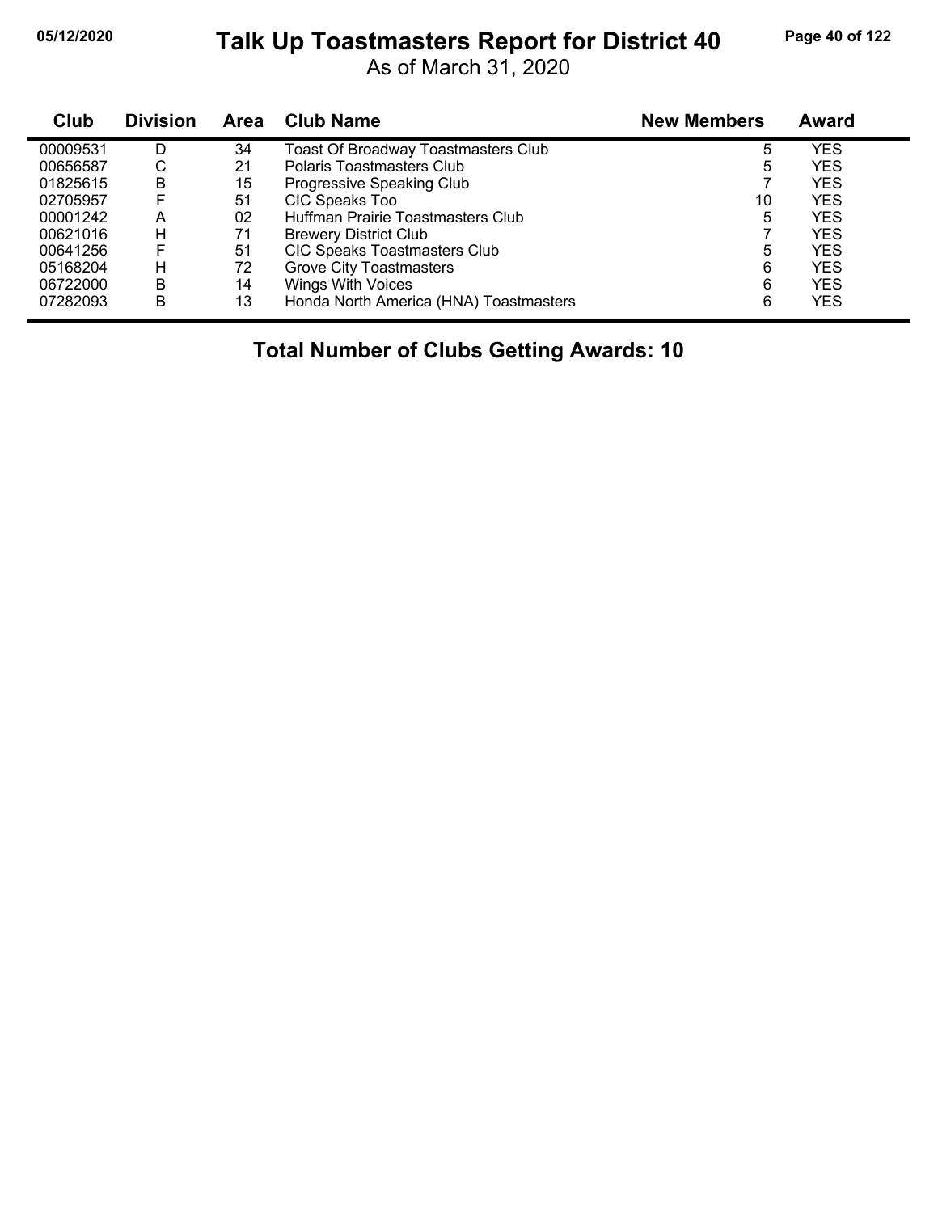# Talk Up Toastmasters Report for District 40

As of March 31, 2020

| Club | Division | Area | Club Name | New Members | Award |
|---|---|---|---|---|---|
| 00009531 | D | 34 | Toast Of Broadway Toastmasters Club | 5 | YES |
| 00656587 | C | 21 | Polaris Toastmasters Club | 5 | YES |
| 01825615 | B | 15 | Progressive Speaking Club | 7 | YES |
| 02705957 | F | 51 | CIC Speaks Too | 10 | YES |
| 00001242 | A | 02 | Huffman Prairie Toastmasters Club | 5 | YES |
| 00621016 | H | 71 | Brewery District Club | 7 | YES |
| 00641256 | F | 51 | CIC Speaks Toastmasters Club | 5 | YES |
| 05168204 | H | 72 | Grove City Toastmasters | 6 | YES |
| 06722000 | B | 14 | Wings With Voices | 6 | YES |
| 07282093 | B | 13 | Honda North America (HNA) Toastmasters | 6 | YES |

**Total Number of Clubs Getting Awards: 10**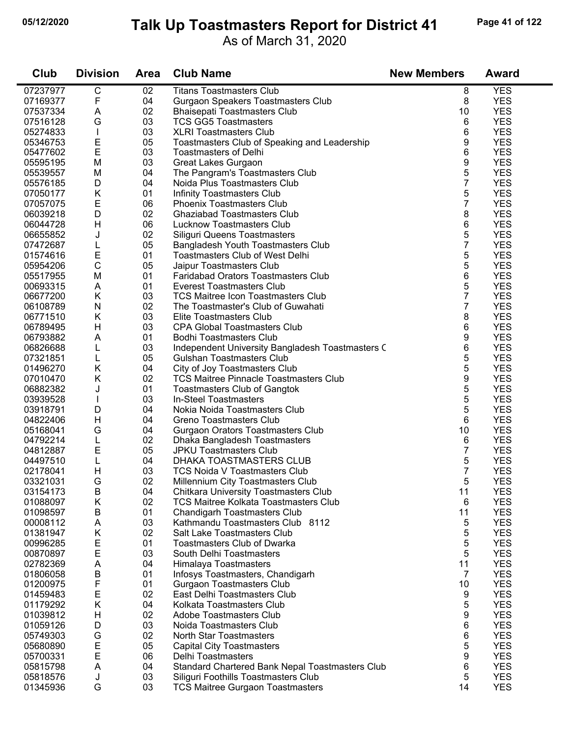# Talk Up Toastmasters Report for District 41

As of March 31, 2020

| Club | Division | Area | Club Name | New Members | Award |
|---|---|---|---|---|---|
| 07237977 | C | 02 | Titans Toastmasters Club | 8 | YES |
| 07169377 | F | 04 | Gurgaon Speakers Toastmasters Club | 8 | YES |
| 07537334 | A | 02 | Bhaisepati Toastmasters Club | 10 | YES |
| 07516128 | G | 03 | TCS GG5 Toastmasters | 6 | YES |
| 05274833 | I | 03 | XLRI Toastmasters Club | 6 | YES |
| 05346753 | E | 05 | Toastmasters Club of Speaking and Leadership | 9 | YES |
| 05477602 | E | 03 | Toastmasters of Delhi | 6 | YES |
| 05595195 | M | 03 | Great Lakes Gurgaon | 9 | YES |
| 05539557 | M | 04 | The Pangram's Toastmasters Club | 5 | YES |
| 05576185 | D | 04 | Noida Plus Toastmasters Club | 7 | YES |
| 07050177 | K | 01 | Infinity Toastmasters Club | 5 | YES |
| 07057075 | E | 06 | Phoenix Toastmasters Club | 7 | YES |
| 06039218 | D | 02 | Ghaziabad Toastmasters Club | 8 | YES |
| 06044728 | H | 06 | Lucknow Toastmasters Club | 6 | YES |
| 06655852 | J | 02 | Siliguri Queens Toastmasters | 5 | YES |
| 07472687 | L | 05 | Bangladesh Youth Toastmasters Club | 7 | YES |
| 01574616 | E | 01 | Toastmasters Club of West Delhi | 5 | YES |
| 05954206 | C | 05 | Jaipur Toastmasters Club | 5 | YES |
| 05517955 | M | 01 | Faridabad Orators Toastmasters Club | 6 | YES |
| 00693315 | A | 01 | Everest Toastmasters Club | 5 | YES |
| 06677200 | K | 03 | TCS Maitree Icon Toastmasters Club | 7 | YES |
| 06108789 | N | 02 | The Toastmaster's Club of Guwahati | 7 | YES |
| 06771510 | K | 03 | Elite Toastmasters Club | 8 | YES |
| 06789495 | H | 03 | CPA Global Toastmasters Club | 6 | YES |
| 06793882 | A | 01 | Bodhi Toastmasters Club | 9 | YES |
| 06826688 | L | 03 | Independent University Bangladesh Toastmasters C | 6 | YES |
| 07321851 | L | 05 | Gulshan Toastmasters Club | 5 | YES |
| 01496270 | K | 04 | City of Joy Toastmasters Club | 5 | YES |
| 07010470 | K | 02 | TCS Maitree Pinnacle Toastmasters Club | 9 | YES |
| 06882382 | J | 01 | Toastmasters Club of Gangtok | 5 | YES |
| 03939528 | I | 03 | In-Steel Toastmasters | 5 | YES |
| 03918791 | D | 04 | Nokia Noida Toastmasters Club | 5 | YES |
| 04822406 | H | 04 | Greno Toastmasters Club | 6 | YES |
| 05168041 | G | 04 | Gurgaon Orators Toastmasters Club | 10 | YES |
| 04792214 | L | 02 | Dhaka Bangladesh Toastmasters | 6 | YES |
| 04812887 | E | 05 | JPKU Toastmasters Club | 7 | YES |
| 04497510 | L | 04 | DHAKA TOASTMASTERS CLUB | 5 | YES |
| 02178041 | H | 03 | TCS Noida V Toastmasters Club | 7 | YES |
| 03321031 | G | 02 | Millennium City Toastmasters Club | 5 | YES |
| 03154173 | B | 04 | Chitkara University Toastmasters Club | 11 | YES |
| 01088097 | K | 02 | TCS Maitree Kolkata Toastmasters Club | 6 | YES |
| 01098597 | B | 01 | Chandigarh Toastmasters Club | 11 | YES |
| 00008112 | A | 03 | Kathmandu Toastmasters Club 8112 | 5 | YES |
| 01381947 | K | 02 | Salt Lake Toastmasters Club | 5 | YES |
| 00996285 | E | 01 | Toastmasters Club of Dwarka | 5 | YES |
| 00870897 | E | 03 | South Delhi Toastmasters | 5 | YES |
| 02782369 | A | 04 | Himalaya Toastmasters | 11 | YES |
| 01806058 | B | 01 | Infosys Toastmasters, Chandigarh | 7 | YES |
| 01200975 | F | 01 | Gurgaon Toastmasters Club | 10 | YES |
| 01459483 | E | 02 | East Delhi Toastmasters Club | 9 | YES |
| 01179292 | K | 04 | Kolkata Toastmasters Club | 5 | YES |
| 01039812 | H | 02 | Adobe Toastmasters Club | 9 | YES |
| 01059126 | D | 03 | Noida Toastmasters Club | 6 | YES |
| 05749303 | G | 02 | North Star Toastmasters | 6 | YES |
| 05680890 | E | 05 | Capital City Toastmasters | 5 | YES |
| 05700331 | E | 06 | Delhi Toastmasters | 9 | YES |
| 05815798 | A | 04 | Standard Chartered Bank Nepal Toastmasters Club | 6 | YES |
| 05818576 | J | 03 | Siliguri Foothills Toastmasters Club | 5 | YES |
| 01345936 | G | 03 | TCS Maitree Gurgaon Toastmasters | 14 | YES |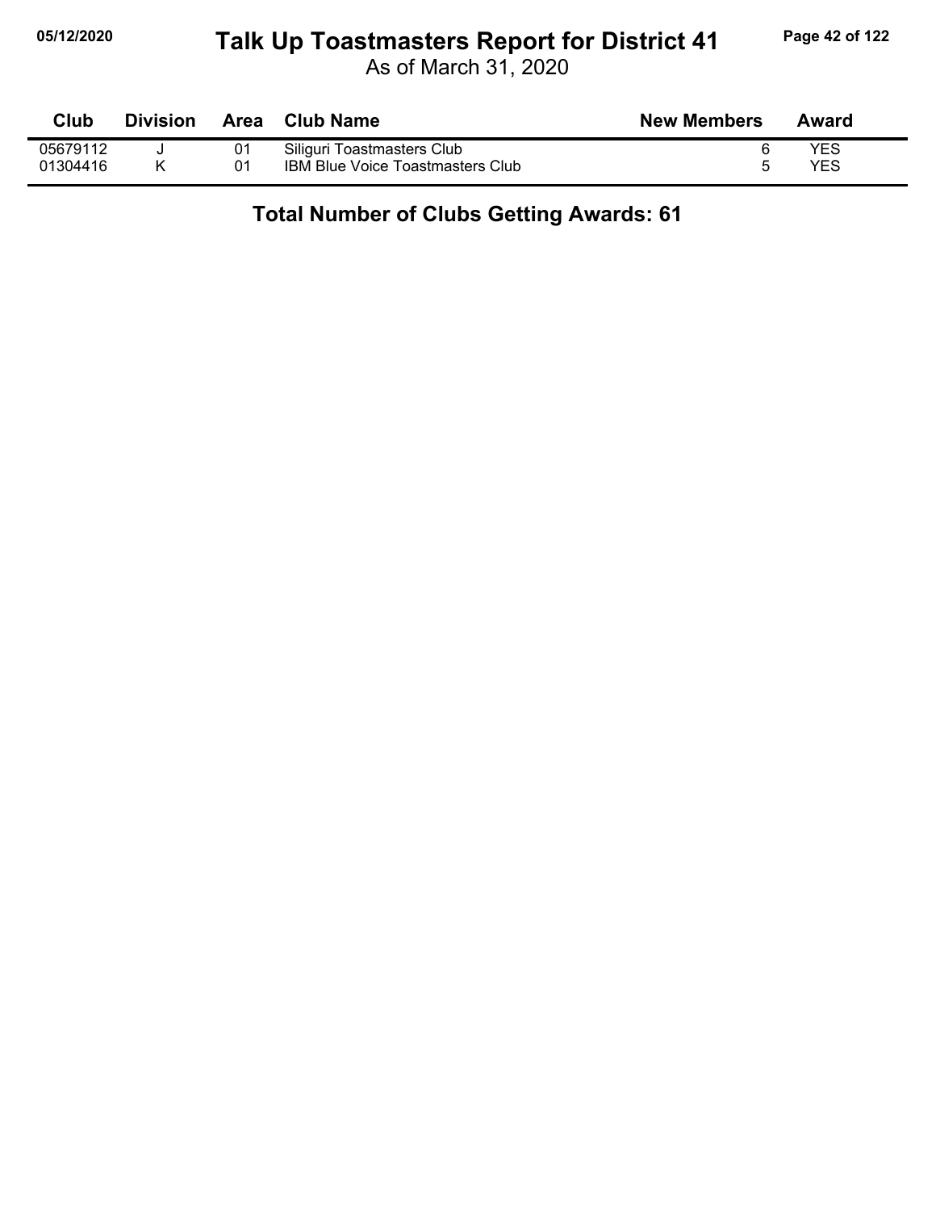# Talk Up Toastmasters Report for District 41

As of March 31, 2020

| Club | Division | Area | Club Name | New Members | Award |
|---|---|---|---|---|---|
| 05679112 | J | 01 | Siliguri Toastmasters Club | 6 | YES |
| 01304416 | K | 01 | IBM Blue Voice Toastmasters Club | 5 | YES |

**Total Number of Clubs Getting Awards: 61**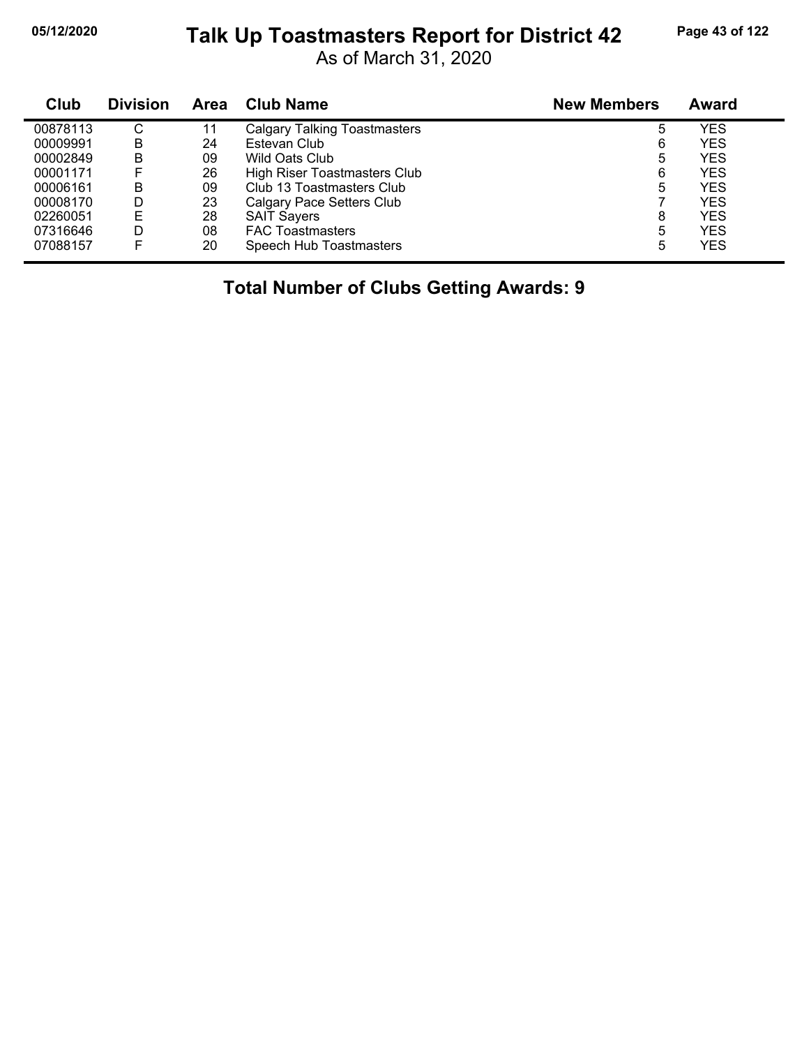# Talk Up Toastmasters Report for District 42

As of March 31, 2020

| Club | Division | Area | Club Name | New Members | Award |
|---|---|---|---|---|---|
| 00878113 | C | 11 | Calgary Talking Toastmasters | 5 | YES |
| 00009991 | B | 24 | Estevan Club | 6 | YES |
| 00002849 | B | 09 | Wild Oats Club | 5 | YES |
| 00001171 | F | 26 | High Riser Toastmasters Club | 6 | YES |
| 00006161 | B | 09 | Club 13 Toastmasters Club | 5 | YES |
| 00008170 | D | 23 | Calgary Pace Setters Club | 7 | YES |
| 02260051 | E | 28 | SAIT Sayers | 8 | YES |
| 07316646 | D | 08 | FAC Toastmasters | 5 | YES |
| 07088157 | F | 20 | Speech Hub Toastmasters | 5 | YES |

**Total Number of Clubs Getting Awards: 9**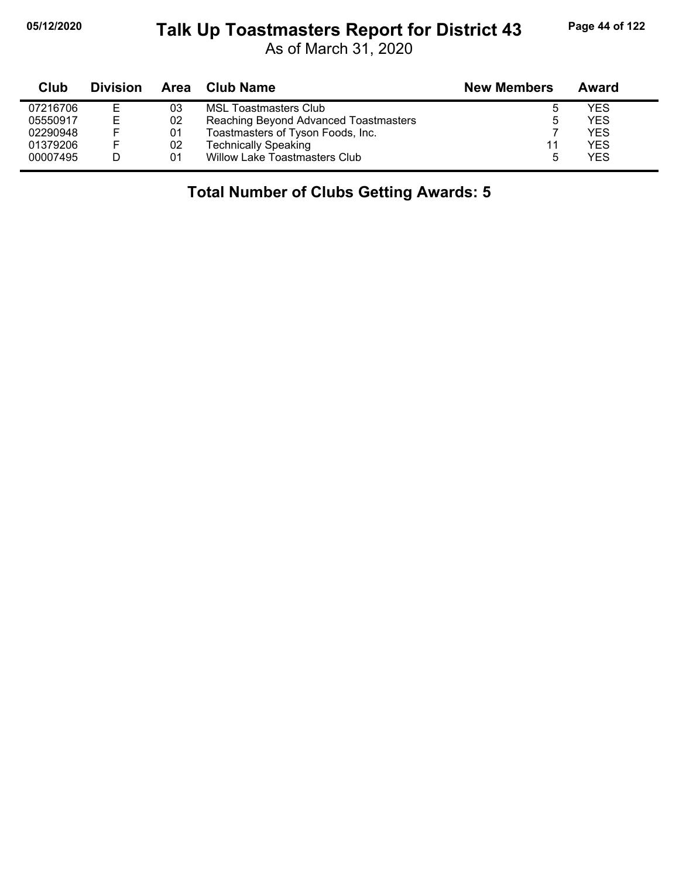# Talk Up Toastmasters Report for District 43

As of March 31, 2020

| Club | Division | Area | Club Name | New Members | Award |
|---|---|---|---|---|---|
| 07216706 | E | 03 | MSL Toastmasters Club | 5 | YES |
| 05550917 | E | 02 | Reaching Beyond Advanced Toastmasters | 5 | YES |
| 02290948 | F | 01 | Toastmasters of Tyson Foods, Inc. | 7 | YES |
| 01379206 | F | 02 | Technically Speaking | 11 | YES |
| 00007495 | D | 01 | Willow Lake Toastmasters Club | 5 | YES |

**Total Number of Clubs Getting Awards: 5**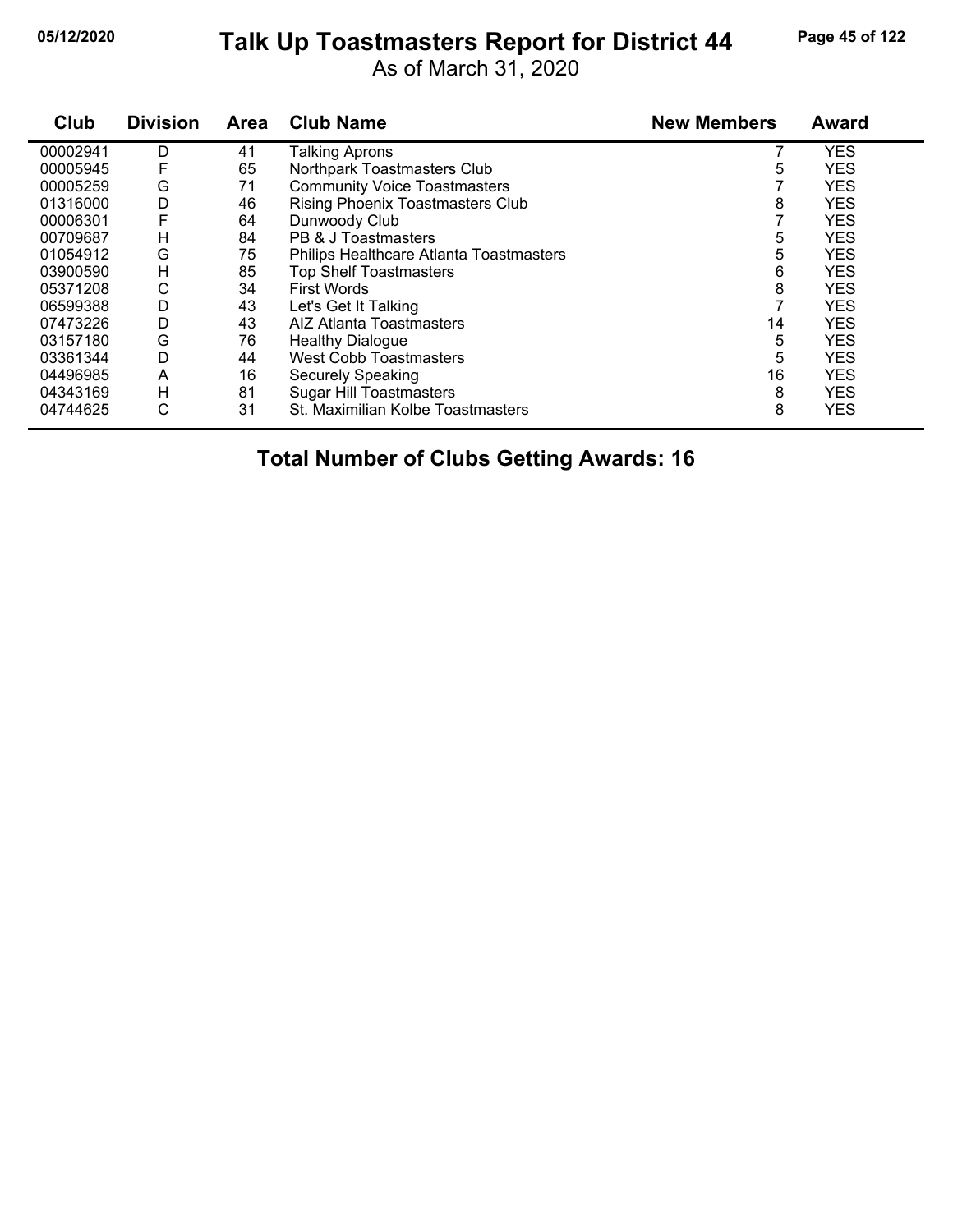# Talk Up Toastmasters Report for District 44

As of March 31, 2020

05/12/2020

| Club | Division | Area | Club Name | New Members | Award |
|---|---|---|---|---|---|
| 00002941 | D | 41 | Talking Aprons | 7 | YES |
| 00005945 | F | 65 | Northpark Toastmasters Club | 5 | YES |
| 00005259 | G | 71 | Community Voice Toastmasters | 7 | YES |
| 01316000 | D | 46 | Rising Phoenix Toastmasters Club | 8 | YES |
| 00006301 | F | 64 | Dunwoody Club | 7 | YES |
| 00709687 | H | 84 | PB & J Toastmasters | 5 | YES |
| 01054912 | G | 75 | Philips Healthcare Atlanta Toastmasters | 5 | YES |
| 03900590 | H | 85 | Top Shelf Toastmasters | 6 | YES |
| 05371208 | C | 34 | First Words | 8 | YES |
| 06599388 | D | 43 | Let's Get It Talking | 7 | YES |
| 07473226 | D | 43 | AIZ Atlanta Toastmasters | 14 | YES |
| 03157180 | G | 76 | Healthy Dialogue | 5 | YES |
| 03361344 | D | 44 | West Cobb Toastmasters | 5 | YES |
| 04496985 | A | 16 | Securely Speaking | 16 | YES |
| 04343169 | H | 81 | Sugar Hill Toastmasters | 8 | YES |
| 04744625 | C | 31 | St. Maximilian Kolbe Toastmasters | 8 | YES |

**Total Number of Clubs Getting Awards: 16**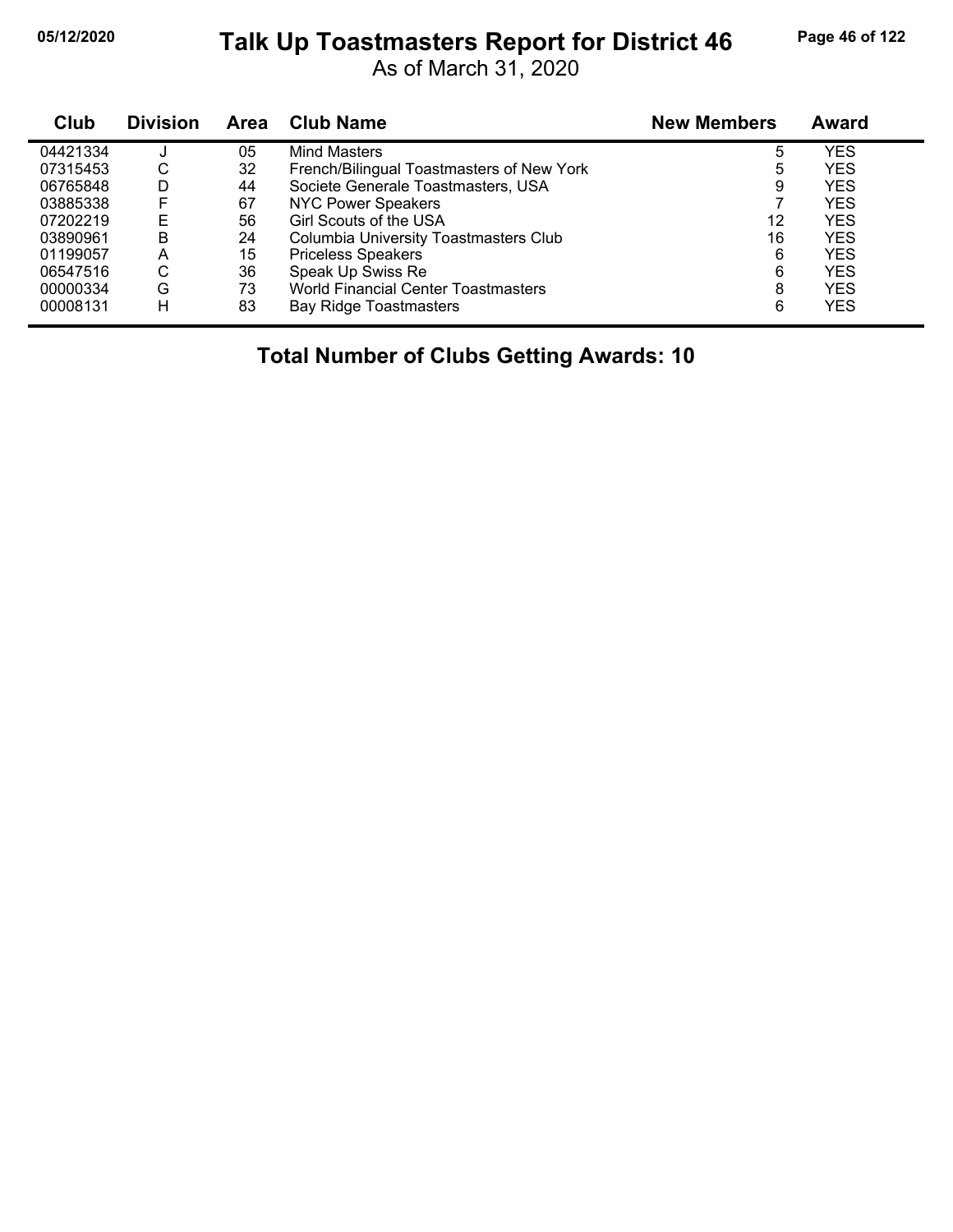# Talk Up Toastmasters Report for District 46

As of March 31, 2020

| Club | Division | Area | Club Name | New Members | Award |
|---|---|---|---|---|---|
| 04421334 | J | 05 | Mind Masters | 5 | YES |
| 07315453 | C | 32 | French/Bilingual Toastmasters of New York | 5 | YES |
| 06765848 | D | 44 | Societe Generale Toastmasters, USA | 9 | YES |
| 03885338 | F | 67 | NYC Power Speakers | 7 | YES |
| 07202219 | E | 56 | Girl Scouts of the USA | 12 | YES |
| 03890961 | B | 24 | Columbia University Toastmasters Club | 16 | YES |
| 01199057 | A | 15 | Priceless Speakers | 6 | YES |
| 06547516 | C | 36 | Speak Up Swiss Re | 6 | YES |
| 00000334 | G | 73 | World Financial Center Toastmasters | 8 | YES |
| 00008131 | H | 83 | Bay Ridge Toastmasters | 6 | YES |

**Total Number of Clubs Getting Awards: 10**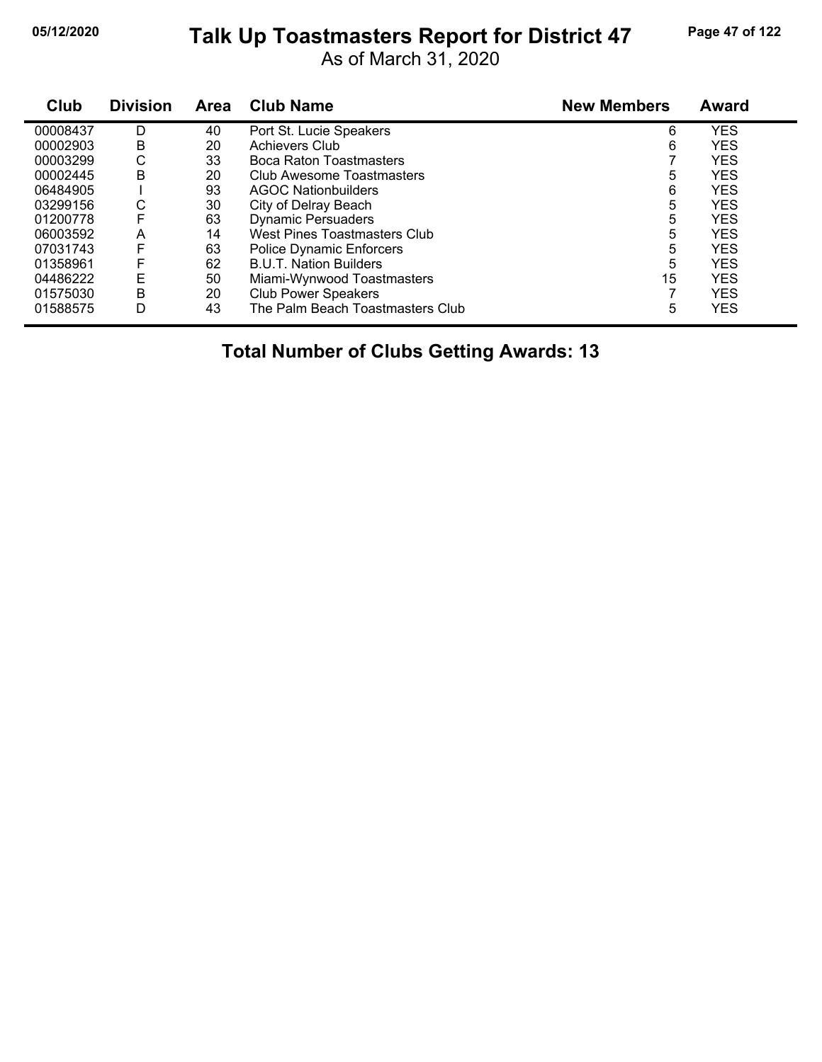# Talk Up Toastmasters Report for District 47

As of March 31, 2020

| Club | Division | Area | Club Name | New Members | Award |
|---|---|---|---|---|---|
| 00008437 | D | 40 | Port St. Lucie Speakers | 6 | YES |
| 00002903 | B | 20 | Achievers Club | 6 | YES |
| 00003299 | C | 33 | Boca Raton Toastmasters | 7 | YES |
| 00002445 | B | 20 | Club Awesome Toastmasters | 5 | YES |
| 06484905 | I | 93 | AGOC Nationbuilders | 6 | YES |
| 03299156 | C | 30 | City of Delray Beach | 5 | YES |
| 01200778 | F | 63 | Dynamic Persuaders | 5 | YES |
| 06003592 | A | 14 | West Pines Toastmasters Club | 5 | YES |
| 07031743 | F | 63 | Police Dynamic Enforcers | 5 | YES |
| 01358961 | F | 62 | B.U.T. Nation Builders | 5 | YES |
| 04486222 | E | 50 | Miami-Wynwood Toastmasters | 15 | YES |
| 01575030 | B | 20 | Club Power Speakers | 7 | YES |
| 01588575 | D | 43 | The Palm Beach Toastmasters Club | 5 | YES |

**Total Number of Clubs Getting Awards: 13**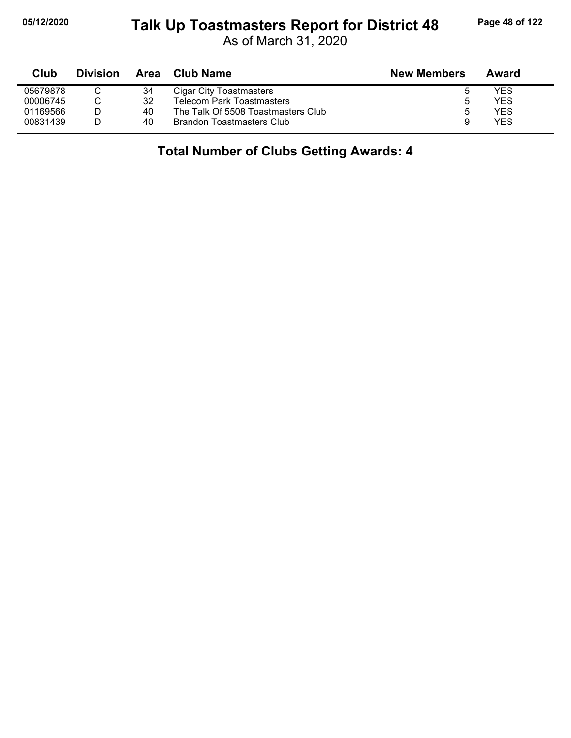# Talk Up Toastmasters Report for District 48

As of March 31, 2020

| Club | Division | Area | Club Name | New Members | Award |
|---|---|---|---|---|---|
| 05679878 | C | 34 | Cigar City Toastmasters | 5 | YES |
| 00006745 | C | 32 | Telecom Park Toastmasters | 5 | YES |
| 01169566 | D | 40 | The Talk Of 5508 Toastmasters Club | 5 | YES |
| 00831439 | D | 40 | Brandon Toastmasters Club | 9 | YES |

**Total Number of Clubs Getting Awards: 4**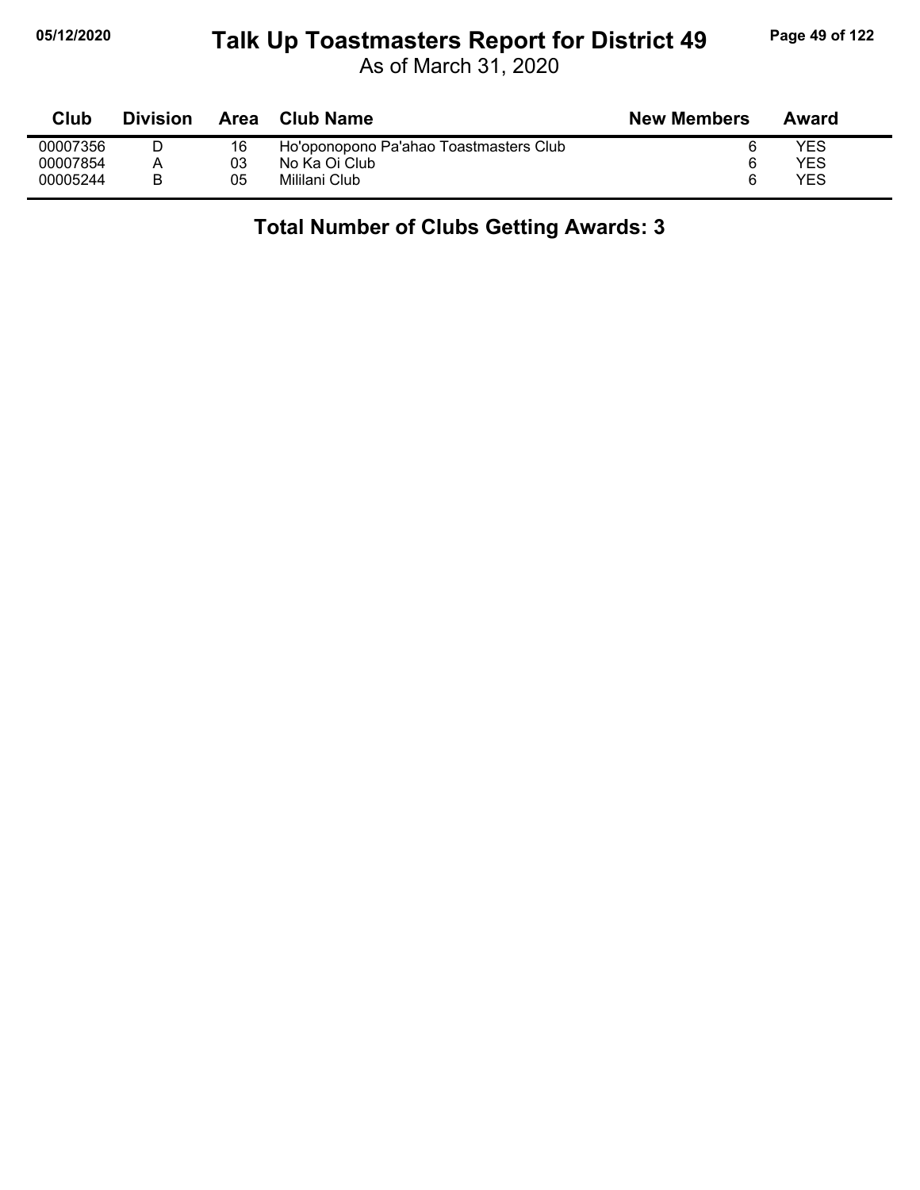# Talk Up Toastmasters Report for District 49

As of March 31, 2020

| Club | Division | Area | Club Name | New Members | Award |
|---|---|---|---|---|---|
| 00007356 | D | 16 | Ho'oponopono Pa'ahao Toastmasters Club | 6 | YES |
| 00007854 | A | 03 | No Ka Oi Club | 6 | YES |
| 00005244 | B | 05 | Mililani Club | 6 | YES |

## Total Number of Clubs Getting Awards: 3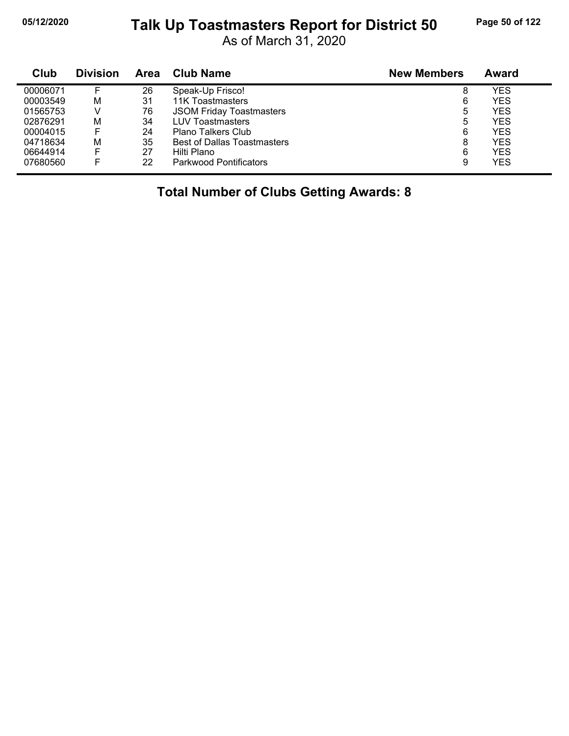# Talk Up Toastmasters Report for District 50

As of March 31, 2020

| Club | Division | Area | Club Name | New Members | Award |
|---|---|---|---|---|---|
| 00006071 | F | 26 | Speak-Up Frisco! | 8 | YES |
| 00003549 | M | 31 | 11K Toastmasters | 6 | YES |
| 01565753 | V | 76 | JSOM Friday Toastmasters | 5 | YES |
| 02876291 | M | 34 | LUV Toastmasters | 5 | YES |
| 00004015 | F | 24 | Plano Talkers Club | 6 | YES |
| 04718634 | M | 35 | Best of Dallas Toastmasters | 8 | YES |
| 06644914 | F | 27 | Hilti Plano | 6 | YES |
| 07680560 | F | 22 | Parkwood Pontificators | 9 | YES |

**Total Number of Clubs Getting Awards: 8**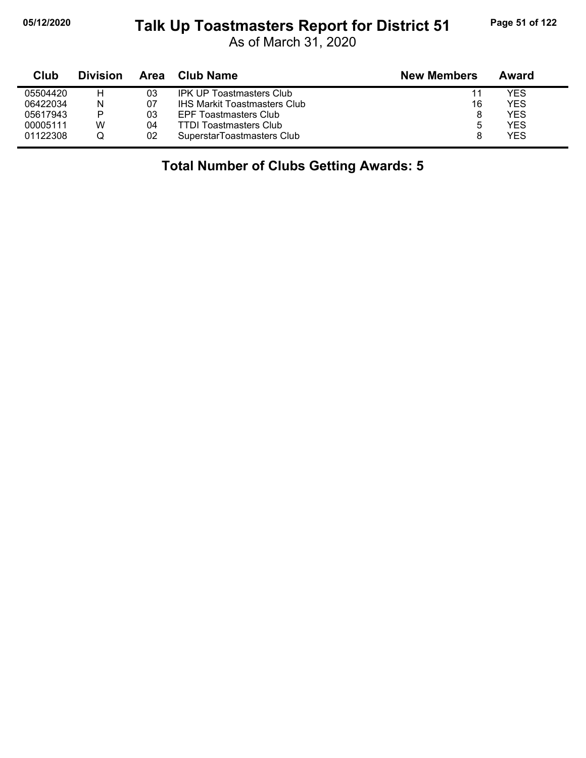# Talk Up Toastmasters Report for District 51

As of March 31, 2020

| Club | Division | Area | Club Name | New Members | Award |
|---|---|---|---|---|---|
| 05504420 | H | 03 | IPK UP Toastmasters Club | 11 | YES |
| 06422034 | N | 07 | IHS Markit Toastmasters Club | 16 | YES |
| 05617943 | P | 03 | EPF Toastmasters Club | 8 | YES |
| 00005111 | W | 04 | TTDI Toastmasters Club | 5 | YES |
| 01122308 | Q | 02 | SuperstarToastmasters Club | 8 | YES |

## Total Number of Clubs Getting Awards: 5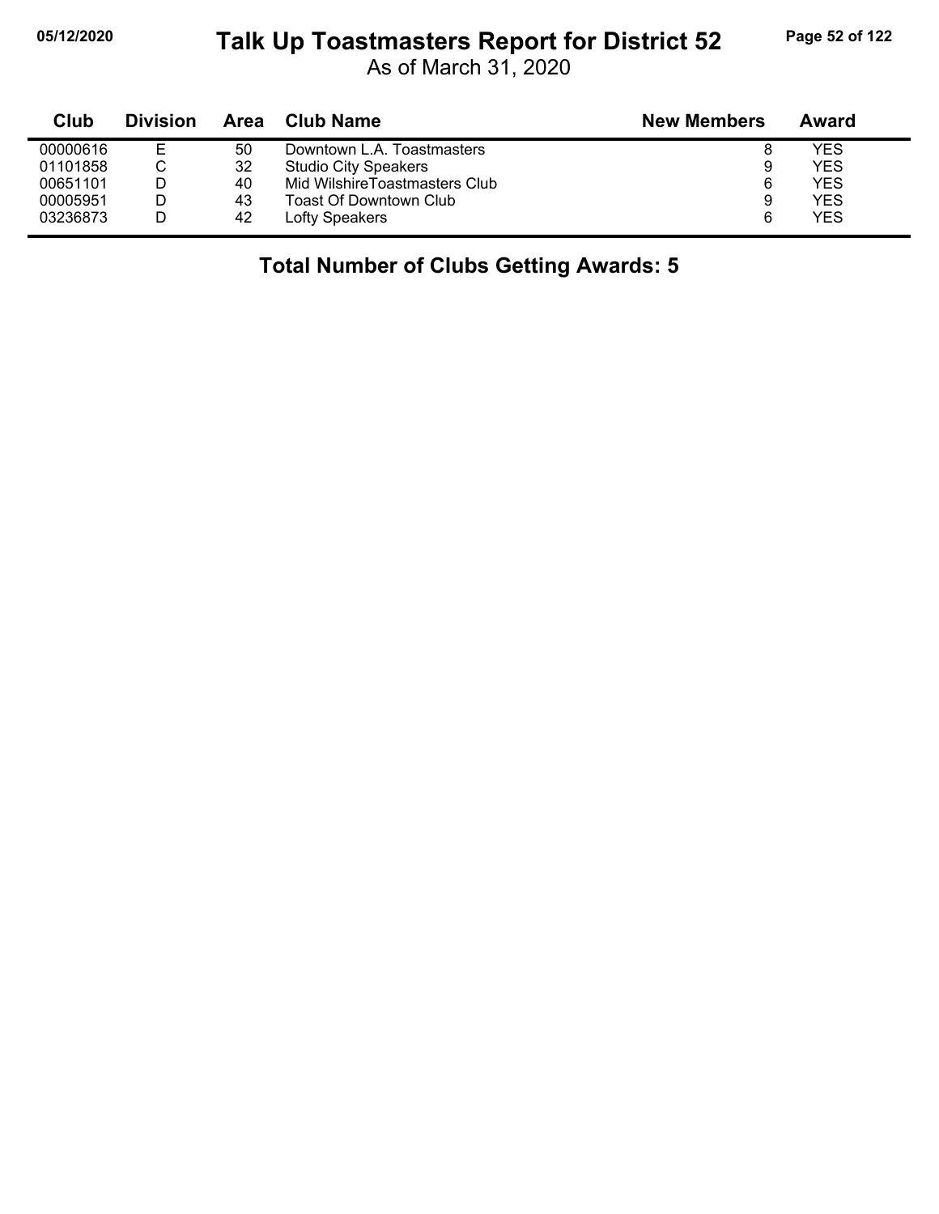# Talk Up Toastmasters Report for District 52

As of March 31, 2020

| Club | Division | Area | Club Name | New Members | Award |
|---|---|---|---|---|---|
| 00000616 | E | 50 | Downtown L.A. Toastmasters | 8 | YES |
| 01101858 | C | 32 | Studio City Speakers | 9 | YES |
| 00651101 | D | 40 | Mid WilshireToastmasters Club | 6 | YES |
| 00005951 | D | 43 | Toast Of Downtown Club | 9 | YES |
| 03236873 | D | 42 | Lofty Speakers | 6 | YES |

**Total Number of Clubs Getting Awards: 5**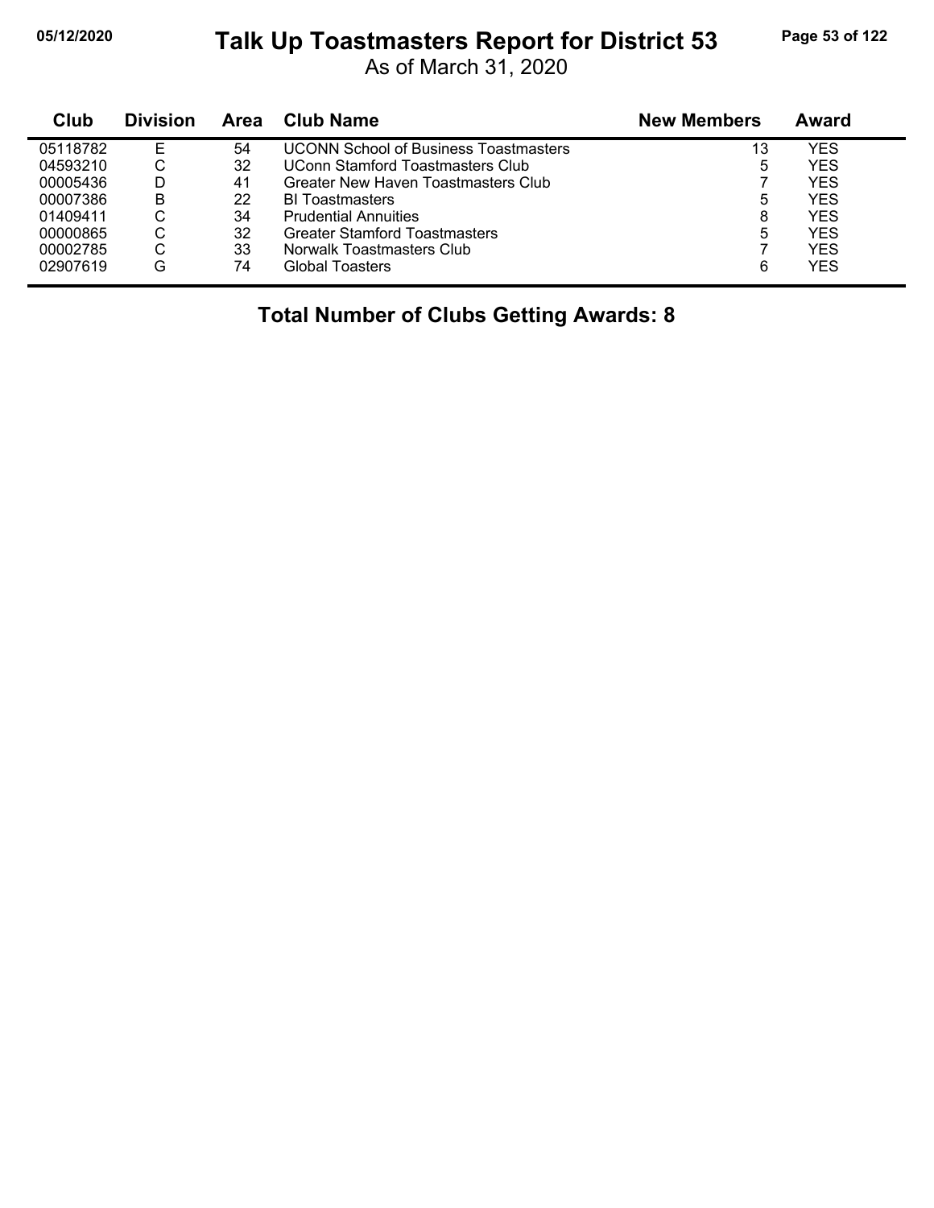# Talk Up Toastmasters Report for District 53

As of March 31, 2020

| Club | Division | Area | Club Name | New Members | Award |
|---|---|---|---|---|---|
| 05118782 | E | 54 | UCONN School of Business Toastmasters | 13 | YES |
| 04593210 | C | 32 | UConn Stamford Toastmasters Club | 5 | YES |
| 00005436 | D | 41 | Greater New Haven Toastmasters Club | 7 | YES |
| 00007386 | B | 22 | BI Toastmasters | 5 | YES |
| 01409411 | C | 34 | Prudential Annuities | 8 | YES |
| 00000865 | C | 32 | Greater Stamford Toastmasters | 5 | YES |
| 00002785 | C | 33 | Norwalk Toastmasters Club | 7 | YES |
| 02907619 | G | 74 | Global Toasters | 6 | YES |

**Total Number of Clubs Getting Awards: 8**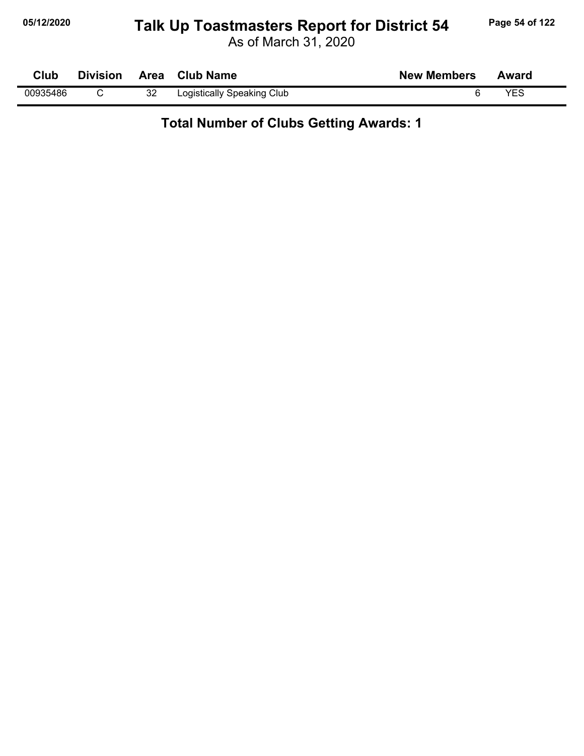# Talk Up Toastmasters Report for District 54

As of March 31, 2020

| Club | Division | Area | Club Name | New Members | Award |
|---|---|---|---|---|---|
| 00935486 | C | 32 | Logistically Speaking Club | 6 | YES |

**Total Number of Clubs Getting Awards: 1**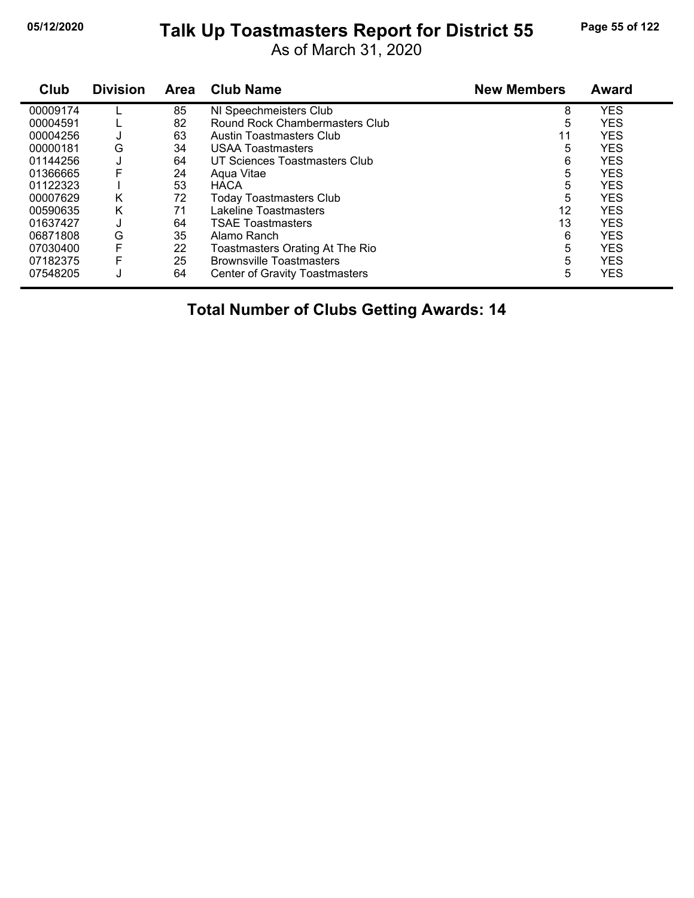# Talk Up Toastmasters Report for District 55

As of March 31, 2020

| Club | Division | Area | Club Name | New Members | Award |
|---|---|---|---|---|---|
| 00009174 | L | 85 | NI Speechmeisters Club | 8 | YES |
| 00004591 | L | 82 | Round Rock Chambermasters Club | 5 | YES |
| 00004256 | J | 63 | Austin Toastmasters Club | 11 | YES |
| 00000181 | G | 34 | USAA Toastmasters | 5 | YES |
| 01144256 | J | 64 | UT Sciences Toastmasters Club | 6 | YES |
| 01366665 | F | 24 | Aqua Vitae | 5 | YES |
| 01122323 | I | 53 | HACA | 5 | YES |
| 00007629 | K | 72 | Today Toastmasters Club | 5 | YES |
| 00590635 | K | 71 | Lakeline Toastmasters | 12 | YES |
| 01637427 | J | 64 | TSAE Toastmasters | 13 | YES |
| 06871808 | G | 35 | Alamo Ranch | 6 | YES |
| 07030400 | F | 22 | Toastmasters Orating At The Rio | 5 | YES |
| 07182375 | F | 25 | Brownsville Toastmasters | 5 | YES |
| 07548205 | J | 64 | Center of Gravity Toastmasters | 5 | YES |

## Total Number of Clubs Getting Awards: 14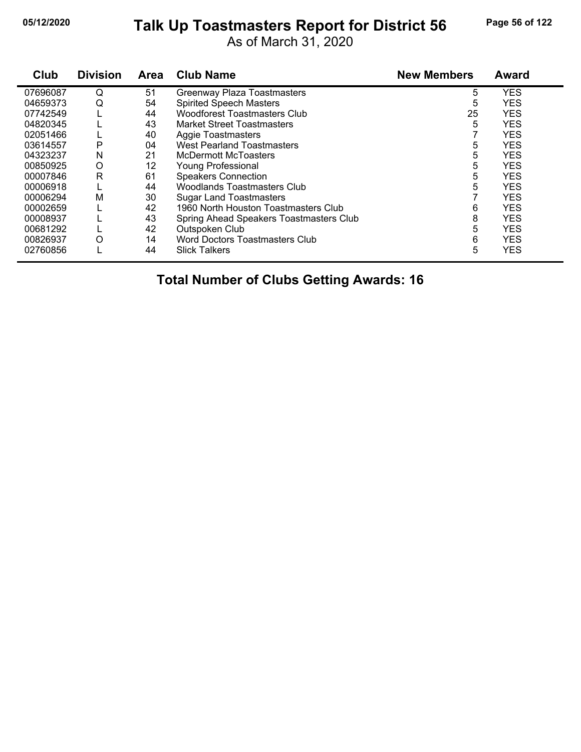# Talk Up Toastmasters Report for District 56

As of March 31, 2020

| Club | Division | Area | Club Name | New Members | Award |
|---|---|---|---|---|---|
| 07696087 | Q | 51 | Greenway Plaza Toastmasters | 5 | YES |
| 04659373 | Q | 54 | Spirited Speech Masters | 5 | YES |
| 07742549 | L | 44 | Woodforest Toastmasters Club | 25 | YES |
| 04820345 | L | 43 | Market Street Toastmasters | 5 | YES |
| 02051466 | L | 40 | Aggie Toastmasters | 7 | YES |
| 03614557 | P | 04 | West Pearland Toastmasters | 5 | YES |
| 04323237 | N | 21 | McDermott McToasters | 5 | YES |
| 00850925 | O | 12 | Young Professional | 5 | YES |
| 00007846 | R | 61 | Speakers Connection | 5 | YES |
| 00006918 | L | 44 | Woodlands Toastmasters Club | 5 | YES |
| 00006294 | M | 30 | Sugar Land Toastmasters | 7 | YES |
| 00002659 | L | 42 | 1960 North Houston Toastmasters Club | 6 | YES |
| 00008937 | L | 43 | Spring Ahead Speakers Toastmasters Club | 8 | YES |
| 00681292 | L | 42 | Outspoken Club | 5 | YES |
| 00826937 | O | 14 | Word Doctors Toastmasters Club | 6 | YES |
| 02760856 | L | 44 | Slick Talkers | 5 | YES |

**Total Number of Clubs Getting Awards: 16**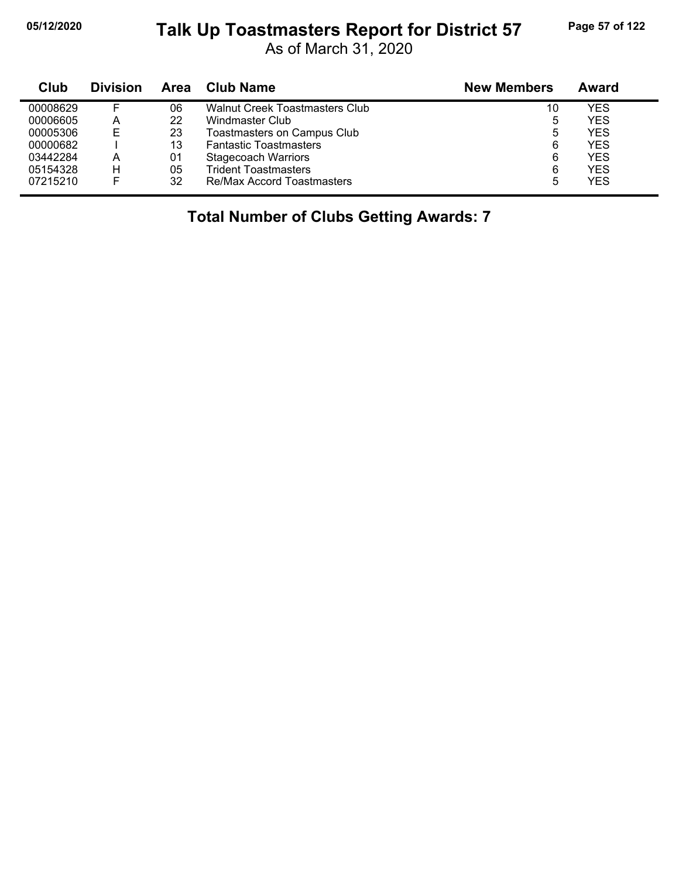# Talk Up Toastmasters Report for District 57

As of March 31, 2020

| Club | Division | Area | Club Name | New Members | Award |
|---|---|---|---|---|---|
| 00008629 | F | 06 | Walnut Creek Toastmasters Club | 10 | YES |
| 00006605 | A | 22 | Windmaster Club | 5 | YES |
| 00005306 | E | 23 | Toastmasters on Campus Club | 5 | YES |
| 00000682 | I | 13 | Fantastic Toastmasters | 6 | YES |
| 03442284 | A | 01 | Stagecoach Warriors | 6 | YES |
| 05154328 | H | 05 | Trident Toastmasters | 6 | YES |
| 07215210 | F | 32 | Re/Max Accord Toastmasters | 5 | YES |

**Total Number of Clubs Getting Awards: 7**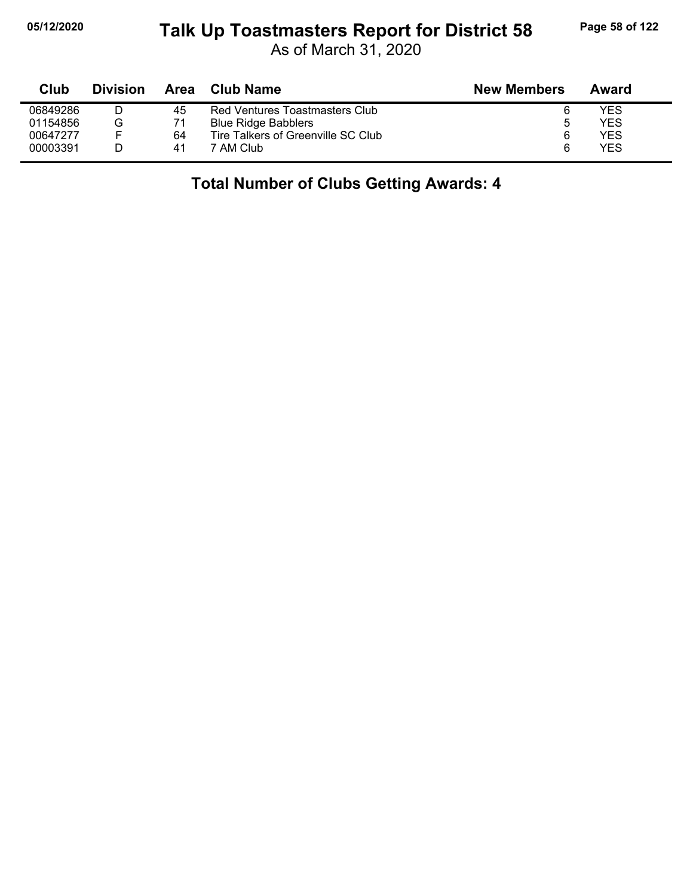# Talk Up Toastmasters Report for District 58

As of March 31, 2020

| Club | Division | Area | Club Name | New Members | Award |
|---|---|---|---|---|---|
| 06849286 | D | 45 | Red Ventures Toastmasters Club | 6 | YES |
| 01154856 | G | 71 | Blue Ridge Babblers | 5 | YES |
| 00647277 | F | 64 | Tire Talkers of Greenville SC Club | 6 | YES |
| 00003391 | D | 41 | 7 AM Club | 6 | YES |

## Total Number of Clubs Getting Awards: 4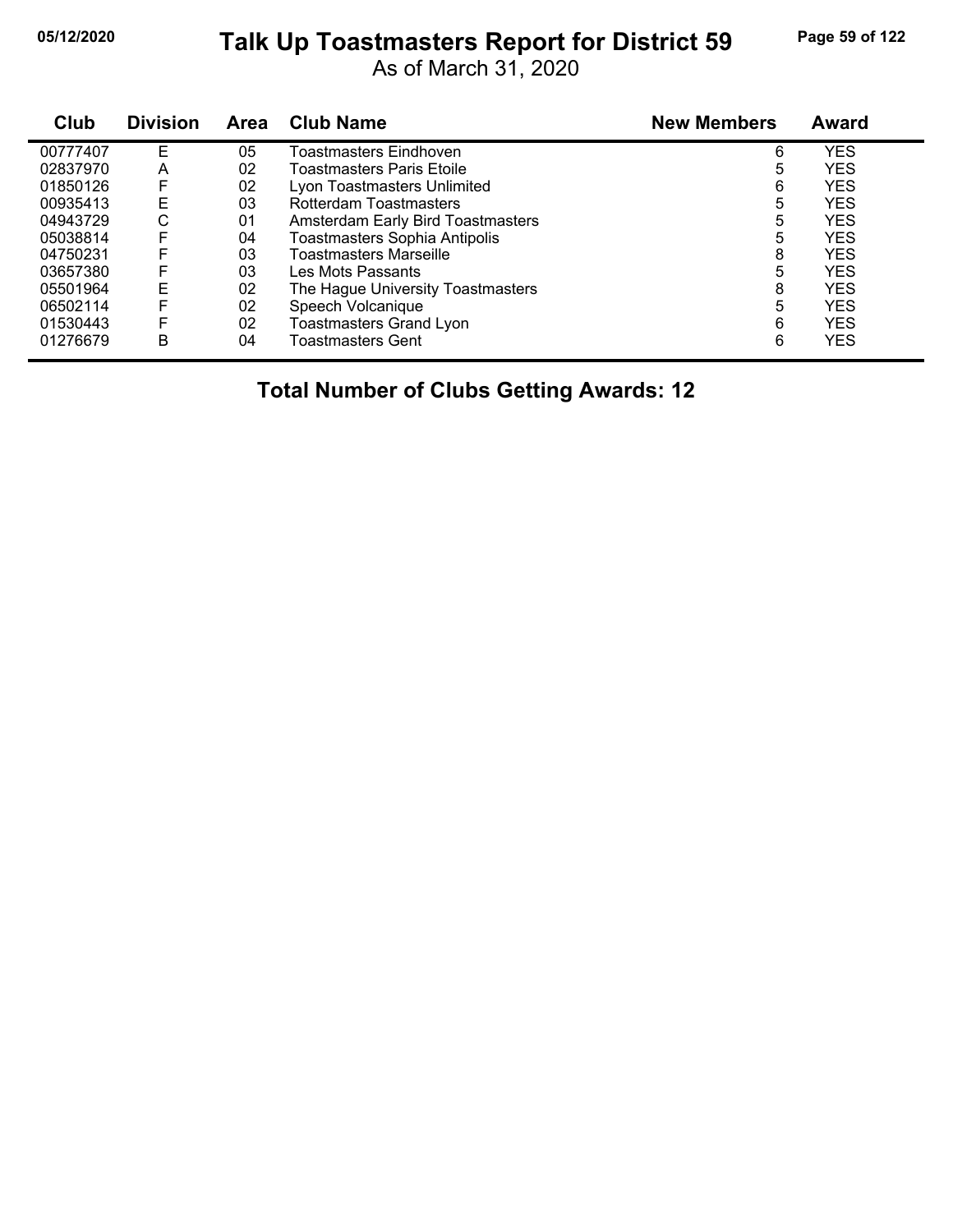# Talk Up Toastmasters Report for District 59

As of March 31, 2020

| Club | Division | Area | Club Name | New Members | Award |
|---|---|---|---|---|---|
| 00777407 | E | 05 | Toastmasters Eindhoven | 6 | YES |
| 02837970 | A | 02 | Toastmasters Paris Etoile | 5 | YES |
| 01850126 | F | 02 | Lyon Toastmasters Unlimited | 6 | YES |
| 00935413 | E | 03 | Rotterdam Toastmasters | 5 | YES |
| 04943729 | C | 01 | Amsterdam Early Bird Toastmasters | 5 | YES |
| 05038814 | F | 04 | Toastmasters Sophia Antipolis | 5 | YES |
| 04750231 | F | 03 | Toastmasters Marseille | 8 | YES |
| 03657380 | F | 03 | Les Mots Passants | 5 | YES |
| 05501964 | E | 02 | The Hague University Toastmasters | 8 | YES |
| 06502114 | F | 02 | Speech Volcanique | 5 | YES |
| 01530443 | F | 02 | Toastmasters Grand Lyon | 6 | YES |
| 01276679 | B | 04 | Toastmasters Gent | 6 | YES |

**Total Number of Clubs Getting Awards: 12**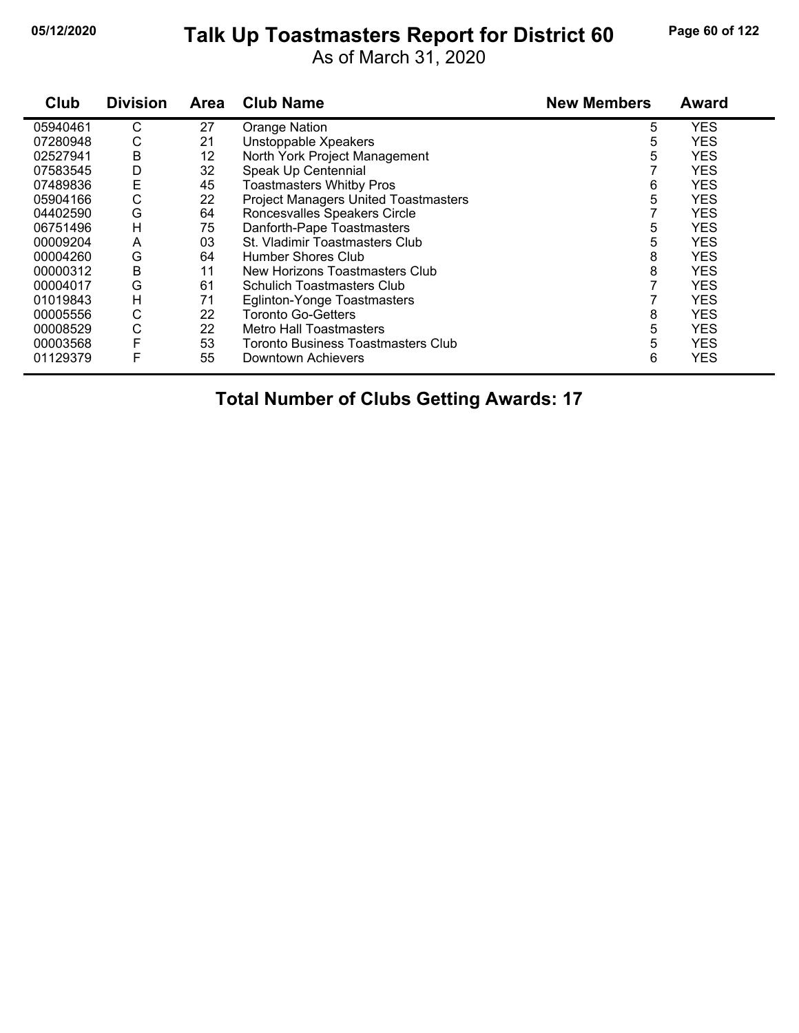# Talk Up Toastmasters Report for District 60

As of March 31, 2020

| Club | Division | Area | Club Name | New Members | Award |
|---|---|---|---|---|---|
| 05940461 | C | 27 | Orange Nation | 5 | YES |
| 07280948 | C | 21 | Unstoppable Xpeakers | 5 | YES |
| 02527941 | B | 12 | North York Project Management | 5 | YES |
| 07583545 | D | 32 | Speak Up Centennial | 7 | YES |
| 07489836 | E | 45 | Toastmasters Whitby Pros | 6 | YES |
| 05904166 | C | 22 | Project Managers United Toastmasters | 5 | YES |
| 04402590 | G | 64 | Roncesvalles Speakers Circle | 7 | YES |
| 06751496 | H | 75 | Danforth-Pape Toastmasters | 5 | YES |
| 00009204 | A | 03 | St. Vladimir Toastmasters Club | 5 | YES |
| 00004260 | G | 64 | Humber Shores Club | 8 | YES |
| 00000312 | B | 11 | New Horizons Toastmasters Club | 8 | YES |
| 00004017 | G | 61 | Schulich Toastmasters Club | 7 | YES |
| 01019843 | H | 71 | Eglinton-Yonge Toastmasters | 7 | YES |
| 00005556 | C | 22 | Toronto Go-Getters | 8 | YES |
| 00008529 | C | 22 | Metro Hall Toastmasters | 5 | YES |
| 00003568 | F | 53 | Toronto Business Toastmasters Club | 5 | YES |
| 01129379 | F | 55 | Downtown Achievers | 6 | YES |

**Total Number of Clubs Getting Awards: 17**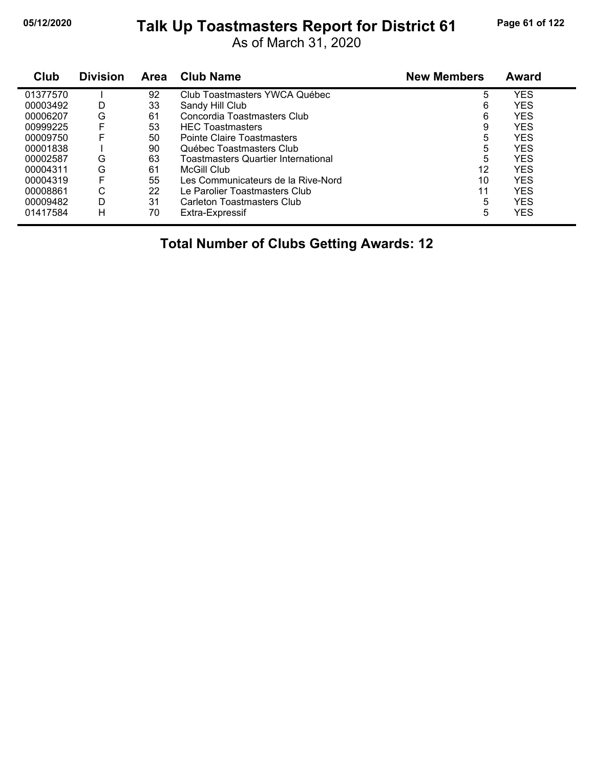# Talk Up Toastmasters Report for District 61

As of March 31, 2020

| Club | Division | Area | Club Name | New Members | Award |
|---|---|---|---|---|---|
| 01377570 | I | 92 | Club Toastmasters YWCA Québec | 5 | YES |
| 00003492 | D | 33 | Sandy Hill Club | 6 | YES |
| 00006207 | G | 61 | Concordia Toastmasters Club | 6 | YES |
| 00999225 | F | 53 | HEC Toastmasters | 9 | YES |
| 00009750 | F | 50 | Pointe Claire Toastmasters | 5 | YES |
| 00001838 | I | 90 | Québec Toastmasters Club | 5 | YES |
| 00002587 | G | 63 | Toastmasters Quartier International | 5 | YES |
| 00004311 | G | 61 | McGill Club | 12 | YES |
| 00004319 | F | 55 | Les Communicateurs de la Rive-Nord | 10 | YES |
| 00008861 | C | 22 | Le Parolier Toastmasters Club | 11 | YES |
| 00009482 | D | 31 | Carleton Toastmasters Club | 5 | YES |
| 01417584 | H | 70 | Extra-Expressif | 5 | YES |

**Total Number of Clubs Getting Awards: 12**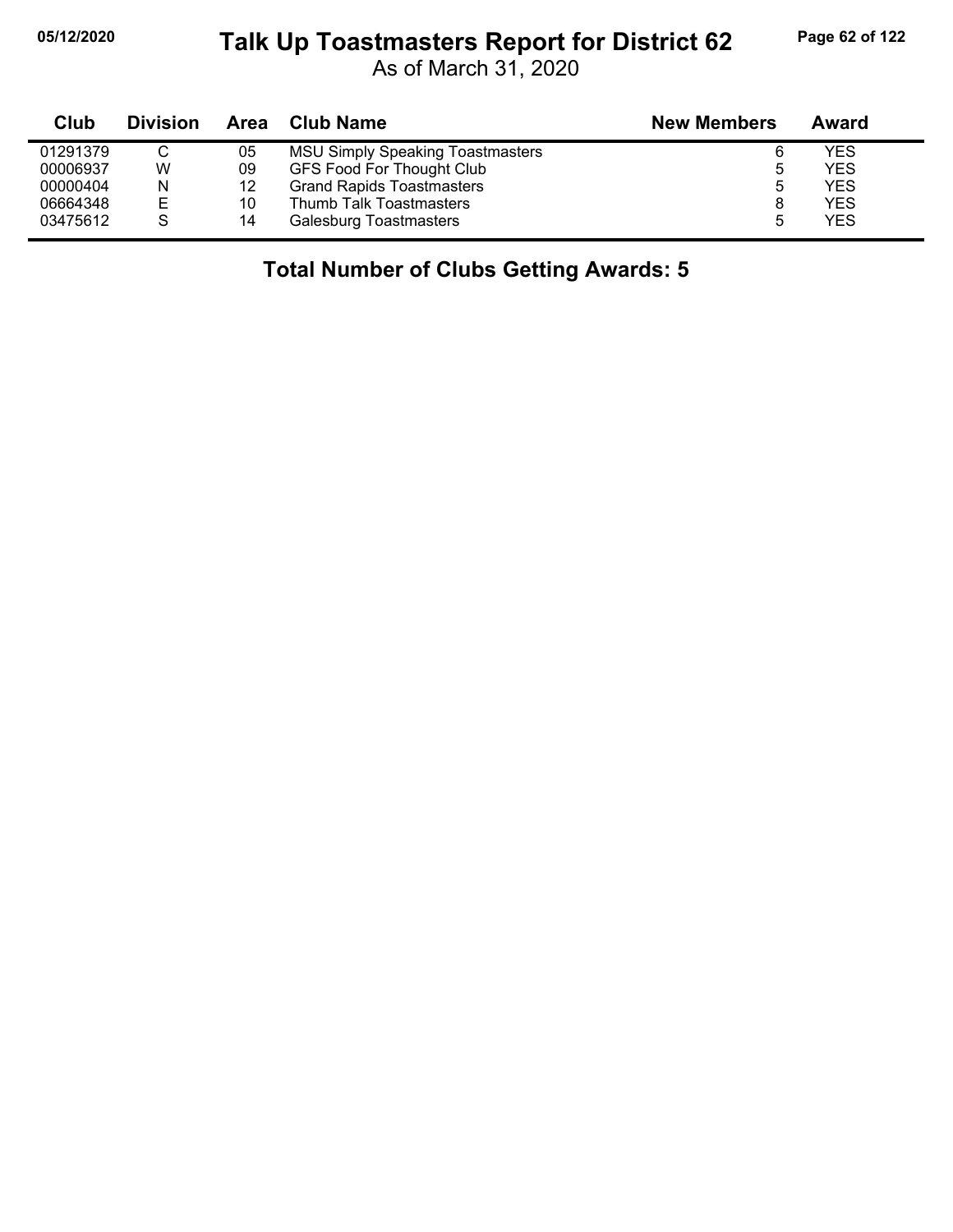# Talk Up Toastmasters Report for District 62

As of March 31, 2020

| Club | Division | Area | Club Name | New Members | Award |
|---|---|---|---|---|---|
| 01291379 | C | 05 | MSU Simply Speaking Toastmasters | 6 | YES |
| 00006937 | W | 09 | GFS Food For Thought Club | 5 | YES |
| 00000404 | N | 12 | Grand Rapids Toastmasters | 5 | YES |
| 06664348 | E | 10 | Thumb Talk Toastmasters | 8 | YES |
| 03475612 | S | 14 | Galesburg Toastmasters | 5 | YES |

## Total Number of Clubs Getting Awards: 5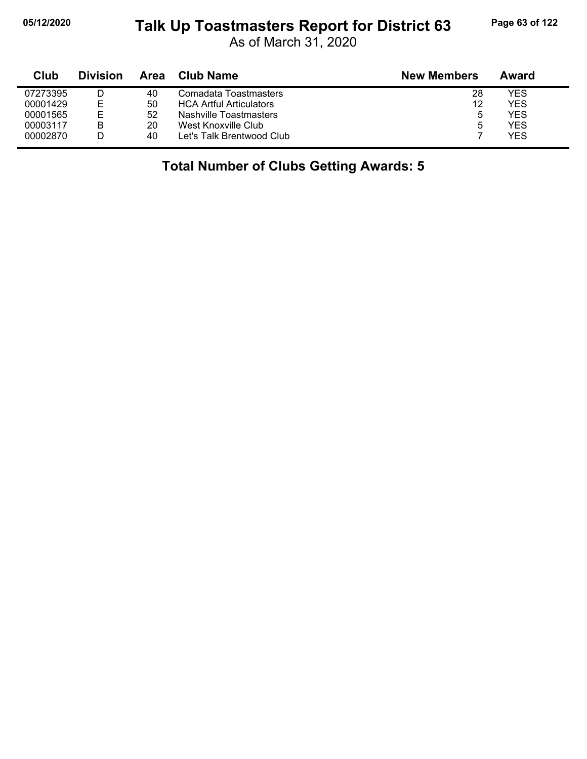# Talk Up Toastmasters Report for District 63

As of March 31, 2020

| Club | Division | Area | Club Name | New Members | Award |
|---|---|---|---|---|---|
| 07273395 | D | 40 | Comadata Toastmasters | 28 | YES |
| 00001429 | E | 50 | HCA Artful Articulators | 12 | YES |
| 00001565 | E | 52 | Nashville Toastmasters | 5 | YES |
| 00003117 | B | 20 | West Knoxville Club | 5 | YES |
| 00002870 | D | 40 | Let's Talk Brentwood Club | 7 | YES |

**Total Number of Clubs Getting Awards: 5**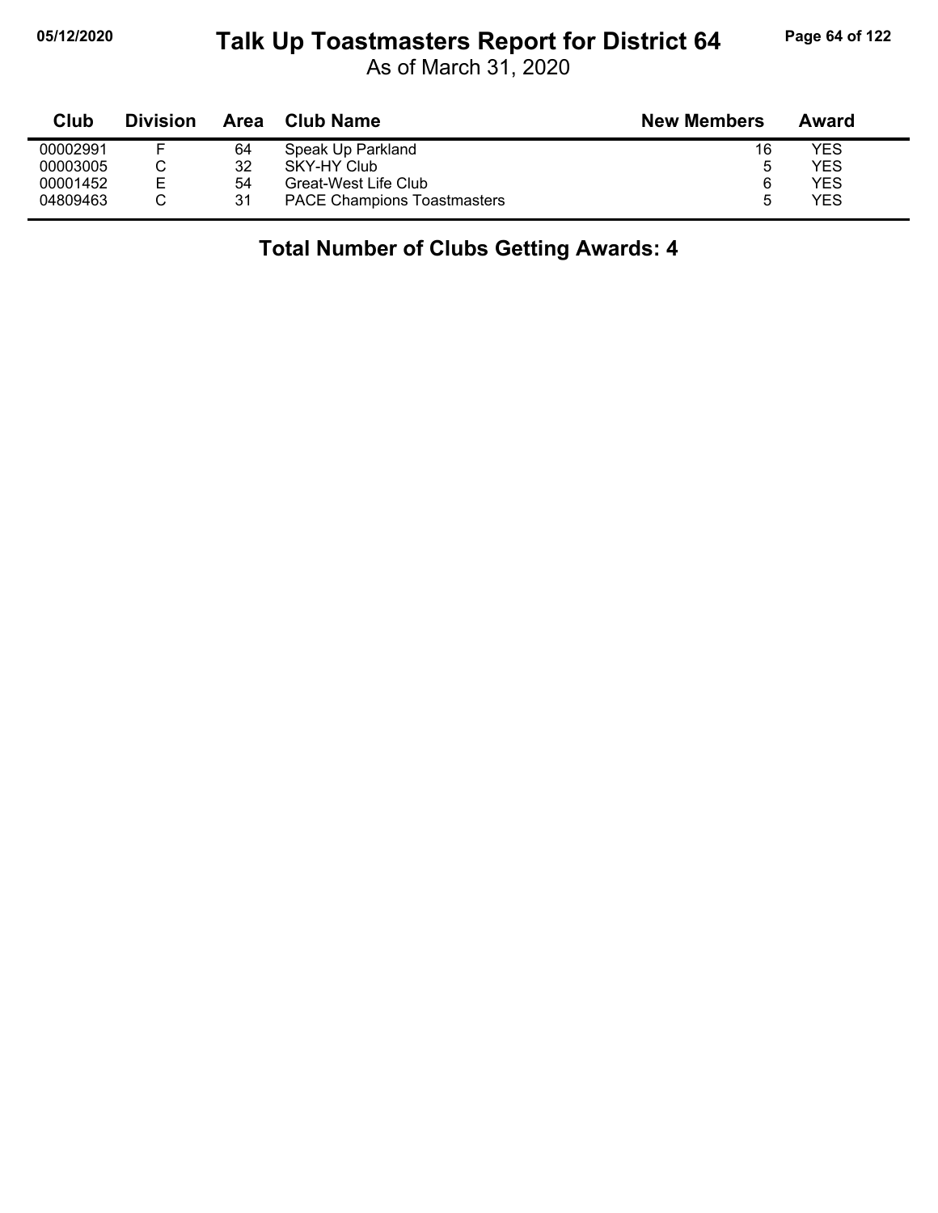# Talk Up Toastmasters Report for District 64

As of March 31, 2020

| Club | Division | Area | Club Name | New Members | Award |
|---|---|---|---|---|---|
| 00002991 | F | 64 | Speak Up Parkland | 16 | YES |
| 00003005 | C | 32 | SKY-HY Club | 5 | YES |
| 00001452 | E | 54 | Great-West Life Club | 6 | YES |
| 04809463 | C | 31 | PACE Champions Toastmasters | 5 | YES |

**Total Number of Clubs Getting Awards: 4**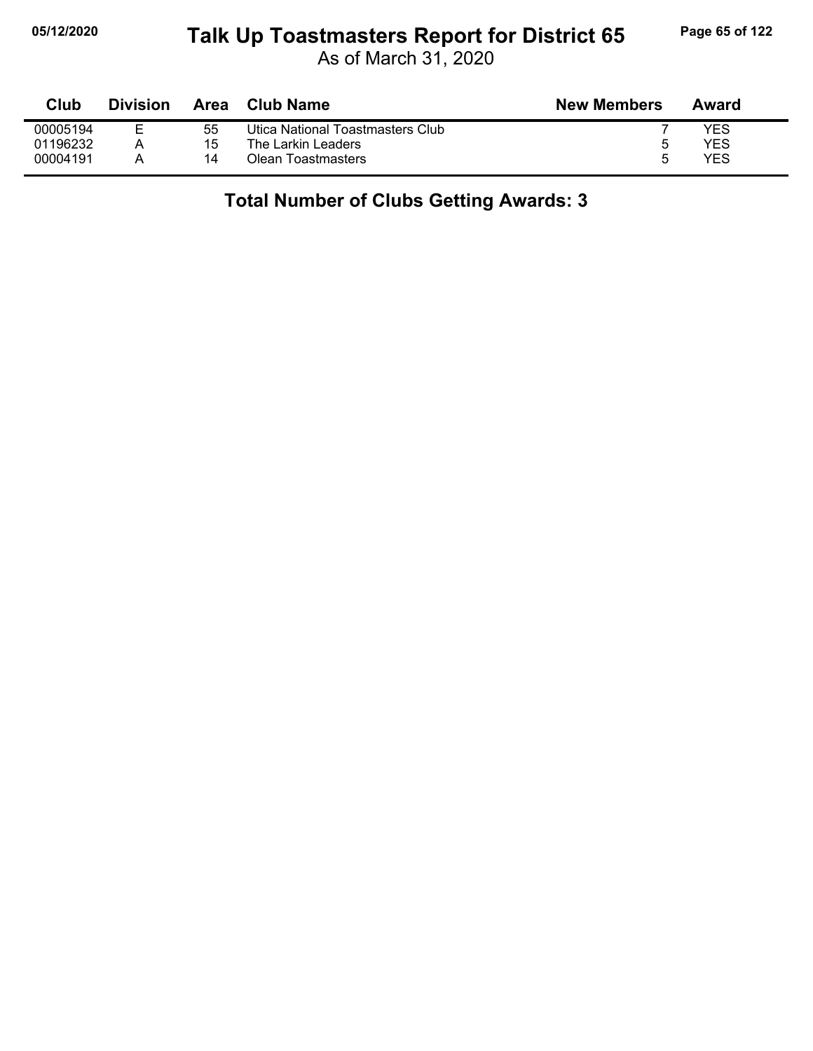# Talk Up Toastmasters Report for District 65

As of March 31, 2020

| Club | Division | Area | Club Name | New Members | Award |
|---|---|---|---|---|---|
| 00005194 | E | 55 | Utica National Toastmasters Club | 7 | YES |
| 01196232 | A | 15 | The Larkin Leaders | 5 | YES |
| 00004191 | A | 14 | Olean Toastmasters | 5 | YES |

**Total Number of Clubs Getting Awards: 3**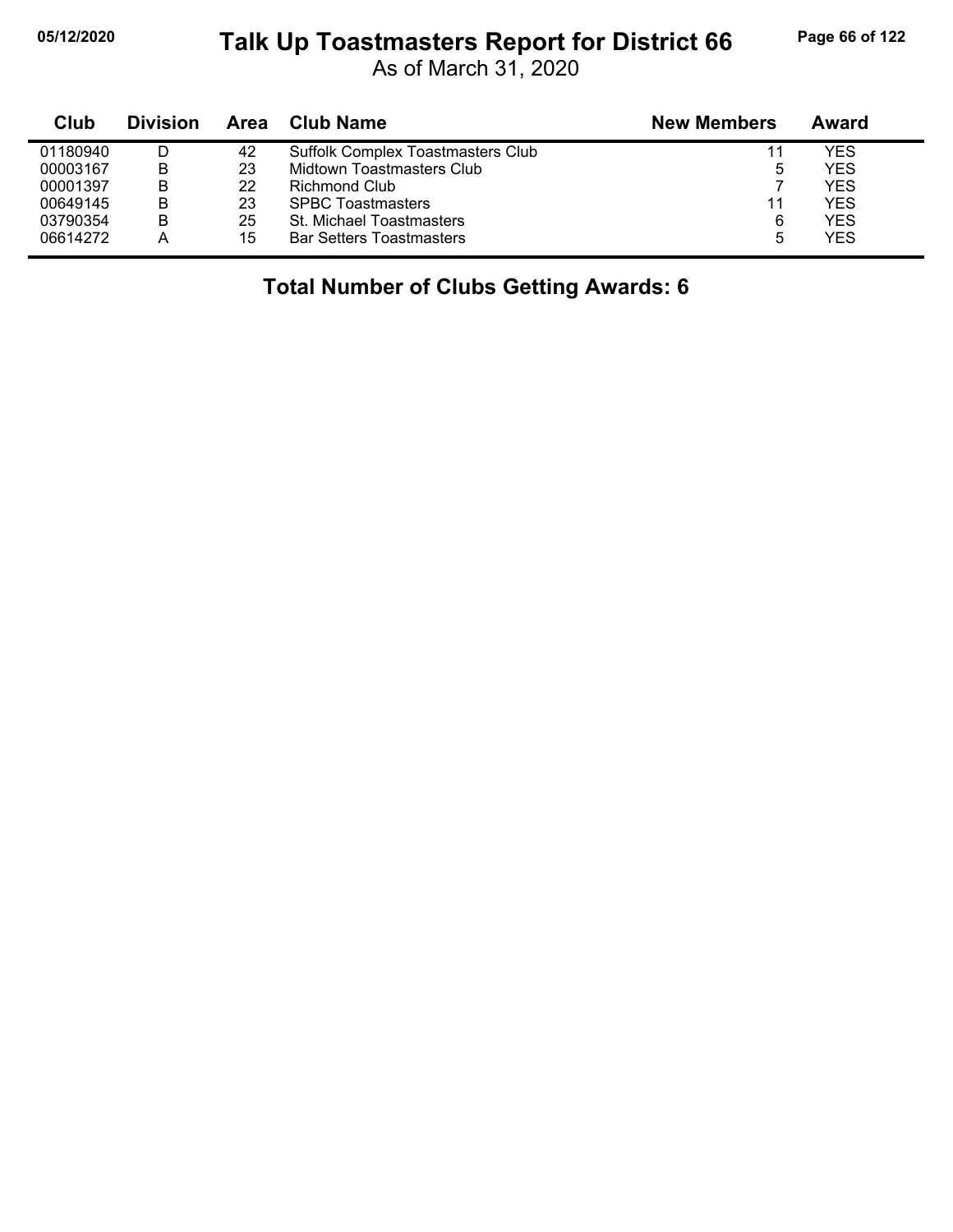# Talk Up Toastmasters Report for District 66

As of March 31, 2020

| Club | Division | Area | Club Name | New Members | Award |
|---|---|---|---|---|---|
| 01180940 | D | 42 | Suffolk Complex Toastmasters Club | 11 | YES |
| 00003167 | B | 23 | Midtown Toastmasters Club | 5 | YES |
| 00001397 | B | 22 | Richmond Club | 7 | YES |
| 00649145 | B | 23 | SPBC Toastmasters | 11 | YES |
| 03790354 | B | 25 | St. Michael Toastmasters | 6 | YES |
| 06614272 | A | 15 | Bar Setters Toastmasters | 5 | YES |

**Total Number of Clubs Getting Awards: 6**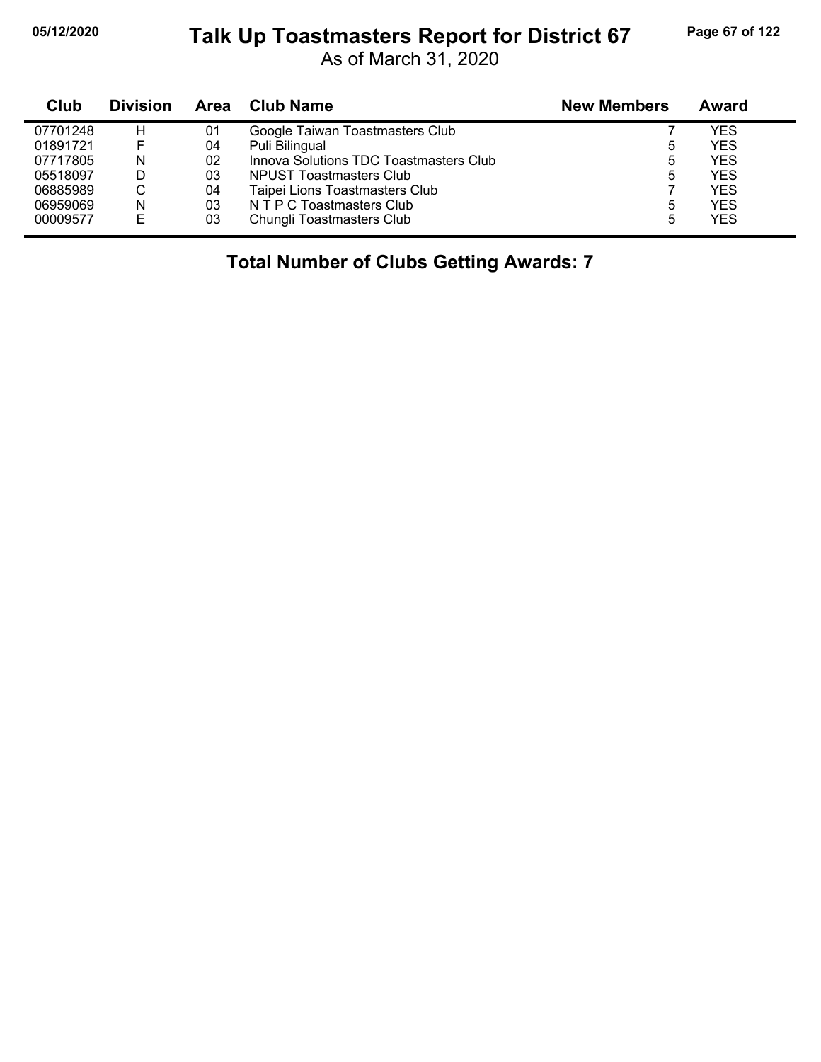# Talk Up Toastmasters Report for District 67

As of March 31, 2020

| Club | Division | Area | Club Name | New Members | Award |
|---|---|---|---|---|---|
| 07701248 | H | 01 | Google Taiwan Toastmasters Club | 7 | YES |
| 01891721 | F | 04 | Puli Bilingual | 5 | YES |
| 07717805 | N | 02 | Innova Solutions TDC Toastmasters Club | 5 | YES |
| 05518097 | D | 03 | NPUST Toastmasters Club | 5 | YES |
| 06885989 | C | 04 | Taipei Lions Toastmasters Club | 7 | YES |
| 06959069 | N | 03 | N T P C Toastmasters Club | 5 | YES |
| 00009577 | E | 03 | Chungli Toastmasters Club | 5 | YES |

**Total Number of Clubs Getting Awards: 7**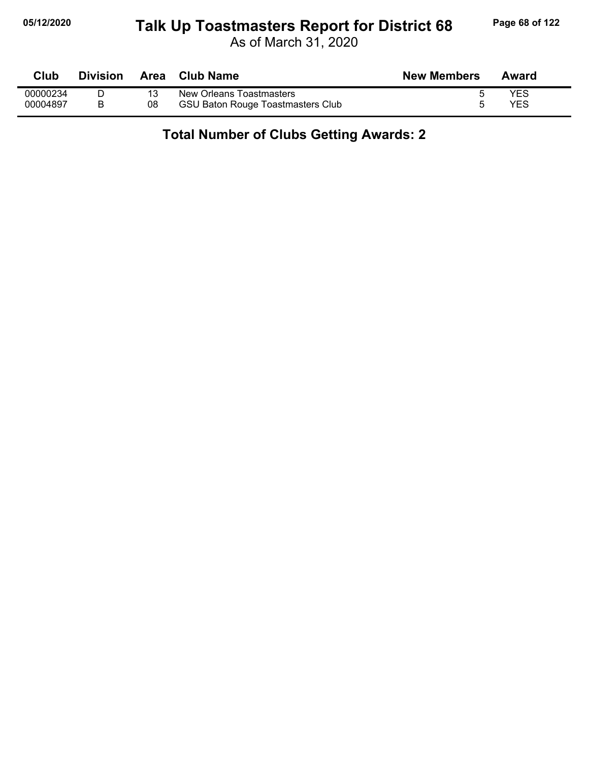# Talk Up Toastmasters Report for District 68

As of March 31, 2020

| Club | Division | Area | Club Name | New Members | Award |
|---|---|---|---|---|---|
| 00000234 | D | 13 | New Orleans Toastmasters | 5 | YES |
| 00004897 | B | 08 | GSU Baton Rouge Toastmasters Club | 5 | YES |

**Total Number of Clubs Getting Awards: 2**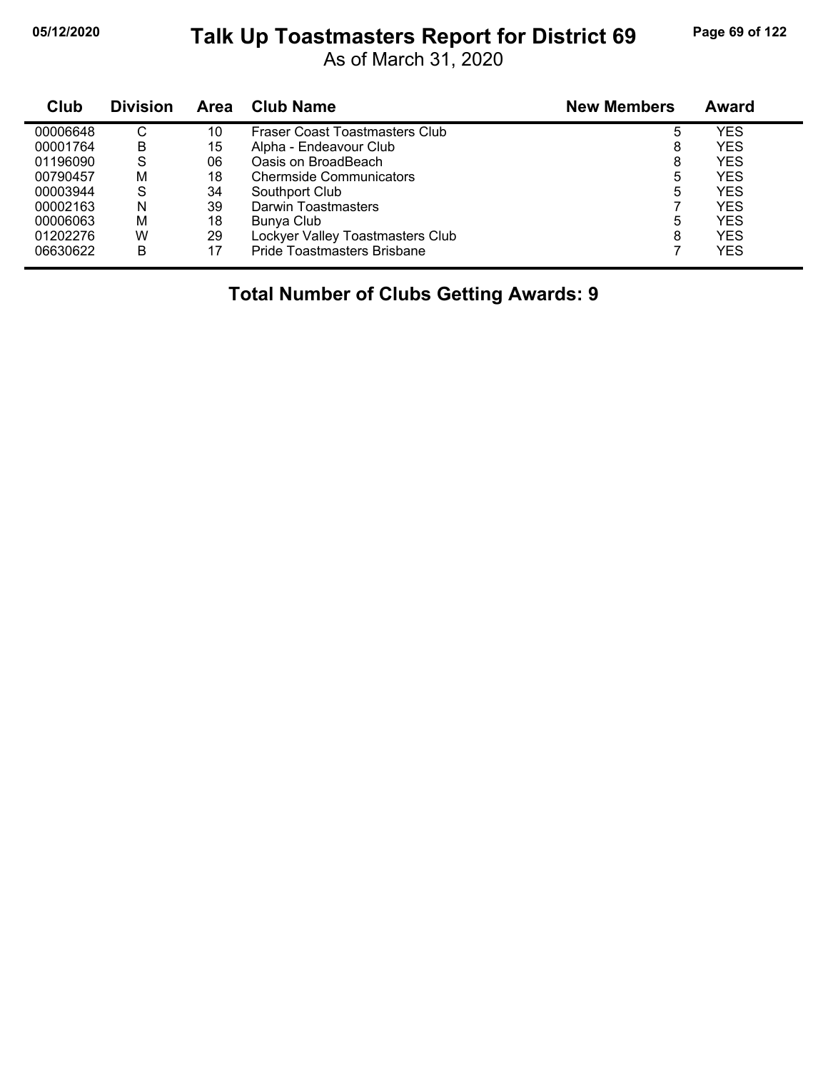# Talk Up Toastmasters Report for District 69

As of March 31, 2020

| Club | Division | Area | Club Name | New Members | Award |
|---|---|---|---|---|---|
| 00006648 | C | 10 | Fraser Coast Toastmasters Club | 5 | YES |
| 00001764 | B | 15 | Alpha - Endeavour Club | 8 | YES |
| 01196090 | S | 06 | Oasis on BroadBeach | 8 | YES |
| 00790457 | M | 18 | Chermside Communicators | 5 | YES |
| 00003944 | S | 34 | Southport Club | 5 | YES |
| 00002163 | N | 39 | Darwin Toastmasters | 7 | YES |
| 00006063 | M | 18 | Bunya Club | 5 | YES |
| 01202276 | W | 29 | Lockyer Valley Toastmasters Club | 8 | YES |
| 06630622 | B | 17 | Pride Toastmasters Brisbane | 7 | YES |

**Total Number of Clubs Getting Awards: 9**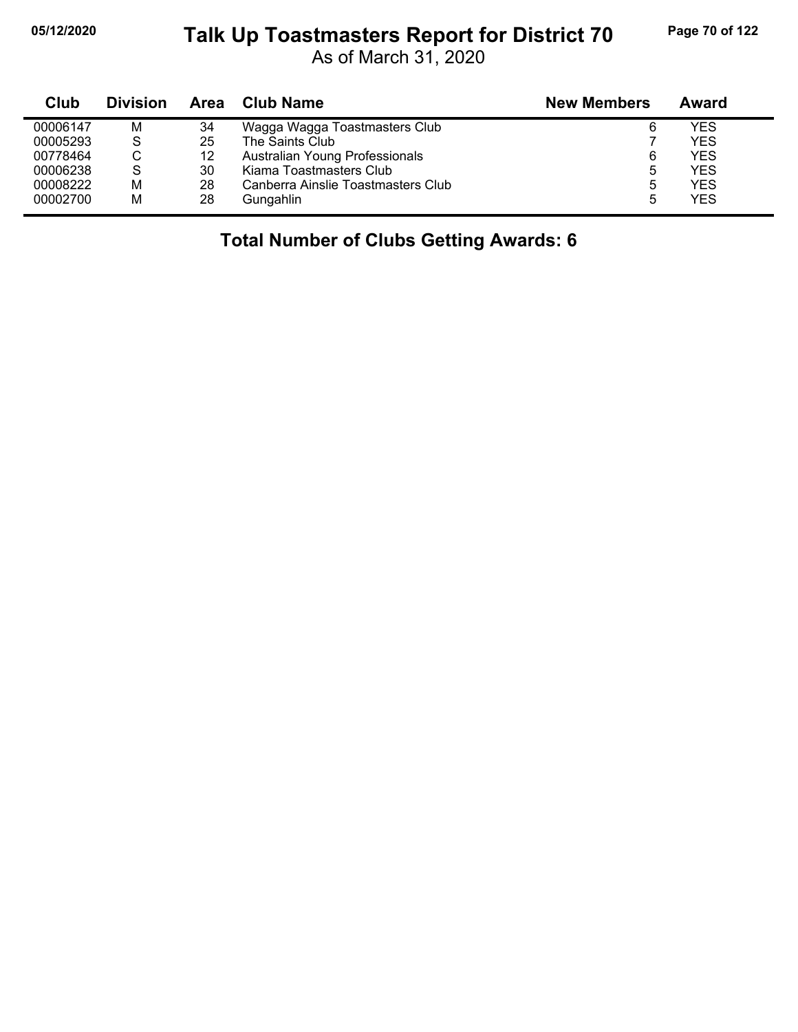# Talk Up Toastmasters Report for District 70

As of March 31, 2020

| Club | Division | Area | Club Name | New Members | Award |
|---|---|---|---|---|---|
| 00006147 | M | 34 | Wagga Wagga Toastmasters Club | 6 | YES |
| 00005293 | S | 25 | The Saints Club | 7 | YES |
| 00778464 | C | 12 | Australian Young Professionals | 6 | YES |
| 00006238 | S | 30 | Kiama Toastmasters Club | 5 | YES |
| 00008222 | M | 28 | Canberra Ainslie Toastmasters Club | 5 | YES |
| 00002700 | M | 28 | Gungahlin | 5 | YES |

**Total Number of Clubs Getting Awards: 6**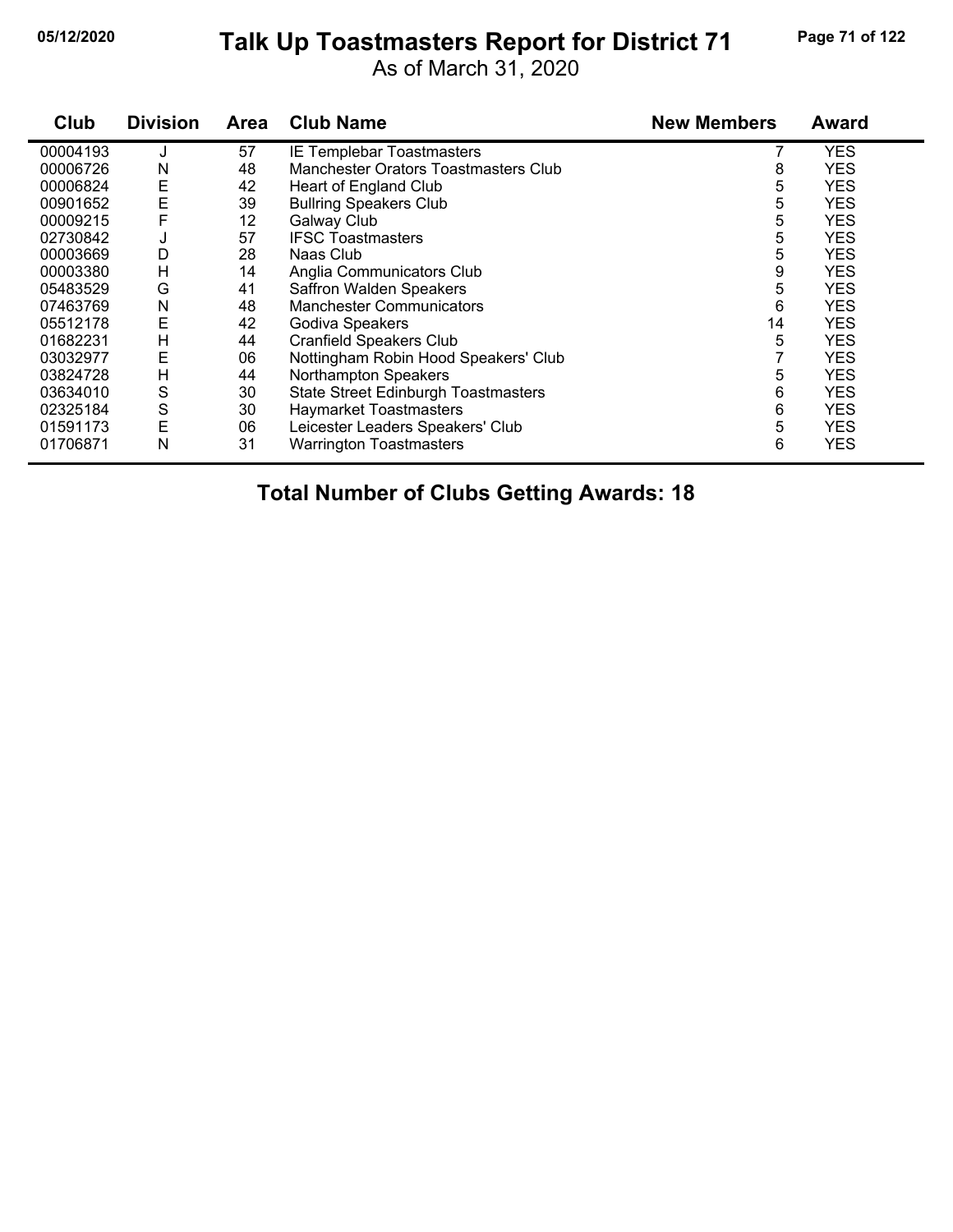# Talk Up Toastmasters Report for District 71

As of March 31, 2020

| Club | Division | Area | Club Name | New Members | Award |
|---|---|---|---|---|---|
| 00004193 | J | 57 | IE Templebar Toastmasters | 7 | YES |
| 00006726 | N | 48 | Manchester Orators Toastmasters Club | 8 | YES |
| 00006824 | E | 42 | Heart of England Club | 5 | YES |
| 00901652 | E | 39 | Bullring Speakers Club | 5 | YES |
| 00009215 | F | 12 | Galway Club | 5 | YES |
| 02730842 | J | 57 | IFSC Toastmasters | 5 | YES |
| 00003669 | D | 28 | Naas Club | 5 | YES |
| 00003380 | H | 14 | Anglia Communicators Club | 9 | YES |
| 05483529 | G | 41 | Saffron Walden Speakers | 5 | YES |
| 07463769 | N | 48 | Manchester Communicators | 6 | YES |
| 05512178 | E | 42 | Godiva Speakers | 14 | YES |
| 01682231 | H | 44 | Cranfield Speakers Club | 5 | YES |
| 03032977 | E | 06 | Nottingham Robin Hood Speakers' Club | 7 | YES |
| 03824728 | H | 44 | Northampton Speakers | 5 | YES |
| 03634010 | S | 30 | State Street Edinburgh Toastmasters | 6 | YES |
| 02325184 | S | 30 | Haymarket Toastmasters | 6 | YES |
| 01591173 | E | 06 | Leicester Leaders Speakers' Club | 5 | YES |
| 01706871 | N | 31 | Warrington Toastmasters | 6 | YES |

**Total Number of Clubs Getting Awards: 18**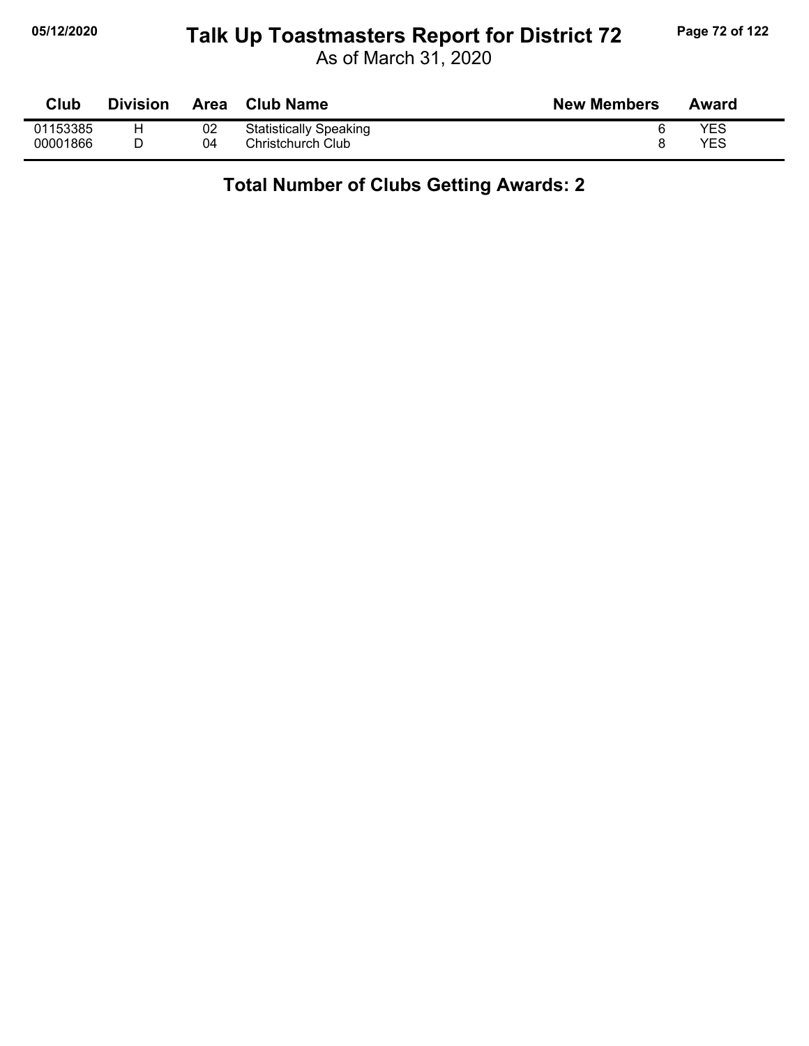# Talk Up Toastmasters Report for District 72

As of March 31, 2020

| Club | Division | Area | Club Name | New Members | Award |
|---|---|---|---|---|---|
| 01153385 | H | 02 | Statistically Speaking | 6 | YES |
| 00001866 | D | 04 | Christchurch Club | 8 | YES |

## Total Number of Clubs Getting Awards: 2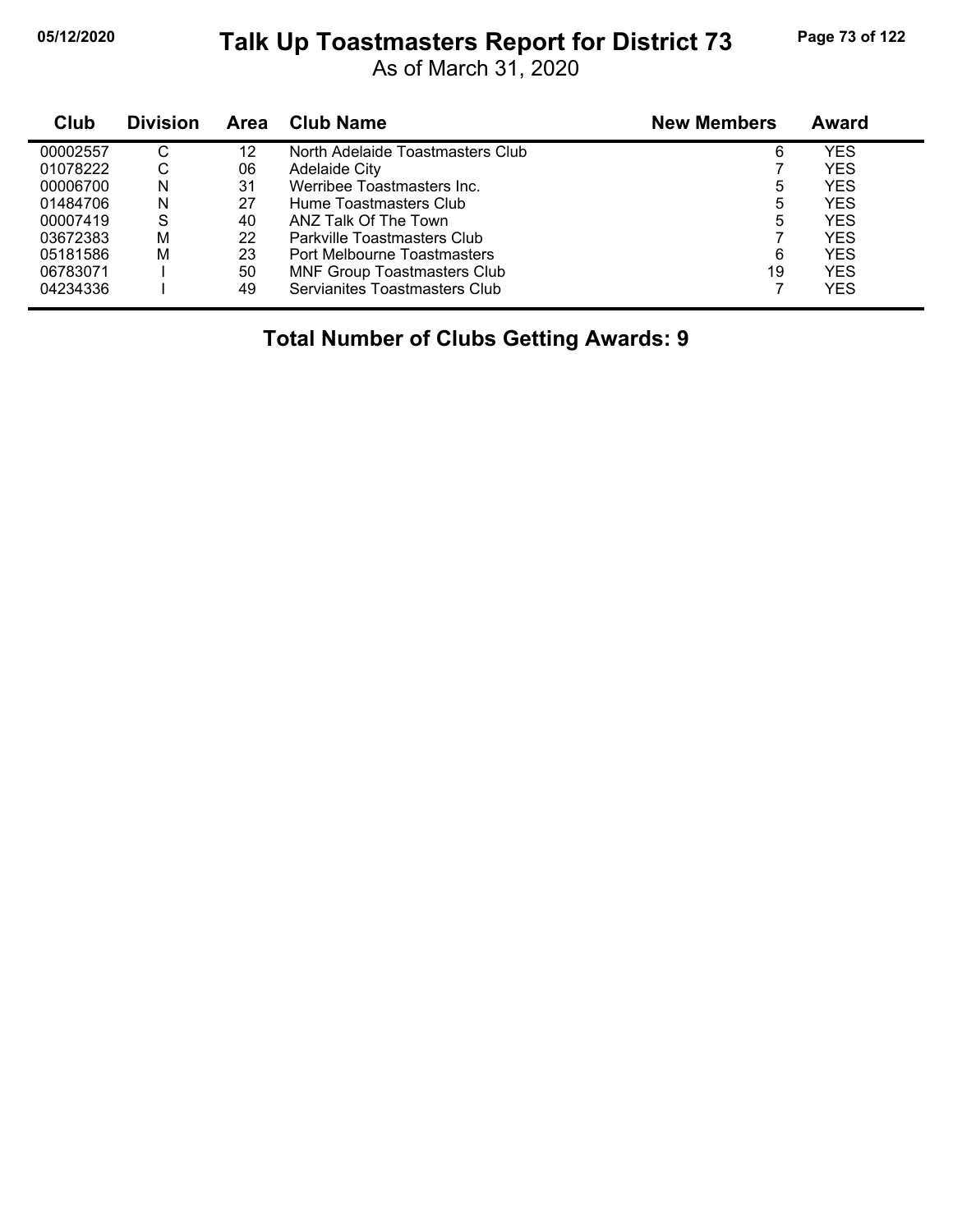# Talk Up Toastmasters Report for District 73

As of March 31, 2020

| Club | Division | Area | Club Name | New Members | Award |
|---|---|---|---|---|---|
| 00002557 | C | 12 | North Adelaide Toastmasters Club | 6 | YES |
| 01078222 | C | 06 | Adelaide City | 7 | YES |
| 00006700 | N | 31 | Werribee Toastmasters Inc. | 5 | YES |
| 01484706 | N | 27 | Hume Toastmasters Club | 5 | YES |
| 00007419 | S | 40 | ANZ Talk Of The Town | 5 | YES |
| 03672383 | M | 22 | Parkville Toastmasters Club | 7 | YES |
| 05181586 | M | 23 | Port Melbourne Toastmasters | 6 | YES |
| 06783071 | I | 50 | MNF Group Toastmasters Club | 19 | YES |
| 04234336 | I | 49 | Servianites Toastmasters Club | 7 | YES |

**Total Number of Clubs Getting Awards: 9**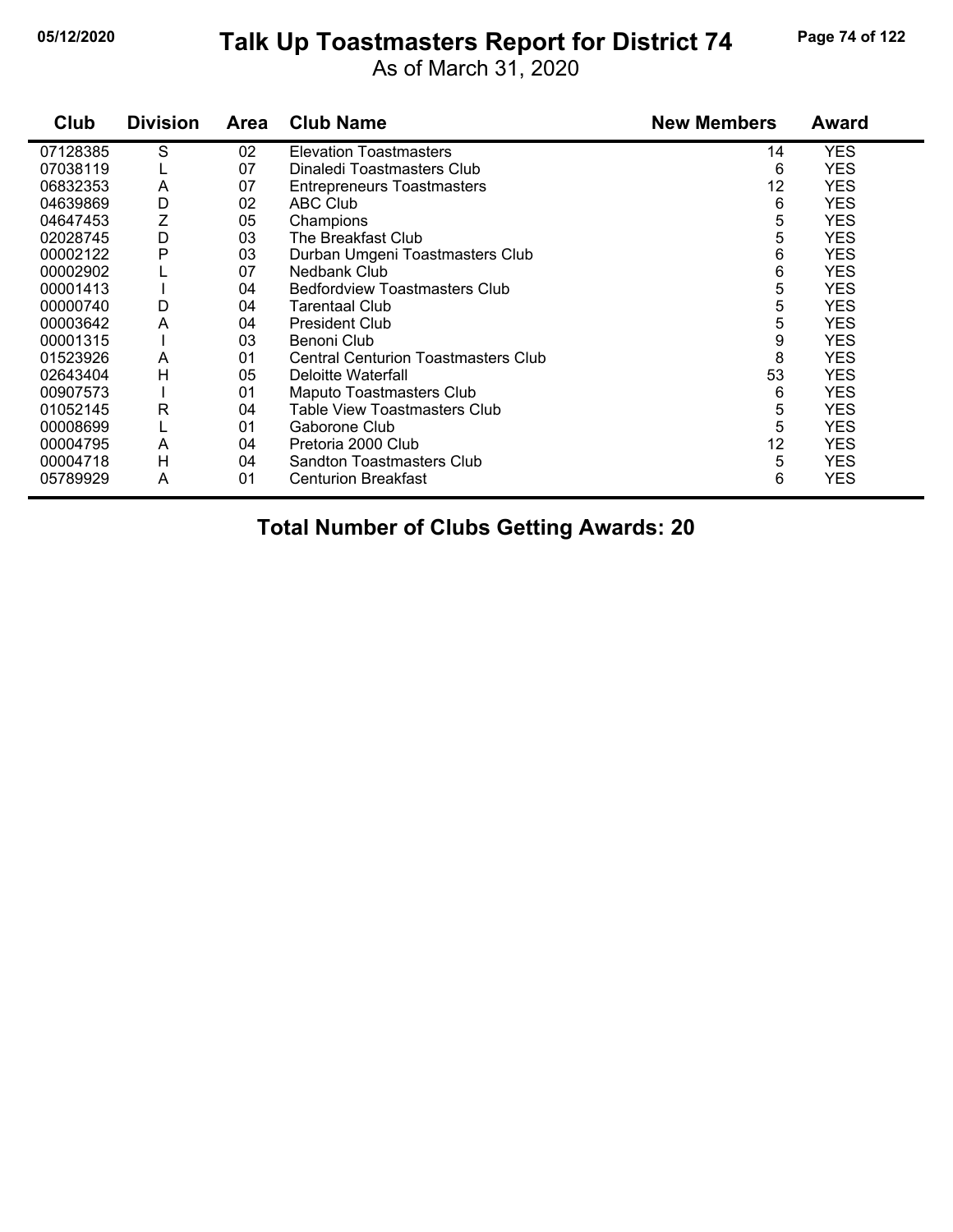# Talk Up Toastmasters Report for District 74

As of March 31, 2020

| Club | Division | Area | Club Name | New Members | Award |
|---|---|---|---|---|---|
| 07128385 | S | 02 | Elevation Toastmasters | 14 | YES |
| 07038119 | L | 07 | Dinaledi Toastmasters Club | 6 | YES |
| 06832353 | A | 07 | Entrepreneurs Toastmasters | 12 | YES |
| 04639869 | D | 02 | ABC Club | 6 | YES |
| 04647453 | Z | 05 | Champions | 5 | YES |
| 02028745 | D | 03 | The Breakfast Club | 5 | YES |
| 00002122 | P | 03 | Durban Umgeni Toastmasters Club | 6 | YES |
| 00002902 | L | 07 | Nedbank Club | 6 | YES |
| 00001413 | I | 04 | Bedfordview Toastmasters Club | 5 | YES |
| 00000740 | D | 04 | Tarentaal Club | 5 | YES |
| 00003642 | A | 04 | President Club | 5 | YES |
| 00001315 | I | 03 | Benoni Club | 9 | YES |
| 01523926 | A | 01 | Central Centurion Toastmasters Club | 8 | YES |
| 02643404 | H | 05 | Deloitte Waterfall | 53 | YES |
| 00907573 | I | 01 | Maputo Toastmasters Club | 6 | YES |
| 01052145 | R | 04 | Table View Toastmasters Club | 5 | YES |
| 00008699 | L | 01 | Gaborone Club | 5 | YES |
| 00004795 | A | 04 | Pretoria 2000 Club | 12 | YES |
| 00004718 | H | 04 | Sandton Toastmasters Club | 5 | YES |
| 05789929 | A | 01 | Centurion Breakfast | 6 | YES |

**Total Number of Clubs Getting Awards: 20**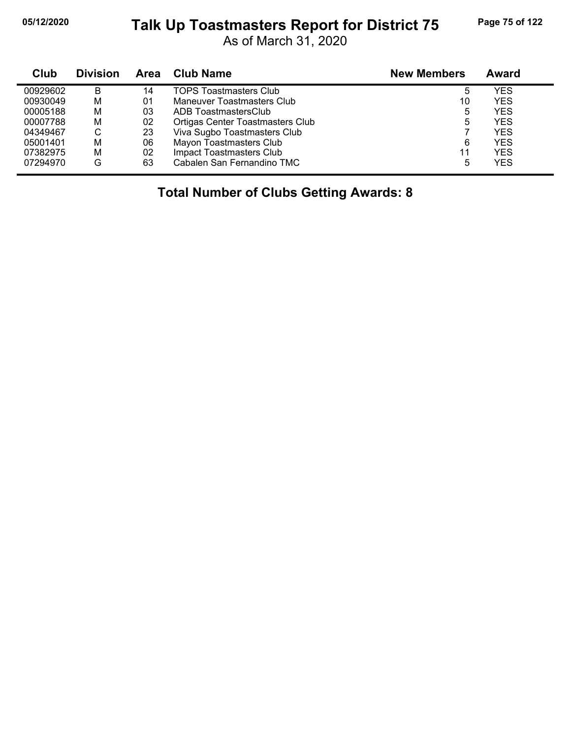# Talk Up Toastmasters Report for District 75

As of March 31, 2020

| Club | Division | Area | Club Name | New Members | Award |
|---|---|---|---|---|---|
| 00929602 | B | 14 | TOPS Toastmasters Club | 5 | YES |
| 00930049 | M | 01 | Maneuver Toastmasters Club | 10 | YES |
| 00005188 | M | 03 | ADB ToastmastersClub | 5 | YES |
| 00007788 | M | 02 | Ortigas Center Toastmasters Club | 5 | YES |
| 04349467 | C | 23 | Viva Sugbo Toastmasters Club | 7 | YES |
| 05001401 | M | 06 | Mayon Toastmasters Club | 6 | YES |
| 07382975 | M | 02 | Impact Toastmasters Club | 11 | YES |
| 07294970 | G | 63 | Cabalen San Fernandino TMC | 5 | YES |

**Total Number of Clubs Getting Awards: 8**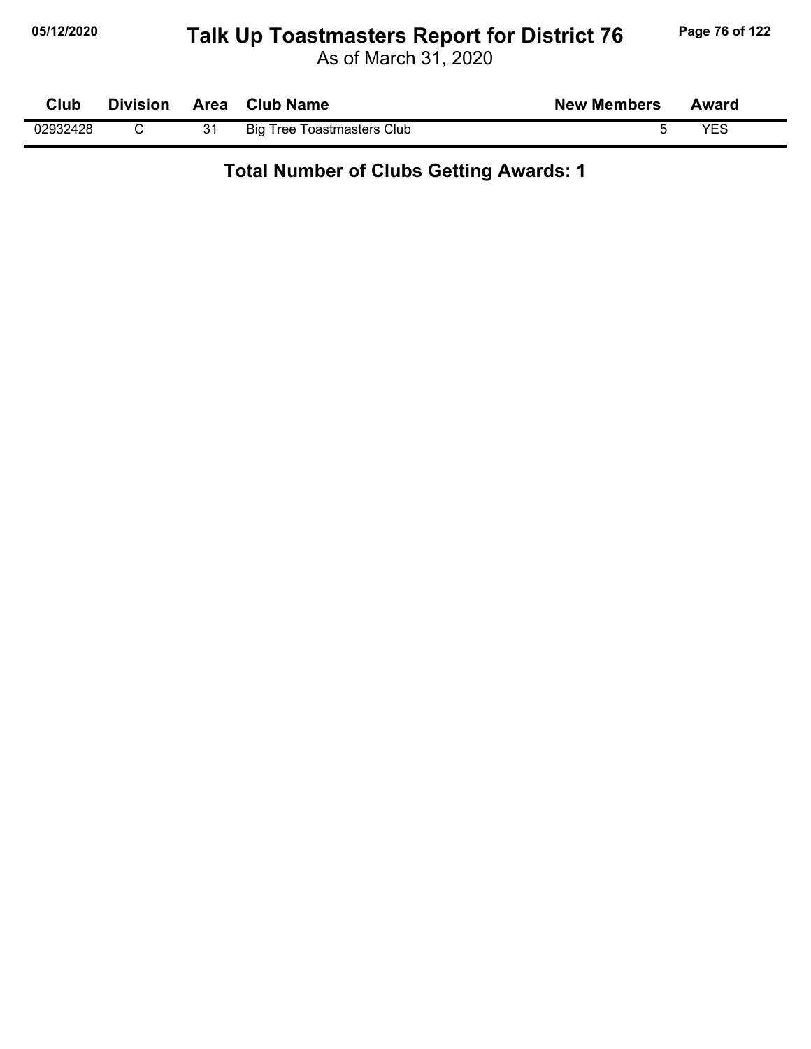# Talk Up Toastmasters Report for District 76

As of March 31, 2020

| Club | Division | Area | Club Name | New Members | Award |
|---|---|---|---|---|---|
| 02932428 | C | 31 | Big Tree Toastmasters Club | 5 | YES |

**Total Number of Clubs Getting Awards: 1**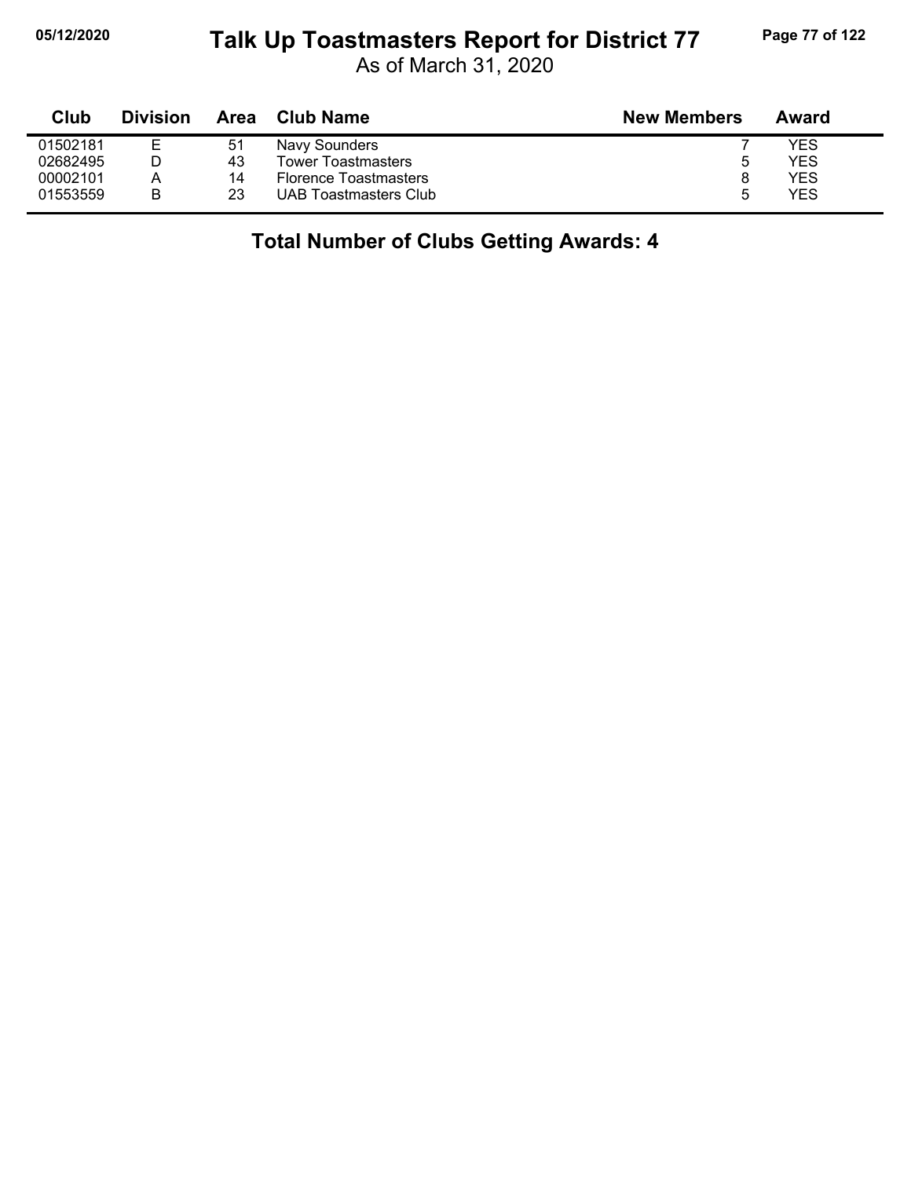# Talk Up Toastmasters Report for District 77

As of March 31, 2020

| Club | Division | Area | Club Name | New Members | Award |
|---|---|---|---|---|---|
| 01502181 | E | 51 | Navy Sounders | 7 | YES |
| 02682495 | D | 43 | Tower Toastmasters | 5 | YES |
| 00002101 | A | 14 | Florence Toastmasters | 8 | YES |
| 01553559 | B | 23 | UAB Toastmasters Club | 5 | YES |

## Total Number of Clubs Getting Awards: 4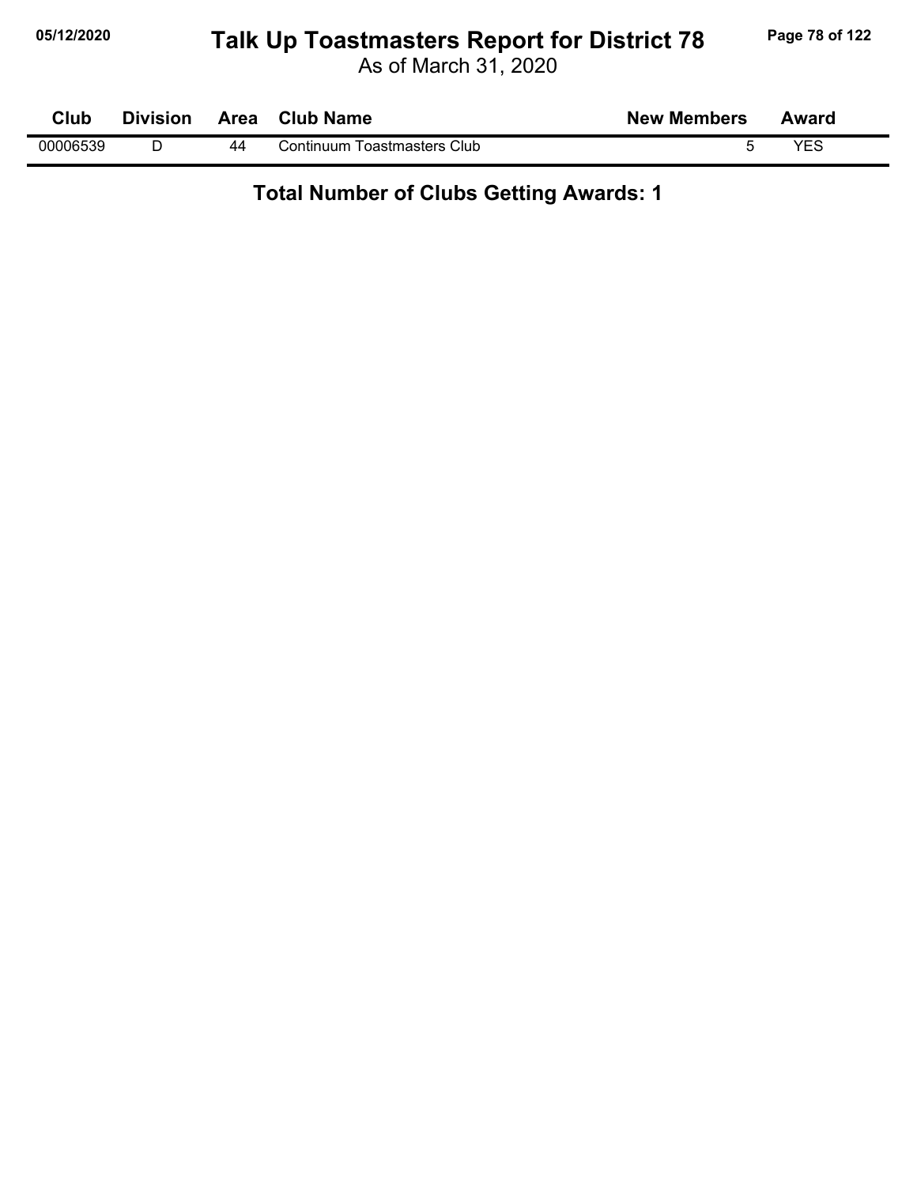# Talk Up Toastmasters Report for District 78

As of March 31, 2020

| Club | Division | Area | Club Name | New Members | Award |
|---|---|---|---|---|---|
| 00006539 | D | 44 | Continuum Toastmasters Club | 5 | YES |

**Total Number of Clubs Getting Awards: 1**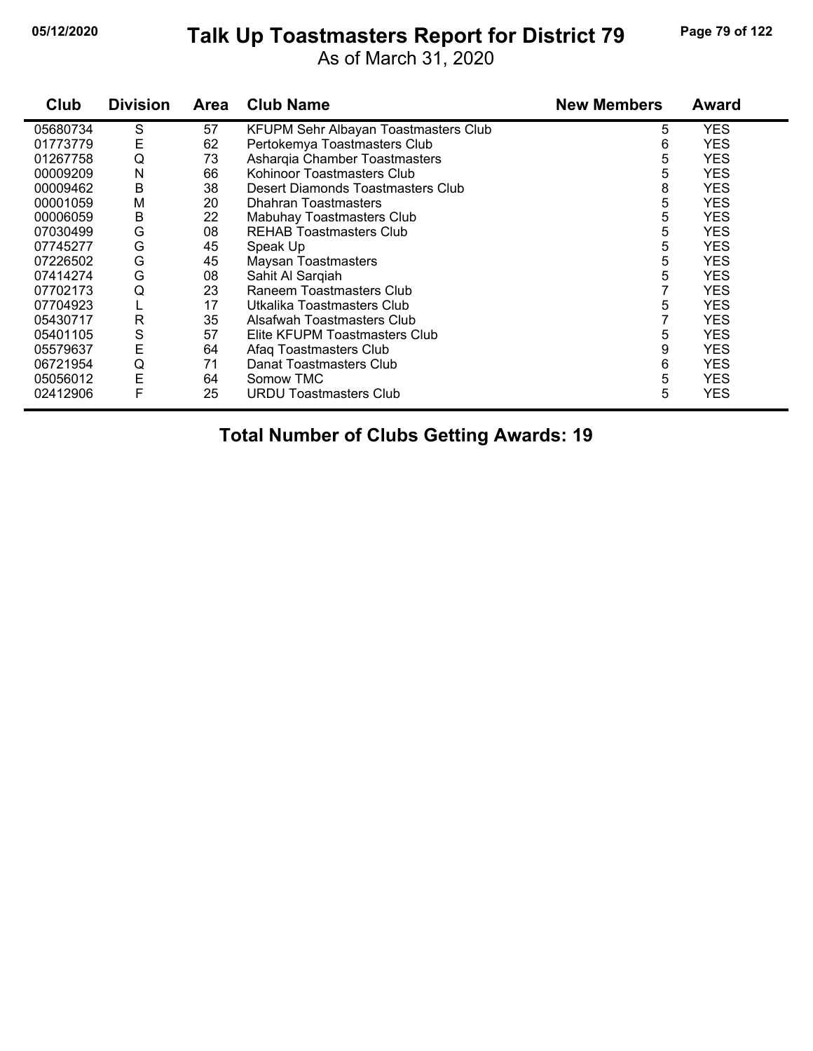# Talk Up Toastmasters Report for District 79

As of March 31, 2020

| Club | Division | Area | Club Name | New Members | Award |
|---|---|---|---|---|---|
| 05680734 | S | 57 | KFUPM Sehr Albayan Toastmasters Club | 5 | YES |
| 01773779 | E | 62 | Pertokemya Toastmasters Club | 6 | YES |
| 01267758 | Q | 73 | Asharqia Chamber Toastmasters | 5 | YES |
| 00009209 | N | 66 | Kohinoor Toastmasters Club | 5 | YES |
| 00009462 | B | 38 | Desert Diamonds Toastmasters Club | 8 | YES |
| 00001059 | M | 20 | Dhahran Toastmasters | 5 | YES |
| 00006059 | B | 22 | Mabuhay Toastmasters Club | 5 | YES |
| 07030499 | G | 08 | REHAB Toastmasters Club | 5 | YES |
| 07745277 | G | 45 | Speak Up | 5 | YES |
| 07226502 | G | 45 | Maysan Toastmasters | 5 | YES |
| 07414274 | G | 08 | Sahit Al Sarqiah | 5 | YES |
| 07702173 | Q | 23 | Raneem Toastmasters Club | 7 | YES |
| 07704923 | L | 17 | Utkalika Toastmasters Club | 5 | YES |
| 05430717 | R | 35 | Alsafwah Toastmasters Club | 7 | YES |
| 05401105 | S | 57 | Elite KFUPM Toastmasters Club | 5 | YES |
| 05579637 | E | 64 | Afaq Toastmasters Club | 9 | YES |
| 06721954 | Q | 71 | Danat Toastmasters Club | 6 | YES |
| 05056012 | E | 64 | Somow TMC | 5 | YES |
| 02412906 | F | 25 | URDU Toastmasters Club | 5 | YES |

**Total Number of Clubs Getting Awards: 19**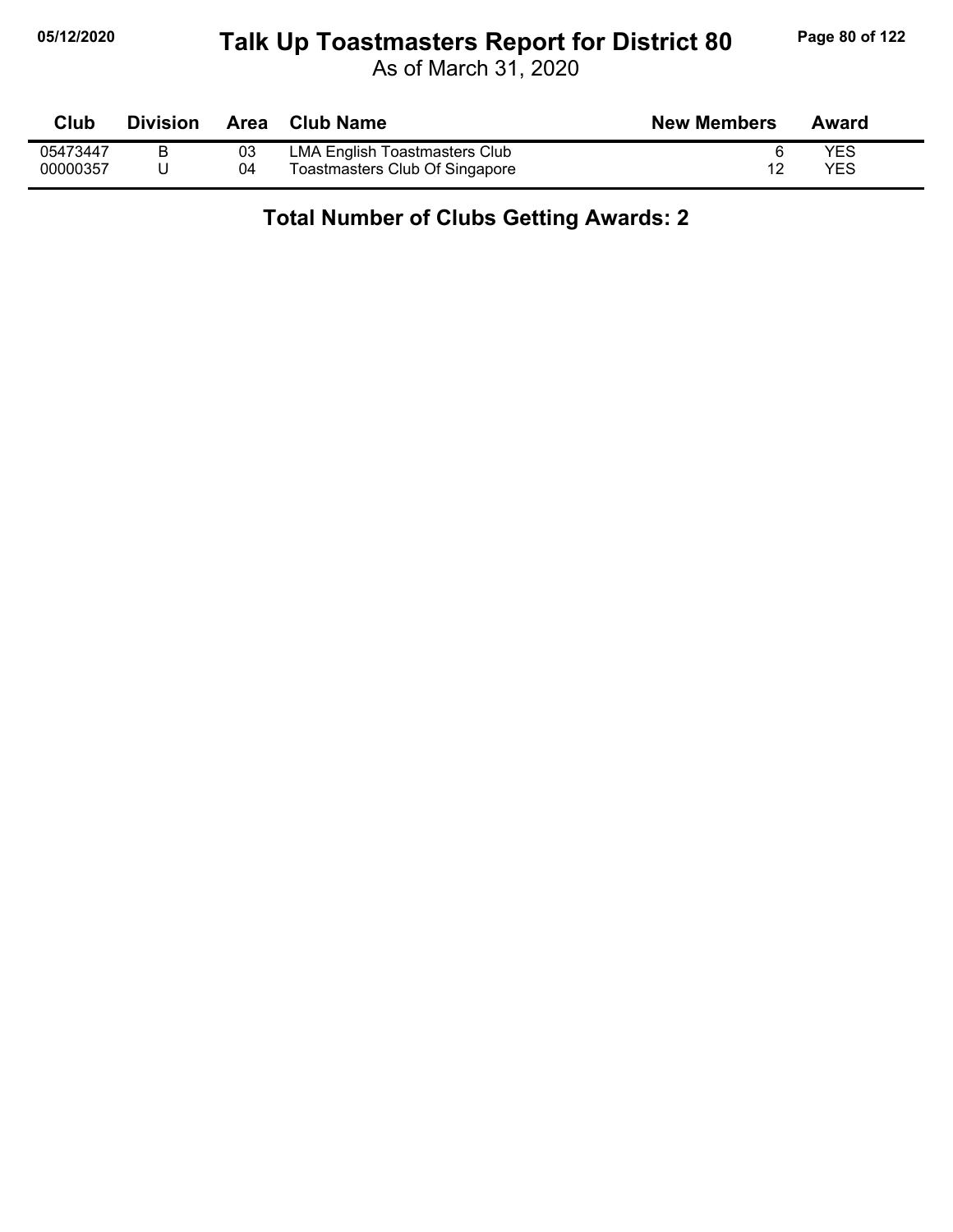# Talk Up Toastmasters Report for District 80

As of March 31, 2020

| Club | Division | Area | Club Name | New Members | Award |
|---|---|---|---|---|---|
| 05473447 | B | 03 | LMA English Toastmasters Club | 6 | YES |
| 00000357 | U | 04 | Toastmasters Club Of Singapore | 12 | YES |

**Total Number of Clubs Getting Awards: 2**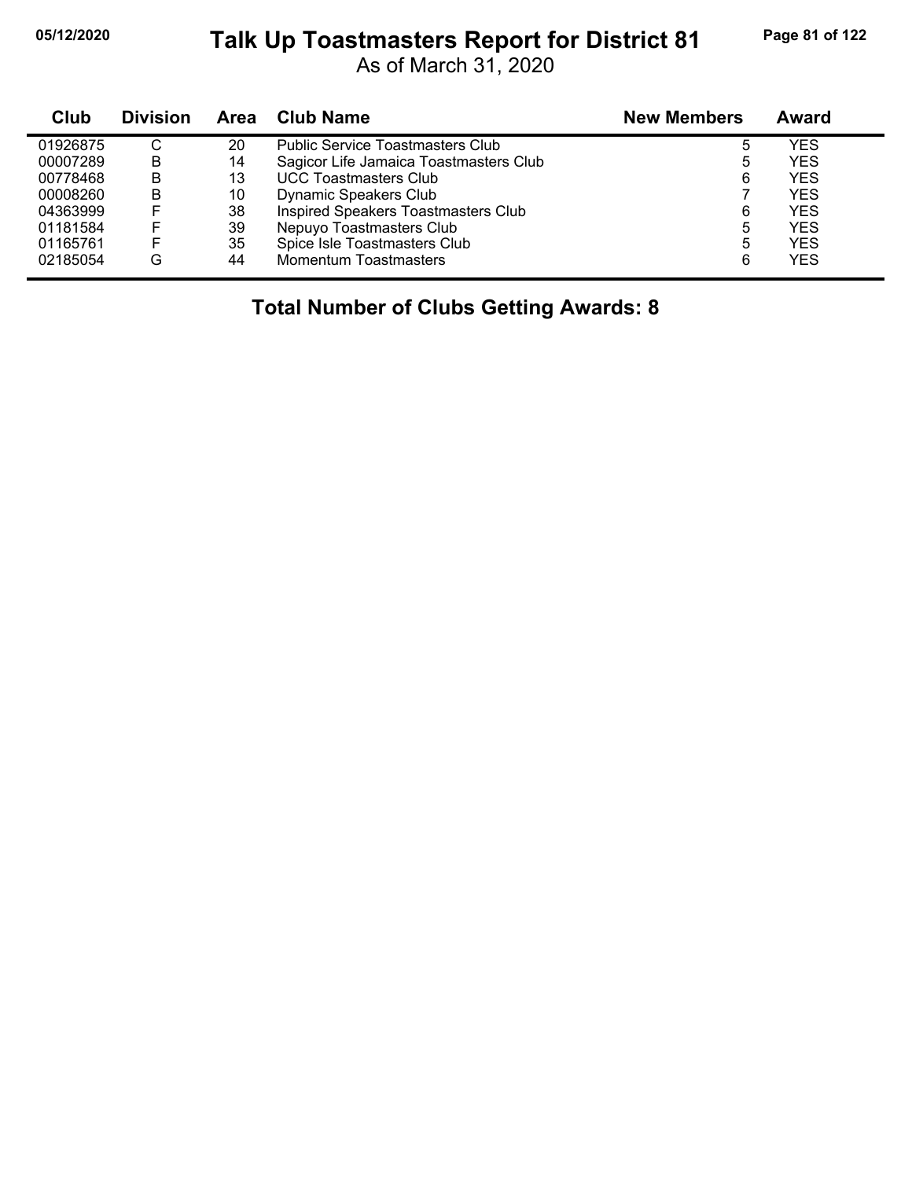# Talk Up Toastmasters Report for District 81

As of March 31, 2020

| Club | Division | Area | Club Name | New Members | Award |
|---|---|---|---|---|---|
| 01926875 | C | 20 | Public Service Toastmasters Club | 5 | YES |
| 00007289 | B | 14 | Sagicor Life Jamaica Toastmasters Club | 5 | YES |
| 00778468 | B | 13 | UCC Toastmasters Club | 6 | YES |
| 00008260 | B | 10 | Dynamic Speakers Club | 7 | YES |
| 04363999 | F | 38 | Inspired Speakers Toastmasters Club | 6 | YES |
| 01181584 | F | 39 | Nepuyo Toastmasters Club | 5 | YES |
| 01165761 | F | 35 | Spice Isle Toastmasters Club | 5 | YES |
| 02185054 | G | 44 | Momentum Toastmasters | 6 | YES |

**Total Number of Clubs Getting Awards: 8**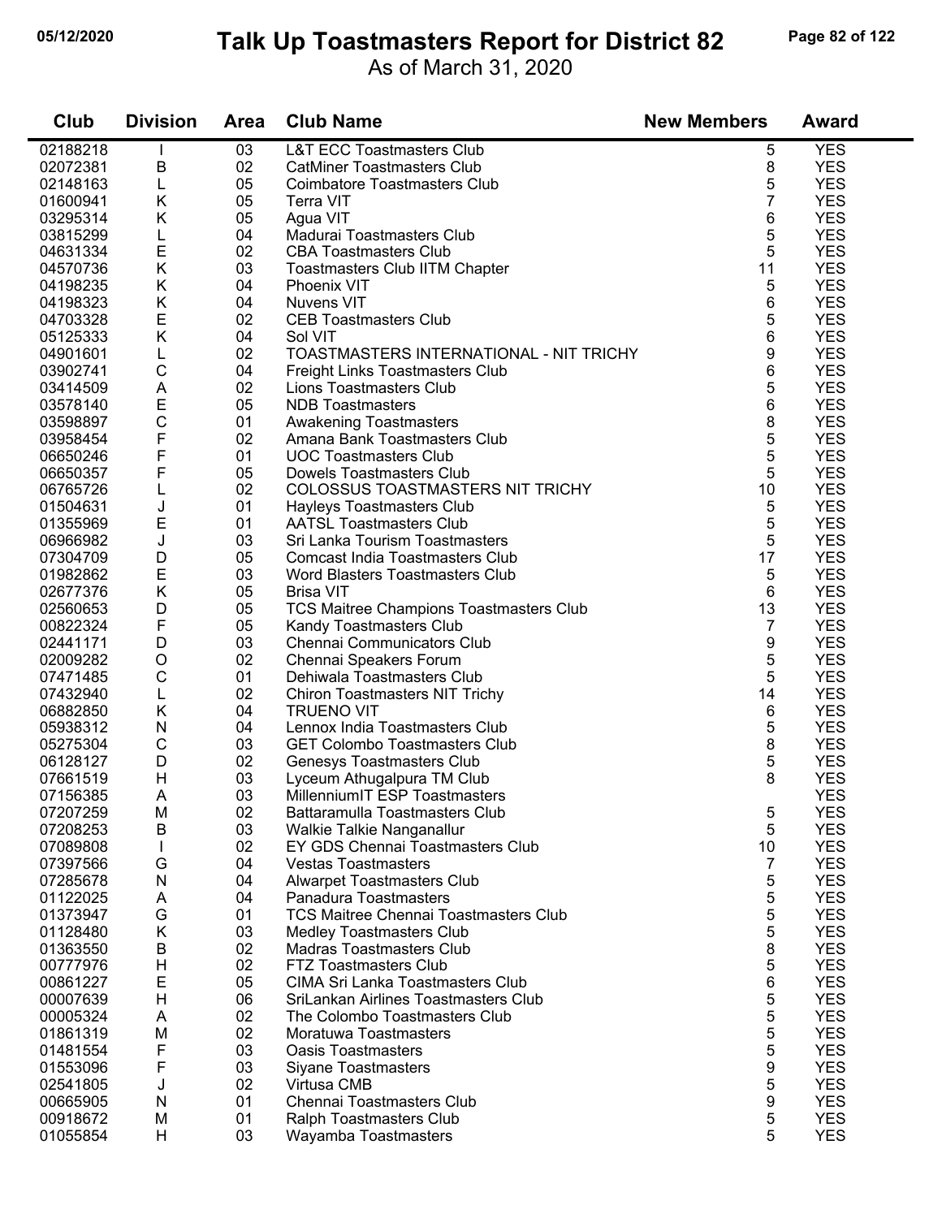# Talk Up Toastmasters Report for District 82

As of March 31, 2020

| Club | Division | Area | Club Name | New Members | Award |
|---|---|---|---|---|---|
| 02188218 | I | 03 | L&T ECC Toastmasters Club | 5 | YES |
| 02072381 | B | 02 | CatMiner Toastmasters Club | 8 | YES |
| 02148163 | L | 05 | Coimbatore Toastmasters Club | 5 | YES |
| 01600941 | K | 05 | Terra VIT | 7 | YES |
| 03295314 | K | 05 | Agua VIT | 6 | YES |
| 03815299 | L | 04 | Madurai Toastmasters Club | 5 | YES |
| 04631334 | E | 02 | CBA Toastmasters Club | 5 | YES |
| 04570736 | K | 03 | Toastmasters Club IITM Chapter | 11 | YES |
| 04198235 | K | 04 | Phoenix VIT | 5 | YES |
| 04198323 | K | 04 | Nuvens VIT | 6 | YES |
| 04703328 | E | 02 | CEB Toastmasters Club | 5 | YES |
| 05125333 | K | 04 | Sol VIT | 6 | YES |
| 04901601 | L | 02 | TOASTMASTERS INTERNATIONAL - NIT TRICHY | 9 | YES |
| 03902741 | C | 04 | Freight Links Toastmasters Club | 6 | YES |
| 03414509 | A | 02 | Lions Toastmasters Club | 5 | YES |
| 03578140 | E | 05 | NDB Toastmasters | 6 | YES |
| 03598897 | C | 01 | Awakening Toastmasters | 8 | YES |
| 03958454 | F | 02 | Amana Bank Toastmasters Club | 5 | YES |
| 06650246 | F | 01 | UOC Toastmasters Club | 5 | YES |
| 06650357 | F | 05 | Dowels Toastmasters Club | 5 | YES |
| 06765726 | L | 02 | COLOSSUS TOASTMASTERS NIT TRICHY | 10 | YES |
| 01504631 | J | 01 | Hayleys Toastmasters Club | 5 | YES |
| 01355969 | E | 01 | AATSL Toastmasters Club | 5 | YES |
| 06966982 | J | 03 | Sri Lanka Tourism Toastmasters | 5 | YES |
| 07304709 | D | 05 | Comcast India Toastmasters Club | 17 | YES |
| 01982862 | E | 03 | Word Blasters Toastmasters Club | 5 | YES |
| 02677376 | K | 05 | Brisa VIT | 6 | YES |
| 02560653 | D | 05 | TCS Maitree Champions Toastmasters Club | 13 | YES |
| 00822324 | F | 05 | Kandy Toastmasters Club | 7 | YES |
| 02441171 | D | 03 | Chennai Communicators Club | 9 | YES |
| 02009282 | O | 02 | Chennai Speakers Forum | 5 | YES |
| 07471485 | C | 01 | Dehiwala Toastmasters Club | 5 | YES |
| 07432940 | L | 02 | Chiron Toastmasters NIT Trichy | 14 | YES |
| 06882850 | K | 04 | TRUENO VIT | 6 | YES |
| 05938312 | N | 04 | Lennox India Toastmasters Club | 5 | YES |
| 05275304 | C | 03 | GET Colombo Toastmasters Club | 8 | YES |
| 06128127 | D | 02 | Genesys Toastmasters Club | 5 | YES |
| 07661519 | H | 03 | Lyceum Athugalpura TM Club | 8 | YES |
| 07156385 | A | 03 | MillenniumIT ESP Toastmasters | | YES |
| 07207259 | M | 02 | Battaramulla Toastmasters Club | 5 | YES |
| 07208253 | B | 03 | Walkie Talkie Nanganallur | 5 | YES |
| 07089808 | I | 02 | EY GDS Chennai Toastmasters Club | 10 | YES |
| 07397566 | G | 04 | Vestas Toastmasters | 7 | YES |
| 07285678 | N | 04 | Alwarpet Toastmasters Club | 5 | YES |
| 01122025 | A | 04 | Panadura Toastmasters | 5 | YES |
| 01373947 | G | 01 | TCS Maitree Chennai Toastmasters Club | 5 | YES |
| 01128480 | K | 03 | Medley Toastmasters Club | 5 | YES |
| 01363550 | B | 02 | Madras Toastmasters Club | 8 | YES |
| 00777976 | H | 02 | FTZ Toastmasters Club | 5 | YES |
| 00861227 | E | 05 | CIMA Sri Lanka Toastmasters Club | 6 | YES |
| 00007639 | H | 06 | SriLankan Airlines Toastmasters Club | 5 | YES |
| 00005324 | A | 02 | The Colombo Toastmasters Club | 5 | YES |
| 01861319 | M | 02 | Moratuwa Toastmasters | 5 | YES |
| 01481554 | F | 03 | Oasis Toastmasters | 5 | YES |
| 01553096 | F | 03 | Siyane Toastmasters | 9 | YES |
| 02541805 | J | 02 | Virtusa CMB | 5 | YES |
| 00665905 | N | 01 | Chennai Toastmasters Club | 9 | YES |
| 00918672 | M | 01 | Ralph Toastmasters Club | 5 | YES |
| 01055854 | H | 03 | Wayamba Toastmasters | 5 | YES |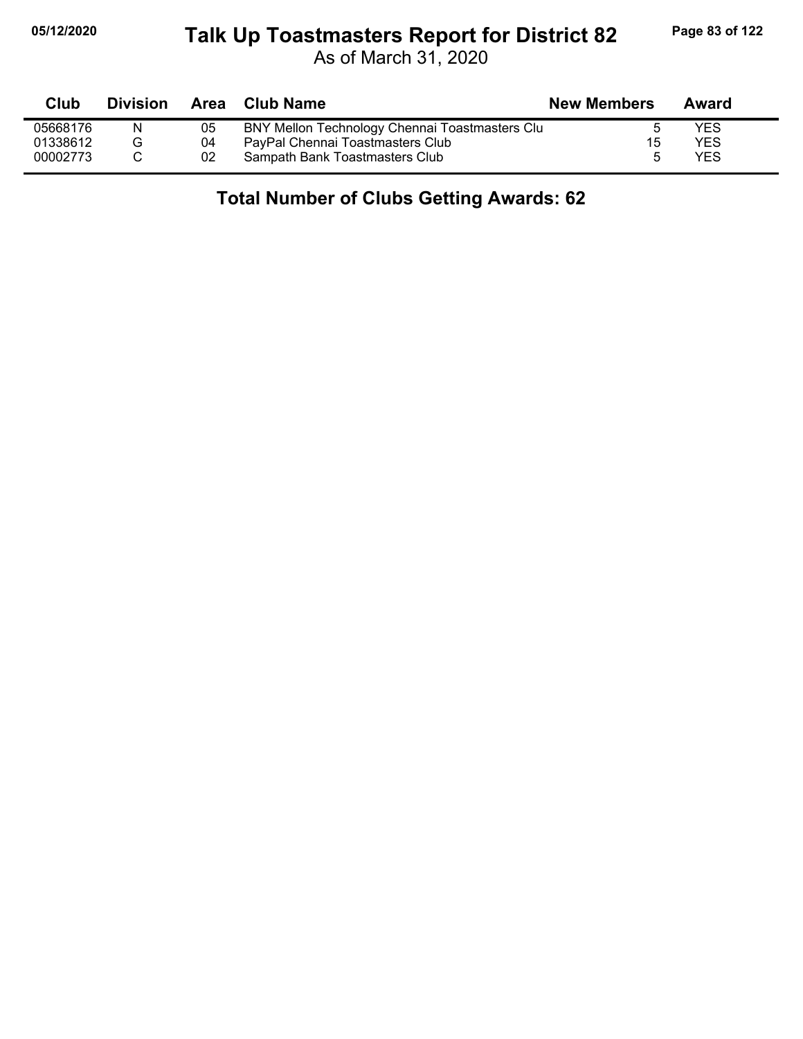| Club | Division | Area | Club Name | New Members | Award |
|---|---|---|---|---|---|
| 05668176 | N | 05 | BNY Mellon Technology Chennai Toastmasters Clu | 5 | YES |
| 01338612 | G | 04 | PayPal Chennai Toastmasters Club | 15 | YES |
| 00002773 | C | 02 | Sampath Bank Toastmasters Club | 5 | YES |

## Total Number of Clubs Getting Awards: 62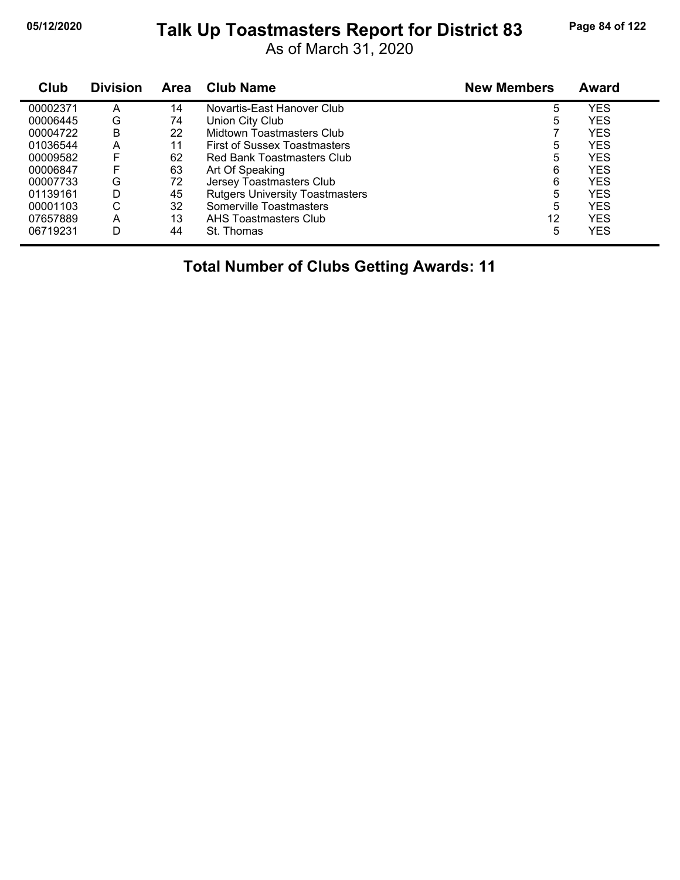# Talk Up Toastmasters Report for District 83

As of March 31, 2020

| Club | Division | Area | Club Name | New Members | Award |
|---|---|---|---|---|---|
| 00002371 | A | 14 | Novartis-East Hanover Club | 5 | YES |
| 00006445 | G | 74 | Union City Club | 5 | YES |
| 00004722 | B | 22 | Midtown Toastmasters Club | 7 | YES |
| 01036544 | A | 11 | First of Sussex Toastmasters | 5 | YES |
| 00009582 | F | 62 | Red Bank Toastmasters Club | 5 | YES |
| 00006847 | F | 63 | Art Of Speaking | 6 | YES |
| 00007733 | G | 72 | Jersey Toastmasters Club | 6 | YES |
| 01139161 | D | 45 | Rutgers University Toastmasters | 5 | YES |
| 00001103 | C | 32 | Somerville Toastmasters | 5 | YES |
| 07657889 | A | 13 | AHS Toastmasters Club | 12 | YES |
| 06719231 | D | 44 | St. Thomas | 5 | YES |

**Total Number of Clubs Getting Awards: 11**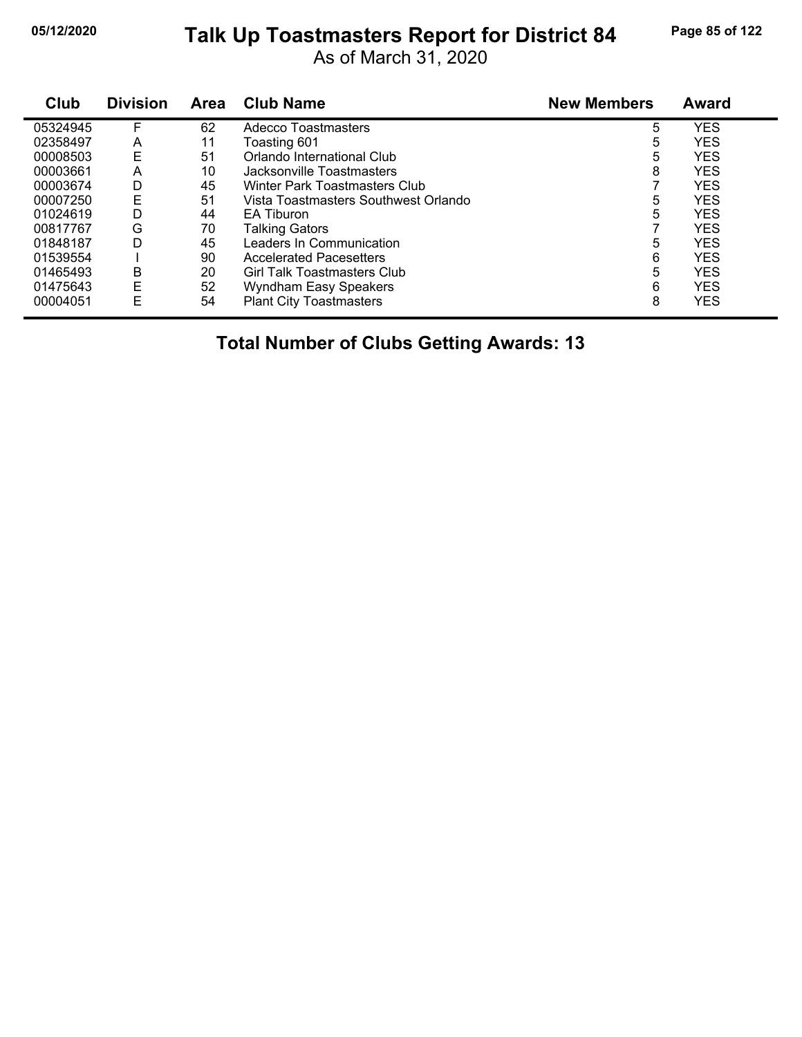# Talk Up Toastmasters Report for District 84

As of March 31, 2020

| Club | Division | Area | Club Name | New Members | Award |
|---|---|---|---|---|---|
| 05324945 | F | 62 | Adecco Toastmasters | 5 | YES |
| 02358497 | A | 11 | Toasting 601 | 5 | YES |
| 00008503 | E | 51 | Orlando International Club | 5 | YES |
| 00003661 | A | 10 | Jacksonville Toastmasters | 8 | YES |
| 00003674 | D | 45 | Winter Park Toastmasters Club | 7 | YES |
| 00007250 | E | 51 | Vista Toastmasters Southwest Orlando | 5 | YES |
| 01024619 | D | 44 | EA Tiburon | 5 | YES |
| 00817767 | G | 70 | Talking Gators | 7 | YES |
| 01848187 | D | 45 | Leaders In Communication | 5 | YES |
| 01539554 | I | 90 | Accelerated Pacesetters | 6 | YES |
| 01465493 | B | 20 | Girl Talk Toastmasters Club | 5 | YES |
| 01475643 | E | 52 | Wyndham Easy Speakers | 6 | YES |
| 00004051 | E | 54 | Plant City Toastmasters | 8 | YES |

**Total Number of Clubs Getting Awards: 13**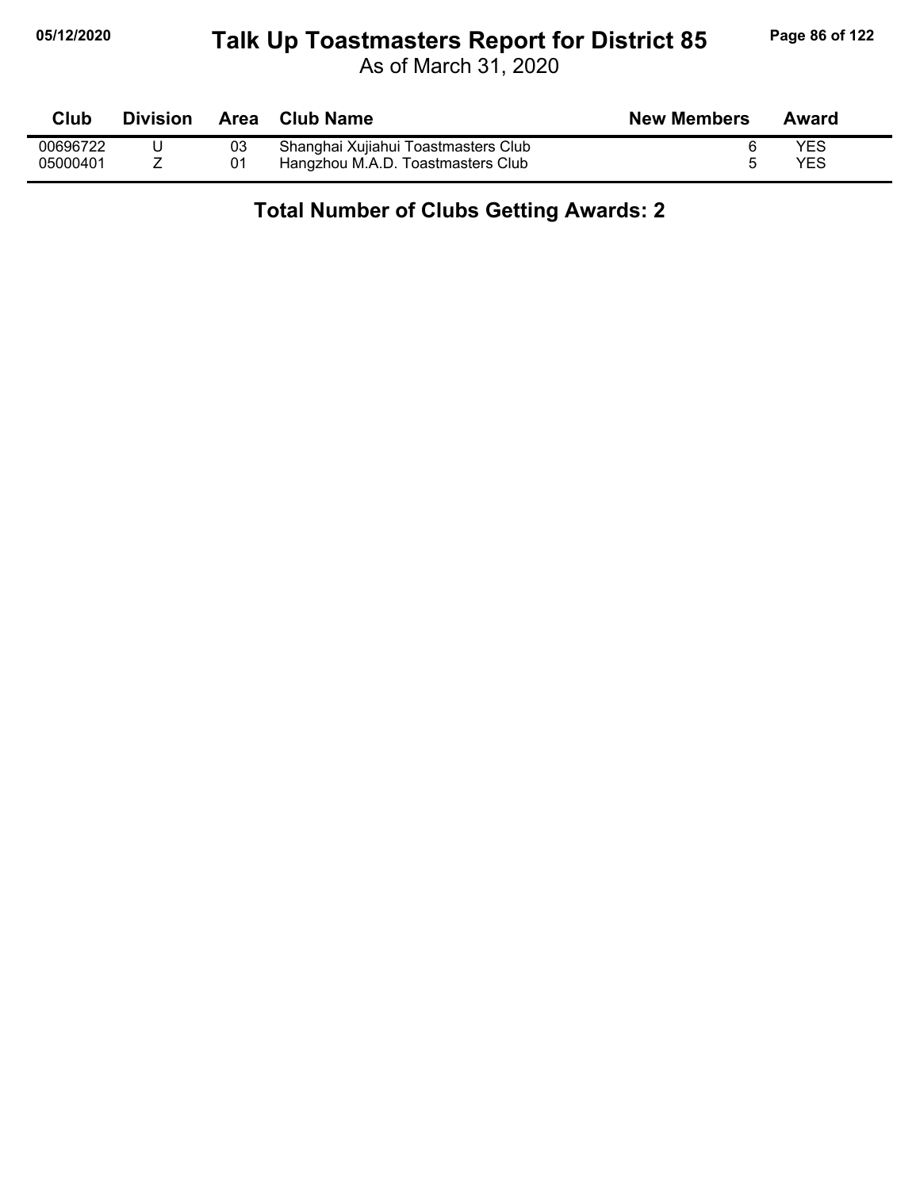# Talk Up Toastmasters Report for District 85

As of March 31, 2020

| Club | Division | Area | Club Name | New Members | Award |
|---|---|---|---|---|---|
| 00696722 | U | 03 | Shanghai Xujiahui Toastmasters Club | 6 | YES |
| 05000401 | Z | 01 | Hangzhou M.A.D. Toastmasters Club | 5 | YES |

**Total Number of Clubs Getting Awards: 2**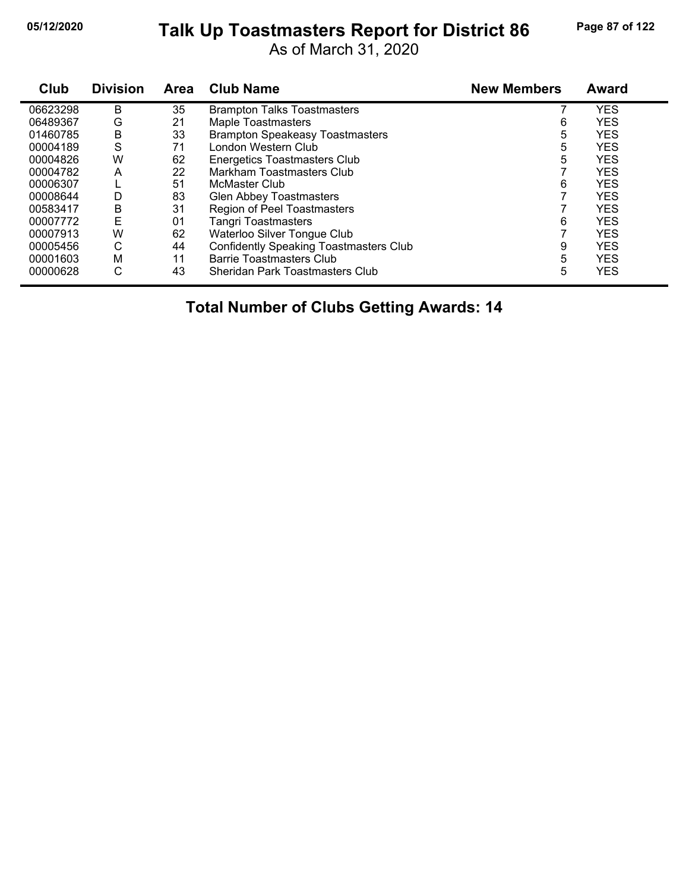# Talk Up Toastmasters Report for District 86

05/12/2020

As of March 31, 2020

| Club | Division | Area | Club Name | New Members | Award |
|---|---|---|---|---|---|
| 06623298 | B | 35 | Brampton Talks Toastmasters | 7 | YES |
| 06489367 | G | 21 | Maple Toastmasters | 6 | YES |
| 01460785 | B | 33 | Brampton Speakeasy Toastmasters | 5 | YES |
| 00004189 | S | 71 | London Western Club | 5 | YES |
| 00004826 | W | 62 | Energetics Toastmasters Club | 5 | YES |
| 00004782 | A | 22 | Markham Toastmasters Club | 7 | YES |
| 00006307 | L | 51 | McMaster Club | 6 | YES |
| 00008644 | D | 83 | Glen Abbey Toastmasters | 7 | YES |
| 00583417 | B | 31 | Region of Peel Toastmasters | 7 | YES |
| 00007772 | E | 01 | Tangri Toastmasters | 6 | YES |
| 00007913 | W | 62 | Waterloo Silver Tongue Club | 7 | YES |
| 00005456 | C | 44 | Confidently Speaking Toastmasters Club | 9 | YES |
| 00001603 | M | 11 | Barrie Toastmasters Club | 5 | YES |
| 00000628 | C | 43 | Sheridan Park Toastmasters Club | 5 | YES |

## Total Number of Clubs Getting Awards: 14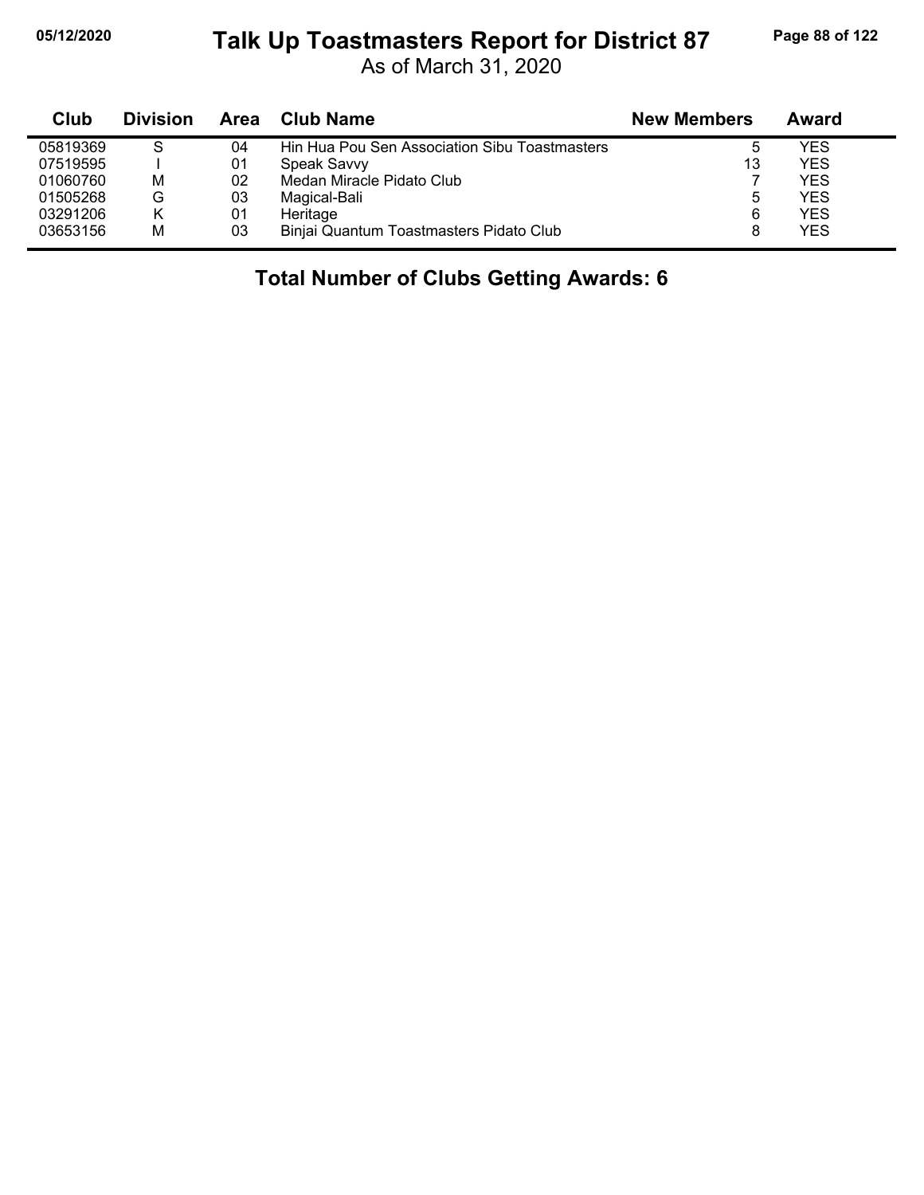# Talk Up Toastmasters Report for District 87

As of March 31, 2020

| Club | Division | Area | Club Name | New Members | Award |
|---|---|---|---|---|---|
| 05819369 | S | 04 | Hin Hua Pou Sen Association Sibu Toastmasters | 5 | YES |
| 07519595 | I | 01 | Speak Savvy | 13 | YES |
| 01060760 | M | 02 | Medan Miracle Pidato Club | 7 | YES |
| 01505268 | G | 03 | Magical-Bali | 5 | YES |
| 03291206 | K | 01 | Heritage | 6 | YES |
| 03653156 | M | 03 | Binjai Quantum Toastmasters Pidato Club | 8 | YES |

**Total Number of Clubs Getting Awards: 6**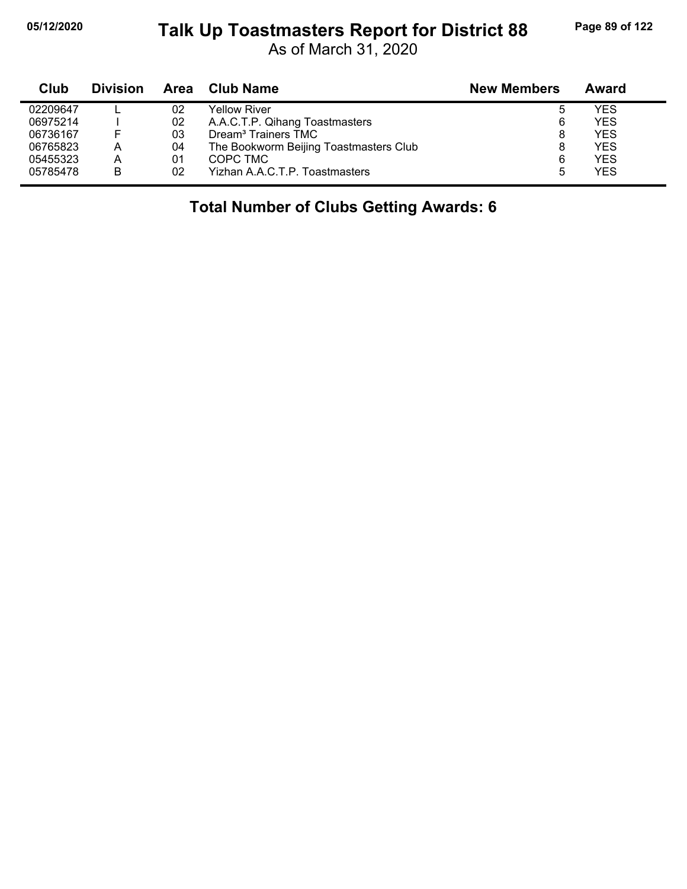# Talk Up Toastmasters Report for District 88

As of March 31, 2020

| Club | Division | Area | Club Name | New Members | Award |
|---|---|---|---|---|---|
| 02209647 | L | 02 | Yellow River | 5 | YES |
| 06975214 | I | 02 | A.A.C.T.P. Qihang Toastmasters | 6 | YES |
| 06736167 | F | 03 | Dream³ Trainers TMC | 8 | YES |
| 06765823 | A | 04 | The Bookworm Beijing Toastmasters Club | 8 | YES |
| 05455323 | A | 01 | COPC TMC | 6 | YES |
| 05785478 | B | 02 | Yizhan A.A.C.T.P. Toastmasters | 5 | YES |

**Total Number of Clubs Getting Awards: 6**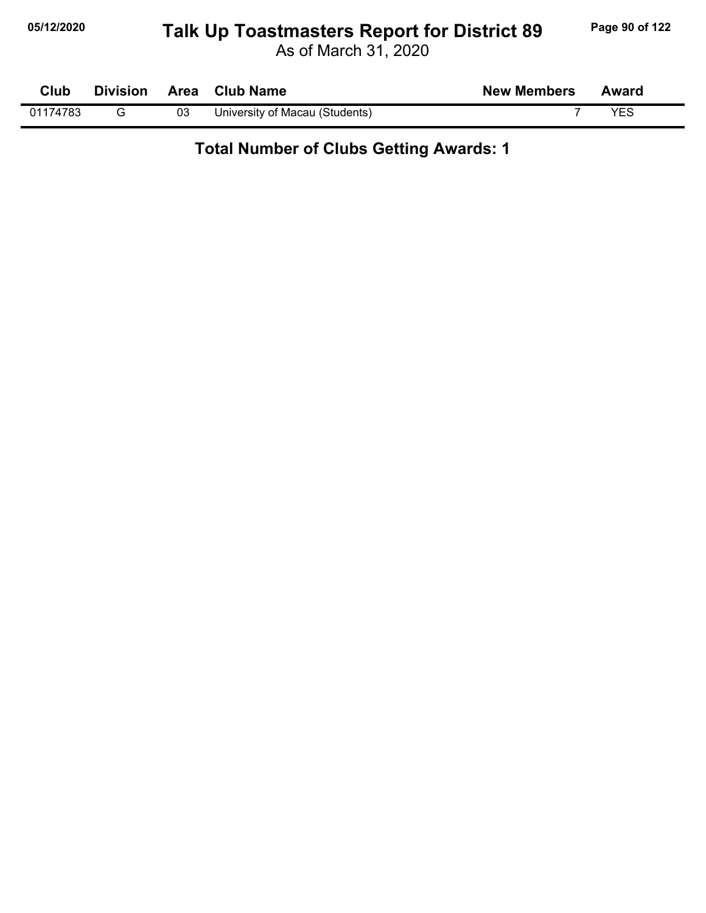| Club | Division | Area | Club Name | New Members | Award |
|---|---|---|---|---|---|
| 01174783 | G | 03 | University of Macau (Students) | 7 | YES |

**Total Number of Clubs Getting Awards: 1**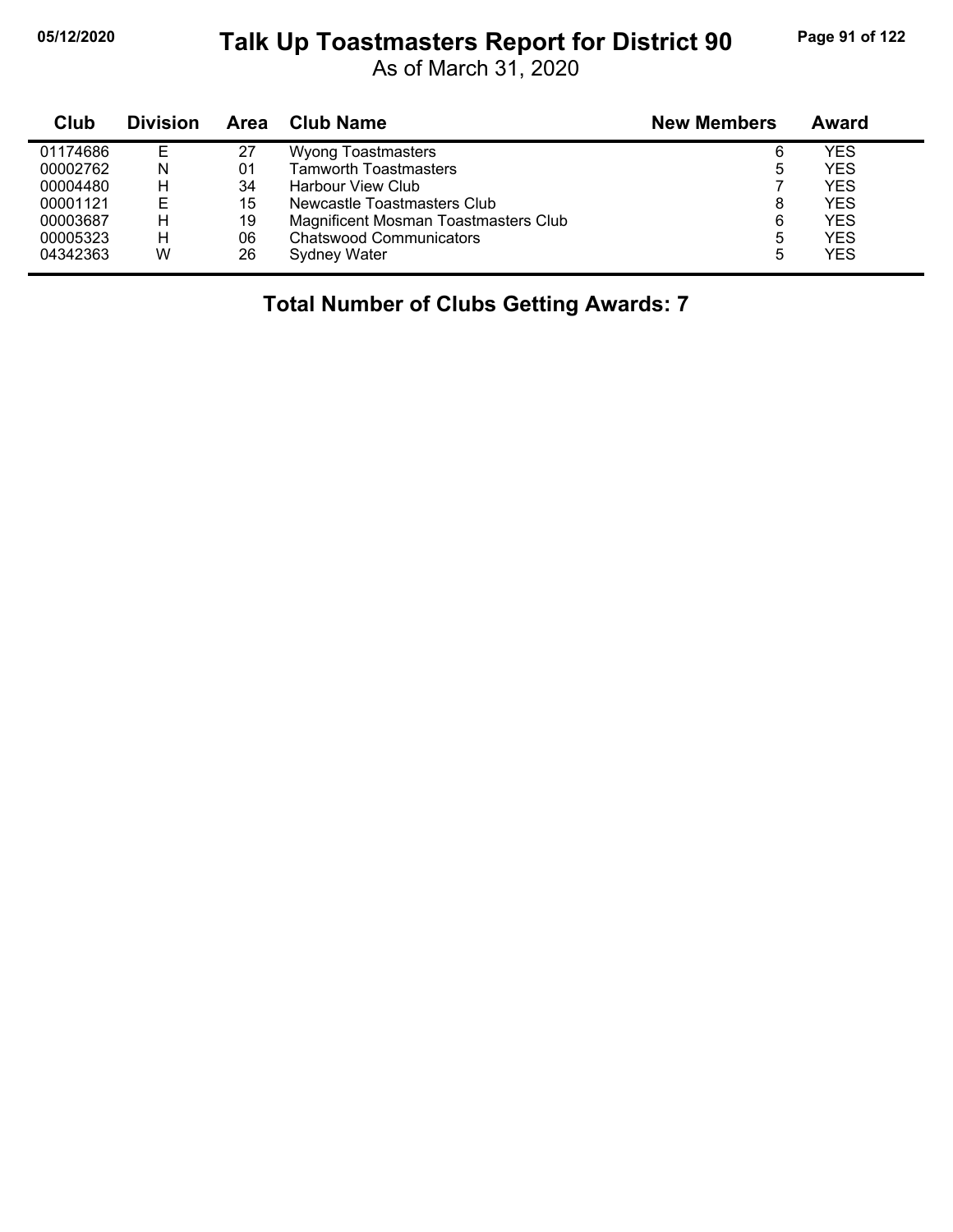# Talk Up Toastmasters Report for District 90

As of March 31, 2020

| Club | Division | Area | Club Name | New Members | Award |
|---|---|---|---|---|---|
| 01174686 | E | 27 | Wyong Toastmasters | 6 | YES |
| 00002762 | N | 01 | Tamworth Toastmasters | 5 | YES |
| 00004480 | H | 34 | Harbour View Club | 7 | YES |
| 00001121 | E | 15 | Newcastle Toastmasters Club | 8 | YES |
| 00003687 | H | 19 | Magnificent Mosman Toastmasters Club | 6 | YES |
| 00005323 | H | 06 | Chatswood Communicators | 5 | YES |
| 04342363 | W | 26 | Sydney Water | 5 | YES |

**Total Number of Clubs Getting Awards: 7**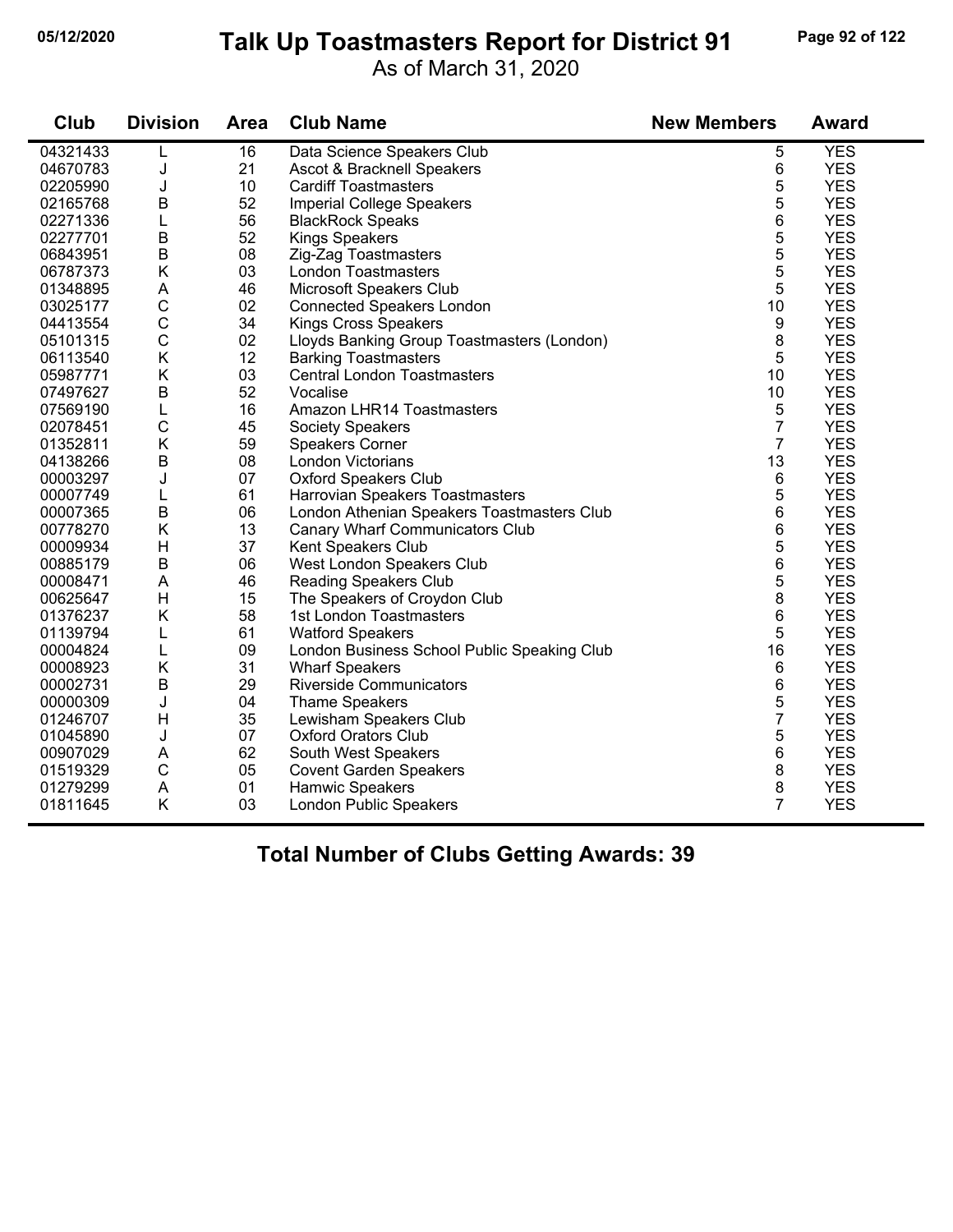# Talk Up Toastmasters Report for District 91

As of March 31, 2020

| Club | Division | Area | Club Name | New Members | Award |
|---|---|---|---|---|---|
| 04321433 | L | 16 | Data Science Speakers Club | 5 | YES |
| 04670783 | J | 21 | Ascot & Bracknell Speakers | 6 | YES |
| 02205990 | J | 10 | Cardiff Toastmasters | 5 | YES |
| 02165768 | B | 52 | Imperial College Speakers | 5 | YES |
| 02271336 | L | 56 | BlackRock Speaks | 6 | YES |
| 02277701 | B | 52 | Kings Speakers | 5 | YES |
| 06843951 | B | 08 | Zig-Zag Toastmasters | 5 | YES |
| 06787373 | K | 03 | London Toastmasters | 5 | YES |
| 01348895 | A | 46 | Microsoft Speakers Club | 5 | YES |
| 03025177 | C | 02 | Connected Speakers London | 10 | YES |
| 04413554 | C | 34 | Kings Cross Speakers | 9 | YES |
| 05101315 | C | 02 | Lloyds Banking Group Toastmasters (London) | 8 | YES |
| 06113540 | K | 12 | Barking Toastmasters | 5 | YES |
| 05987771 | K | 03 | Central London Toastmasters | 10 | YES |
| 07497627 | B | 52 | Vocalise | 10 | YES |
| 07569190 | L | 16 | Amazon LHR14 Toastmasters | 5 | YES |
| 02078451 | C | 45 | Society Speakers | 7 | YES |
| 01352811 | K | 59 | Speakers Corner | 7 | YES |
| 04138266 | B | 08 | London Victorians | 13 | YES |
| 00003297 | J | 07 | Oxford Speakers Club | 6 | YES |
| 00007749 | L | 61 | Harrovian Speakers Toastmasters | 5 | YES |
| 00007365 | B | 06 | London Athenian Speakers Toastmasters Club | 6 | YES |
| 00778270 | K | 13 | Canary Wharf Communicators Club | 6 | YES |
| 00009934 | H | 37 | Kent Speakers Club | 5 | YES |
| 00885179 | B | 06 | West London Speakers Club | 6 | YES |
| 00008471 | A | 46 | Reading Speakers Club | 5 | YES |
| 00625647 | H | 15 | The Speakers of Croydon Club | 8 | YES |
| 01376237 | K | 58 | 1st London Toastmasters | 6 | YES |
| 01139794 | L | 61 | Watford Speakers | 5 | YES |
| 00004824 | L | 09 | London Business School Public Speaking Club | 16 | YES |
| 00008923 | K | 31 | Wharf Speakers | 6 | YES |
| 00002731 | B | 29 | Riverside Communicators | 6 | YES |
| 00000309 | J | 04 | Thame Speakers | 5 | YES |
| 01246707 | H | 35 | Lewisham Speakers Club | 7 | YES |
| 01045890 | J | 07 | Oxford Orators Club | 5 | YES |
| 00907029 | A | 62 | South West Speakers | 6 | YES |
| 01519329 | C | 05 | Covent Garden Speakers | 8 | YES |
| 01279299 | A | 01 | Hamwic Speakers | 8 | YES |
| 01811645 | K | 03 | London Public Speakers | 7 | YES |

**Total Number of Clubs Getting Awards: 39**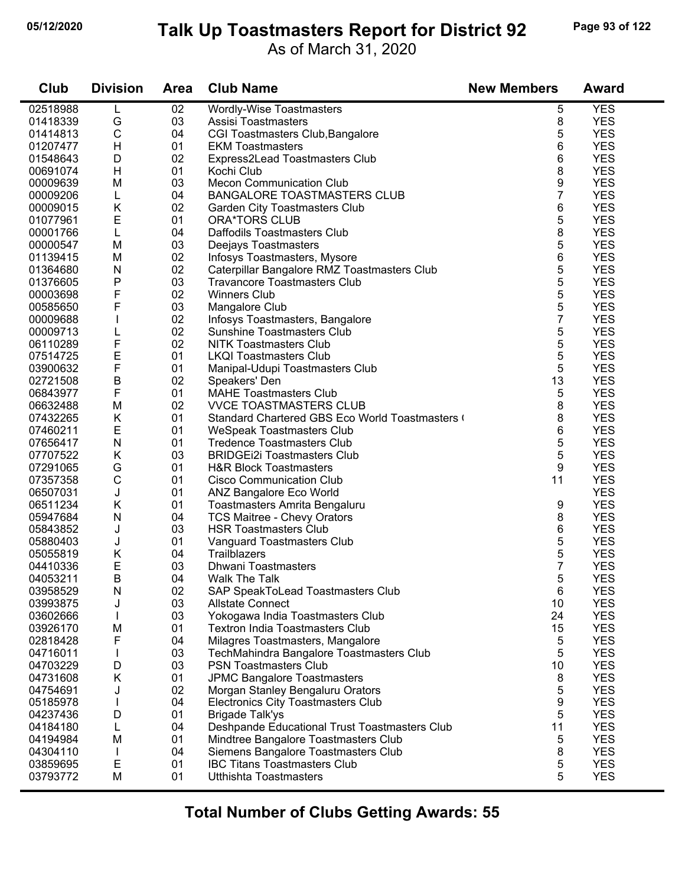# Talk Up Toastmasters Report for District 92

As of March 31, 2020

| Club | Division | Area | Club Name | New Members | Award |
|---|---|---|---|---|---|
| 02518988 | L | 02 | Wordly-Wise Toastmasters | 5 | YES |
| 01418339 | G | 03 | Assisi Toastmasters | 8 | YES |
| 01414813 | C | 04 | CGI Toastmasters Club,Bangalore | 5 | YES |
| 01207477 | H | 01 | EKM Toastmasters | 6 | YES |
| 01548643 | D | 02 | Express2Lead Toastmasters Club | 6 | YES |
| 00691074 | H | 01 | Kochi Club | 8 | YES |
| 00009639 | M | 03 | Mecon Communication Club | 9 | YES |
| 00009206 | L | 04 | BANGALORE TOASTMASTERS CLUB | 7 | YES |
| 00009015 | K | 02 | Garden City Toastmasters Club | 6 | YES |
| 01077961 | E | 01 | ORA*TORS CLUB | 5 | YES |
| 00001766 | L | 04 | Daffodils Toastmasters Club | 8 | YES |
| 00000547 | M | 03 | Deejays Toastmasters | 5 | YES |
| 01139415 | M | 02 | Infosys Toastmasters, Mysore | 6 | YES |
| 01364680 | N | 02 | Caterpillar Bangalore RMZ Toastmasters Club | 5 | YES |
| 01376605 | P | 03 | Travancore Toastmasters Club | 5 | YES |
| 00003698 | F | 02 | Winners Club | 5 | YES |
| 00585650 | F | 03 | Mangalore Club | 5 | YES |
| 00009688 | I | 02 | Infosys Toastmasters, Bangalore | 7 | YES |
| 00009713 | L | 02 | Sunshine Toastmasters Club | 5 | YES |
| 06110289 | F | 02 | NITK Toastmasters Club | 5 | YES |
| 07514725 | E | 01 | LKQI Toastmasters Club | 5 | YES |
| 03900632 | F | 01 | Manipal-Udupi Toastmasters Club | 5 | YES |
| 02721508 | B | 02 | Speakers' Den | 13 | YES |
| 06843977 | F | 01 | MAHE Toastmasters Club | 5 | YES |
| 06632488 | M | 02 | VVCE TOASTMASTERS CLUB | 8 | YES |
| 07432265 | K | 01 | Standard Chartered GBS Eco World Toastmasters ( | 8 | YES |
| 07460211 | E | 01 | WeSpeak Toastmasters Club | 6 | YES |
| 07656417 | N | 01 | Tredence Toastmasters Club | 5 | YES |
| 07707522 | K | 03 | BRIDGEi2i Toastmasters Club | 5 | YES |
| 07291065 | G | 01 | H&R Block Toastmasters | 9 | YES |
| 07357358 | C | 01 | Cisco Communication Club | 11 | YES |
| 06507031 | J | 01 | ANZ Bangalore Eco World | | YES |
| 06511234 | K | 01 | Toastmasters Amrita Bengaluru | 9 | YES |
| 05947684 | N | 04 | TCS Maitree - Chevy Orators | 8 | YES |
| 05843852 | J | 03 | HSR Toastmasters Club | 6 | YES |
| 05880403 | J | 01 | Vanguard Toastmasters Club | 5 | YES |
| 05055819 | K | 04 | Trailblazers | 5 | YES |
| 04410336 | E | 03 | Dhwani Toastmasters | 7 | YES |
| 04053211 | B | 04 | Walk The Talk | 5 | YES |
| 03958529 | N | 02 | SAP SpeakToLead Toastmasters Club | 6 | YES |
| 03993875 | J | 03 | Allstate Connect | 10 | YES |
| 03602666 | I | 03 | Yokogawa India Toastmasters Club | 24 | YES |
| 03926170 | M | 01 | Textron India Toastmasters Club | 15 | YES |
| 02818428 | F | 04 | Milagres Toastmasters, Mangalore | 5 | YES |
| 04716011 | I | 03 | TechMahindra Bangalore Toastmasters Club | 5 | YES |
| 04703229 | D | 03 | PSN Toastmasters Club | 10 | YES |
| 04731608 | K | 01 | JPMC Bangalore Toastmasters | 8 | YES |
| 04754691 | J | 02 | Morgan Stanley Bengaluru Orators | 5 | YES |
| 05185978 | I | 04 | Electronics City Toastmasters Club | 9 | YES |
| 04237436 | D | 01 | Brigade Talk'ys | 5 | YES |
| 04184180 | L | 04 | Deshpande Educational Trust Toastmasters Club | 11 | YES |
| 04194984 | M | 01 | Mindtree Bangalore Toastmasters Club | 5 | YES |
| 04304110 | I | 04 | Siemens Bangalore Toastmasters Club | 8 | YES |
| 03859695 | E | 01 | IBC Titans Toastmasters Club | 5 | YES |
| 03793772 | M | 01 | Utthishta Toastmasters | 5 | YES |

**Total Number of Clubs Getting Awards: 55**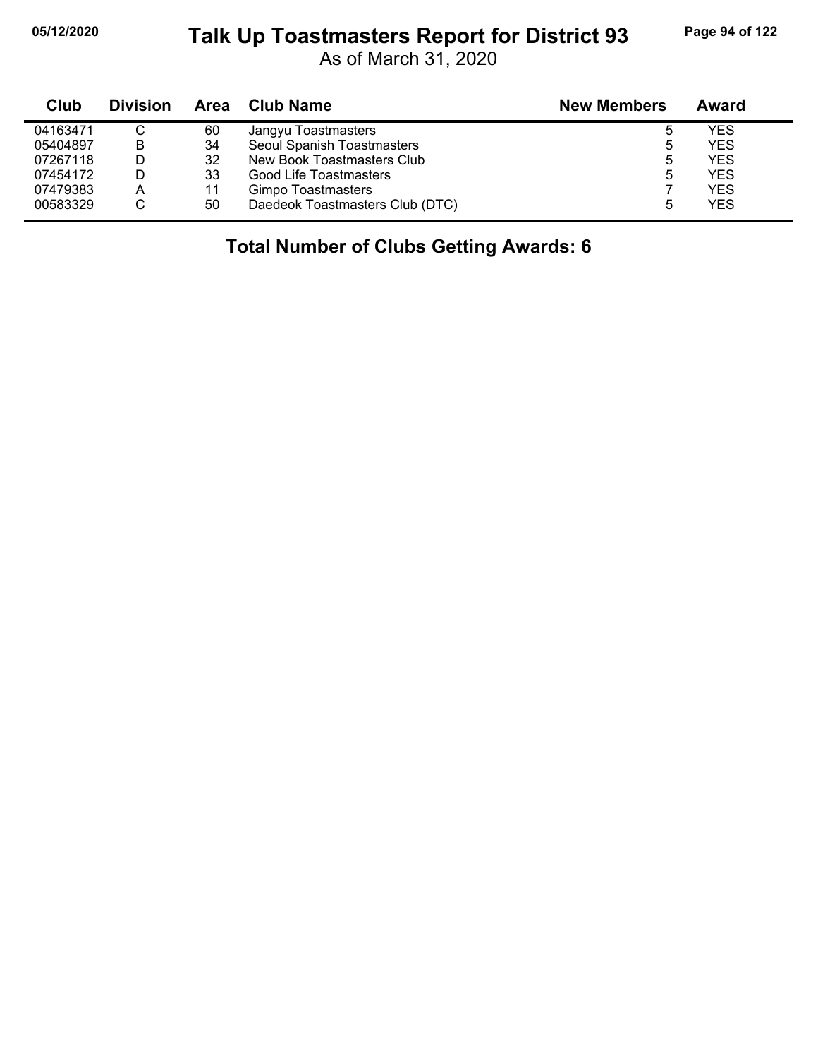# Talk Up Toastmasters Report for District 93

As of March 31, 2020

| Club | Division | Area | Club Name | New Members | Award |
|---|---|---|---|---|---|
| 04163471 | C | 60 | Jangyu Toastmasters | 5 | YES |
| 05404897 | B | 34 | Seoul Spanish Toastmasters | 5 | YES |
| 07267118 | D | 32 | New Book Toastmasters Club | 5 | YES |
| 07454172 | D | 33 | Good Life Toastmasters | 5 | YES |
| 07479383 | A | 11 | Gimpo Toastmasters | 7 | YES |
| 00583329 | C | 50 | Daedeok Toastmasters Club (DTC) | 5 | YES |

**Total Number of Clubs Getting Awards: 6**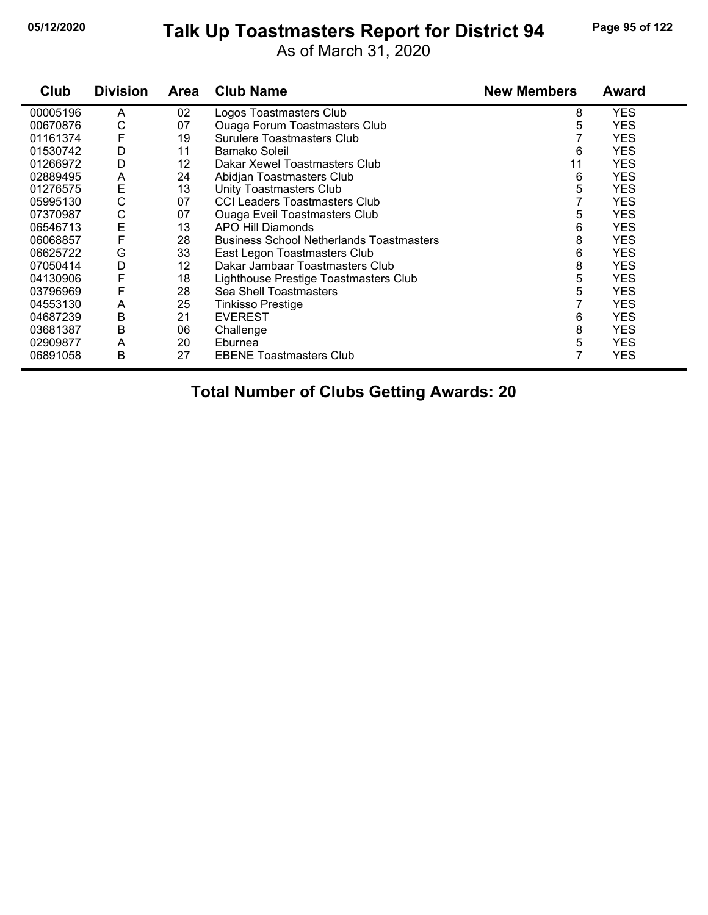# Talk Up Toastmasters Report for District 94

As of March 31, 2020

| Club | Division | Area | Club Name | New Members | Award |
|---|---|---|---|---|---|
| 00005196 | A | 02 | Logos Toastmasters Club | 8 | YES |
| 00670876 | C | 07 | Ouaga Forum Toastmasters Club | 5 | YES |
| 01161374 | F | 19 | Surulere Toastmasters Club | 7 | YES |
| 01530742 | D | 11 | Bamako Soleil | 6 | YES |
| 01266972 | D | 12 | Dakar Xewel Toastmasters Club | 11 | YES |
| 02889495 | A | 24 | Abidjan Toastmasters Club | 6 | YES |
| 01276575 | E | 13 | Unity Toastmasters Club | 5 | YES |
| 05995130 | C | 07 | CCI Leaders Toastmasters Club | 7 | YES |
| 07370987 | C | 07 | Ouaga Eveil Toastmasters Club | 5 | YES |
| 06546713 | E | 13 | APO Hill Diamonds | 6 | YES |
| 06068857 | F | 28 | Business School Netherlands Toastmasters | 8 | YES |
| 06625722 | G | 33 | East Legon Toastmasters Club | 6 | YES |
| 07050414 | D | 12 | Dakar Jambaar Toastmasters Club | 8 | YES |
| 04130906 | F | 18 | Lighthouse Prestige Toastmasters Club | 5 | YES |
| 03796969 | F | 28 | Sea Shell Toastmasters | 5 | YES |
| 04553130 | A | 25 | Tinkisso Prestige | 7 | YES |
| 04687239 | B | 21 | EVEREST | 6 | YES |
| 03681387 | B | 06 | Challenge | 8 | YES |
| 02909877 | A | 20 | Eburnea | 5 | YES |
| 06891058 | B | 27 | EBENE Toastmasters Club | 7 | YES |

**Total Number of Clubs Getting Awards: 20**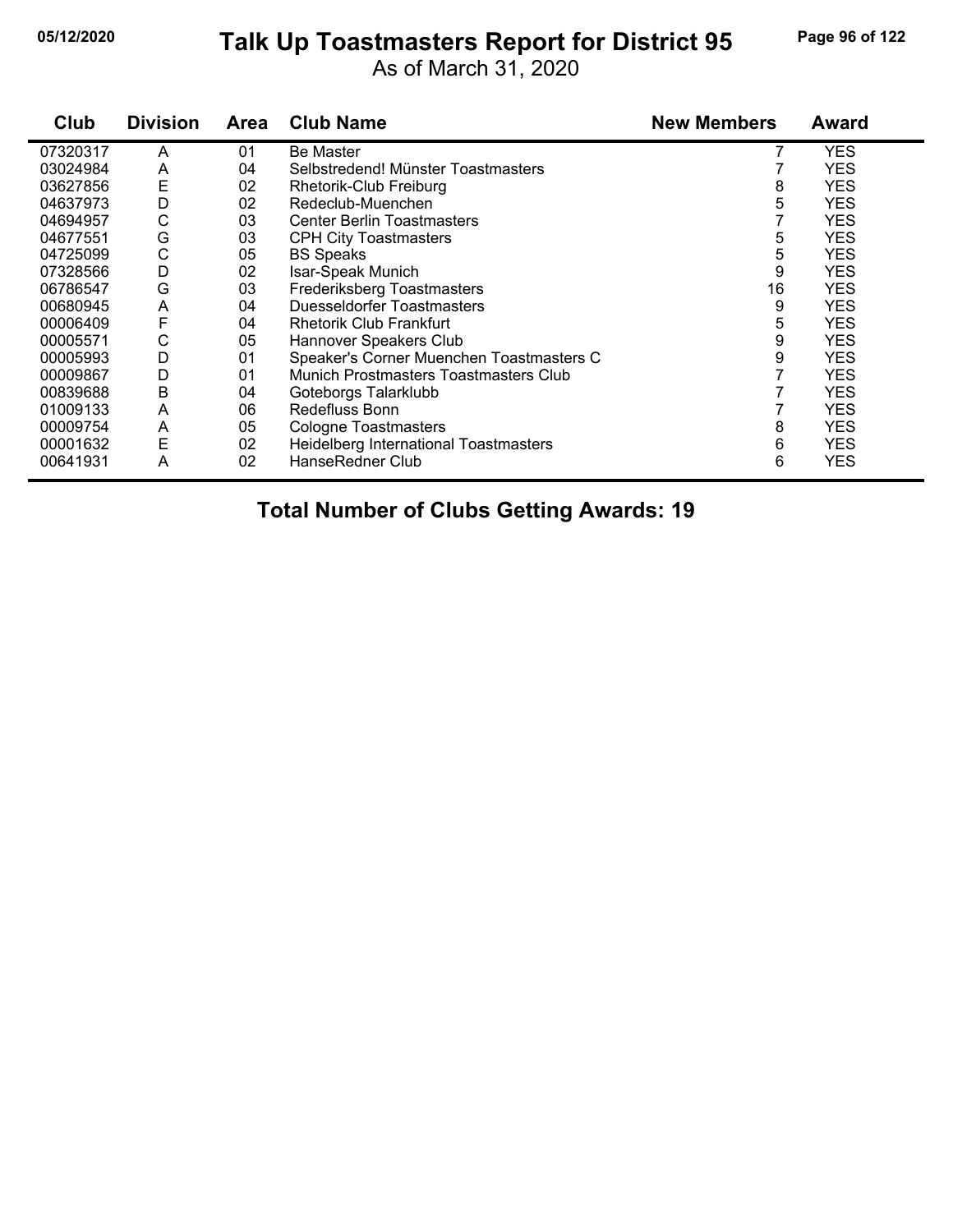# Talk Up Toastmasters Report for District 95

As of March 31, 2020

| Club | Division | Area | Club Name | New Members | Award |
|---|---|---|---|---|---|
| 07320317 | A | 01 | Be Master | 7 | YES |
| 03024984 | A | 04 | Selbstredend! Münster Toastmasters | 7 | YES |
| 03627856 | E | 02 | Rhetorik-Club Freiburg | 8 | YES |
| 04637973 | D | 02 | Redeclub-Muenchen | 5 | YES |
| 04694957 | C | 03 | Center Berlin Toastmasters | 7 | YES |
| 04677551 | G | 03 | CPH City Toastmasters | 5 | YES |
| 04725099 | C | 05 | BS Speaks | 5 | YES |
| 07328566 | D | 02 | Isar-Speak Munich | 9 | YES |
| 06786547 | G | 03 | Frederiksberg Toastmasters | 16 | YES |
| 00680945 | A | 04 | Duesseldorfer Toastmasters | 9 | YES |
| 00006409 | F | 04 | Rhetorik Club Frankfurt | 5 | YES |
| 00005571 | C | 05 | Hannover Speakers Club | 9 | YES |
| 00005993 | D | 01 | Speaker's Corner Muenchen Toastmasters C | 9 | YES |
| 00009867 | D | 01 | Munich Prostmasters Toastmasters Club | 7 | YES |
| 00839688 | B | 04 | Goteborgs Talarklubb | 7 | YES |
| 01009133 | A | 06 | Redefluss Bonn | 7 | YES |
| 00009754 | A | 05 | Cologne Toastmasters | 8 | YES |
| 00001632 | E | 02 | Heidelberg International Toastmasters | 6 | YES |
| 00641931 | A | 02 | HanseRedner Club | 6 | YES |

**Total Number of Clubs Getting Awards: 19**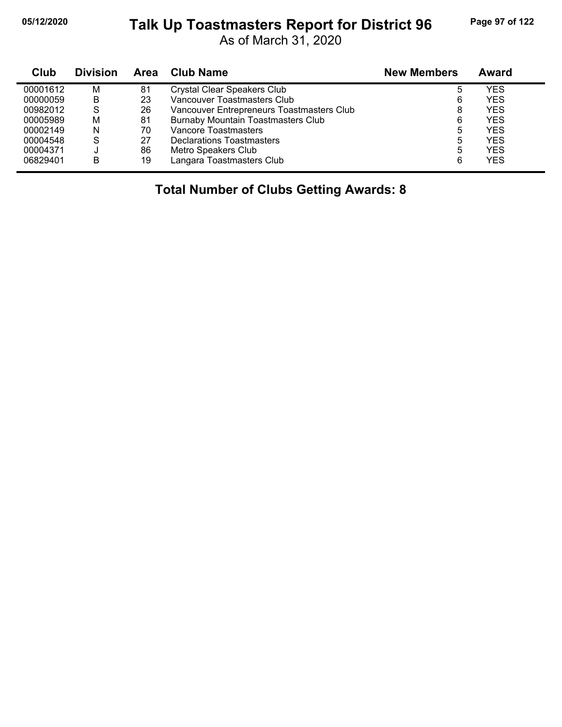# Talk Up Toastmasters Report for District 96

As of March 31, 2020

| Club | Division | Area | Club Name | New Members | Award |
|---|---|---|---|---|---|
| 00001612 | M | 81 | Crystal Clear Speakers Club | 5 | YES |
| 00000059 | B | 23 | Vancouver Toastmasters Club | 6 | YES |
| 00982012 | S | 26 | Vancouver Entrepreneurs Toastmasters Club | 8 | YES |
| 00005989 | M | 81 | Burnaby Mountain Toastmasters Club | 6 | YES |
| 00002149 | N | 70 | Vancore Toastmasters | 5 | YES |
| 00004548 | S | 27 | Declarations Toastmasters | 5 | YES |
| 00004371 | J | 86 | Metro Speakers Club | 5 | YES |
| 06829401 | B | 19 | Langara Toastmasters Club | 6 | YES |

## Total Number of Clubs Getting Awards: 8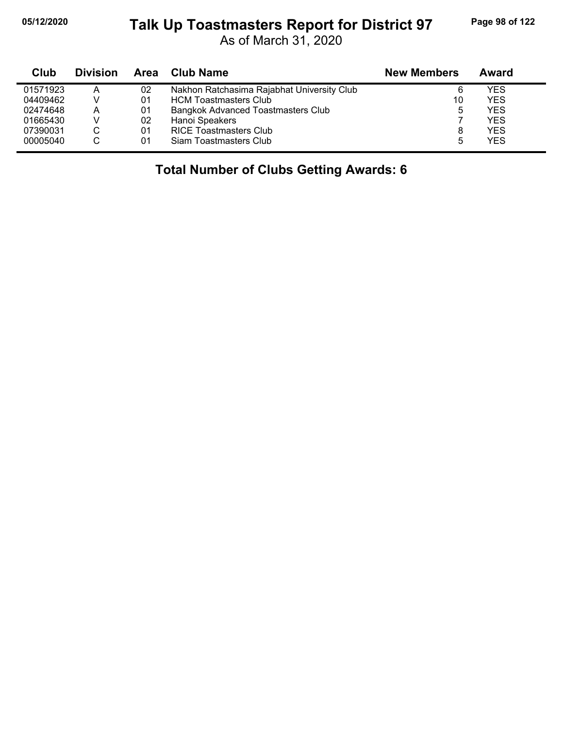# Talk Up Toastmasters Report for District 97

As of March 31, 2020

| Club | Division | Area | Club Name | New Members | Award |
|---|---|---|---|---|---|
| 01571923 | A | 02 | Nakhon Ratchasima Rajabhat University Club | 6 | YES |
| 04409462 | V | 01 | HCM Toastmasters Club | 10 | YES |
| 02474648 | A | 01 | Bangkok Advanced Toastmasters Club | 5 | YES |
| 01665430 | V | 02 | Hanoi Speakers | 7 | YES |
| 07390031 | C | 01 | RICE Toastmasters Club | 8 | YES |
| 00005040 | C | 01 | Siam Toastmasters Club | 5 | YES |

**Total Number of Clubs Getting Awards: 6**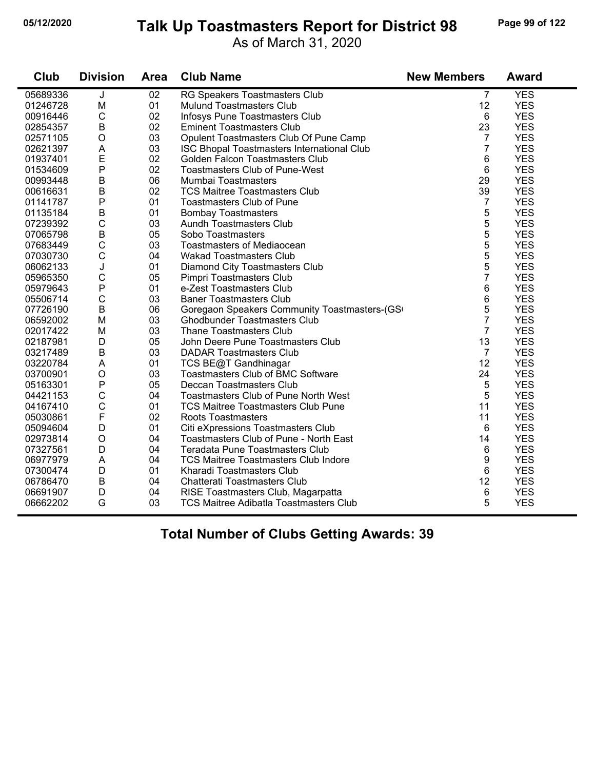# Talk Up Toastmasters Report for District 98

05/12/2020

As of March 31, 2020

| Club | Division | Area | Club Name | New Members | Award |
|---|---|---|---|---|---|
| 05689336 | J | 02 | RG Speakers Toastmasters Club | 7 | YES |
| 01246728 | M | 01 | Mulund Toastmasters Club | 12 | YES |
| 00916446 | C | 02 | Infosys Pune Toastmasters Club | 6 | YES |
| 02854357 | B | 02 | Eminent Toastmasters Club | 23 | YES |
| 02571105 | O | 03 | Opulent Toastmasters Club Of Pune Camp | 7 | YES |
| 02621397 | A | 03 | ISC Bhopal Toastmasters International Club | 7 | YES |
| 01937401 | E | 02 | Golden Falcon Toastmasters Club | 6 | YES |
| 01534609 | P | 02 | Toastmasters Club of Pune-West | 6 | YES |
| 00993448 | B | 06 | Mumbai Toastmasters | 29 | YES |
| 00616631 | B | 02 | TCS Maitree Toastmasters Club | 39 | YES |
| 01141787 | P | 01 | Toastmasters Club of Pune | 7 | YES |
| 01135184 | B | 01 | Bombay Toastmasters | 5 | YES |
| 07239392 | C | 03 | Aundh Toastmasters Club | 5 | YES |
| 07065798 | B | 05 | Sobo Toastmasters | 5 | YES |
| 07683449 | C | 03 | Toastmasters of Mediaocean | 5 | YES |
| 07030730 | C | 04 | Wakad Toastmasters Club | 5 | YES |
| 06062133 | J | 01 | Diamond City Toastmasters Club | 5 | YES |
| 05965350 | C | 05 | Pimpri Toastmasters Club | 7 | YES |
| 05979643 | P | 01 | e-Zest Toastmasters Club | 6 | YES |
| 05506714 | C | 03 | Baner Toastmasters Club | 6 | YES |
| 07726190 | B | 06 | Goregaon Speakers Community Toastmasters-(GS | 5 | YES |
| 06592002 | M | 03 | Ghodbunder Toastmasters Club | 7 | YES |
| 02017422 | M | 03 | Thane Toastmasters Club | 7 | YES |
| 02187981 | D | 05 | John Deere Pune Toastmasters Club | 13 | YES |
| 03217489 | B | 03 | DADAR Toastmasters Club | 7 | YES |
| 03220784 | A | 01 | TCS BE@T Gandhinagar | 12 | YES |
| 03700901 | O | 03 | Toastmasters Club of BMC Software | 24 | YES |
| 05163301 | P | 05 | Deccan Toastmasters Club | 5 | YES |
| 04421153 | C | 04 | Toastmasters Club of Pune North West | 5 | YES |
| 04167410 | C | 01 | TCS Maitree Toastmasters Club Pune | 11 | YES |
| 05030861 | F | 02 | Roots Toastmasters | 11 | YES |
| 05094604 | D | 01 | Citi eXpressions Toastmasters Club | 6 | YES |
| 02973814 | O | 04 | Toastmasters Club of Pune - North East | 14 | YES |
| 07327561 | D | 04 | Teradata Pune Toastmasters Club | 6 | YES |
| 06977979 | A | 04 | TCS Maitree Toastmasters Club Indore | 9 | YES |
| 07300474 | D | 01 | Kharadi Toastmasters Club | 6 | YES |
| 06786470 | B | 04 | Chatterati Toastmasters Club | 12 | YES |
| 06691907 | D | 04 | RISE Toastmasters Club, Magarpatta | 6 | YES |
| 06662202 | G | 03 | TCS Maitree Adibatla Toastmasters Club | 5 | YES |

**Total Number of Clubs Getting Awards: 39**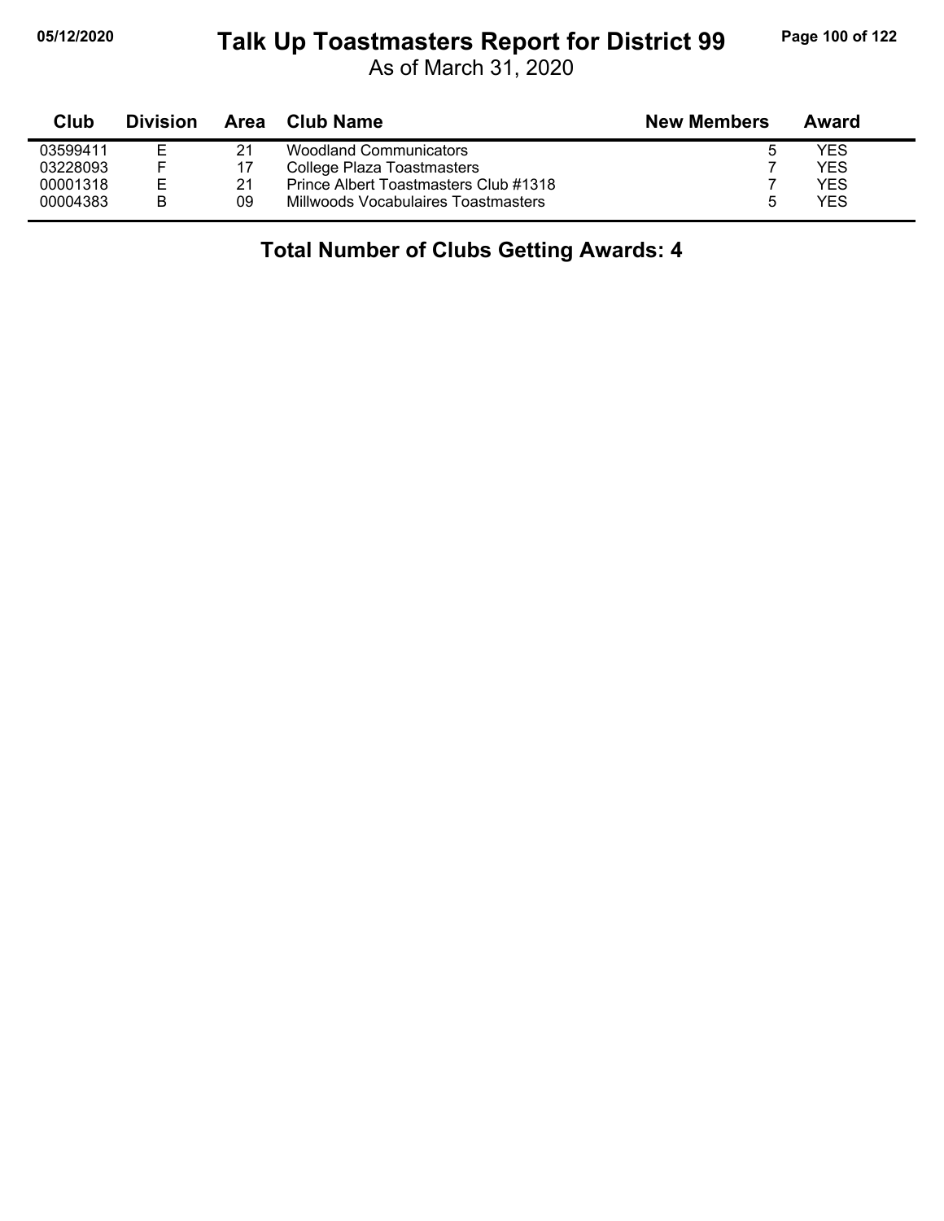# Talk Up Toastmasters Report for District 99

As of March 31, 2020

| Club | Division | Area | Club Name | New Members | Award |
|---|---|---|---|---|---|
| 03599411 | E | 21 | Woodland Communicators | 5 | YES |
| 03228093 | F | 17 | College Plaza Toastmasters | 7 | YES |
| 00001318 | E | 21 | Prince Albert Toastmasters Club #1318 | 7 | YES |
| 00004383 | B | 09 | Millwoods Vocabulaires Toastmasters | 5 | YES |

**Total Number of Clubs Getting Awards: 4**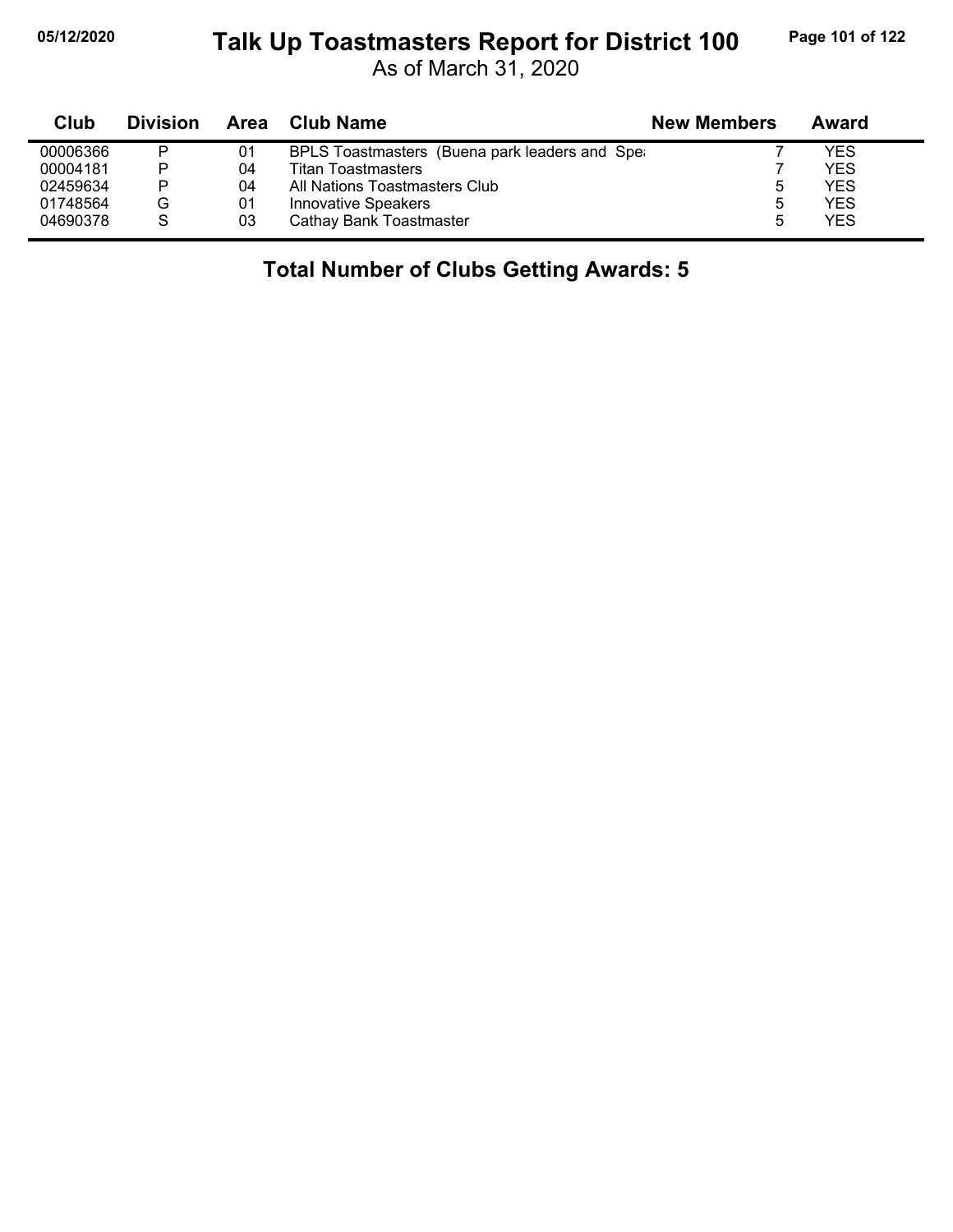# Talk Up Toastmasters Report for District 100

As of March 31, 2020

| Club | Division | Area | Club Name | New Members | Award |
|---|---|---|---|---|---|
| 00006366 | P | 01 | BPLS Toastmasters (Buena park leaders and Spe | 7 | YES |
| 00004181 | P | 04 | Titan Toastmasters | 7 | YES |
| 02459634 | P | 04 | All Nations Toastmasters Club | 5 | YES |
| 01748564 | G | 01 | Innovative Speakers | 5 | YES |
| 04690378 | S | 03 | Cathay Bank Toastmaster | 5 | YES |

**Total Number of Clubs Getting Awards: 5**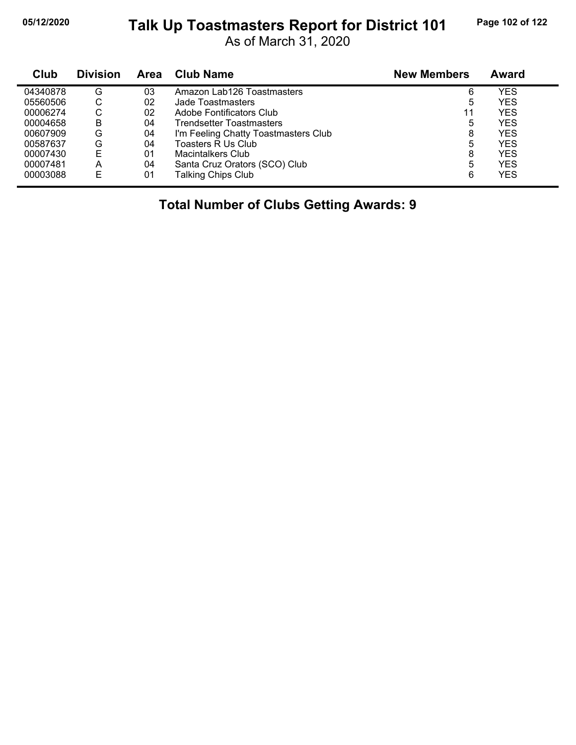# Talk Up Toastmasters Report for District 101

As of March 31, 2020

| Club | Division | Area | Club Name | New Members | Award |
|---|---|---|---|---|---|
| 04340878 | G | 03 | Amazon Lab126 Toastmasters | 6 | YES |
| 05560506 | C | 02 | Jade Toastmasters | 5 | YES |
| 00006274 | C | 02 | Adobe Fontificators Club | 11 | YES |
| 00004658 | B | 04 | Trendsetter Toastmasters | 5 | YES |
| 00607909 | G | 04 | I'm Feeling Chatty Toastmasters Club | 8 | YES |
| 00587637 | G | 04 | Toasters R Us Club | 5 | YES |
| 00007430 | E | 01 | Macintalkers Club | 8 | YES |
| 00007481 | A | 04 | Santa Cruz Orators (SCO) Club | 5 | YES |
| 00003088 | E | 01 | Talking Chips Club | 6 | YES |

**Total Number of Clubs Getting Awards: 9**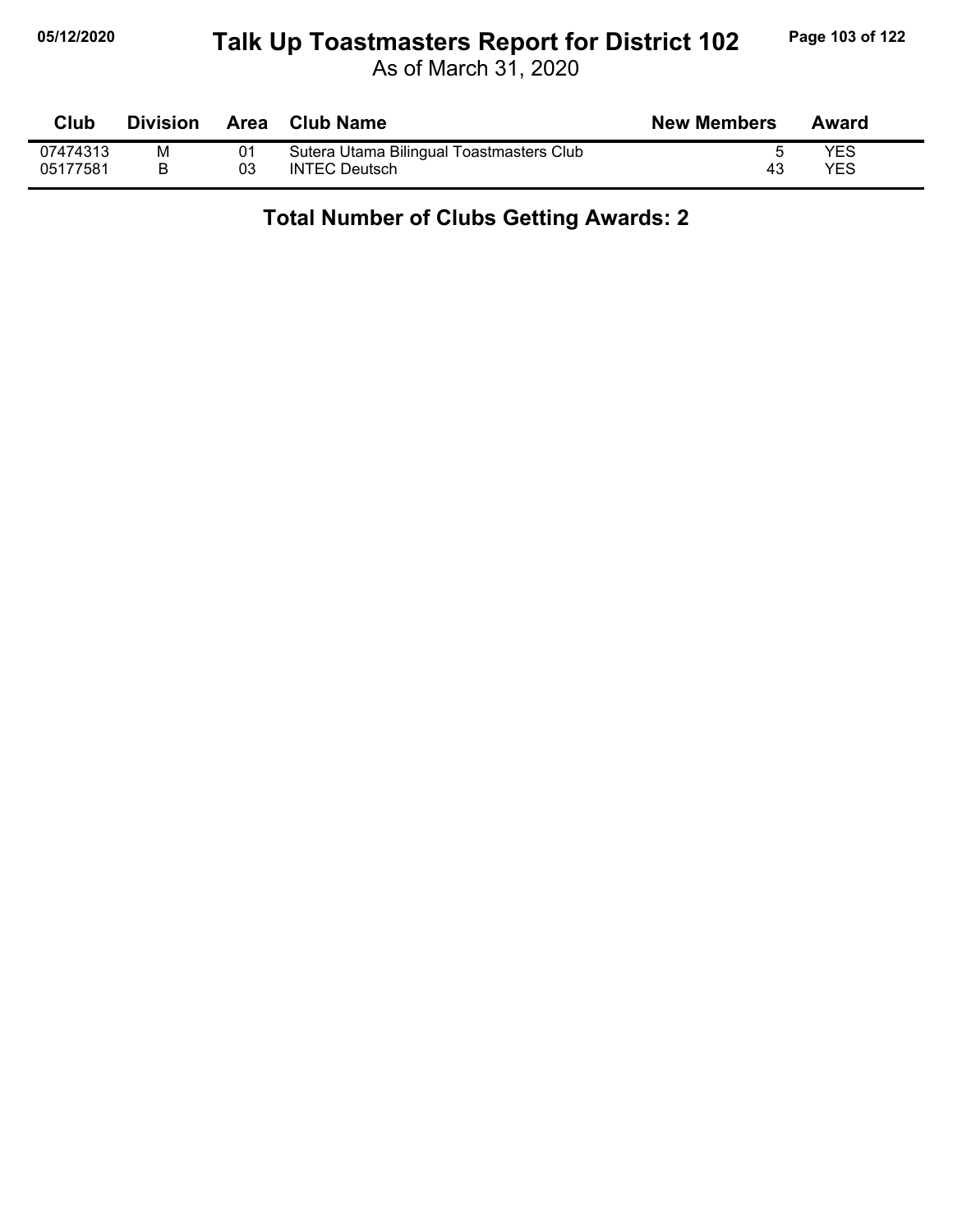# Talk Up Toastmasters Report for District 102

As of March 31, 2020

| Club | Division | Area | Club Name | New Members | Award |
|---|---|---|---|---|---|
| 07474313 | M | 01 | Sutera Utama Bilingual Toastmasters Club | 5 | YES |
| 05177581 | B | 03 | INTEC Deutsch | 43 | YES |

**Total Number of Clubs Getting Awards: 2**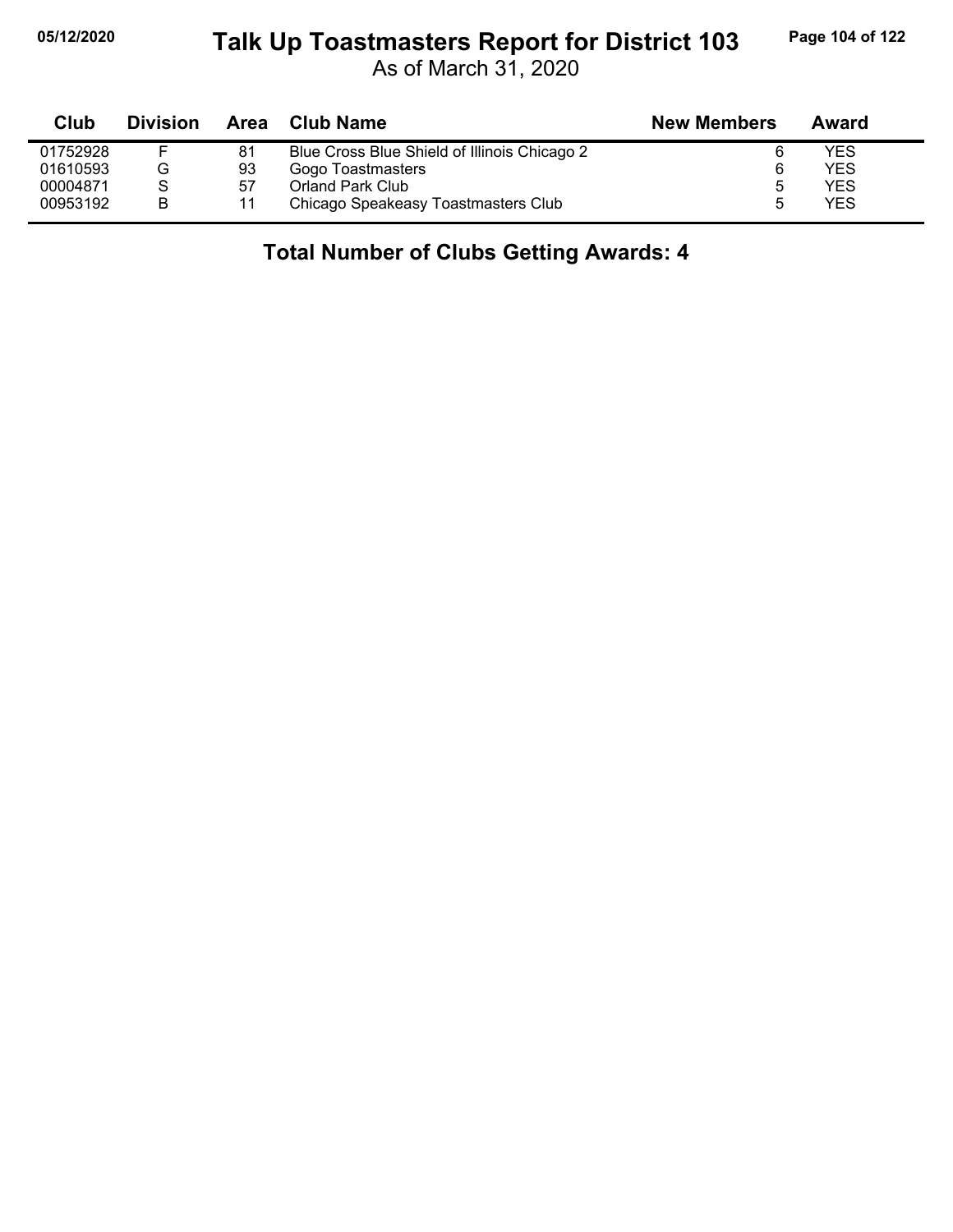# Talk Up Toastmasters Report for District 103

05/12/2020

As of March 31, 2020

| Club | Division | Area | Club Name | New Members | Award |
|---|---|---|---|---|---|
| 01752928 | F | 81 | Blue Cross Blue Shield of Illinois Chicago 2 | 6 | YES |
| 01610593 | G | 93 | Gogo Toastmasters | 6 | YES |
| 00004871 | S | 57 | Orland Park Club | 5 | YES |
| 00953192 | B | 11 | Chicago Speakeasy Toastmasters Club | 5 | YES |

## Total Number of Clubs Getting Awards: 4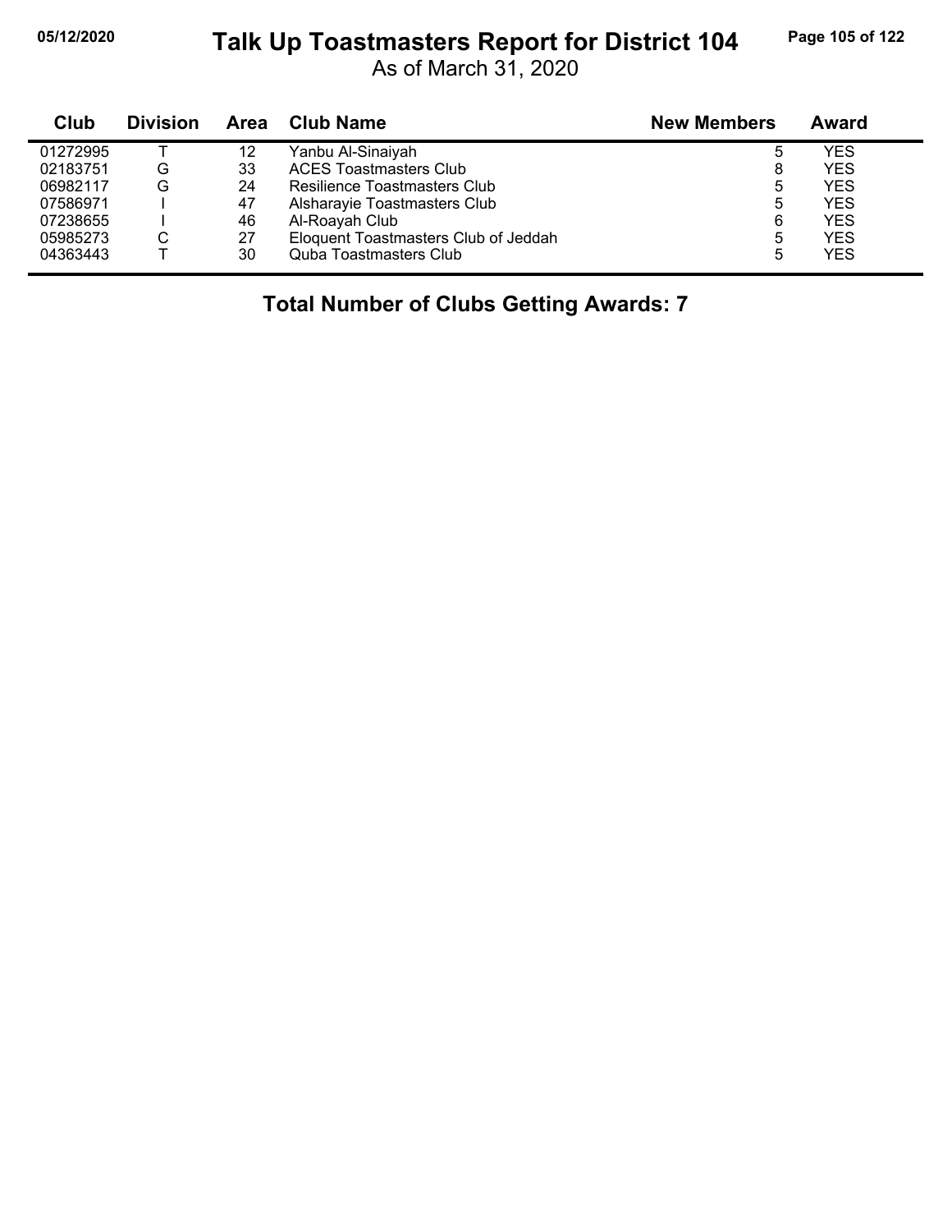# Talk Up Toastmasters Report for District 104

As of March 31, 2020

| Club | Division | Area | Club Name | New Members | Award |
|---|---|---|---|---|---|
| 01272995 | T | 12 | Yanbu Al-Sinaiyah | 5 | YES |
| 02183751 | G | 33 | ACES Toastmasters Club | 8 | YES |
| 06982117 | G | 24 | Resilience Toastmasters Club | 5 | YES |
| 07586971 | I | 47 | Alsharayie Toastmasters Club | 5 | YES |
| 07238655 | I | 46 | Al-Roayah Club | 6 | YES |
| 05985273 | C | 27 | Eloquent Toastmasters Club of Jeddah | 5 | YES |
| 04363443 | T | 30 | Quba Toastmasters Club | 5 | YES |

**Total Number of Clubs Getting Awards: 7**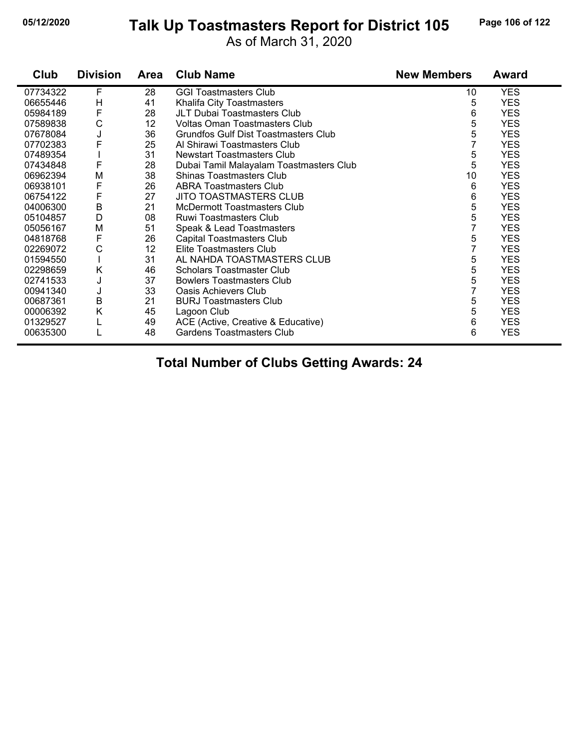# Talk Up Toastmasters Report for District 105

As of March 31, 2020

| Club | Division | Area | Club Name | New Members | Award |
|---|---|---|---|---|---|
| 07734322 | F | 28 | GGI Toastmasters Club | 10 | YES |
| 06655446 | H | 41 | Khalifa City Toastmasters | 5 | YES |
| 05984189 | F | 28 | JLT Dubai Toastmasters Club | 6 | YES |
| 07589838 | C | 12 | Voltas Oman Toastmasters Club | 5 | YES |
| 07678084 | J | 36 | Grundfos Gulf Dist Toastmasters Club | 5 | YES |
| 07702383 | F | 25 | Al Shirawi Toastmasters Club | 7 | YES |
| 07489354 | I | 31 | Newstart Toastmasters Club | 5 | YES |
| 07434848 | F | 28 | Dubai Tamil Malayalam Toastmasters Club | 5 | YES |
| 06962394 | M | 38 | Shinas Toastmasters Club | 10 | YES |
| 06938101 | F | 26 | ABRA Toastmasters Club | 6 | YES |
| 06754122 | F | 27 | JITO TOASTMASTERS CLUB | 6 | YES |
| 04006300 | B | 21 | McDermott Toastmasters Club | 5 | YES |
| 05104857 | D | 08 | Ruwi Toastmasters Club | 5 | YES |
| 05056167 | M | 51 | Speak & Lead Toastmasters | 7 | YES |
| 04818768 | F | 26 | Capital Toastmasters Club | 5 | YES |
| 02269072 | C | 12 | Elite Toastmasters Club | 7 | YES |
| 01594550 | I | 31 | AL NAHDA TOASTMASTERS CLUB | 5 | YES |
| 02298659 | K | 46 | Scholars Toastmaster Club | 5 | YES |
| 02741533 | J | 37 | Bowlers Toastmasters Club | 5 | YES |
| 00941340 | J | 33 | Oasis Achievers Club | 7 | YES |
| 00687361 | B | 21 | BURJ Toastmasters Club | 5 | YES |
| 00006392 | K | 45 | Lagoon Club | 5 | YES |
| 01329527 | L | 49 | ACE (Active, Creative & Educative) | 6 | YES |
| 00635300 | L | 48 | Gardens Toastmasters Club | 6 | YES |

**Total Number of Clubs Getting Awards: 24**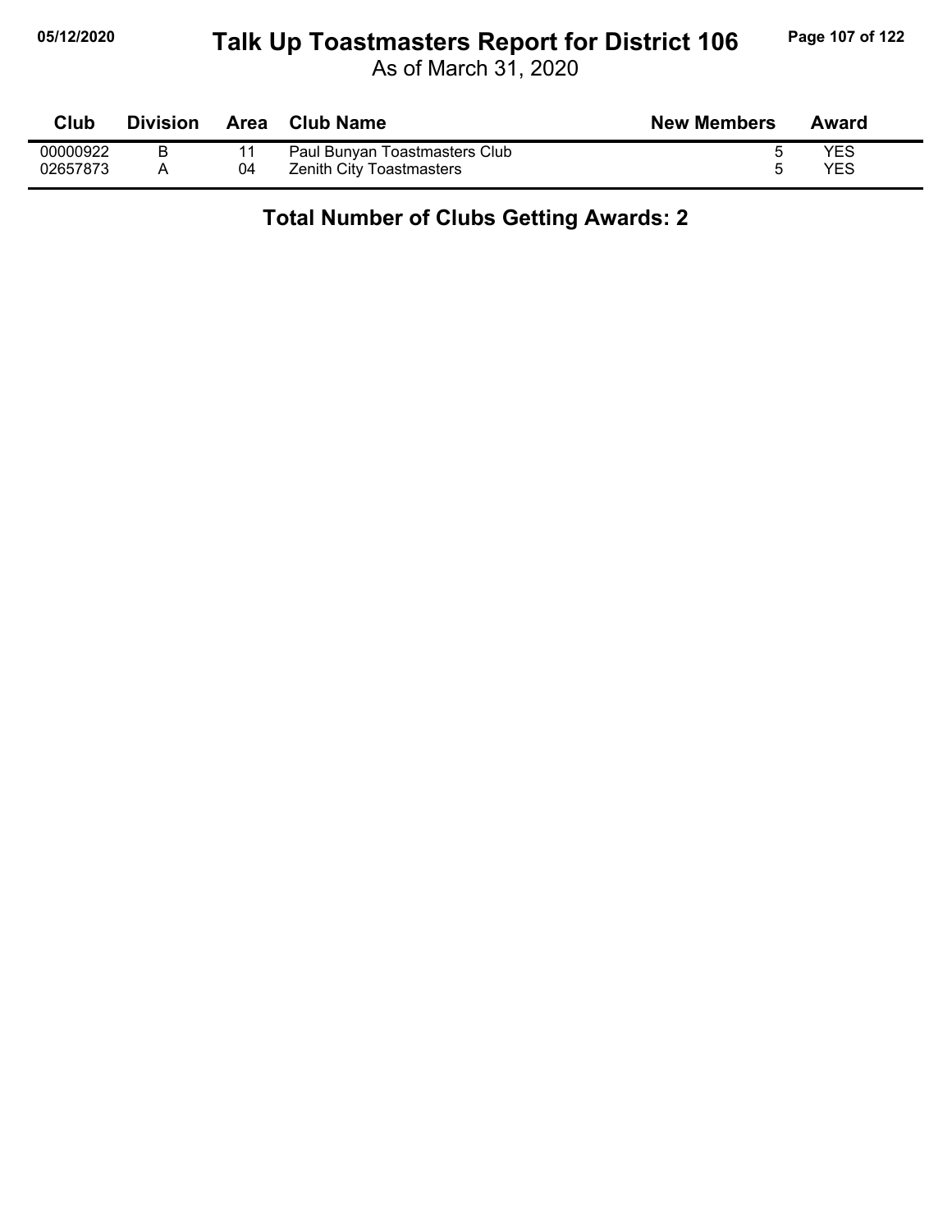# Talk Up Toastmasters Report for District 106

As of March 31, 2020

| Club | Division | Area | Club Name | New Members | Award |
|---|---|---|---|---|---|
| 00000922 | B | 11 | Paul Bunyan Toastmasters Club | 5 | YES |
| 02657873 | A | 04 | Zenith City Toastmasters | 5 | YES |

**Total Number of Clubs Getting Awards: 2**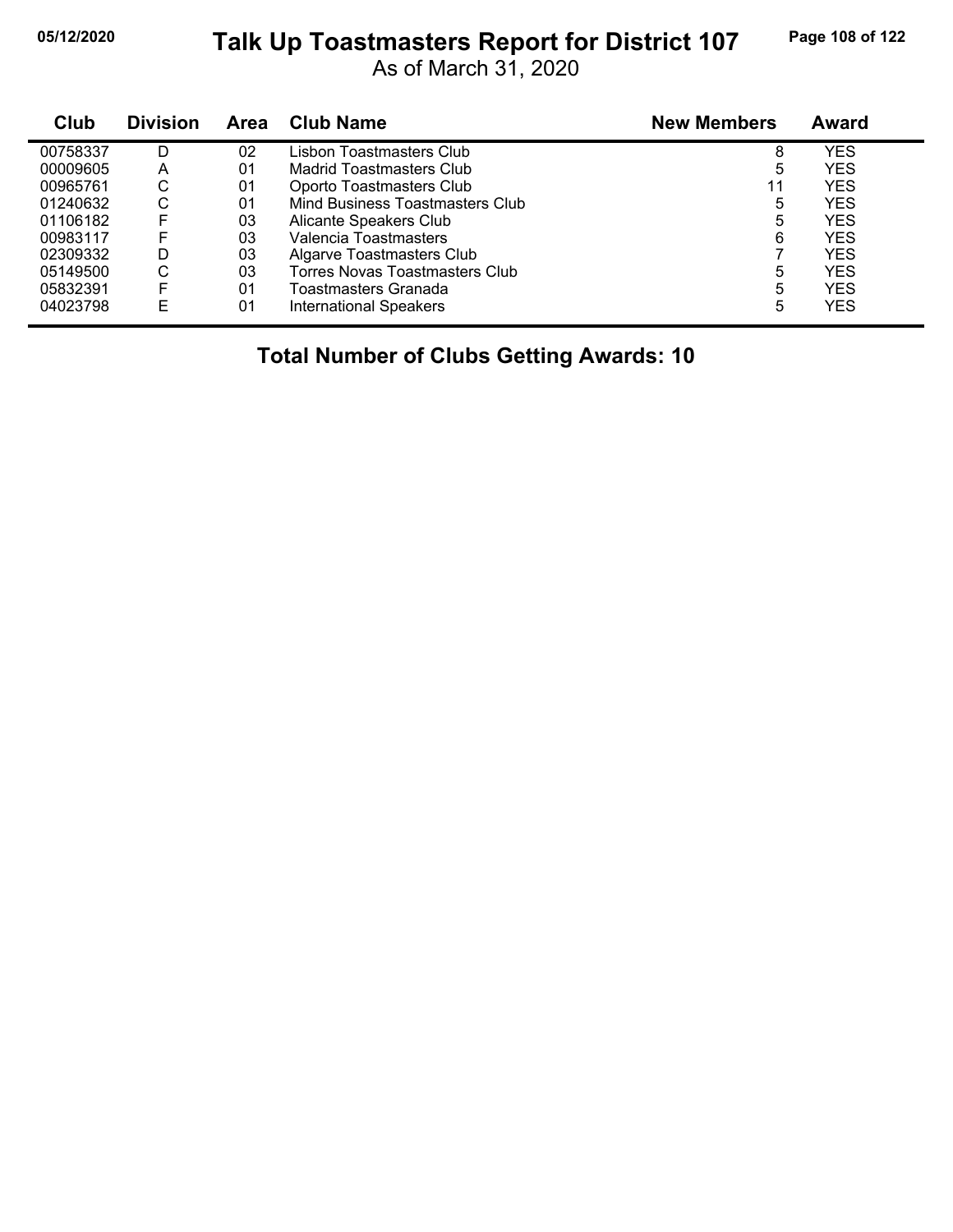# Talk Up Toastmasters Report for District 107

As of March 31, 2020

| Club | Division | Area | Club Name | New Members | Award |
|---|---|---|---|---|---|
| 00758337 | D | 02 | Lisbon Toastmasters Club | 8 | YES |
| 00009605 | A | 01 | Madrid Toastmasters Club | 5 | YES |
| 00965761 | C | 01 | Oporto Toastmasters Club | 11 | YES |
| 01240632 | C | 01 | Mind Business Toastmasters Club | 5 | YES |
| 01106182 | F | 03 | Alicante Speakers Club | 5 | YES |
| 00983117 | F | 03 | Valencia Toastmasters | 6 | YES |
| 02309332 | D | 03 | Algarve Toastmasters Club | 7 | YES |
| 05149500 | C | 03 | Torres Novas Toastmasters Club | 5 | YES |
| 05832391 | F | 01 | Toastmasters Granada | 5 | YES |
| 04023798 | E | 01 | International Speakers | 5 | YES |

**Total Number of Clubs Getting Awards: 10**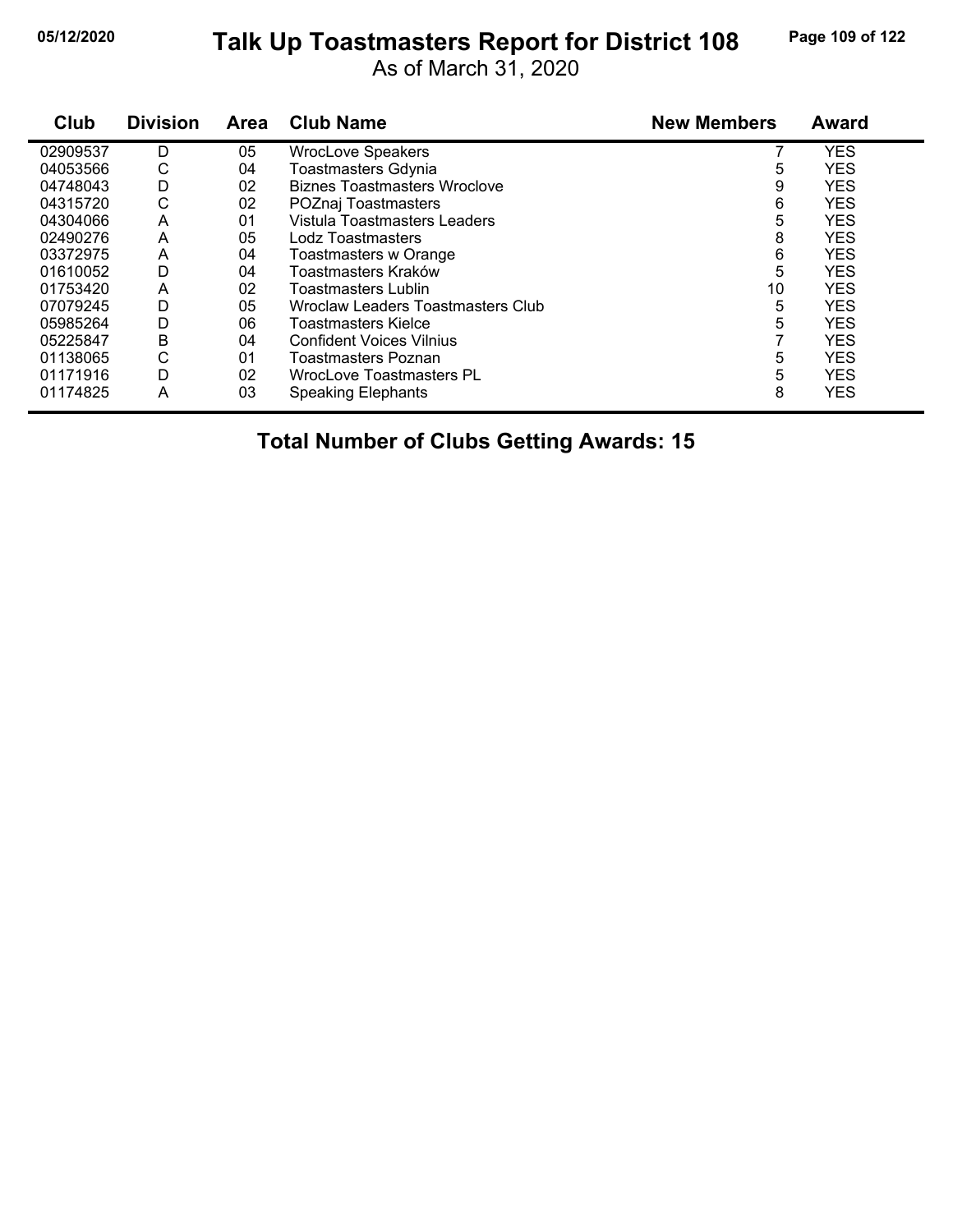# Talk Up Toastmasters Report for District 108

As of March 31, 2020

| Club | Division | Area | Club Name | New Members | Award |
|---|---|---|---|---|---|
| 02909537 | D | 05 | WrocLove Speakers | 7 | YES |
| 04053566 | C | 04 | Toastmasters Gdynia | 5 | YES |
| 04748043 | D | 02 | Biznes Toastmasters Wroclove | 9 | YES |
| 04315720 | C | 02 | POZnaj Toastmasters | 6 | YES |
| 04304066 | A | 01 | Vistula Toastmasters Leaders | 5 | YES |
| 02490276 | A | 05 | Lodz Toastmasters | 8 | YES |
| 03372975 | A | 04 | Toastmasters w Orange | 6 | YES |
| 01610052 | D | 04 | Toastmasters Kraków | 5 | YES |
| 01753420 | A | 02 | Toastmasters Lublin | 10 | YES |
| 07079245 | D | 05 | Wroclaw Leaders Toastmasters Club | 5 | YES |
| 05985264 | D | 06 | Toastmasters Kielce | 5 | YES |
| 05225847 | B | 04 | Confident Voices Vilnius | 7 | YES |
| 01138065 | C | 01 | Toastmasters Poznan | 5 | YES |
| 01171916 | D | 02 | WrocLove Toastmasters PL | 5 | YES |
| 01174825 | A | 03 | Speaking Elephants | 8 | YES |

**Total Number of Clubs Getting Awards: 15**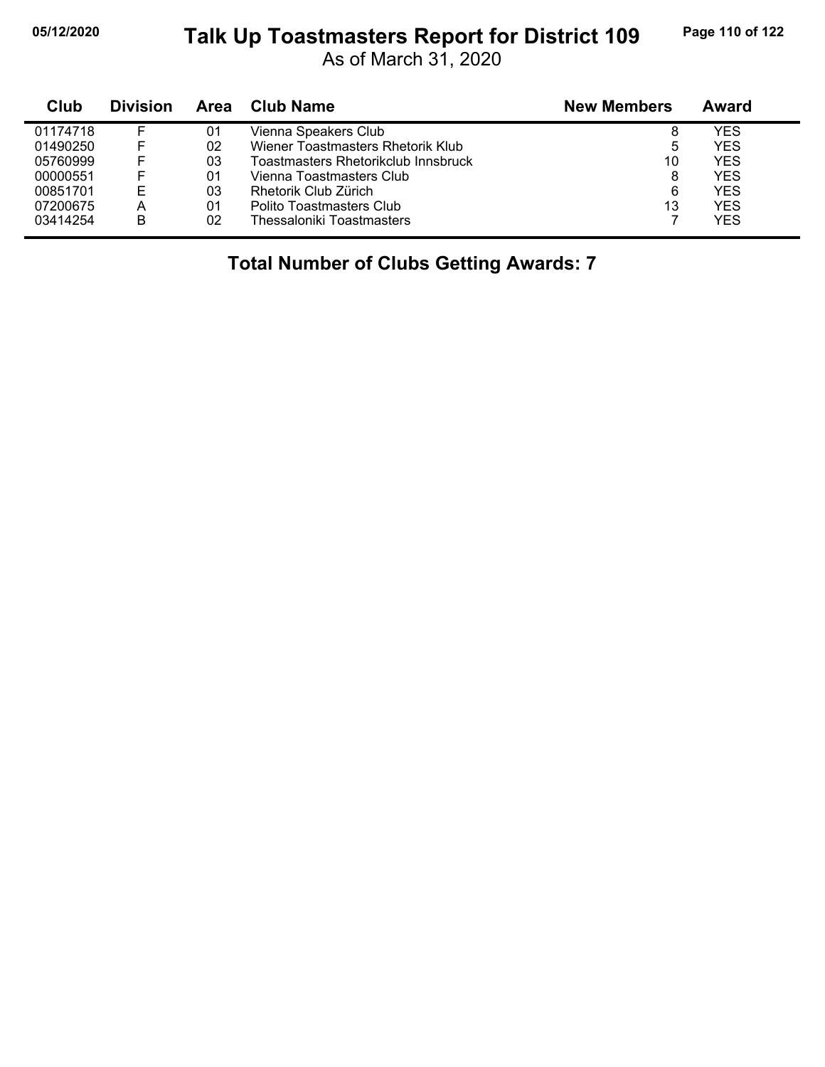# Talk Up Toastmasters Report for District 109

As of March 31, 2020

| Club | Division | Area | Club Name | New Members | Award |
|---|---|---|---|---|---|
| 01174718 | F | 01 | Vienna Speakers Club | 8 | YES |
| 01490250 | F | 02 | Wiener Toastmasters Rhetorik Klub | 5 | YES |
| 05760999 | F | 03 | Toastmasters Rhetorikclub Innsbruck | 10 | YES |
| 00000551 | F | 01 | Vienna Toastmasters Club | 8 | YES |
| 00851701 | E | 03 | Rhetorik Club Zürich | 6 | YES |
| 07200675 | A | 01 | Polito Toastmasters Club | 13 | YES |
| 03414254 | B | 02 | Thessaloniki Toastmasters | 7 | YES |

**Total Number of Clubs Getting Awards: 7**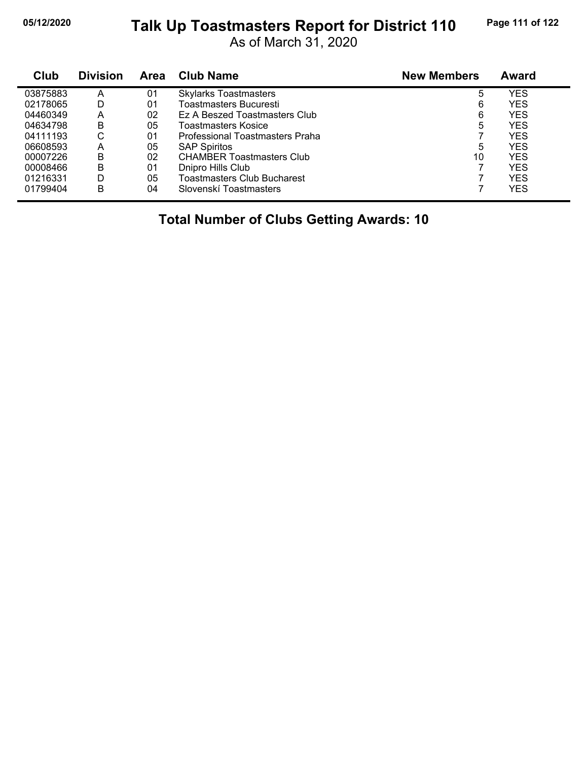# Talk Up Toastmasters Report for District 110

As of March 31, 2020

| Club | Division | Area | Club Name | New Members | Award |
|---|---|---|---|---|---|
| 03875883 | A | 01 | Skylarks Toastmasters | 5 | YES |
| 02178065 | D | 01 | Toastmasters Bucuresti | 6 | YES |
| 04460349 | A | 02 | Ez A Beszed Toastmasters Club | 6 | YES |
| 04634798 | B | 05 | Toastmasters Kosice | 5 | YES |
| 04111193 | C | 01 | Professional Toastmasters Praha | 7 | YES |
| 06608593 | A | 05 | SAP Spiritos | 5 | YES |
| 00007226 | B | 02 | CHAMBER Toastmasters Club | 10 | YES |
| 00008466 | B | 01 | Dnipro Hills Club | 7 | YES |
| 01216331 | D | 05 | Toastmasters Club Bucharest | 7 | YES |
| 01799404 | B | 04 | Slovenskí Toastmasters | 7 | YES |

**Total Number of Clubs Getting Awards: 10**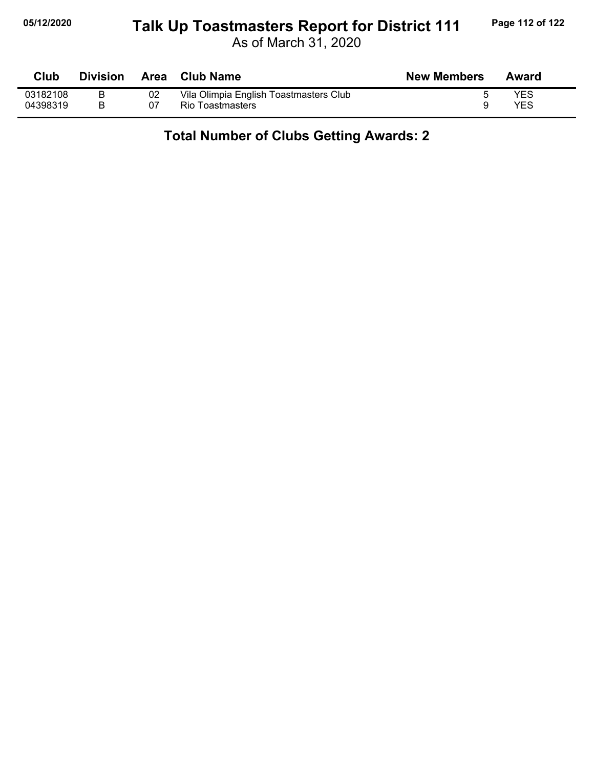# Talk Up Toastmasters Report for District 111

As of March 31, 2020

| Club | Division | Area | Club Name | New Members | Award |
|---|---|---|---|---|---|
| 03182108 | B | 02 | Vila Olimpia English Toastmasters Club | 5 | YES |
| 04398319 | B | 07 | Rio Toastmasters | 9 | YES |

**Total Number of Clubs Getting Awards: 2**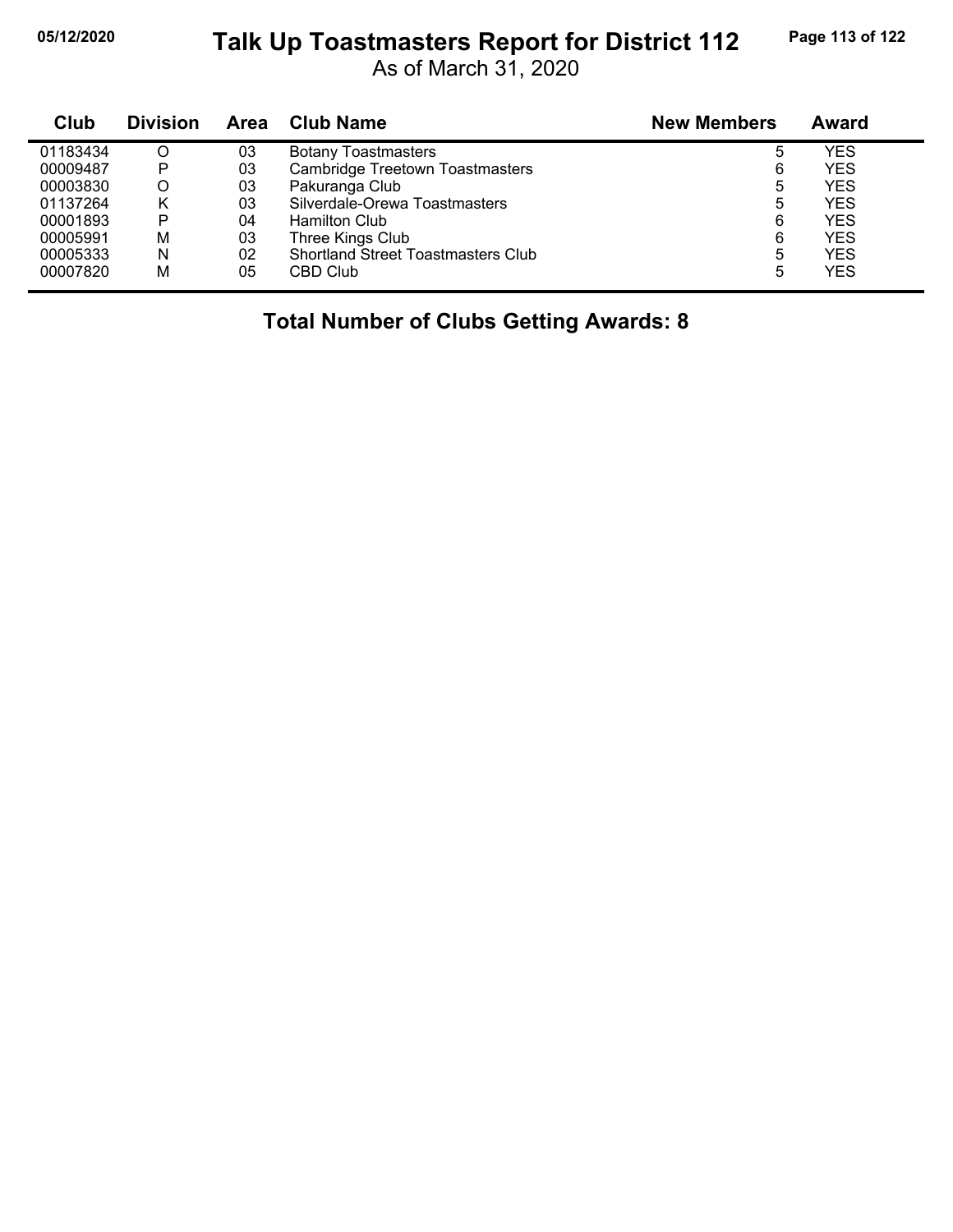# Talk Up Toastmasters Report for District 112

As of March 31, 2020

| Club | Division | Area | Club Name | New Members | Award |
|---|---|---|---|---|---|
| 01183434 | O | 03 | Botany Toastmasters | 5 | YES |
| 00009487 | P | 03 | Cambridge Treetown Toastmasters | 6 | YES |
| 00003830 | O | 03 | Pakuranga Club | 5 | YES |
| 01137264 | K | 03 | Silverdale-Orewa Toastmasters | 5 | YES |
| 00001893 | P | 04 | Hamilton Club | 6 | YES |
| 00005991 | M | 03 | Three Kings Club | 6 | YES |
| 00005333 | N | 02 | Shortland Street Toastmasters Club | 5 | YES |
| 00007820 | M | 05 | CBD Club | 5 | YES |

**Total Number of Clubs Getting Awards: 8**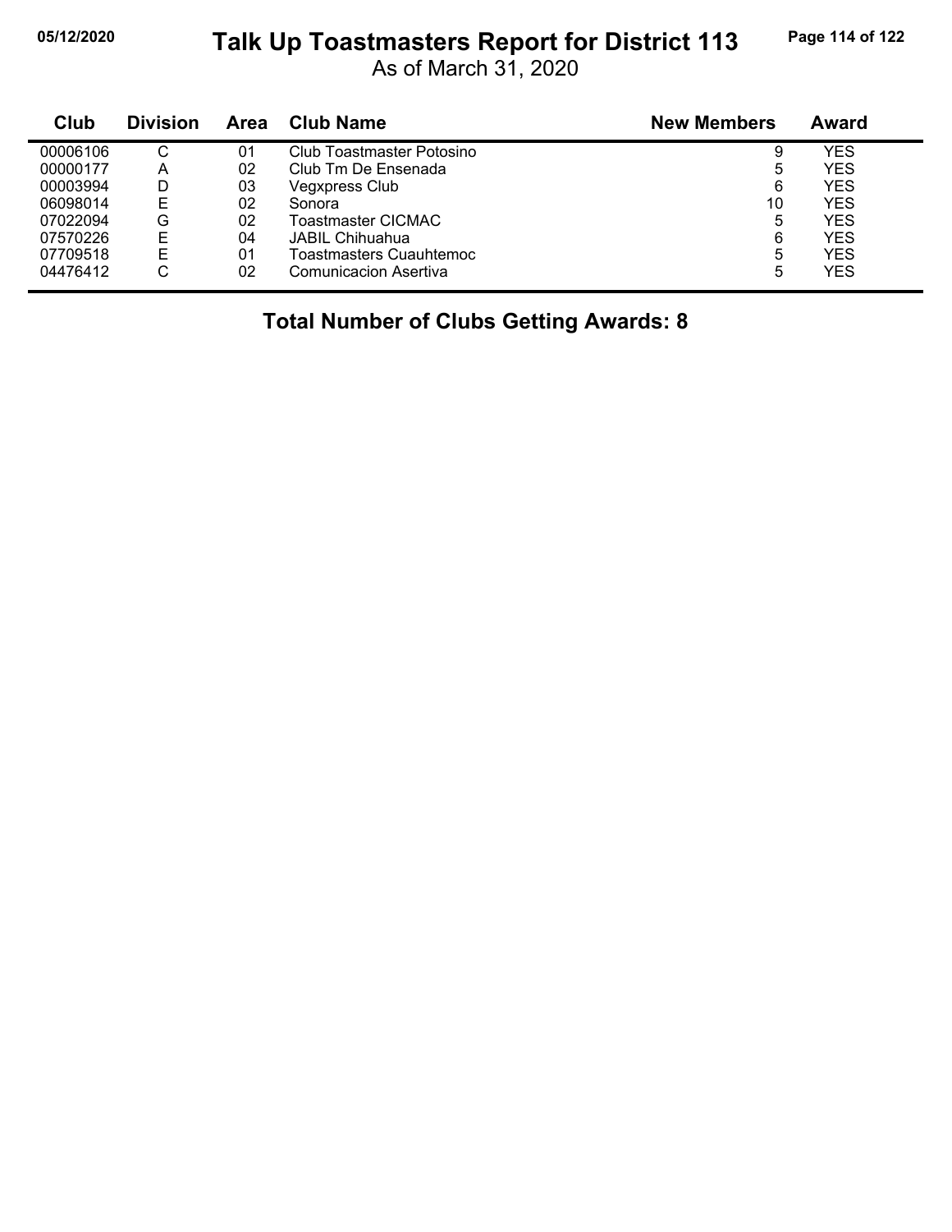# Talk Up Toastmasters Report for District 113

As of March 31, 2020

| Club | Division | Area | Club Name | New Members | Award |
|---|---|---|---|---|---|
| 00006106 | C | 01 | Club Toastmaster Potosino | 9 | YES |
| 00000177 | A | 02 | Club Tm De Ensenada | 5 | YES |
| 00003994 | D | 03 | Vegxpress Club | 6 | YES |
| 06098014 | E | 02 | Sonora | 10 | YES |
| 07022094 | G | 02 | Toastmaster CICMAC | 5 | YES |
| 07570226 | E | 04 | JABIL Chihuahua | 6 | YES |
| 07709518 | E | 01 | Toastmasters Cuauhtemoc | 5 | YES |
| 04476412 | C | 02 | Comunicacion Asertiva | 5 | YES |

**Total Number of Clubs Getting Awards: 8**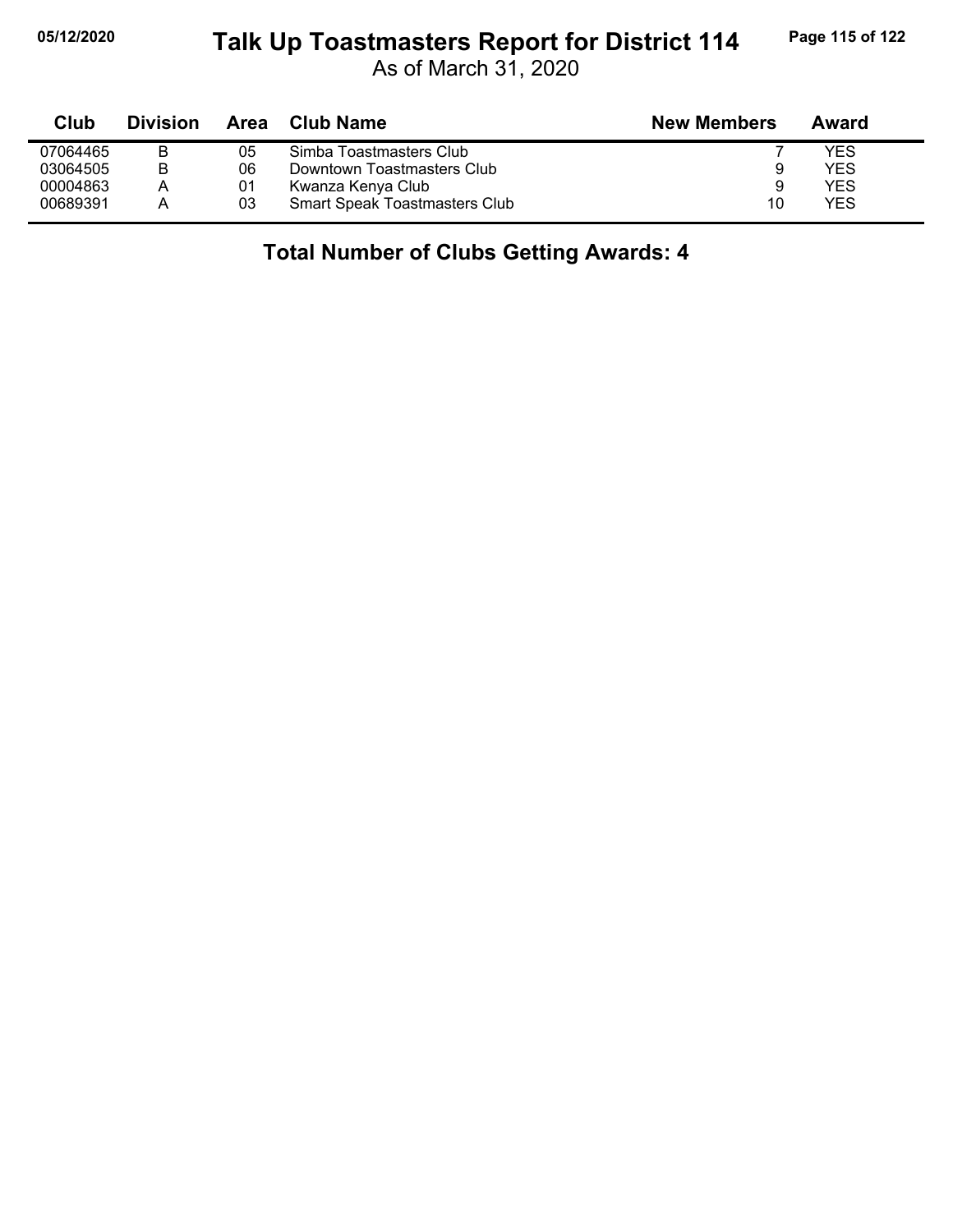# Talk Up Toastmasters Report for District 114

As of March 31, 2020

| Club | Division | Area | Club Name | New Members | Award |
|---|---|---|---|---|---|
| 07064465 | B | 05 | Simba Toastmasters Club | 7 | YES |
| 03064505 | B | 06 | Downtown Toastmasters Club | 9 | YES |
| 00004863 | A | 01 | Kwanza Kenya Club | 9 | YES |
| 00689391 | A | 03 | Smart Speak Toastmasters Club | 10 | YES |

**Total Number of Clubs Getting Awards: 4**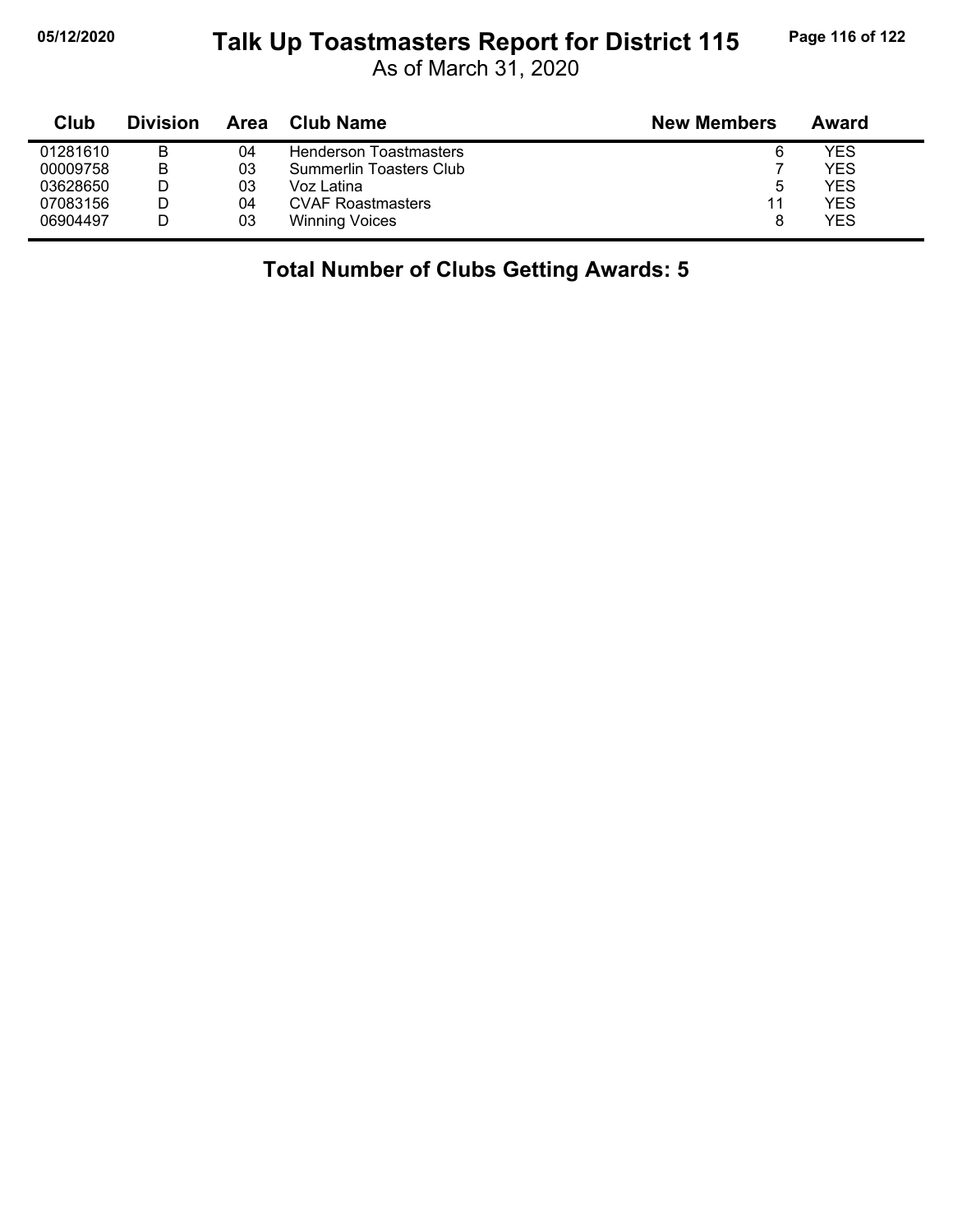# Talk Up Toastmasters Report for District 115

As of March 31, 2020

| Club | Division | Area | Club Name | New Members | Award |
|---|---|---|---|---|---|
| 01281610 | B | 04 | Henderson Toastmasters | 6 | YES |
| 00009758 | B | 03 | Summerlin Toasters Club | 7 | YES |
| 03628650 | D | 03 | Voz Latina | 5 | YES |
| 07083156 | D | 04 | CVAF Roastmasters | 11 | YES |
| 06904497 | D | 03 | Winning Voices | 8 | YES |

**Total Number of Clubs Getting Awards: 5**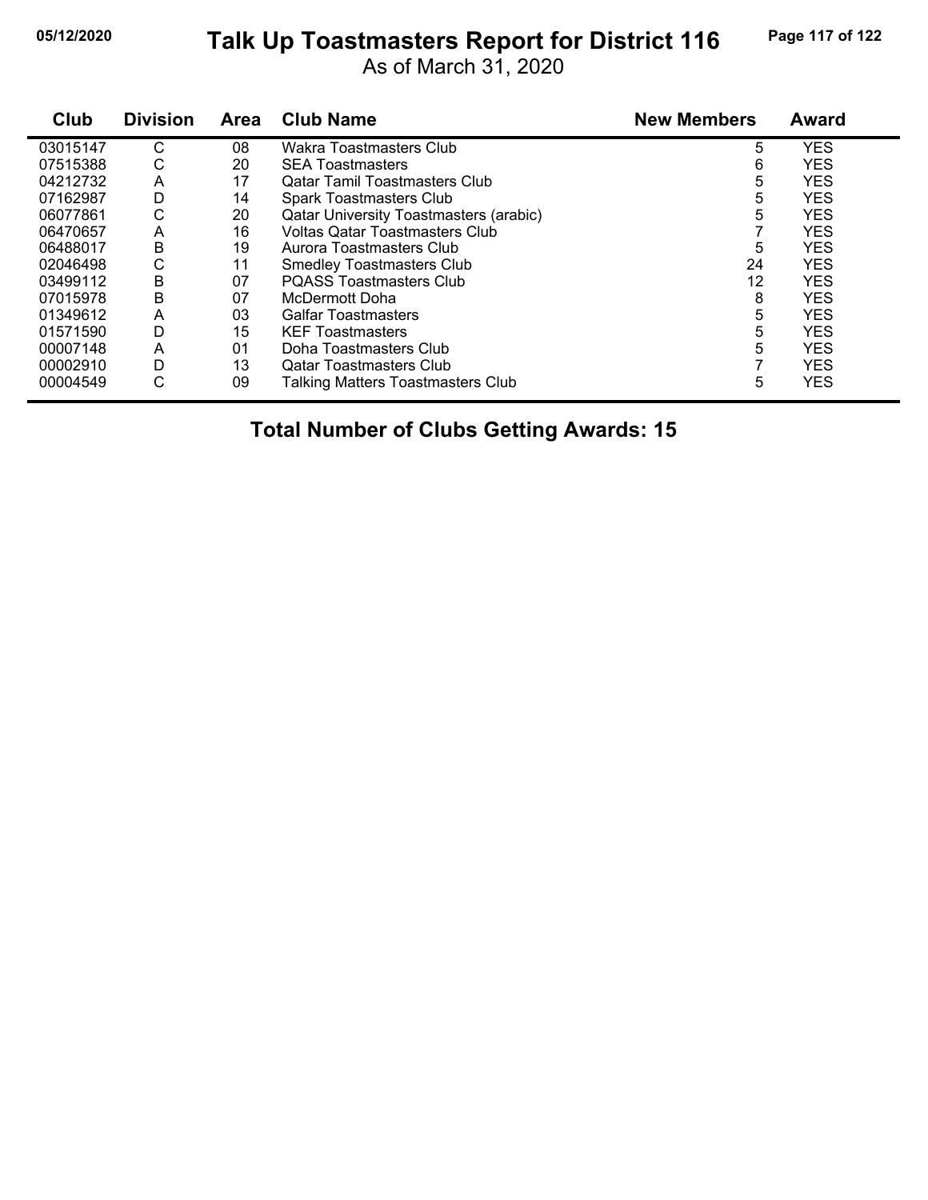# Talk Up Toastmasters Report for District 116

As of March 31, 2020

| Club | Division | Area | Club Name | New Members | Award |
|---|---|---|---|---|---|
| 03015147 | C | 08 | Wakra Toastmasters Club | 5 | YES |
| 07515388 | C | 20 | SEA Toastmasters | 6 | YES |
| 04212732 | A | 17 | Qatar Tamil Toastmasters Club | 5 | YES |
| 07162987 | D | 14 | Spark Toastmasters Club | 5 | YES |
| 06077861 | C | 20 | Qatar University Toastmasters (arabic) | 5 | YES |
| 06470657 | A | 16 | Voltas Qatar Toastmasters Club | 7 | YES |
| 06488017 | B | 19 | Aurora Toastmasters Club | 5 | YES |
| 02046498 | C | 11 | Smedley Toastmasters Club | 24 | YES |
| 03499112 | B | 07 | PQASS Toastmasters Club | 12 | YES |
| 07015978 | B | 07 | McDermott Doha | 8 | YES |
| 01349612 | A | 03 | Galfar Toastmasters | 5 | YES |
| 01571590 | D | 15 | KEF Toastmasters | 5 | YES |
| 00007148 | A | 01 | Doha Toastmasters Club | 5 | YES |
| 00002910 | D | 13 | Qatar Toastmasters Club | 7 | YES |
| 00004549 | C | 09 | Talking Matters Toastmasters Club | 5 | YES |

**Total Number of Clubs Getting Awards: 15**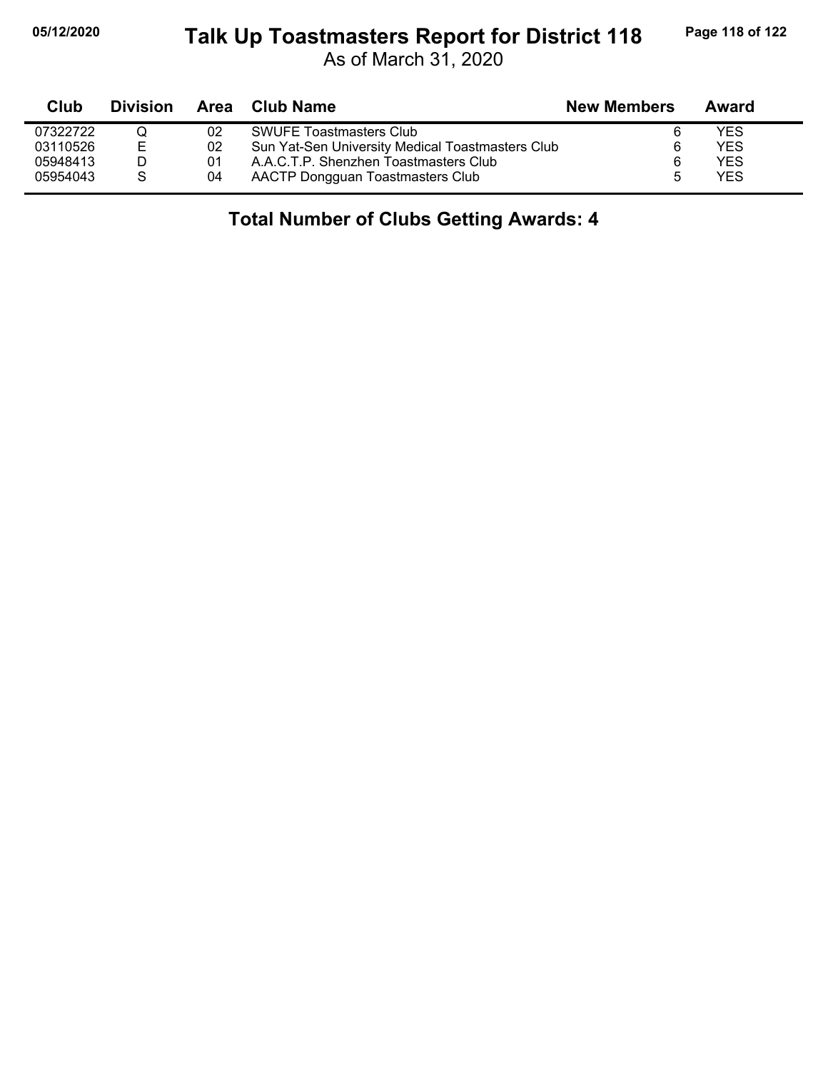# Talk Up Toastmasters Report for District 118

As of March 31, 2020

| Club | Division | Area | Club Name | New Members | Award |
|---|---|---|---|---|---|
| 07322722 | Q | 02 | SWUFE Toastmasters Club | 6 | YES |
| 03110526 | E | 02 | Sun Yat-Sen University Medical Toastmasters Club | 6 | YES |
| 05948413 | D | 01 | A.A.C.T.P. Shenzhen Toastmasters Club | 6 | YES |
| 05954043 | S | 04 | AACTP Dongguan Toastmasters Club | 5 | YES |

**Total Number of Clubs Getting Awards: 4**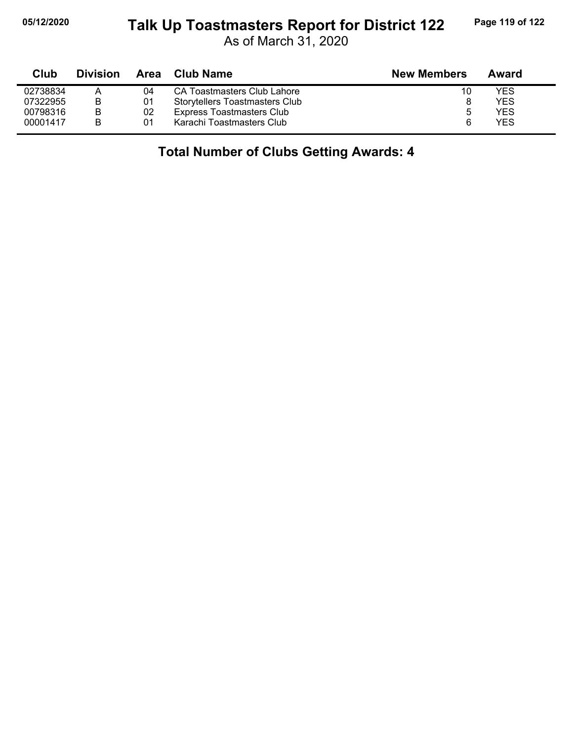# Talk Up Toastmasters Report for District 122

As of March 31, 2020

| Club | Division | Area | Club Name | New Members | Award |
|---|---|---|---|---|---|
| 02738834 | A | 04 | CA Toastmasters Club Lahore | 10 | YES |
| 07322955 | B | 01 | Storytellers Toastmasters Club | 8 | YES |
| 00798316 | B | 02 | Express Toastmasters Club | 5 | YES |
| 00001417 | B | 01 | Karachi Toastmasters Club | 6 | YES |

**Total Number of Clubs Getting Awards: 4**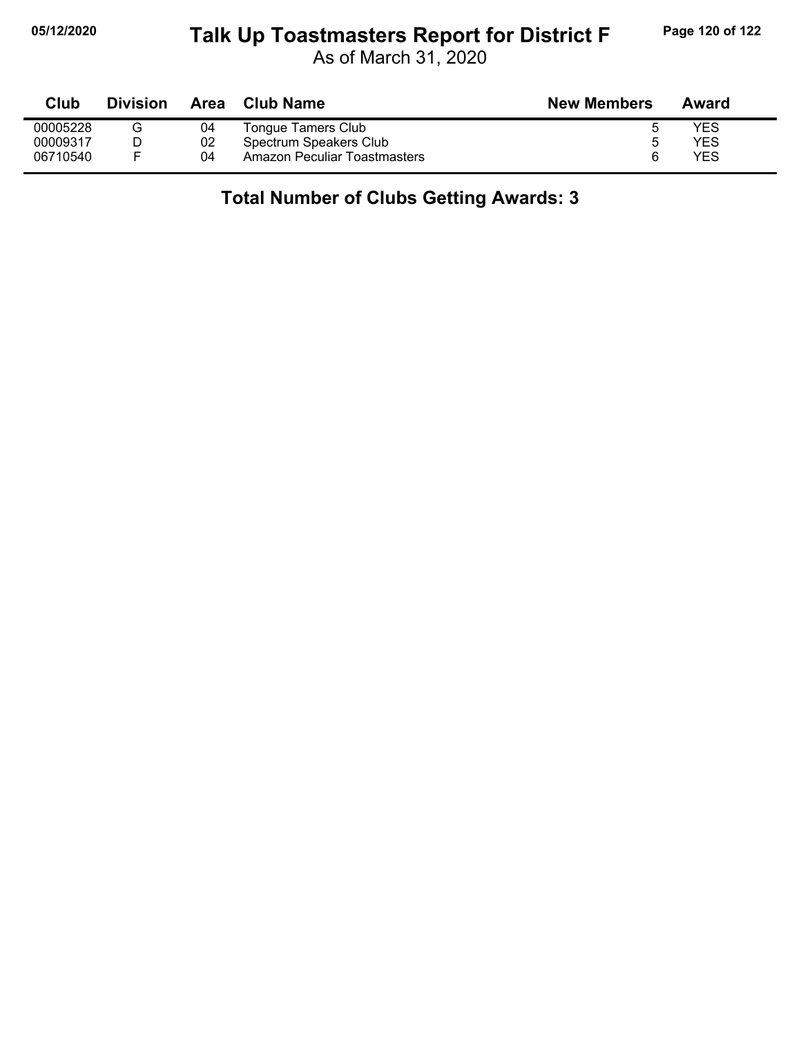# Talk Up Toastmasters Report for District F

As of March 31, 2020

| Club | Division | Area | Club Name | New Members | Award |
|---|---|---|---|---|---|
| 00005228 | G | 04 | Tongue Tamers Club | 5 | YES |
| 00009317 | D | 02 | Spectrum Speakers Club | 5 | YES |
| 06710540 | F | 04 | Amazon Peculiar Toastmasters | 6 | YES |

## Total Number of Clubs Getting Awards: 3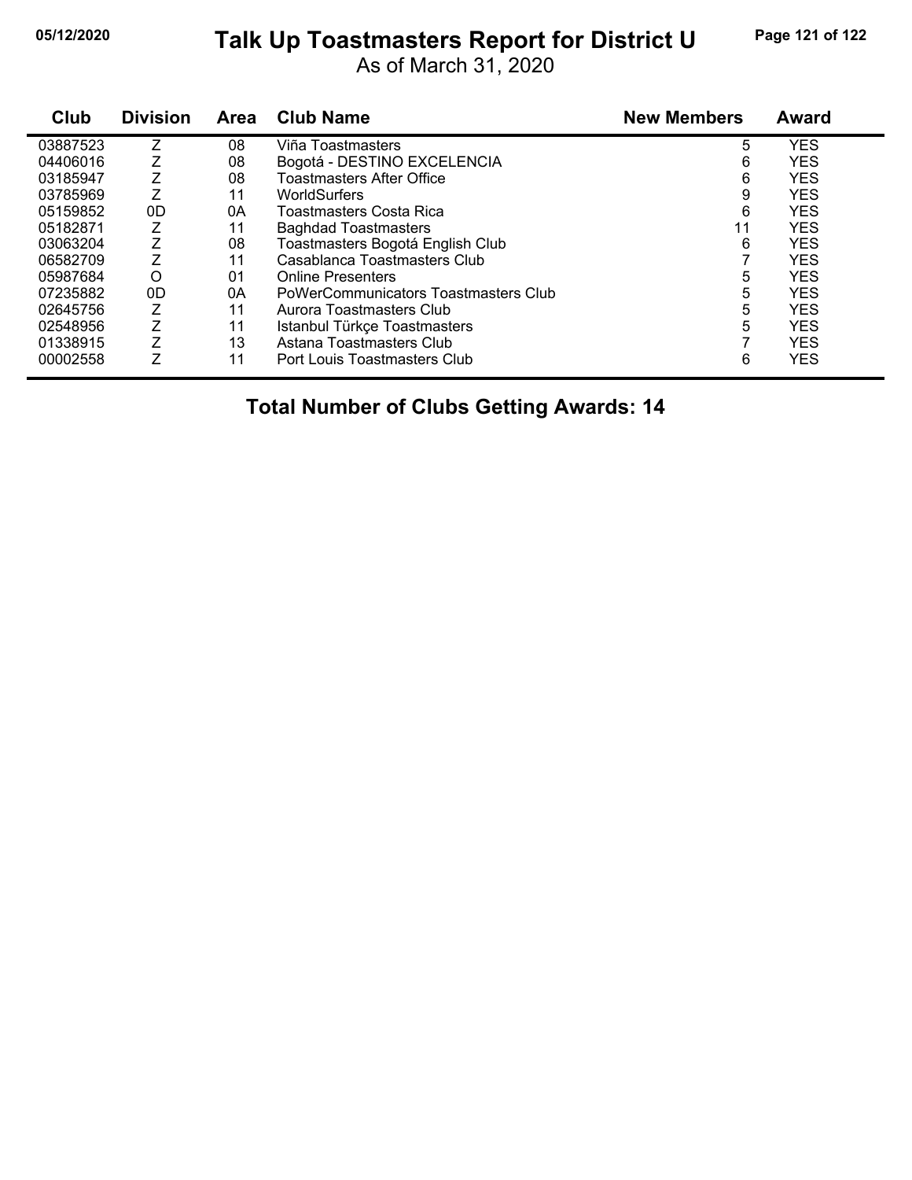# Talk Up Toastmasters Report for District U

As of March 31, 2020

| Club | Division | Area | Club Name | New Members | Award |
|---|---|---|---|---|---|
| 03887523 | Z | 08 | Viña Toastmasters | 5 | YES |
| 04406016 | Z | 08 | Bogotá - DESTINO EXCELENCIA | 6 | YES |
| 03185947 | Z | 08 | Toastmasters After Office | 6 | YES |
| 03785969 | Z | 11 | WorldSurfers | 9 | YES |
| 05159852 | 0D | 0A | Toastmasters Costa Rica | 6 | YES |
| 05182871 | Z | 11 | Baghdad Toastmasters | 11 | YES |
| 03063204 | Z | 08 | Toastmasters Bogotá English Club | 6 | YES |
| 06582709 | Z | 11 | Casablanca Toastmasters Club | 7 | YES |
| 05987684 | O | 01 | Online Presenters | 5 | YES |
| 07235882 | 0D | 0A | PoWerCommunicators Toastmasters Club | 5 | YES |
| 02645756 | Z | 11 | Aurora Toastmasters Club | 5 | YES |
| 02548956 | Z | 11 | Istanbul Türkçe Toastmasters | 5 | YES |
| 01338915 | Z | 13 | Astana Toastmasters Club | 7 | YES |
| 00002558 | Z | 11 | Port Louis Toastmasters Club | 6 | YES |

**Total Number of Clubs Getting Awards: 14**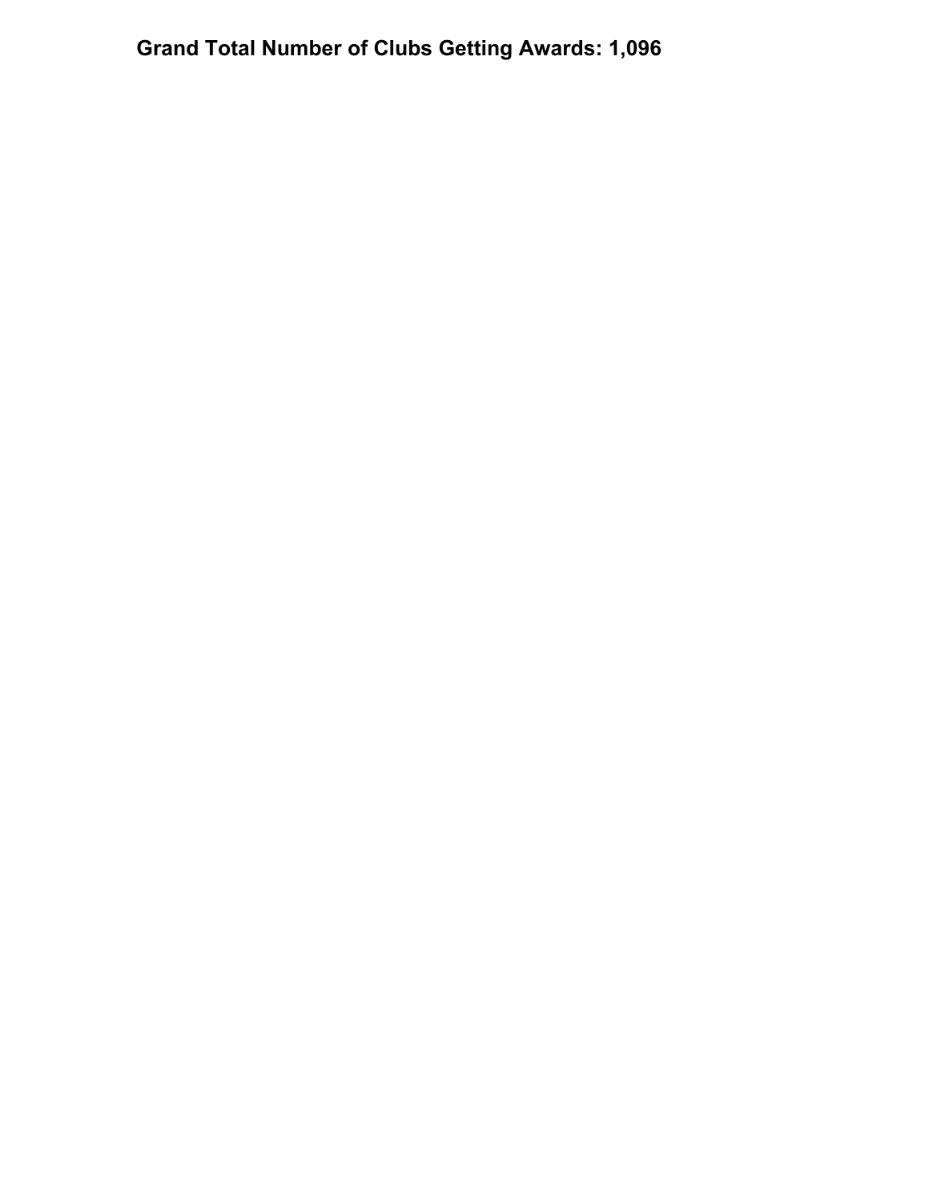**Grand Total Number of Clubs Getting Awards: 1,096**